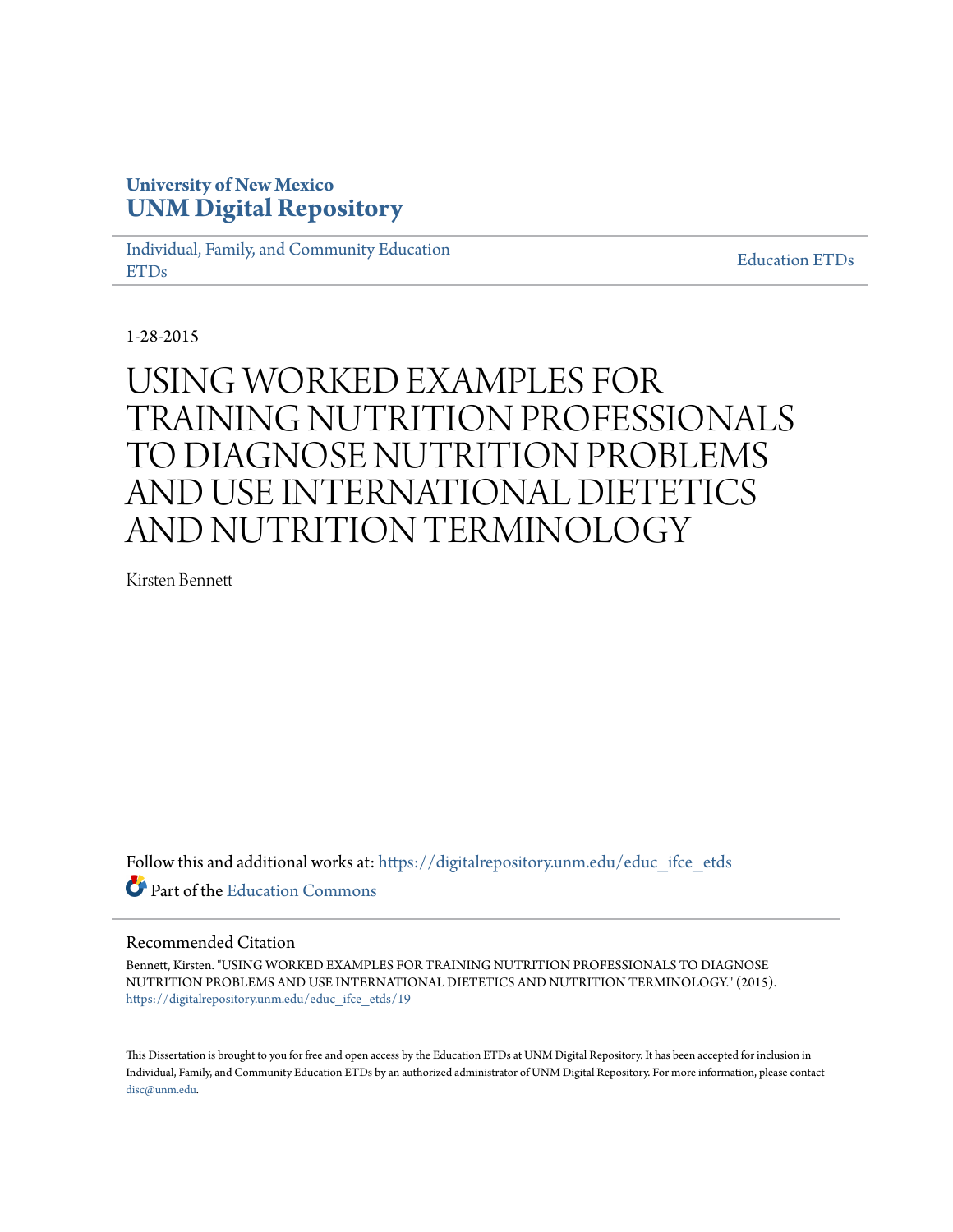University of New Mexico
**UNM Digital Repository**

Individual, Family, and Community Education ETDs | Education ETDs

1-28-2015

# USING WORKED EXAMPLES FOR TRAINING NUTRITION PROFESSIONALS TO DIAGNOSE NUTRITION PROBLEMS AND USE INTERNATIONAL DIETETICS AND NUTRITION TERMINOLOGY

Kirsten Bennett

Follow this and additional works at: https://digitalrepository.unm.edu/educ_ifce_etds

Part of the Education Commons

## Recommended Citation

Bennett, Kirsten. "USING WORKED EXAMPLES FOR TRAINING NUTRITION PROFESSIONALS TO DIAGNOSE NUTRITION PROBLEMS AND USE INTERNATIONAL DIETETICS AND NUTRITION TERMINOLOGY." (2015). https://digitalrepository.unm.edu/educ_ifce_etds/19

This Dissertation is brought to you for free and open access by the Education ETDs at UNM Digital Repository. It has been accepted for inclusion in Individual, Family, and Community Education ETDs by an authorized administrator of UNM Digital Repository. For more information, please contact disc@unm.edu.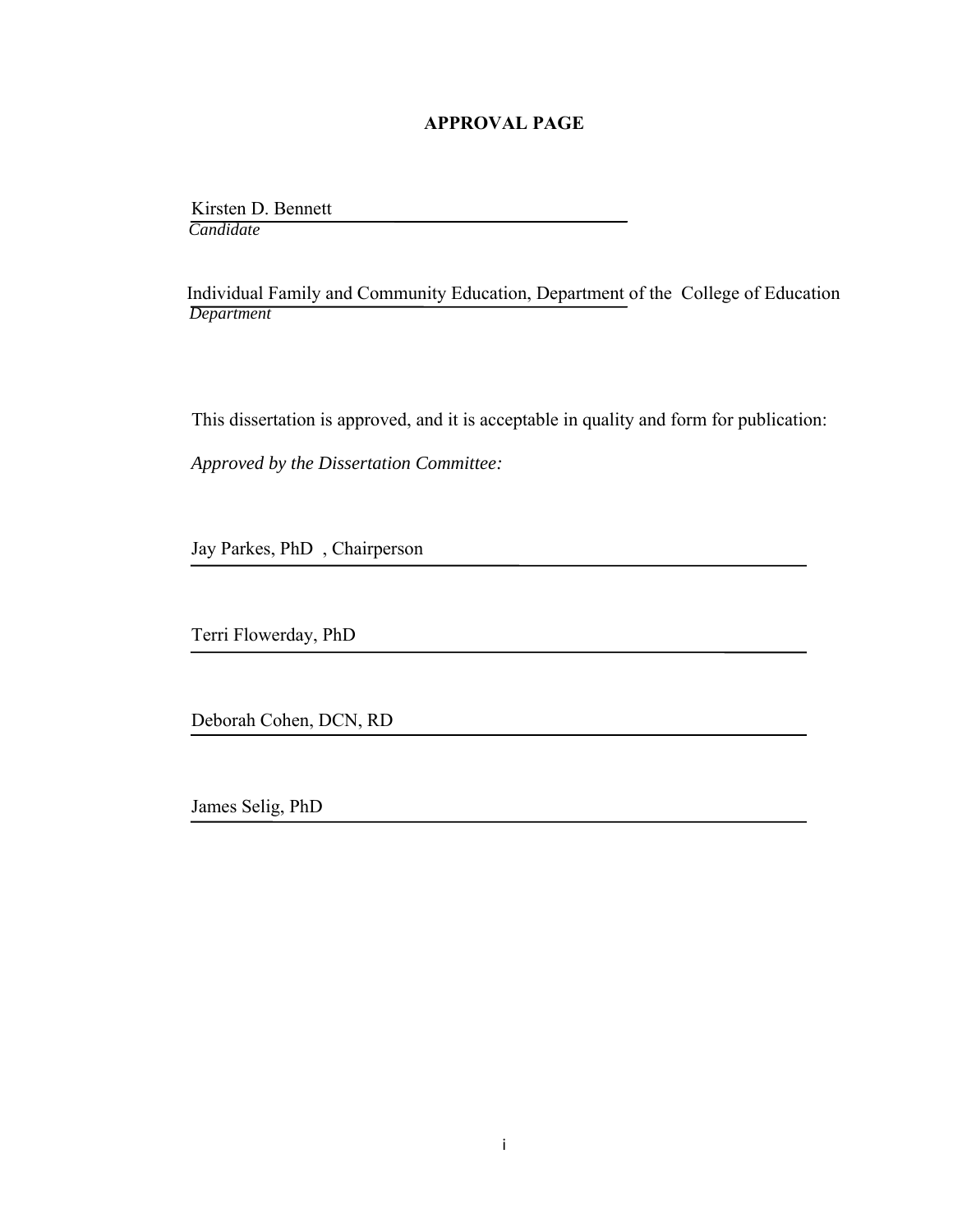# APPROVAL PAGE

Kirsten D. Bennett
*Candidate*

Individual Family and Community Education, Department of the College of Education
*Department*

This dissertation is approved, and it is acceptable in quality and form for publication:

*Approved by the Dissertation Committee:*

Jay Parkes, PhD , Chairperson

Terri Flowerday, PhD

Deborah Cohen, DCN, RD

James Selig, PhD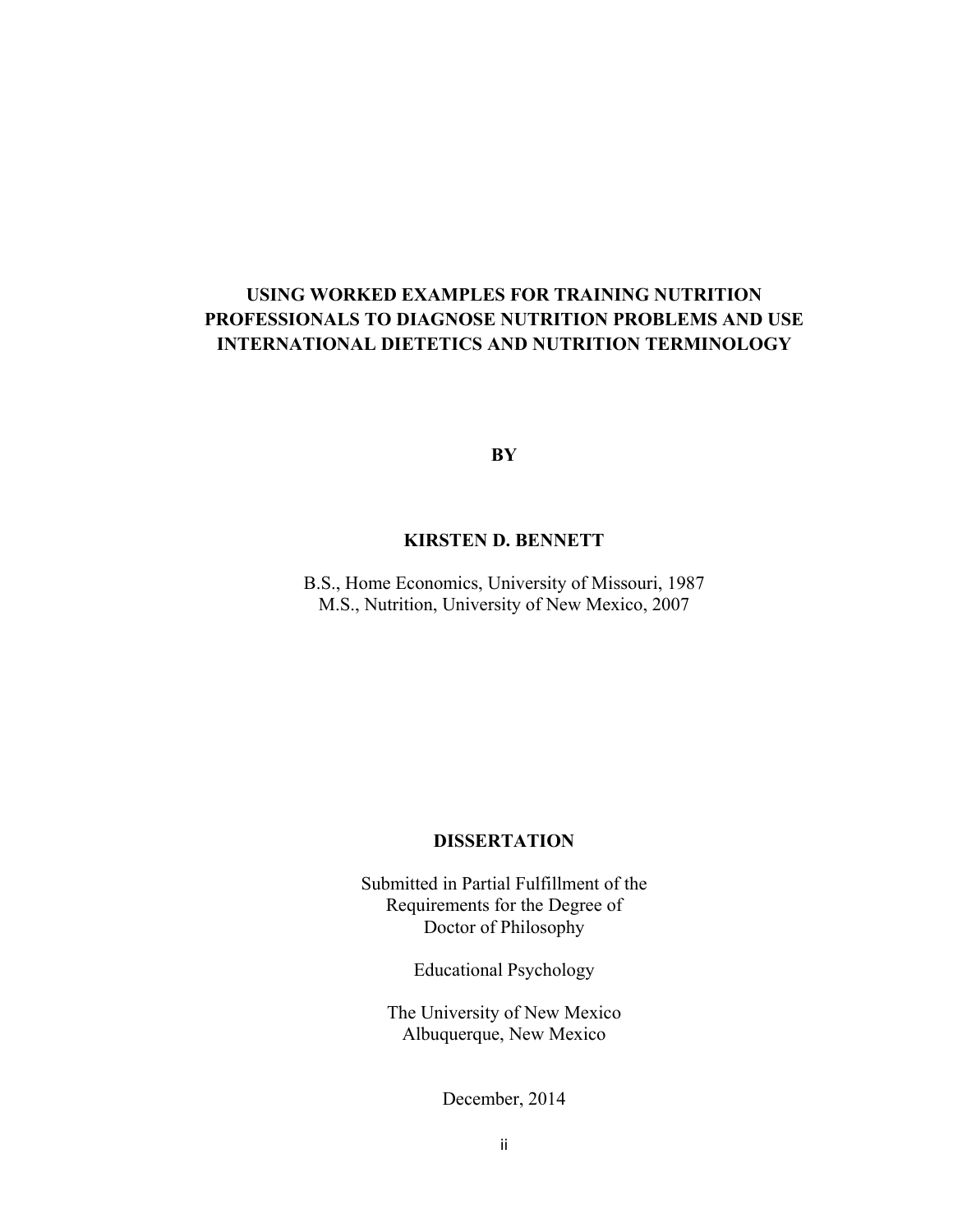# USING WORKED EXAMPLES FOR TRAINING NUTRITION PROFESSIONALS TO DIAGNOSE NUTRITION PROBLEMS AND USE INTERNATIONAL DIETETICS AND NUTRITION TERMINOLOGY

**BY**

**KIRSTEN D. BENNETT**

B.S., Home Economics, University of Missouri, 1987
M.S., Nutrition, University of New Mexico, 2007

**DISSERTATION**

Submitted in Partial Fulfillment of the
Requirements for the Degree of
Doctor of Philosophy

Educational Psychology

The University of New Mexico
Albuquerque, New Mexico

December, 2014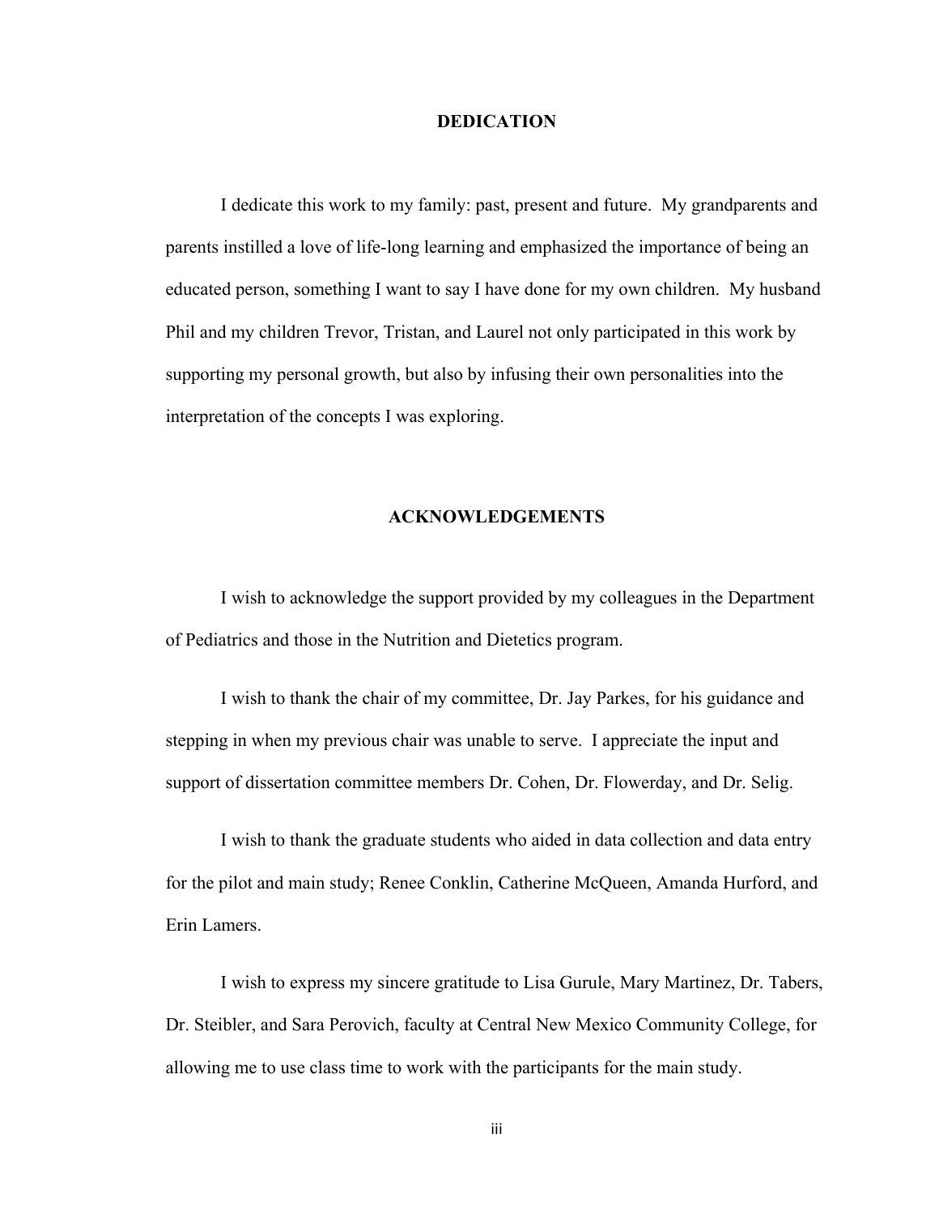## DEDICATION

I dedicate this work to my family: past, present and future. My grandparents and parents instilled a love of life-long learning and emphasized the importance of being an educated person, something I want to say I have done for my own children. My husband Phil and my children Trevor, Tristan, and Laurel not only participated in this work by supporting my personal growth, but also by infusing their own personalities into the interpretation of the concepts I was exploring.

## ACKNOWLEDGEMENTS

I wish to acknowledge the support provided by my colleagues in the Department of Pediatrics and those in the Nutrition and Dietetics program.

I wish to thank the chair of my committee, Dr. Jay Parkes, for his guidance and stepping in when my previous chair was unable to serve. I appreciate the input and support of dissertation committee members Dr. Cohen, Dr. Flowerday, and Dr. Selig.

I wish to thank the graduate students who aided in data collection and data entry for the pilot and main study; Renee Conklin, Catherine McQueen, Amanda Hurford, and Erin Lamers.

I wish to express my sincere gratitude to Lisa Gurule, Mary Martinez, Dr. Tabers, Dr. Steibler, and Sara Perovich, faculty at Central New Mexico Community College, for allowing me to use class time to work with the participants for the main study.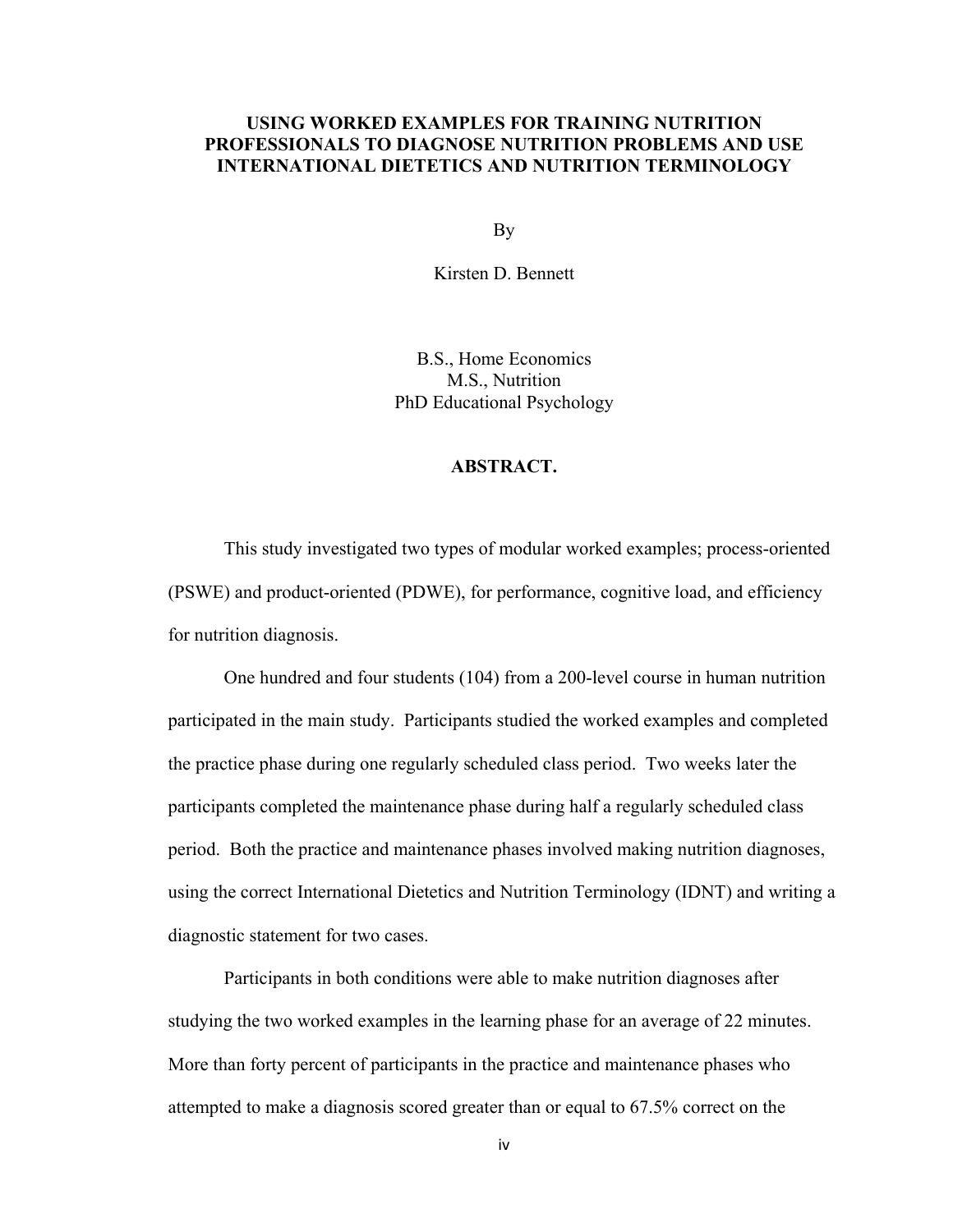**USING WORKED EXAMPLES FOR TRAINING NUTRITION PROFESSIONALS TO DIAGNOSE NUTRITION PROBLEMS AND USE INTERNATIONAL DIETETICS AND NUTRITION TERMINOLOGY**

By

Kirsten D. Bennett

B.S., Home Economics
M.S., Nutrition
PhD Educational Psychology

**ABSTRACT.**

This study investigated two types of modular worked examples; process-oriented (PSWE) and product-oriented (PDWE), for performance, cognitive load, and efficiency for nutrition diagnosis.

One hundred and four students (104) from a 200-level course in human nutrition participated in the main study. Participants studied the worked examples and completed the practice phase during one regularly scheduled class period. Two weeks later the participants completed the maintenance phase during half a regularly scheduled class period. Both the practice and maintenance phases involved making nutrition diagnoses, using the correct International Dietetics and Nutrition Terminology (IDNT) and writing a diagnostic statement for two cases.

Participants in both conditions were able to make nutrition diagnoses after studying the two worked examples in the learning phase for an average of 22 minutes. More than forty percent of participants in the practice and maintenance phases who attempted to make a diagnosis scored greater than or equal to 67.5% correct on the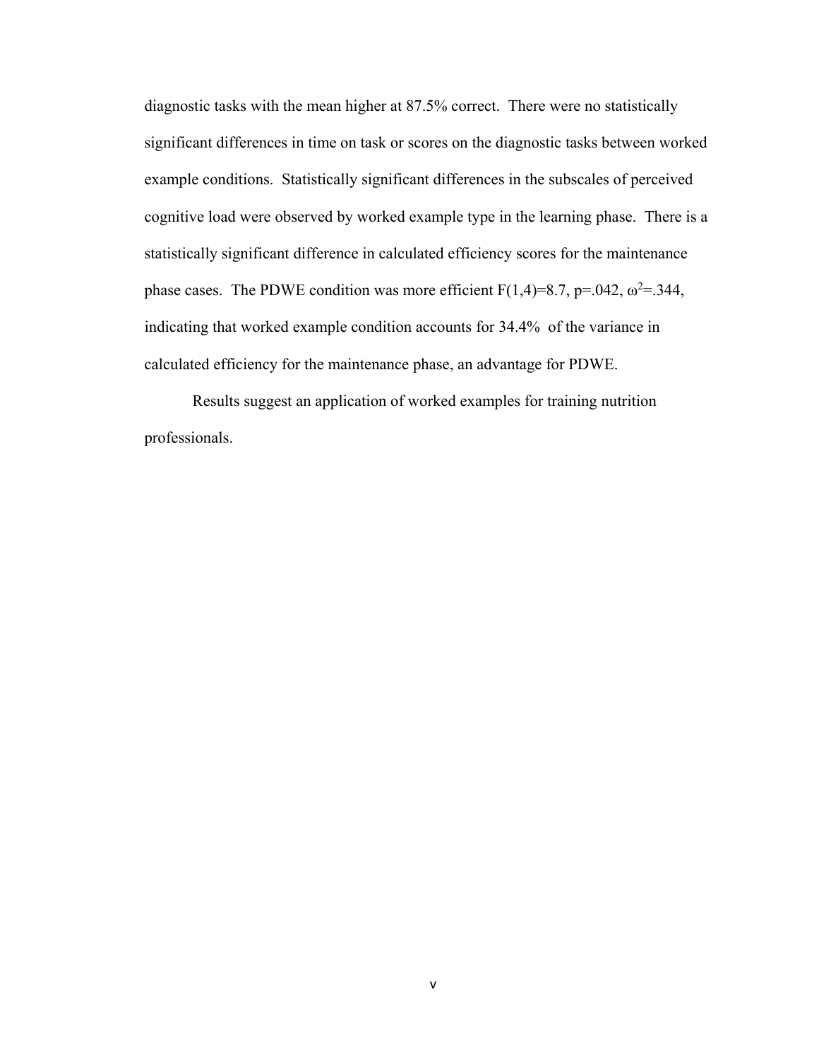diagnostic tasks with the mean higher at 87.5% correct. There were no statistically significant differences in time on task or scores on the diagnostic tasks between worked example conditions. Statistically significant differences in the subscales of perceived cognitive load were observed by worked example type in the learning phase. There is a statistically significant difference in calculated efficiency scores for the maintenance phase cases. The PDWE condition was more efficient $F(1,4)=8.7$, $p=.042$, $\omega^2=.344$, indicating that worked example condition accounts for 34.4% of the variance in calculated efficiency for the maintenance phase, an advantage for PDWE.

Results suggest an application of worked examples for training nutrition professionals.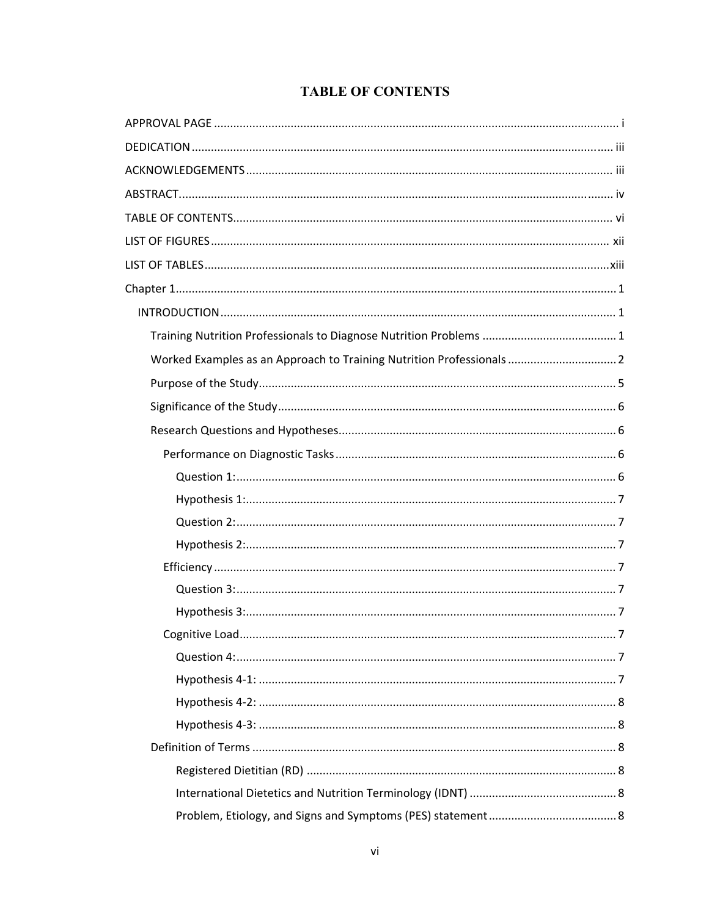# TABLE OF CONTENTS

APPROVAL PAGE ..... i

DEDICATION ..... iii

ACKNOWLEDGEMENTS ..... iii

ABSTRACT ..... iv

TABLE OF CONTENTS ..... vi

LIST OF FIGURES ..... xii

LIST OF TABLES ..... xiii

Chapter 1 ..... 1

- INTRODUCTION ..... 1
  - Training Nutrition Professionals to Diagnose Nutrition Problems ..... 1
  - Worked Examples as an Approach to Training Nutrition Professionals ..... 2
  - Purpose of the Study ..... 5
  - Significance of the Study ..... 6
  - Research Questions and Hypotheses ..... 6
    - Performance on Diagnostic Tasks ..... 6
      - Question 1: ..... 6
      - Hypothesis 1: ..... 7
      - Question 2: ..... 7
      - Hypothesis 2: ..... 7
    - Efficiency ..... 7
      - Question 3: ..... 7
      - Hypothesis 3: ..... 7
    - Cognitive Load ..... 7
      - Question 4: ..... 7
      - Hypothesis 4-1: ..... 7
      - Hypothesis 4-2: ..... 8
      - Hypothesis 4-3: ..... 8
  - Definition of Terms ..... 8
    - Registered Dietitian (RD) ..... 8
    - International Dietetics and Nutrition Terminology (IDNT) ..... 8
    - Problem, Etiology, and Signs and Symptoms (PES) statement ..... 8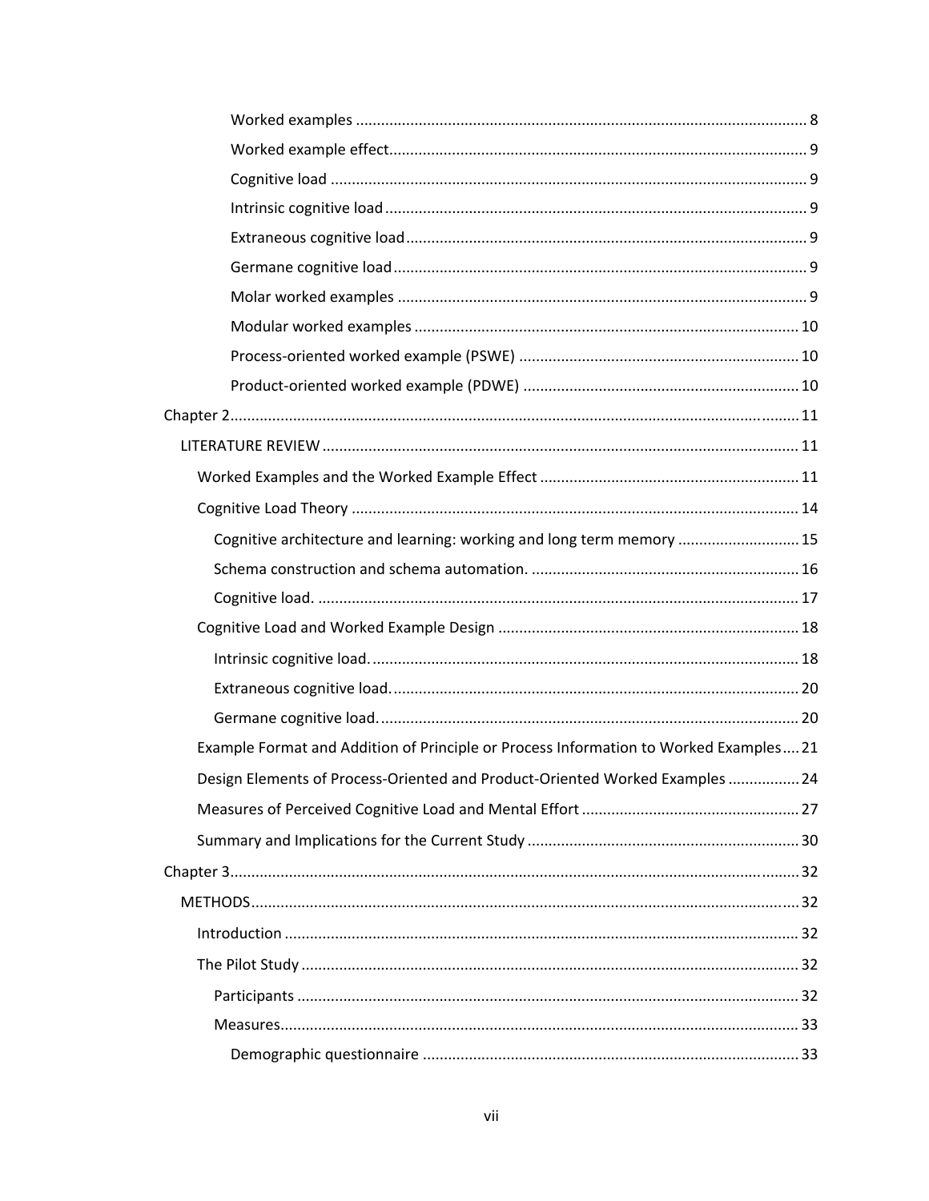Worked examples ........................................................................................................... 8

Worked example effect.................................................................................................. 9

Cognitive load ............................................................................................................... 9

Intrinsic cognitive load ................................................................................................... 9

Extraneous cognitive load.............................................................................................. 9

Germane cognitive load ................................................................................................. 9

Molar worked examples ................................................................................................ 9

Modular worked examples .......................................................................................... 10

Process-oriented worked example (PSWE) .................................................................. 10

Product-oriented worked example (PDWE) ................................................................. 10

Chapter 2 ........................................................................................................................ 11

LITERATURE REVIEW ................................................................................................... 11

Worked Examples and the Worked Example Effect ............................................................ 11

Cognitive Load Theory ......................................................................................................... 14

Cognitive architecture and learning: working and long term memory ............................ 15

Schema construction and schema automation. ................................................................ 16

Cognitive load. ................................................................................................................... 17

Cognitive Load and Worked Example Design ....................................................................... 18

Intrinsic cognitive load. ...................................................................................................... 18

Extraneous cognitive load. ................................................................................................. 20

Germane cognitive load. .................................................................................................... 20

Example Format and Addition of Principle or Process Information to Worked Examples .... 21

Design Elements of Process-Oriented and Product-Oriented Worked Examples ................ 24

Measures of Perceived Cognitive Load and Mental Effort ................................................... 27

Summary and Implications for the Current Study ................................................................ 30

Chapter 3 ........................................................................................................................ 32

METHODS ....................................................................................................................... 32

Introduction ......................................................................................................................... 32

The Pilot Study ..................................................................................................................... 32

Participants ........................................................................................................................ 32

Measures ............................................................................................................................ 33

Demographic questionnaire ......................................................................................... 33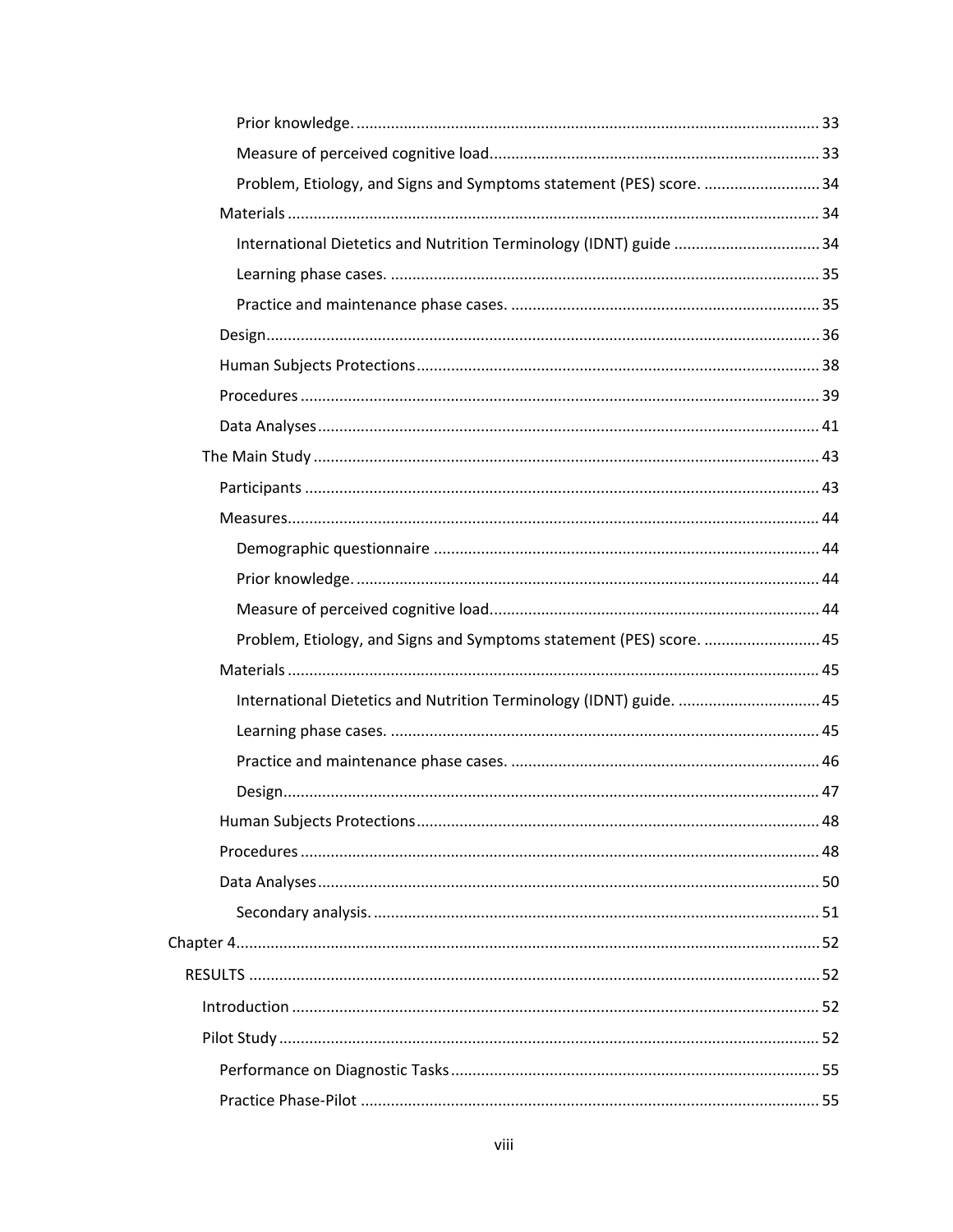Prior knowledge. ........................................................................................................... 33

Measure of perceived cognitive load............................................................................ 33

Problem, Etiology, and Signs and Symptoms statement (PES) score. ........................... 34

Materials ........................................................................................................................... 34

International Dietetics and Nutrition Terminology (IDNT) guide .................................. 34

Learning phase cases. ................................................................................................... 35

Practice and maintenance phase cases. ....................................................................... 35

Design............................................................................................................................... 36

Human Subjects Protections............................................................................................. 38

Procedures ........................................................................................................................ 39

Data Analyses.................................................................................................................... 41

The Main Study ..................................................................................................................... 43

Participants ....................................................................................................................... 43

Measures........................................................................................................................... 44

Demographic questionnaire ......................................................................................... 44

Prior knowledge. ........................................................................................................... 44

Measure of perceived cognitive load............................................................................ 44

Problem, Etiology, and Signs and Symptoms statement (PES) score. ........................... 45

Materials ........................................................................................................................... 45

International Dietetics and Nutrition Terminology (IDNT) guide. ................................. 45

Learning phase cases. ................................................................................................... 45

Practice and maintenance phase cases. ....................................................................... 46

Design............................................................................................................................ 47

Human Subjects Protections............................................................................................. 48

Procedures ........................................................................................................................ 48

Data Analyses.................................................................................................................... 50

Secondary analysis. ....................................................................................................... 51

Chapter 4.................................................................................................................................. 52

RESULTS .................................................................................................................................. 52

Introduction ......................................................................................................................... 52

Pilot Study ............................................................................................................................ 52

Performance on Diagnostic Tasks ..................................................................................... 55

Practice Phase-Pilot .......................................................................................................... 55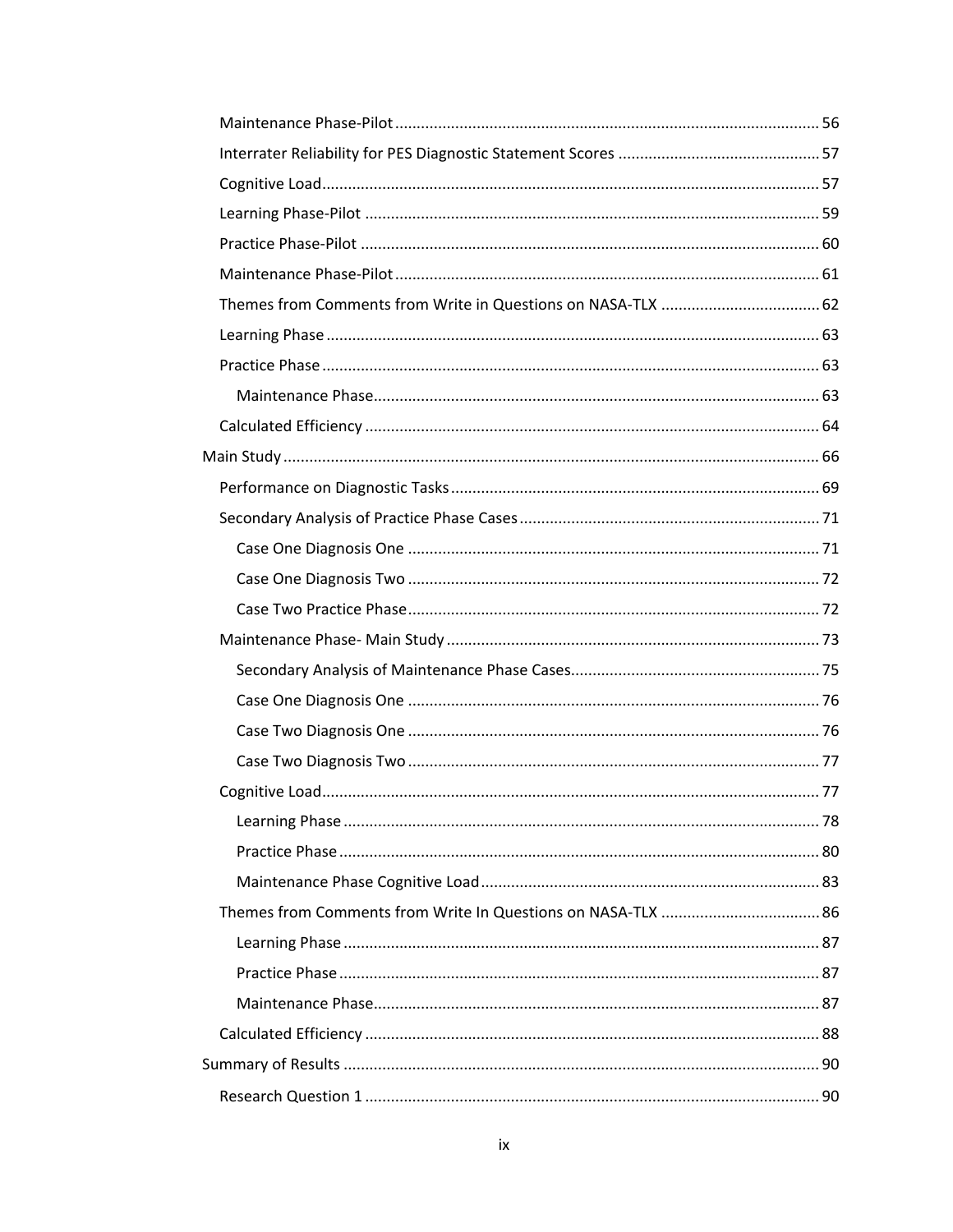Maintenance Phase-Pilot ............................................................................................. 56

Interrater Reliability for PES Diagnostic Statement Scores ............................................... 57

Cognitive Load ........................................................................................................... 57

Learning Phase-Pilot .................................................................................................. 59

Practice Phase-Pilot ................................................................................................... 60

Maintenance Phase-Pilot ............................................................................................. 61

Themes from Comments from Write in Questions on NASA-TLX ..................................... 62

Learning Phase .......................................................................................................... 63

Practice Phase ........................................................................................................... 63

Maintenance Phase ..................................................................................................... 63

Calculated Efficiency .................................................................................................. 64

Main Study ..................................................................................................................... 66

Performance on Diagnostic Tasks ..................................................................................... 69

Secondary Analysis of Practice Phase Cases ..................................................................... 71

Case One Diagnosis One ............................................................................................... 71

Case One Diagnosis Two ............................................................................................... 72

Case Two Practice Phase ............................................................................................... 72

Maintenance Phase- Main Study ...................................................................................... 73

Secondary Analysis of Maintenance Phase Cases ......................................................... 75

Case One Diagnosis One ............................................................................................... 76

Case Two Diagnosis One ............................................................................................... 76

Case Two Diagnosis Two ............................................................................................... 77

Cognitive Load ........................................................................................................... 77

Learning Phase .......................................................................................................... 78

Practice Phase ........................................................................................................... 80

Maintenance Phase Cognitive Load ............................................................................... 83

Themes from Comments from Write In Questions on NASA-TLX ..................................... 86

Learning Phase .......................................................................................................... 87

Practice Phase ........................................................................................................... 87

Maintenance Phase ..................................................................................................... 87

Calculated Efficiency .................................................................................................. 88

Summary of Results ....................................................................................................... 90

Research Question 1 .................................................................................................... 90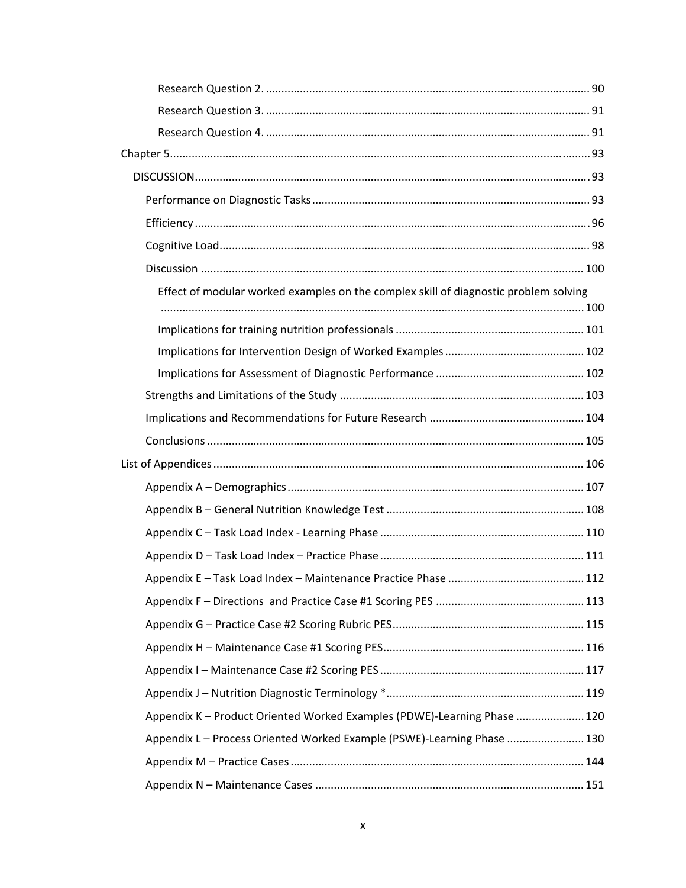Research Question 2. .......... 90

Research Question 3. .......... 91

Research Question 4. .......... 91

Chapter 5 .......... 93

DISCUSSION .......... 93

Performance on Diagnostic Tasks .......... 93

Efficiency .......... 96

Cognitive Load .......... 98

Discussion .......... 100

Effect of modular worked examples on the complex skill of diagnostic problem solving .......... 100

Implications for training nutrition professionals .......... 101

Implications for Intervention Design of Worked Examples .......... 102

Implications for Assessment of Diagnostic Performance .......... 102

Strengths and Limitations of the Study .......... 103

Implications and Recommendations for Future Research .......... 104

Conclusions .......... 105

List of Appendices .......... 106

Appendix A – Demographics .......... 107

Appendix B – General Nutrition Knowledge Test .......... 108

Appendix C – Task Load Index - Learning Phase .......... 110

Appendix D – Task Load Index – Practice Phase .......... 111

Appendix E – Task Load Index – Maintenance Practice Phase .......... 112

Appendix F – Directions and Practice Case #1 Scoring PES .......... 113

Appendix G – Practice Case #2 Scoring Rubric PES .......... 115

Appendix H – Maintenance Case #1 Scoring PES .......... 116

Appendix I – Maintenance Case #2 Scoring PES .......... 117

Appendix J – Nutrition Diagnostic Terminology * .......... 119

Appendix K – Product Oriented Worked Examples (PDWE)-Learning Phase .......... 120

Appendix L – Process Oriented Worked Example (PSWE)-Learning Phase .......... 130

Appendix M – Practice Cases .......... 144

Appendix N – Maintenance Cases .......... 151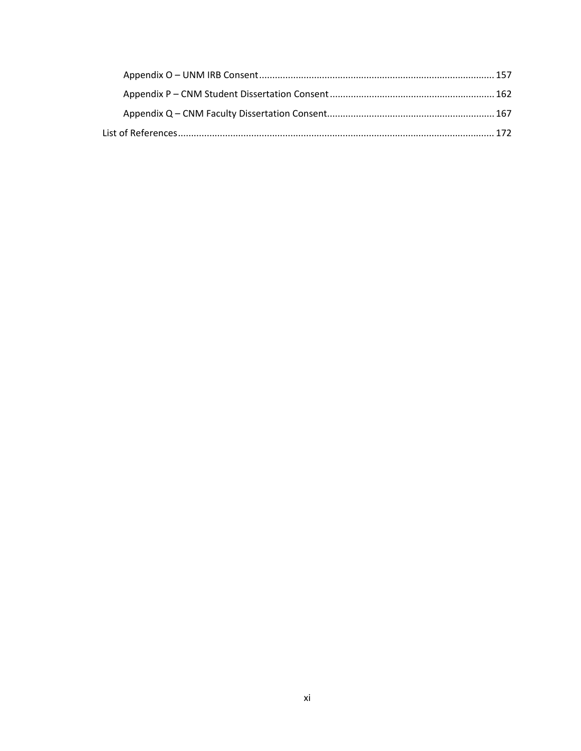Appendix O – UNM IRB Consent ........................................................................................ 157

Appendix P – CNM Student Dissertation Consent ............................................................. 162

Appendix Q – CNM Faculty Dissertation Consent.............................................................. 167

List of References ....................................................................................................................... 172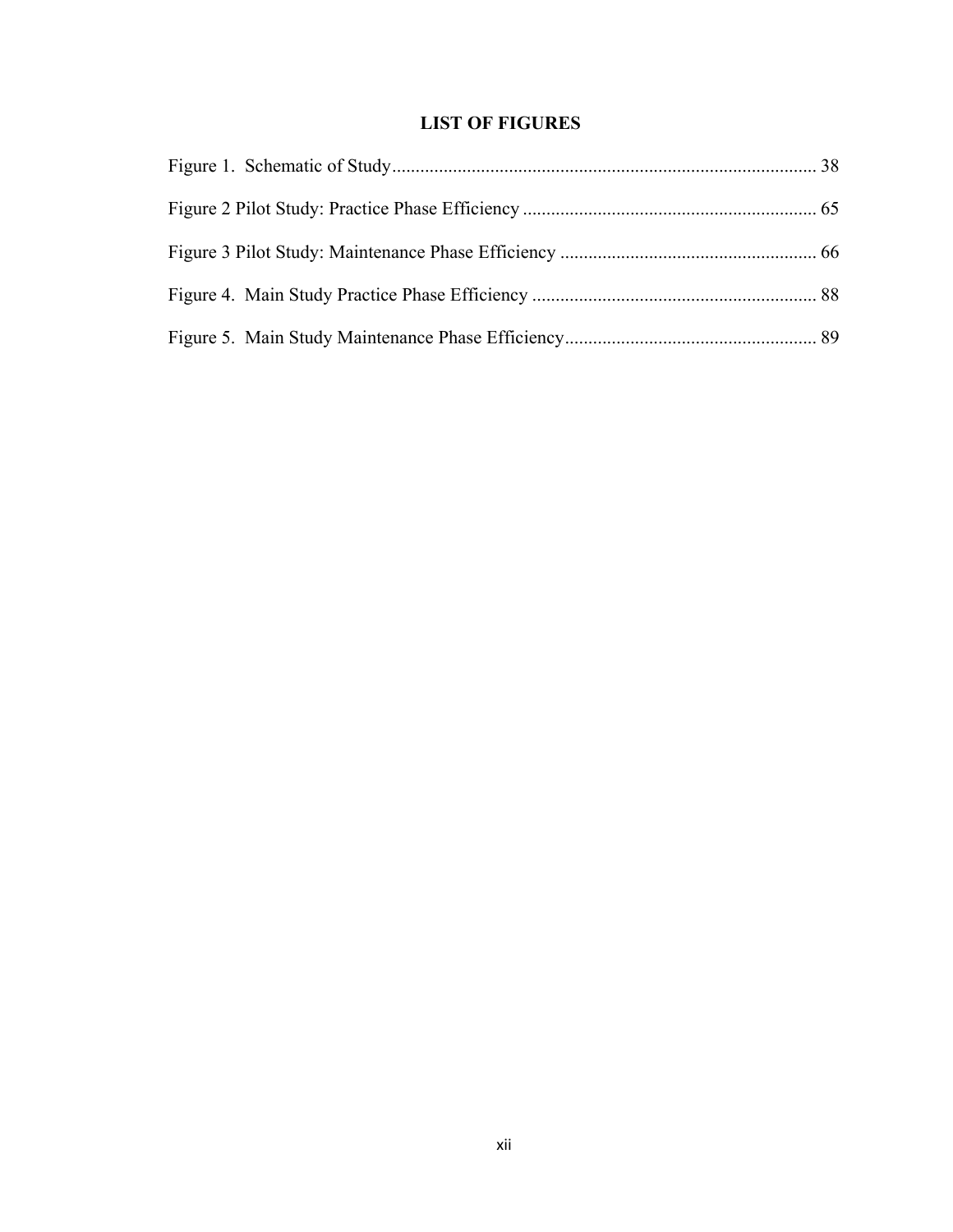# LIST OF FIGURES

Figure 1. Schematic of Study........................................................................................ 38

Figure 2 Pilot Study: Practice Phase Efficiency ............................................................. 65

Figure 3 Pilot Study: Maintenance Phase Efficiency ...................................................... 66

Figure 4. Main Study Practice Phase Efficiency ............................................................ 88

Figure 5. Main Study Maintenance Phase Efficiency..................................................... 89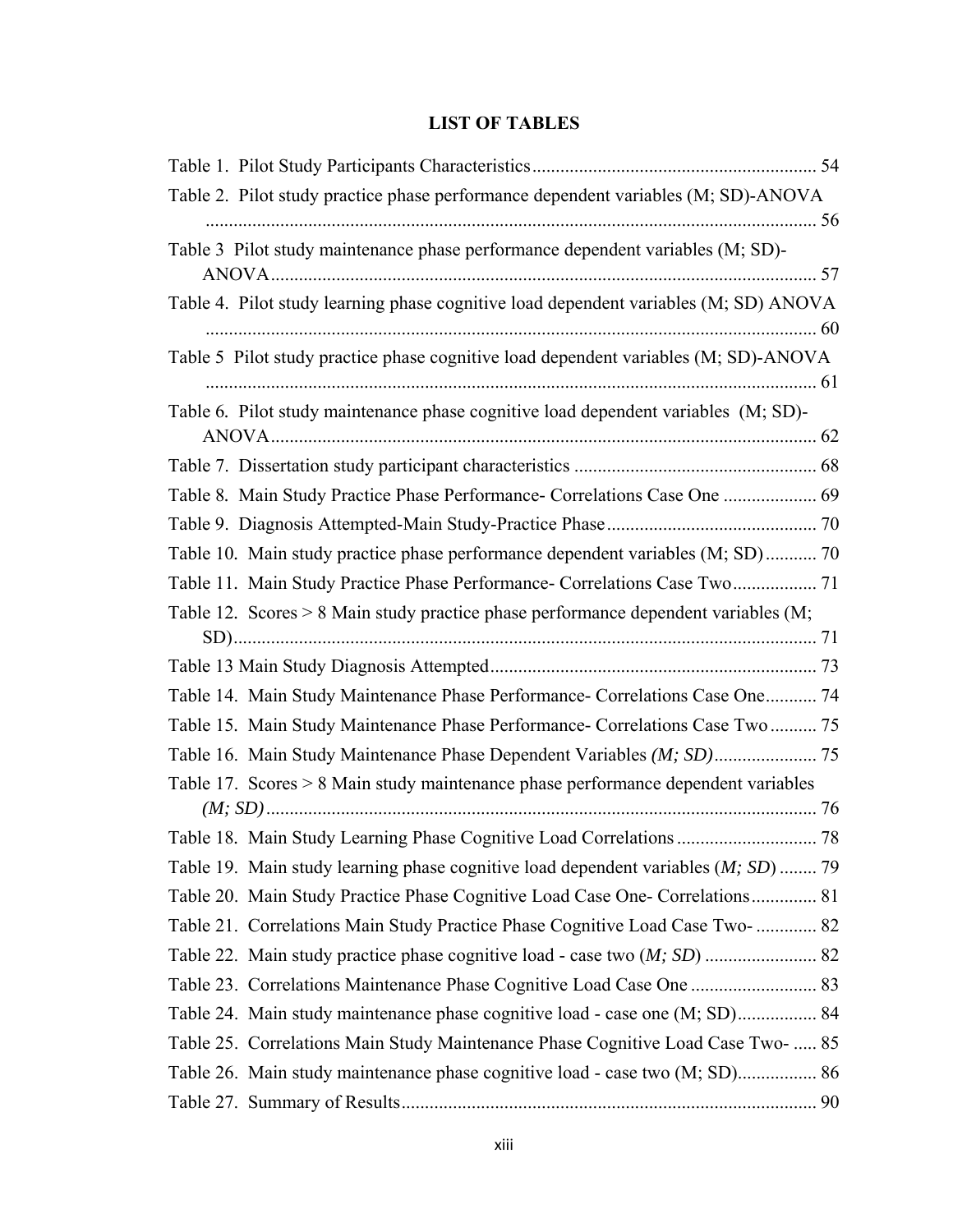# LIST OF TABLES

Table 1. Pilot Study Participants Characteristics ... 54

Table 2. Pilot study practice phase performance dependent variables (M; SD)-ANOVA ... 56

Table 3 Pilot study maintenance phase performance dependent variables (M; SD)-ANOVA ... 57

Table 4. Pilot study learning phase cognitive load dependent variables (M; SD) ANOVA ... 60

Table 5 Pilot study practice phase cognitive load dependent variables (M; SD)-ANOVA ... 61

Table 6. Pilot study maintenance phase cognitive load dependent variables (M; SD)-ANOVA ... 62

Table 7. Dissertation study participant characteristics ... 68

Table 8. Main Study Practice Phase Performance- Correlations Case One ... 69

Table 9. Diagnosis Attempted-Main Study-Practice Phase ... 70

Table 10. Main study practice phase performance dependent variables (M; SD) ... 70

Table 11. Main Study Practice Phase Performance- Correlations Case Two ... 71

Table 12. Scores > 8 Main study practice phase performance dependent variables (M; SD) ... 71

Table 13 Main Study Diagnosis Attempted ... 73

Table 14. Main Study Maintenance Phase Performance- Correlations Case One ... 74

Table 15. Main Study Maintenance Phase Performance- Correlations Case Two ... 75

Table 16. Main Study Maintenance Phase Dependent Variables *(M; SD)* ... 75

Table 17. Scores > 8 Main study maintenance phase performance dependent variables *(M; SD)* ... 76

Table 18. Main Study Learning Phase Cognitive Load Correlations ... 78

Table 19. Main study learning phase cognitive load dependent variables (*M; SD*) ... 79

Table 20. Main Study Practice Phase Cognitive Load Case One- Correlations ... 81

Table 21. Correlations Main Study Practice Phase Cognitive Load Case Two- ... 82

Table 22. Main study practice phase cognitive load - case two (*M; SD*) ... 82

Table 23. Correlations Maintenance Phase Cognitive Load Case One ... 83

Table 24. Main study maintenance phase cognitive load - case one (M; SD) ... 84

Table 25. Correlations Main Study Maintenance Phase Cognitive Load Case Two- ... 85

Table 26. Main study maintenance phase cognitive load - case two (M; SD) ... 86

Table 27. Summary of Results ... 90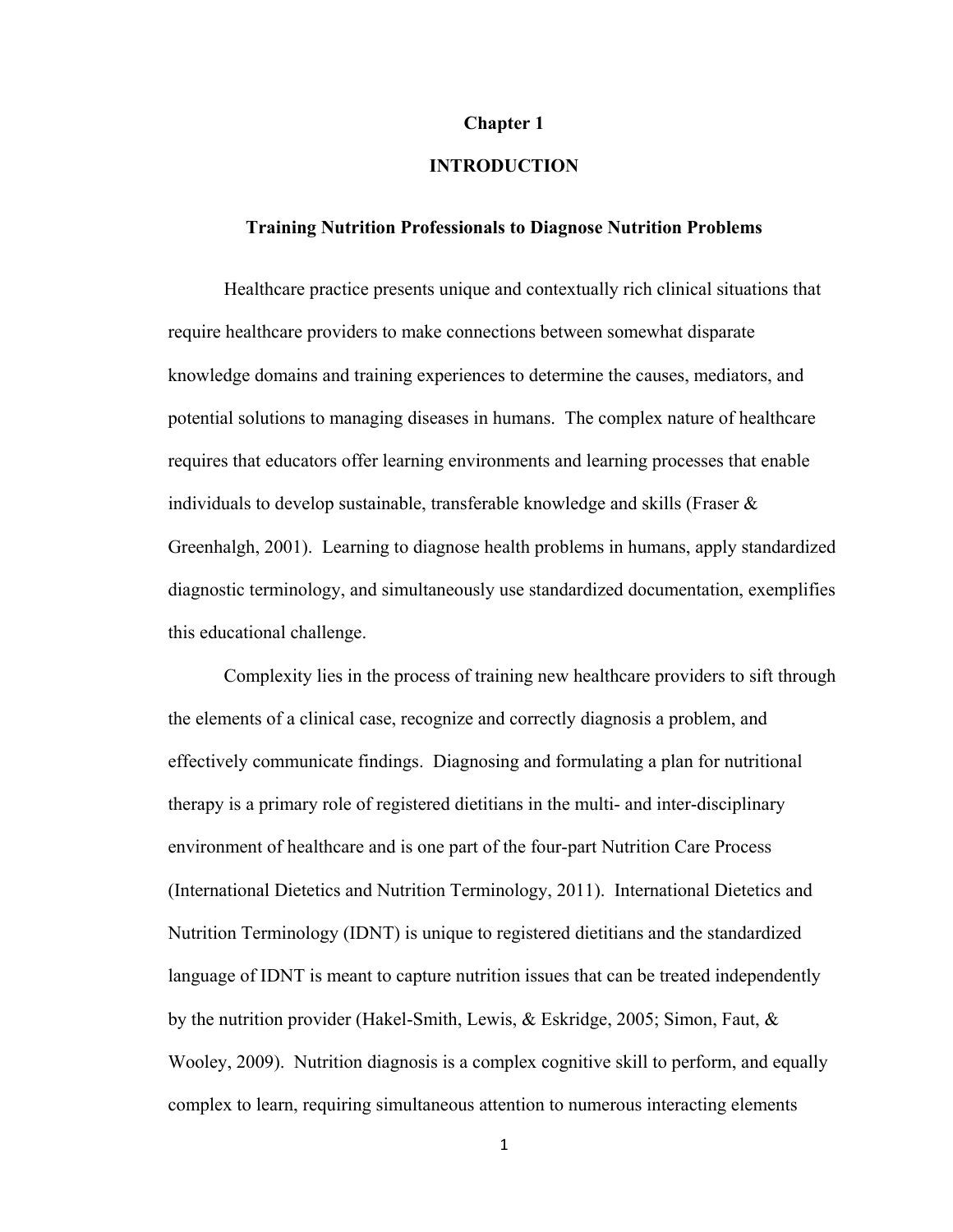# Chapter 1

# INTRODUCTION

## Training Nutrition Professionals to Diagnose Nutrition Problems

Healthcare practice presents unique and contextually rich clinical situations that require healthcare providers to make connections between somewhat disparate knowledge domains and training experiences to determine the causes, mediators, and potential solutions to managing diseases in humans. The complex nature of healthcare requires that educators offer learning environments and learning processes that enable individuals to develop sustainable, transferable knowledge and skills (Fraser & Greenhalgh, 2001). Learning to diagnose health problems in humans, apply standardized diagnostic terminology, and simultaneously use standardized documentation, exemplifies this educational challenge.

Complexity lies in the process of training new healthcare providers to sift through the elements of a clinical case, recognize and correctly diagnosis a problem, and effectively communicate findings. Diagnosing and formulating a plan for nutritional therapy is a primary role of registered dietitians in the multi- and inter-disciplinary environment of healthcare and is one part of the four-part Nutrition Care Process (International Dietetics and Nutrition Terminology, 2011). International Dietetics and Nutrition Terminology (IDNT) is unique to registered dietitians and the standardized language of IDNT is meant to capture nutrition issues that can be treated independently by the nutrition provider (Hakel-Smith, Lewis, & Eskridge, 2005; Simon, Faut, & Wooley, 2009). Nutrition diagnosis is a complex cognitive skill to perform, and equally complex to learn, requiring simultaneous attention to numerous interacting elements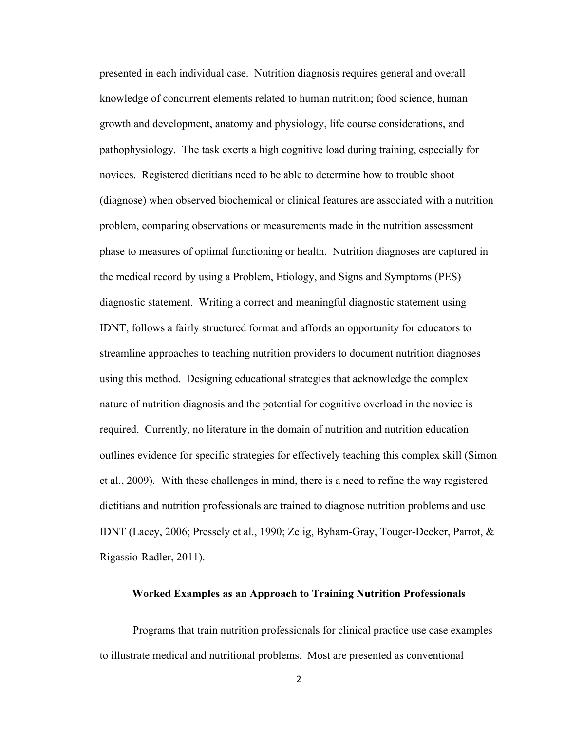presented in each individual case. Nutrition diagnosis requires general and overall knowledge of concurrent elements related to human nutrition; food science, human growth and development, anatomy and physiology, life course considerations, and pathophysiology. The task exerts a high cognitive load during training, especially for novices. Registered dietitians need to be able to determine how to trouble shoot (diagnose) when observed biochemical or clinical features are associated with a nutrition problem, comparing observations or measurements made in the nutrition assessment phase to measures of optimal functioning or health. Nutrition diagnoses are captured in the medical record by using a Problem, Etiology, and Signs and Symptoms (PES) diagnostic statement. Writing a correct and meaningful diagnostic statement using IDNT, follows a fairly structured format and affords an opportunity for educators to streamline approaches to teaching nutrition providers to document nutrition diagnoses using this method. Designing educational strategies that acknowledge the complex nature of nutrition diagnosis and the potential for cognitive overload in the novice is required. Currently, no literature in the domain of nutrition and nutrition education outlines evidence for specific strategies for effectively teaching this complex skill (Simon et al., 2009). With these challenges in mind, there is a need to refine the way registered dietitians and nutrition professionals are trained to diagnose nutrition problems and use IDNT (Lacey, 2006; Pressely et al., 1990; Zelig, Byham-Gray, Touger-Decker, Parrot, & Rigassio-Radler, 2011).

## Worked Examples as an Approach to Training Nutrition Professionals

Programs that train nutrition professionals for clinical practice use case examples to illustrate medical and nutritional problems. Most are presented as conventional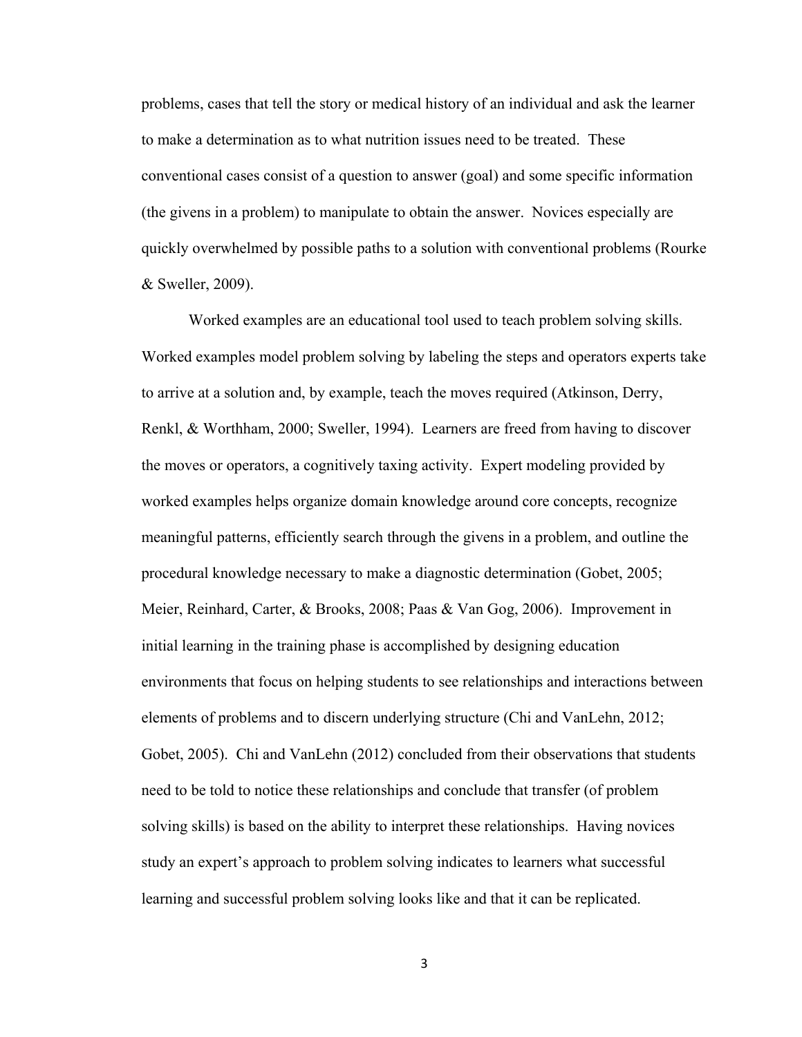problems, cases that tell the story or medical history of an individual and ask the learner to make a determination as to what nutrition issues need to be treated. These conventional cases consist of a question to answer (goal) and some specific information (the givens in a problem) to manipulate to obtain the answer. Novices especially are quickly overwhelmed by possible paths to a solution with conventional problems (Rourke & Sweller, 2009).

Worked examples are an educational tool used to teach problem solving skills. Worked examples model problem solving by labeling the steps and operators experts take to arrive at a solution and, by example, teach the moves required (Atkinson, Derry, Renkl, & Worthham, 2000; Sweller, 1994). Learners are freed from having to discover the moves or operators, a cognitively taxing activity. Expert modeling provided by worked examples helps organize domain knowledge around core concepts, recognize meaningful patterns, efficiently search through the givens in a problem, and outline the procedural knowledge necessary to make a diagnostic determination (Gobet, 2005; Meier, Reinhard, Carter, & Brooks, 2008; Paas & Van Gog, 2006). Improvement in initial learning in the training phase is accomplished by designing education environments that focus on helping students to see relationships and interactions between elements of problems and to discern underlying structure (Chi and VanLehn, 2012; Gobet, 2005). Chi and VanLehn (2012) concluded from their observations that students need to be told to notice these relationships and conclude that transfer (of problem solving skills) is based on the ability to interpret these relationships. Having novices study an expert's approach to problem solving indicates to learners what successful learning and successful problem solving looks like and that it can be replicated.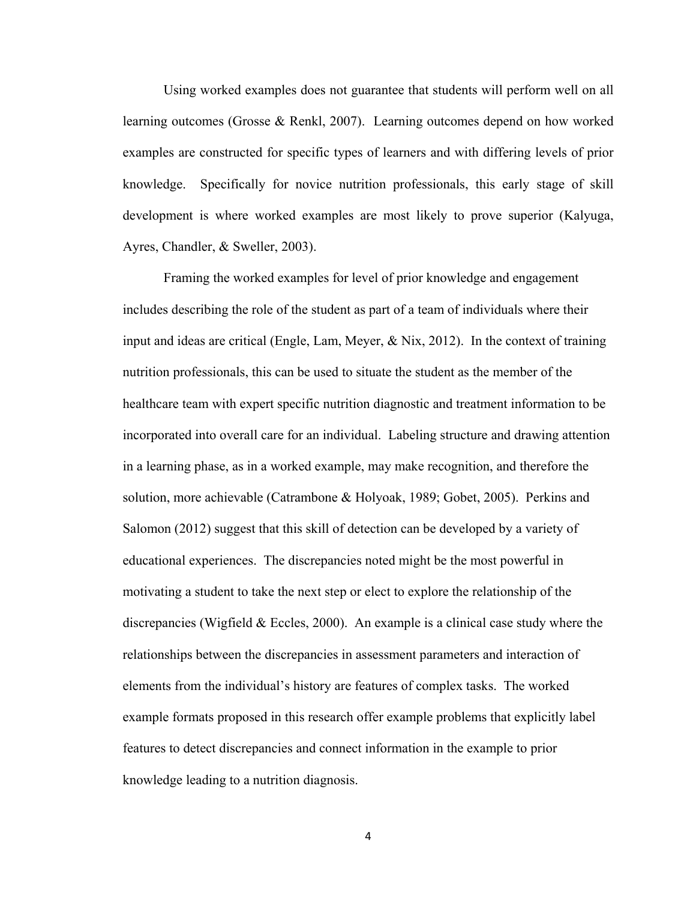Using worked examples does not guarantee that students will perform well on all learning outcomes (Grosse & Renkl, 2007). Learning outcomes depend on how worked examples are constructed for specific types of learners and with differing levels of prior knowledge. Specifically for novice nutrition professionals, this early stage of skill development is where worked examples are most likely to prove superior (Kalyuga, Ayres, Chandler, & Sweller, 2003).

Framing the worked examples for level of prior knowledge and engagement includes describing the role of the student as part of a team of individuals where their input and ideas are critical (Engle, Lam, Meyer, & Nix, 2012). In the context of training nutrition professionals, this can be used to situate the student as the member of the healthcare team with expert specific nutrition diagnostic and treatment information to be incorporated into overall care for an individual. Labeling structure and drawing attention in a learning phase, as in a worked example, may make recognition, and therefore the solution, more achievable (Catrambone & Holyoak, 1989; Gobet, 2005). Perkins and Salomon (2012) suggest that this skill of detection can be developed by a variety of educational experiences. The discrepancies noted might be the most powerful in motivating a student to take the next step or elect to explore the relationship of the discrepancies (Wigfield & Eccles, 2000). An example is a clinical case study where the relationships between the discrepancies in assessment parameters and interaction of elements from the individual's history are features of complex tasks. The worked example formats proposed in this research offer example problems that explicitly label features to detect discrepancies and connect information in the example to prior knowledge leading to a nutrition diagnosis.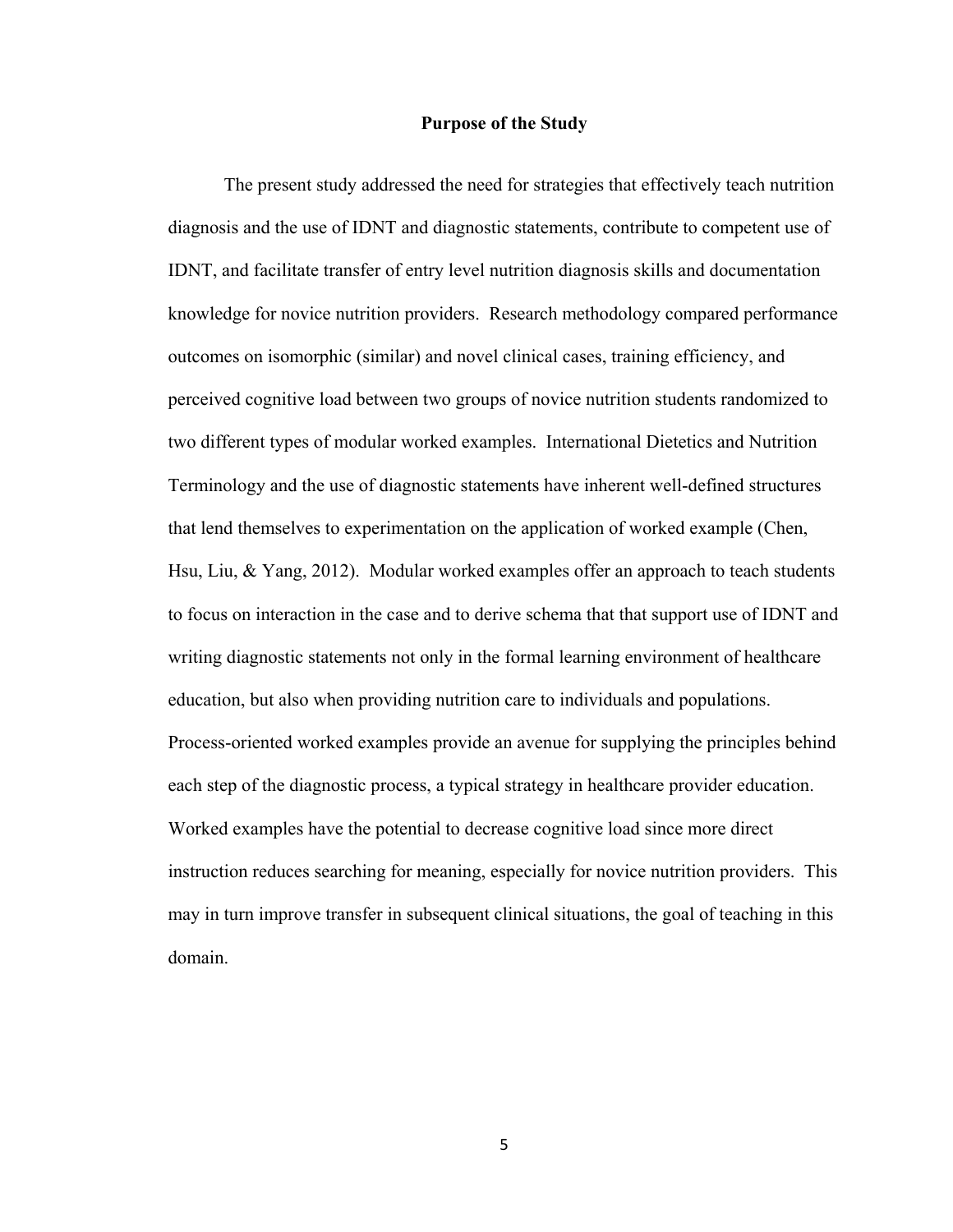## Purpose of the Study

The present study addressed the need for strategies that effectively teach nutrition diagnosis and the use of IDNT and diagnostic statements, contribute to competent use of IDNT, and facilitate transfer of entry level nutrition diagnosis skills and documentation knowledge for novice nutrition providers. Research methodology compared performance outcomes on isomorphic (similar) and novel clinical cases, training efficiency, and perceived cognitive load between two groups of novice nutrition students randomized to two different types of modular worked examples. International Dietetics and Nutrition Terminology and the use of diagnostic statements have inherent well-defined structures that lend themselves to experimentation on the application of worked example (Chen, Hsu, Liu, & Yang, 2012). Modular worked examples offer an approach to teach students to focus on interaction in the case and to derive schema that that support use of IDNT and writing diagnostic statements not only in the formal learning environment of healthcare education, but also when providing nutrition care to individuals and populations. Process-oriented worked examples provide an avenue for supplying the principles behind each step of the diagnostic process, a typical strategy in healthcare provider education. Worked examples have the potential to decrease cognitive load since more direct instruction reduces searching for meaning, especially for novice nutrition providers. This may in turn improve transfer in subsequent clinical situations, the goal of teaching in this domain.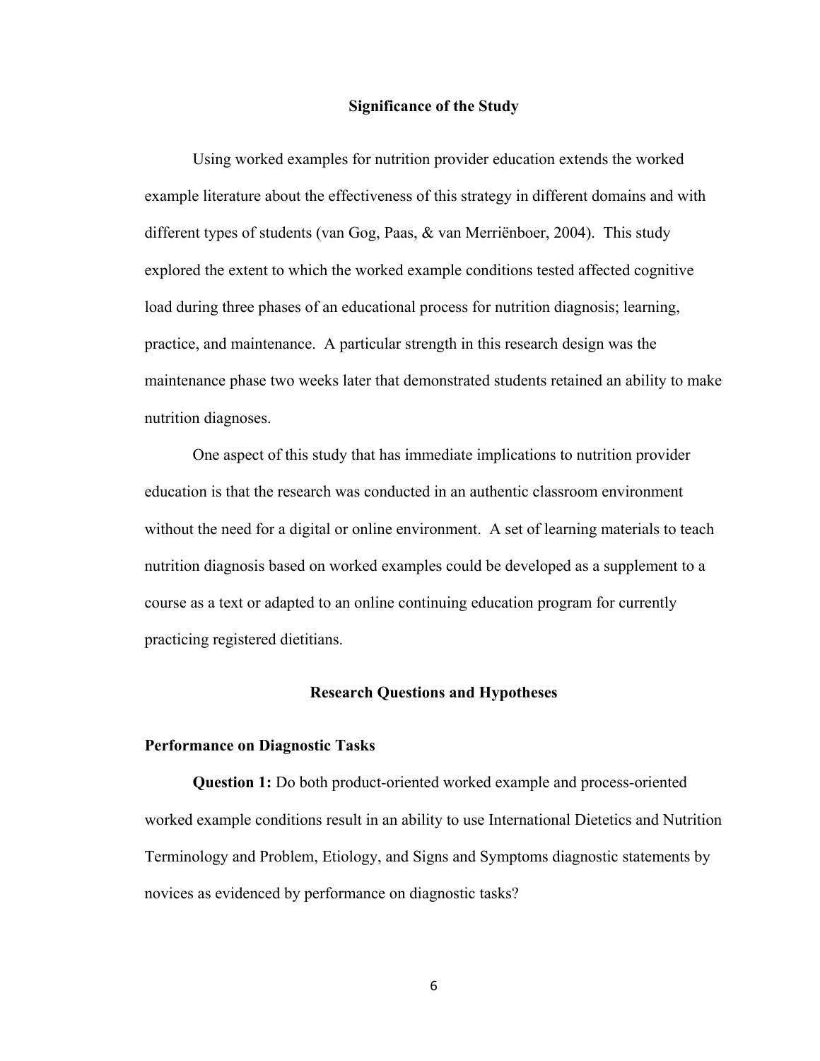## Significance of the Study

Using worked examples for nutrition provider education extends the worked example literature about the effectiveness of this strategy in different domains and with different types of students (van Gog, Paas, & van Merriënboer, 2004). This study explored the extent to which the worked example conditions tested affected cognitive load during three phases of an educational process for nutrition diagnosis; learning, practice, and maintenance. A particular strength in this research design was the maintenance phase two weeks later that demonstrated students retained an ability to make nutrition diagnoses.

One aspect of this study that has immediate implications to nutrition provider education is that the research was conducted in an authentic classroom environment without the need for a digital or online environment. A set of learning materials to teach nutrition diagnosis based on worked examples could be developed as a supplement to a course as a text or adapted to an online continuing education program for currently practicing registered dietitians.

## Research Questions and Hypotheses

### Performance on Diagnostic Tasks

**Question 1:** Do both product-oriented worked example and process-oriented worked example conditions result in an ability to use International Dietetics and Nutrition Terminology and Problem, Etiology, and Signs and Symptoms diagnostic statements by novices as evidenced by performance on diagnostic tasks?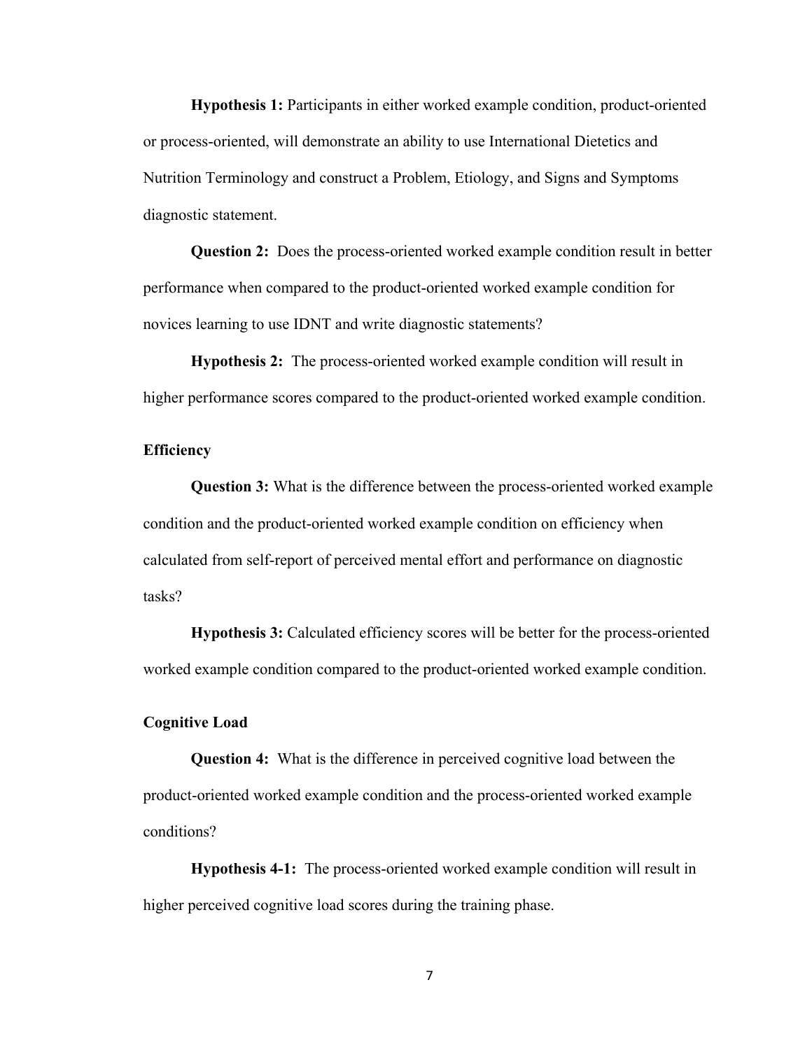**Hypothesis 1:** Participants in either worked example condition, product-oriented or process-oriented, will demonstrate an ability to use International Dietetics and Nutrition Terminology and construct a Problem, Etiology, and Signs and Symptoms diagnostic statement.

**Question 2:** Does the process-oriented worked example condition result in better performance when compared to the product-oriented worked example condition for novices learning to use IDNT and write diagnostic statements?

**Hypothesis 2:** The process-oriented worked example condition will result in higher performance scores compared to the product-oriented worked example condition.

### Efficiency

**Question 3:** What is the difference between the process-oriented worked example condition and the product-oriented worked example condition on efficiency when calculated from self-report of perceived mental effort and performance on diagnostic tasks?

**Hypothesis 3:** Calculated efficiency scores will be better for the process-oriented worked example condition compared to the product-oriented worked example condition.

### Cognitive Load

**Question 4:** What is the difference in perceived cognitive load between the product-oriented worked example condition and the process-oriented worked example conditions?

**Hypothesis 4-1:** The process-oriented worked example condition will result in higher perceived cognitive load scores during the training phase.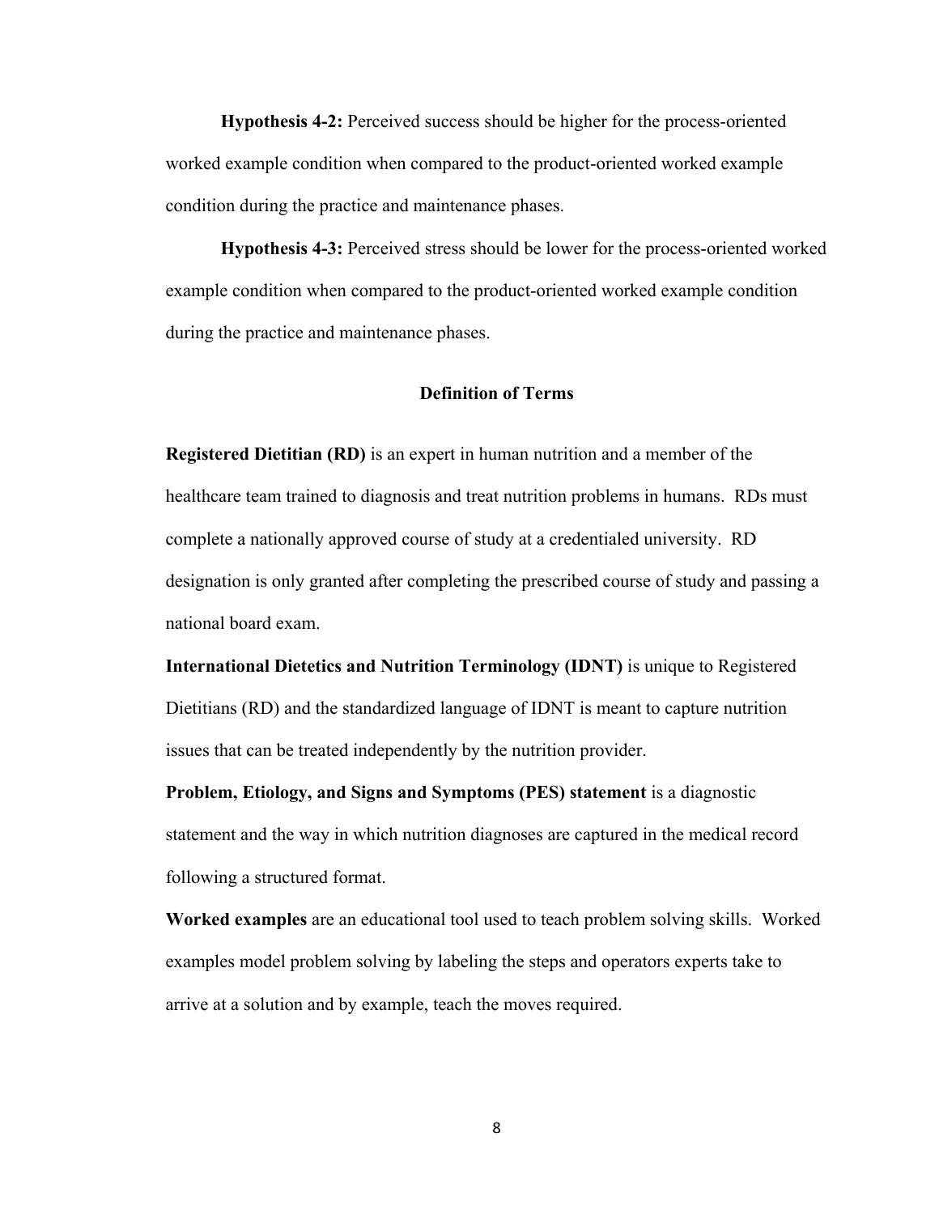**Hypothesis 4-2:** Perceived success should be higher for the process-oriented worked example condition when compared to the product-oriented worked example condition during the practice and maintenance phases.

**Hypothesis 4-3:** Perceived stress should be lower for the process-oriented worked example condition when compared to the product-oriented worked example condition during the practice and maintenance phases.

## Definition of Terms

**Registered Dietitian (RD)** is an expert in human nutrition and a member of the healthcare team trained to diagnosis and treat nutrition problems in humans. RDs must complete a nationally approved course of study at a credentialed university. RD designation is only granted after completing the prescribed course of study and passing a national board exam.

**International Dietetics and Nutrition Terminology (IDNT)** is unique to Registered Dietitians (RD) and the standardized language of IDNT is meant to capture nutrition issues that can be treated independently by the nutrition provider.

**Problem, Etiology, and Signs and Symptoms (PES) statement** is a diagnostic statement and the way in which nutrition diagnoses are captured in the medical record following a structured format.

**Worked examples** are an educational tool used to teach problem solving skills. Worked examples model problem solving by labeling the steps and operators experts take to arrive at a solution and by example, teach the moves required.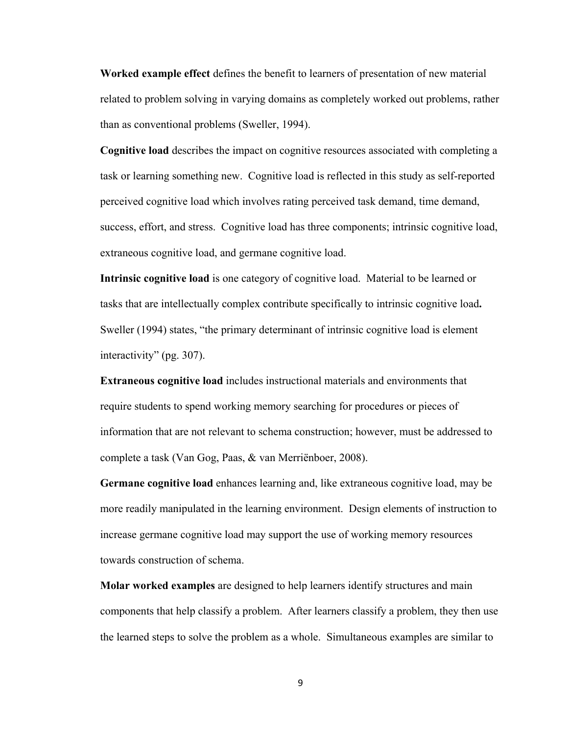**Worked example effect** defines the benefit to learners of presentation of new material related to problem solving in varying domains as completely worked out problems, rather than as conventional problems (Sweller, 1994).

**Cognitive load** describes the impact on cognitive resources associated with completing a task or learning something new. Cognitive load is reflected in this study as self-reported perceived cognitive load which involves rating perceived task demand, time demand, success, effort, and stress. Cognitive load has three components; intrinsic cognitive load, extraneous cognitive load, and germane cognitive load.

**Intrinsic cognitive load** is one category of cognitive load. Material to be learned or tasks that are intellectually complex contribute specifically to intrinsic cognitive load**.** Sweller (1994) states, "the primary determinant of intrinsic cognitive load is element interactivity" (pg. 307).

**Extraneous cognitive load** includes instructional materials and environments that require students to spend working memory searching for procedures or pieces of information that are not relevant to schema construction; however, must be addressed to complete a task (Van Gog, Paas, & van Merriënboer, 2008).

**Germane cognitive load** enhances learning and, like extraneous cognitive load, may be more readily manipulated in the learning environment. Design elements of instruction to increase germane cognitive load may support the use of working memory resources towards construction of schema.

**Molar worked examples** are designed to help learners identify structures and main components that help classify a problem. After learners classify a problem, they then use the learned steps to solve the problem as a whole. Simultaneous examples are similar to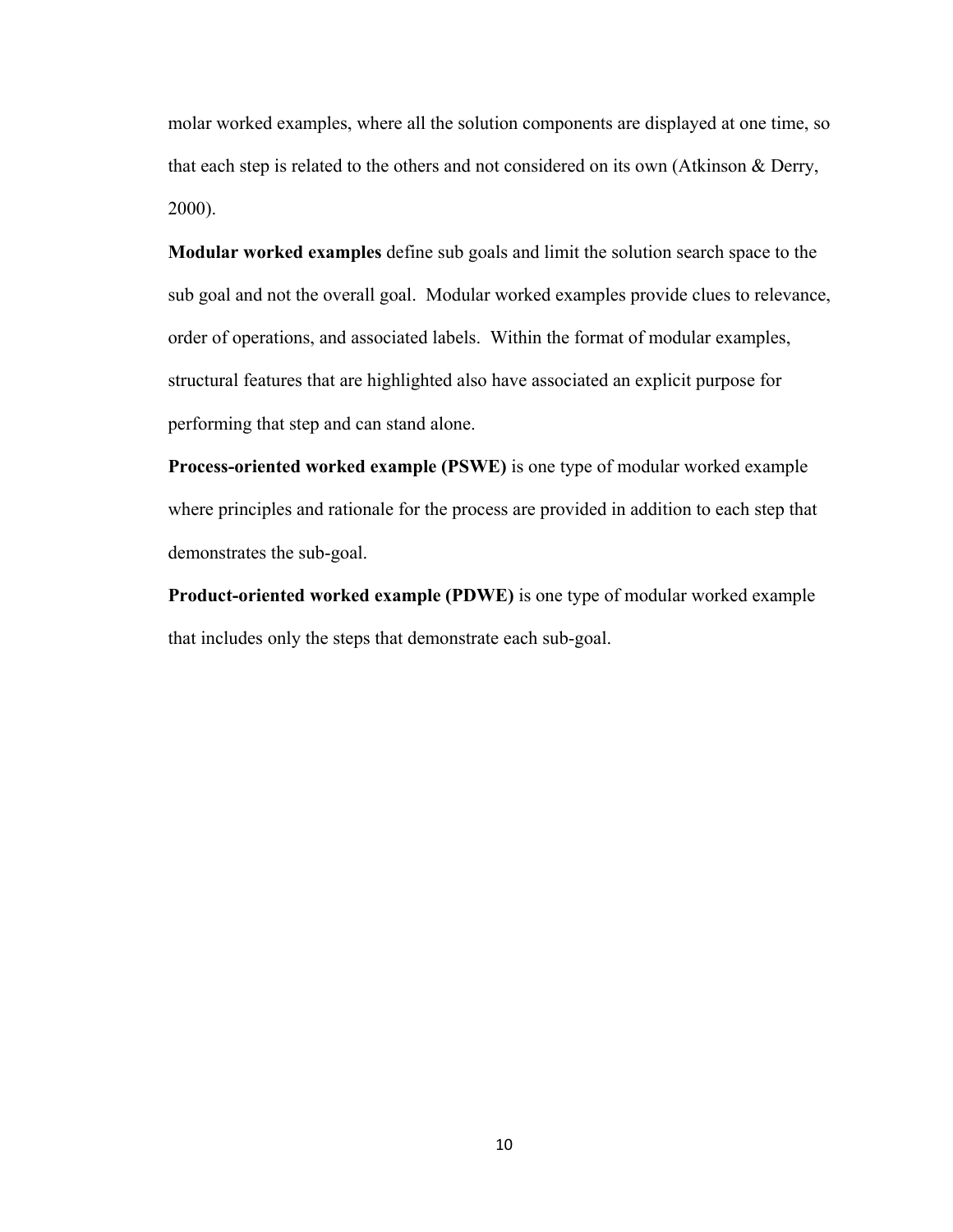molar worked examples, where all the solution components are displayed at one time, so that each step is related to the others and not considered on its own (Atkinson & Derry, 2000).

**Modular worked examples** define sub goals and limit the solution search space to the sub goal and not the overall goal. Modular worked examples provide clues to relevance, order of operations, and associated labels. Within the format of modular examples, structural features that are highlighted also have associated an explicit purpose for performing that step and can stand alone.

**Process-oriented worked example (PSWE)** is one type of modular worked example where principles and rationale for the process are provided in addition to each step that demonstrates the sub-goal.

**Product-oriented worked example (PDWE)** is one type of modular worked example that includes only the steps that demonstrate each sub-goal.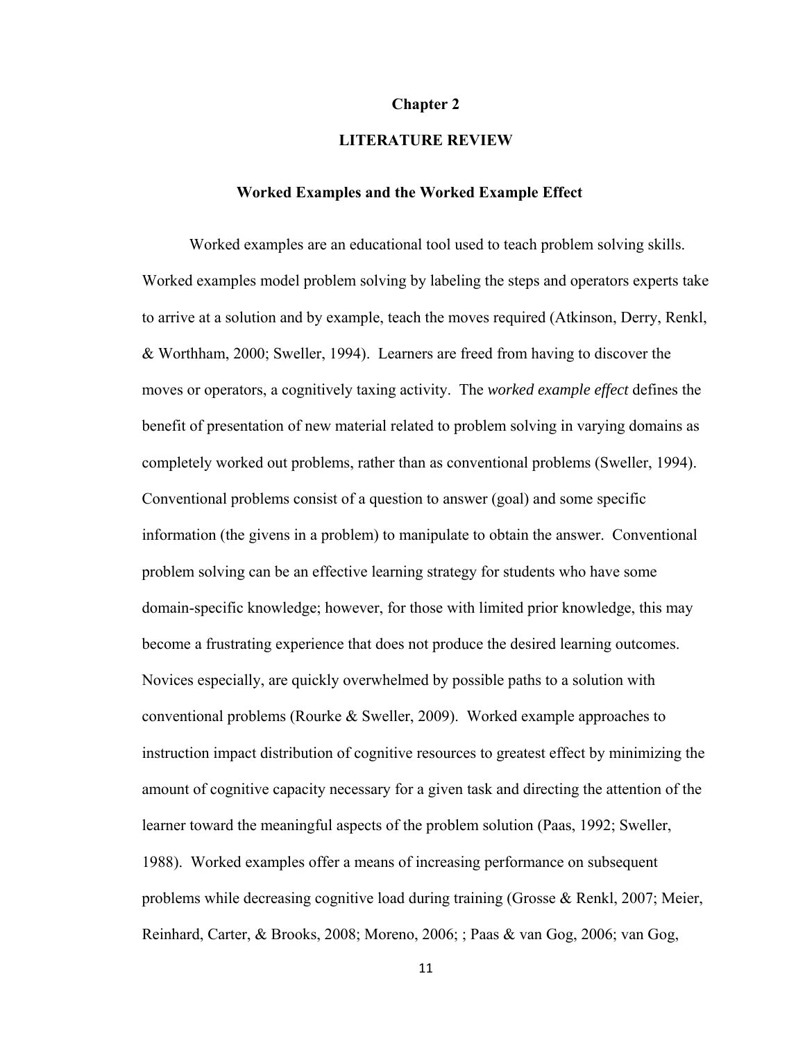# Chapter 2

# LITERATURE REVIEW

## Worked Examples and the Worked Example Effect

Worked examples are an educational tool used to teach problem solving skills. Worked examples model problem solving by labeling the steps and operators experts take to arrive at a solution and by example, teach the moves required (Atkinson, Derry, Renkl, & Worthham, 2000; Sweller, 1994). Learners are freed from having to discover the moves or operators, a cognitively taxing activity. The *worked example effect* defines the benefit of presentation of new material related to problem solving in varying domains as completely worked out problems, rather than as conventional problems (Sweller, 1994). Conventional problems consist of a question to answer (goal) and some specific information (the givens in a problem) to manipulate to obtain the answer. Conventional problem solving can be an effective learning strategy for students who have some domain-specific knowledge; however, for those with limited prior knowledge, this may become a frustrating experience that does not produce the desired learning outcomes. Novices especially, are quickly overwhelmed by possible paths to a solution with conventional problems (Rourke & Sweller, 2009). Worked example approaches to instruction impact distribution of cognitive resources to greatest effect by minimizing the amount of cognitive capacity necessary for a given task and directing the attention of the learner toward the meaningful aspects of the problem solution (Paas, 1992; Sweller, 1988). Worked examples offer a means of increasing performance on subsequent problems while decreasing cognitive load during training (Grosse & Renkl, 2007; Meier, Reinhard, Carter, & Brooks, 2008; Moreno, 2006; ; Paas & van Gog, 2006; van Gog,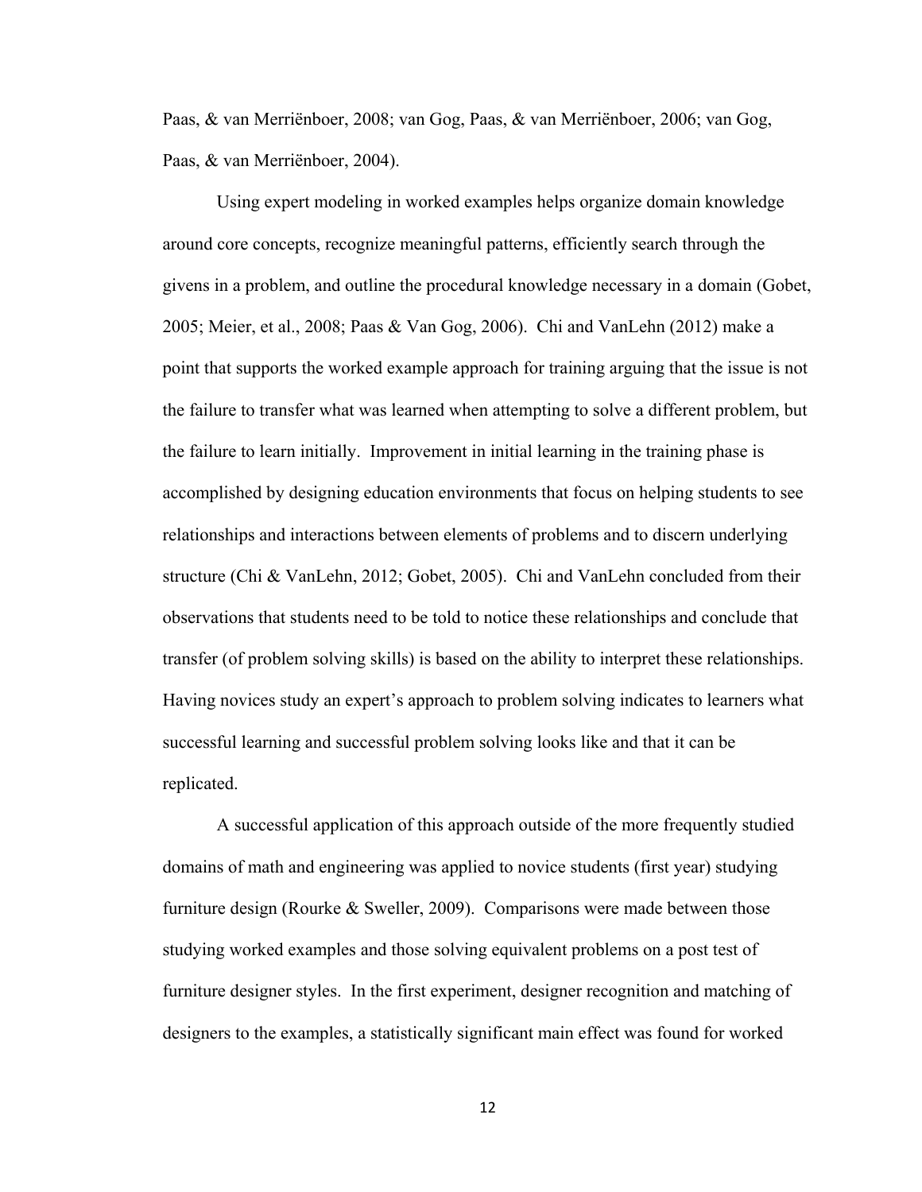Paas, & van Merriënboer, 2008; van Gog, Paas, & van Merriënboer, 2006; van Gog, Paas, & van Merriënboer, 2004).

Using expert modeling in worked examples helps organize domain knowledge around core concepts, recognize meaningful patterns, efficiently search through the givens in a problem, and outline the procedural knowledge necessary in a domain (Gobet, 2005; Meier, et al., 2008; Paas & Van Gog, 2006). Chi and VanLehn (2012) make a point that supports the worked example approach for training arguing that the issue is not the failure to transfer what was learned when attempting to solve a different problem, but the failure to learn initially. Improvement in initial learning in the training phase is accomplished by designing education environments that focus on helping students to see relationships and interactions between elements of problems and to discern underlying structure (Chi & VanLehn, 2012; Gobet, 2005). Chi and VanLehn concluded from their observations that students need to be told to notice these relationships and conclude that transfer (of problem solving skills) is based on the ability to interpret these relationships. Having novices study an expert's approach to problem solving indicates to learners what successful learning and successful problem solving looks like and that it can be replicated.

A successful application of this approach outside of the more frequently studied domains of math and engineering was applied to novice students (first year) studying furniture design (Rourke & Sweller, 2009). Comparisons were made between those studying worked examples and those solving equivalent problems on a post test of furniture designer styles. In the first experiment, designer recognition and matching of designers to the examples, a statistically significant main effect was found for worked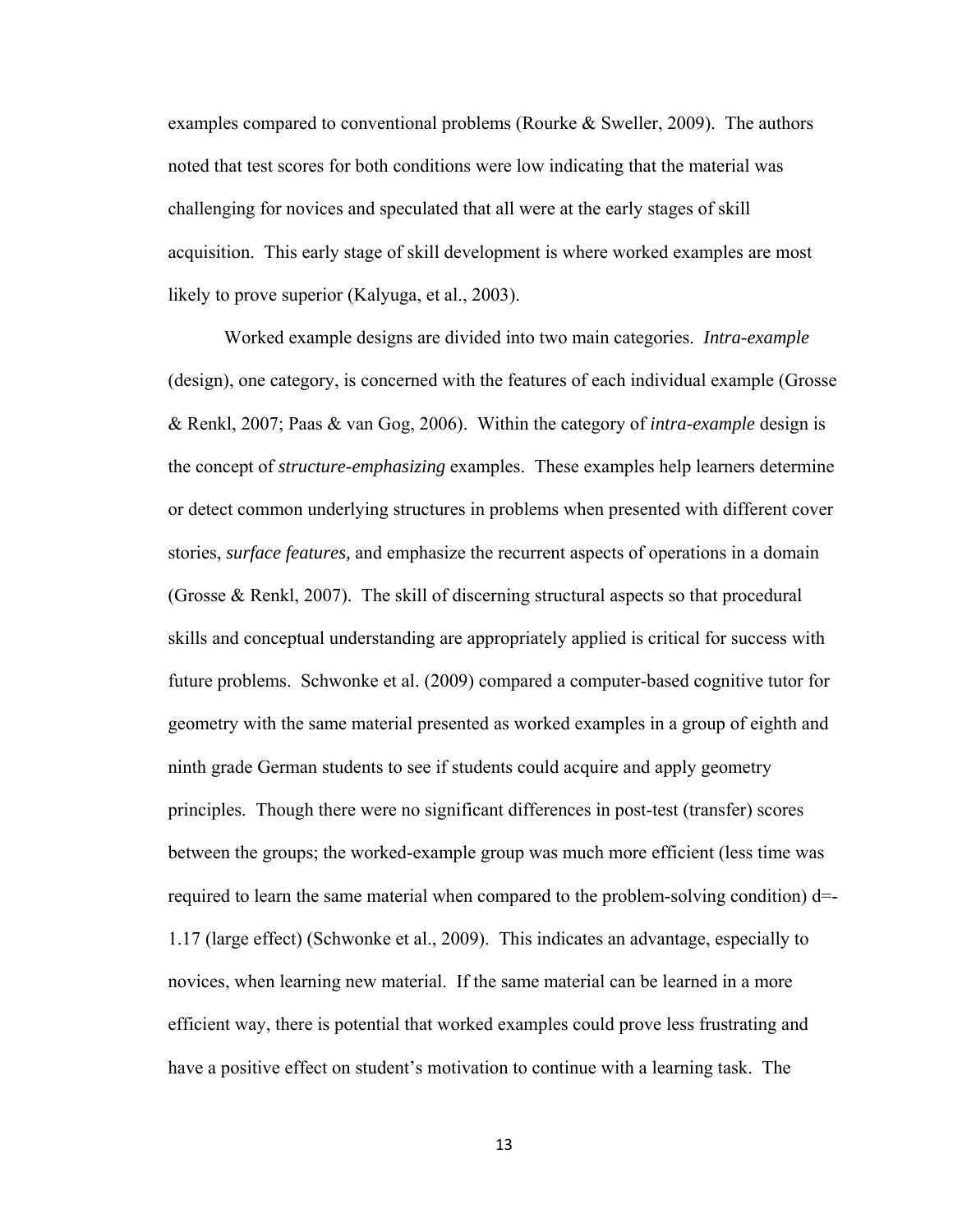examples compared to conventional problems (Rourke & Sweller, 2009). The authors noted that test scores for both conditions were low indicating that the material was challenging for novices and speculated that all were at the early stages of skill acquisition. This early stage of skill development is where worked examples are most likely to prove superior (Kalyuga, et al., 2003).

Worked example designs are divided into two main categories. *Intra-example* (design), one category, is concerned with the features of each individual example (Grosse & Renkl, 2007; Paas & van Gog, 2006). Within the category of *intra-example* design is the concept of *structure-emphasizing* examples. These examples help learners determine or detect common underlying structures in problems when presented with different cover stories, *surface features,* and emphasize the recurrent aspects of operations in a domain (Grosse & Renkl, 2007). The skill of discerning structural aspects so that procedural skills and conceptual understanding are appropriately applied is critical for success with future problems. Schwonke et al. (2009) compared a computer-based cognitive tutor for geometry with the same material presented as worked examples in a group of eighth and ninth grade German students to see if students could acquire and apply geometry principles. Though there were no significant differences in post-test (transfer) scores between the groups; the worked-example group was much more efficient (less time was required to learn the same material when compared to the problem-solving condition) $d=-1.17$ (large effect) (Schwonke et al., 2009). This indicates an advantage, especially to novices, when learning new material. If the same material can be learned in a more efficient way, there is potential that worked examples could prove less frustrating and have a positive effect on student's motivation to continue with a learning task. The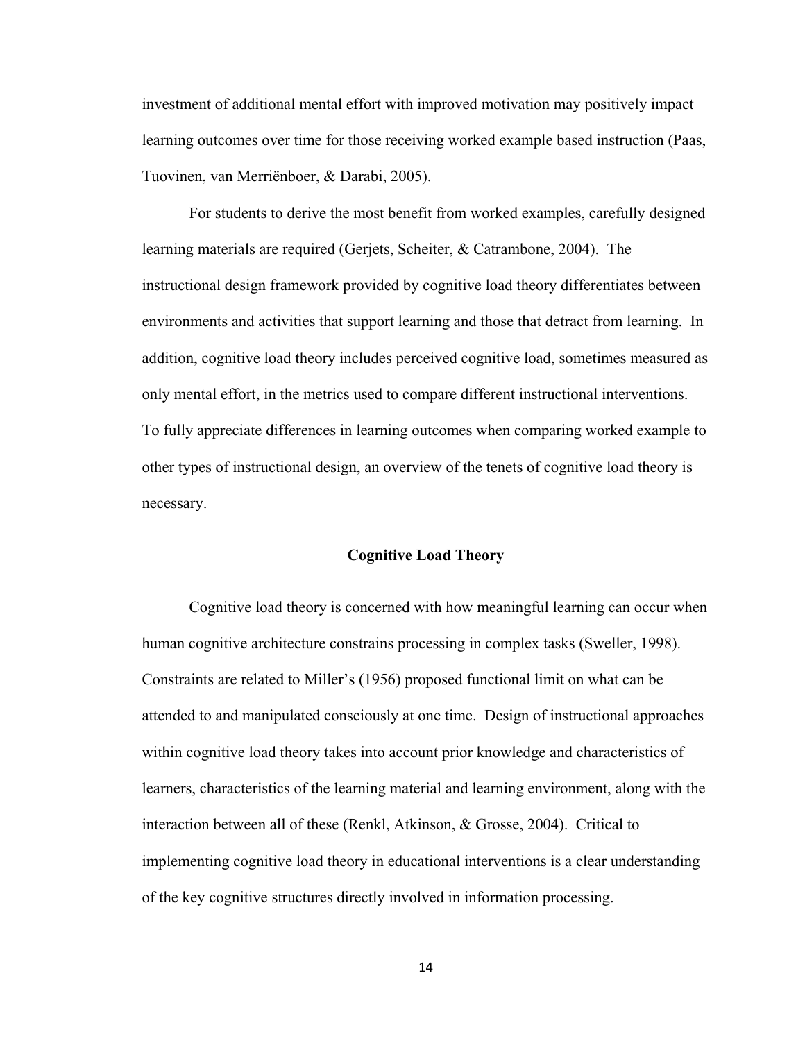investment of additional mental effort with improved motivation may positively impact learning outcomes over time for those receiving worked example based instruction (Paas, Tuovinen, van Merriënboer, & Darabi, 2005).

For students to derive the most benefit from worked examples, carefully designed learning materials are required (Gerjets, Scheiter, & Catrambone, 2004). The instructional design framework provided by cognitive load theory differentiates between environments and activities that support learning and those that detract from learning. In addition, cognitive load theory includes perceived cognitive load, sometimes measured as only mental effort, in the metrics used to compare different instructional interventions. To fully appreciate differences in learning outcomes when comparing worked example to other types of instructional design, an overview of the tenets of cognitive load theory is necessary.

## Cognitive Load Theory

Cognitive load theory is concerned with how meaningful learning can occur when human cognitive architecture constrains processing in complex tasks (Sweller, 1998). Constraints are related to Miller's (1956) proposed functional limit on what can be attended to and manipulated consciously at one time. Design of instructional approaches within cognitive load theory takes into account prior knowledge and characteristics of learners, characteristics of the learning material and learning environment, along with the interaction between all of these (Renkl, Atkinson, & Grosse, 2004). Critical to implementing cognitive load theory in educational interventions is a clear understanding of the key cognitive structures directly involved in information processing.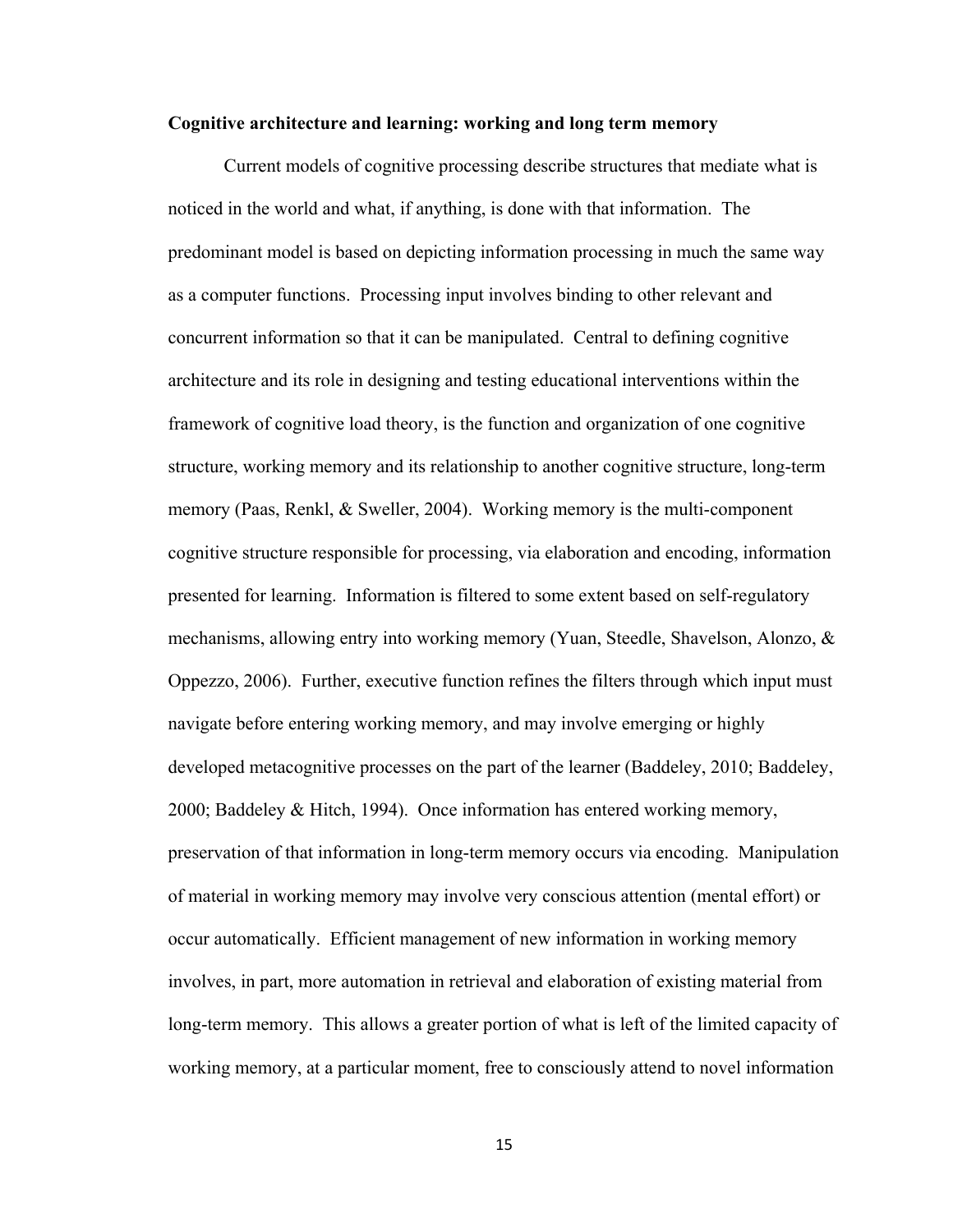**Cognitive architecture and learning: working and long term memory**

Current models of cognitive processing describe structures that mediate what is noticed in the world and what, if anything, is done with that information. The predominant model is based on depicting information processing in much the same way as a computer functions. Processing input involves binding to other relevant and concurrent information so that it can be manipulated. Central to defining cognitive architecture and its role in designing and testing educational interventions within the framework of cognitive load theory, is the function and organization of one cognitive structure, working memory and its relationship to another cognitive structure, long-term memory (Paas, Renkl, & Sweller, 2004). Working memory is the multi-component cognitive structure responsible for processing, via elaboration and encoding, information presented for learning. Information is filtered to some extent based on self-regulatory mechanisms, allowing entry into working memory (Yuan, Steedle, Shavelson, Alonzo, & Oppezzo, 2006). Further, executive function refines the filters through which input must navigate before entering working memory, and may involve emerging or highly developed metacognitive processes on the part of the learner (Baddeley, 2010; Baddeley, 2000; Baddeley & Hitch, 1994). Once information has entered working memory, preservation of that information in long-term memory occurs via encoding. Manipulation of material in working memory may involve very conscious attention (mental effort) or occur automatically. Efficient management of new information in working memory involves, in part, more automation in retrieval and elaboration of existing material from long-term memory. This allows a greater portion of what is left of the limited capacity of working memory, at a particular moment, free to consciously attend to novel information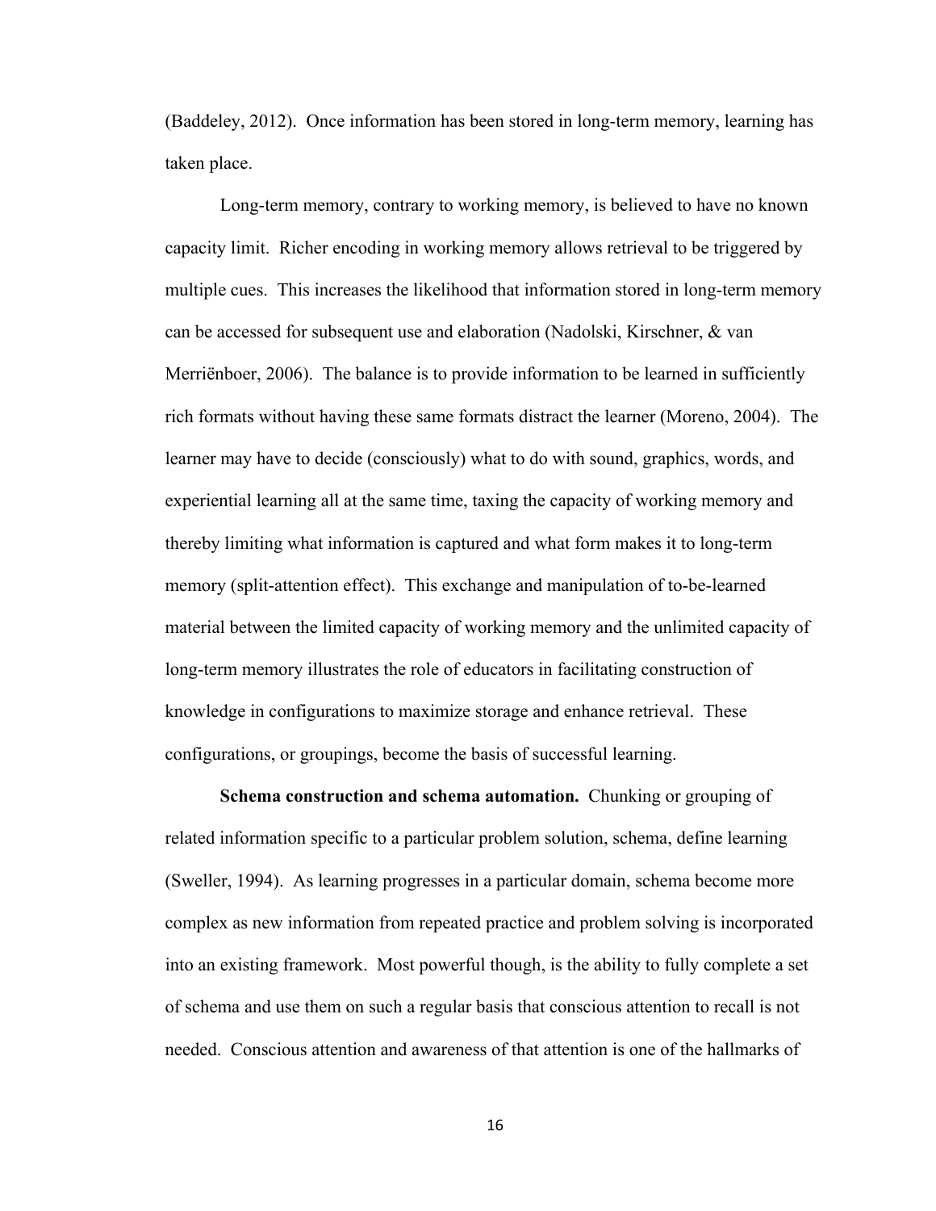(Baddeley, 2012). Once information has been stored in long-term memory, learning has taken place.

Long-term memory, contrary to working memory, is believed to have no known capacity limit. Richer encoding in working memory allows retrieval to be triggered by multiple cues. This increases the likelihood that information stored in long-term memory can be accessed for subsequent use and elaboration (Nadolski, Kirschner, & van Merriënboer, 2006). The balance is to provide information to be learned in sufficiently rich formats without having these same formats distract the learner (Moreno, 2004). The learner may have to decide (consciously) what to do with sound, graphics, words, and experiential learning all at the same time, taxing the capacity of working memory and thereby limiting what information is captured and what form makes it to long-term memory (split-attention effect). This exchange and manipulation of to-be-learned material between the limited capacity of working memory and the unlimited capacity of long-term memory illustrates the role of educators in facilitating construction of knowledge in configurations to maximize storage and enhance retrieval. These configurations, or groupings, become the basis of successful learning.

**Schema construction and schema automation.** Chunking or grouping of related information specific to a particular problem solution, schema, define learning (Sweller, 1994). As learning progresses in a particular domain, schema become more complex as new information from repeated practice and problem solving is incorporated into an existing framework. Most powerful though, is the ability to fully complete a set of schema and use them on such a regular basis that conscious attention to recall is not needed. Conscious attention and awareness of that attention is one of the hallmarks of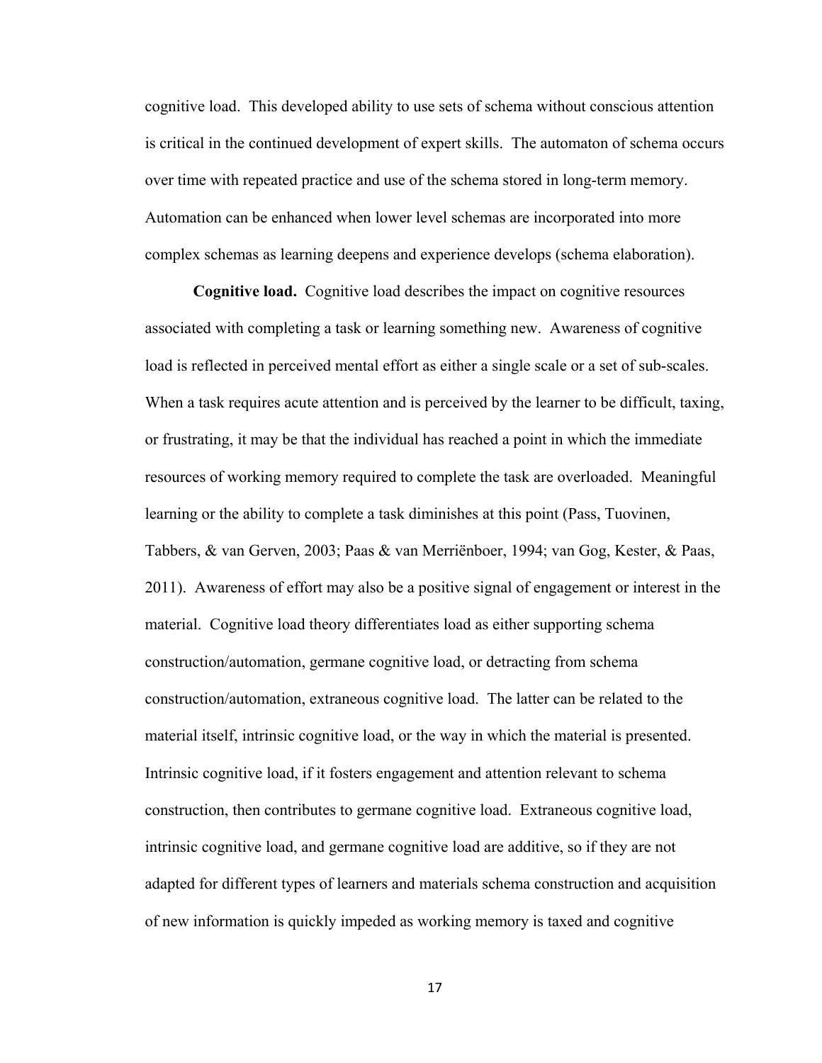cognitive load. This developed ability to use sets of schema without conscious attention is critical in the continued development of expert skills. The automaton of schema occurs over time with repeated practice and use of the schema stored in long-term memory. Automation can be enhanced when lower level schemas are incorporated into more complex schemas as learning deepens and experience develops (schema elaboration).

**Cognitive load.** Cognitive load describes the impact on cognitive resources associated with completing a task or learning something new. Awareness of cognitive load is reflected in perceived mental effort as either a single scale or a set of sub-scales. When a task requires acute attention and is perceived by the learner to be difficult, taxing, or frustrating, it may be that the individual has reached a point in which the immediate resources of working memory required to complete the task are overloaded. Meaningful learning or the ability to complete a task diminishes at this point (Pass, Tuovinen, Tabbers, & van Gerven, 2003; Paas & van Merriënboer, 1994; van Gog, Kester, & Paas, 2011). Awareness of effort may also be a positive signal of engagement or interest in the material. Cognitive load theory differentiates load as either supporting schema construction/automation, germane cognitive load, or detracting from schema construction/automation, extraneous cognitive load. The latter can be related to the material itself, intrinsic cognitive load, or the way in which the material is presented. Intrinsic cognitive load, if it fosters engagement and attention relevant to schema construction, then contributes to germane cognitive load. Extraneous cognitive load, intrinsic cognitive load, and germane cognitive load are additive, so if they are not adapted for different types of learners and materials schema construction and acquisition of new information is quickly impeded as working memory is taxed and cognitive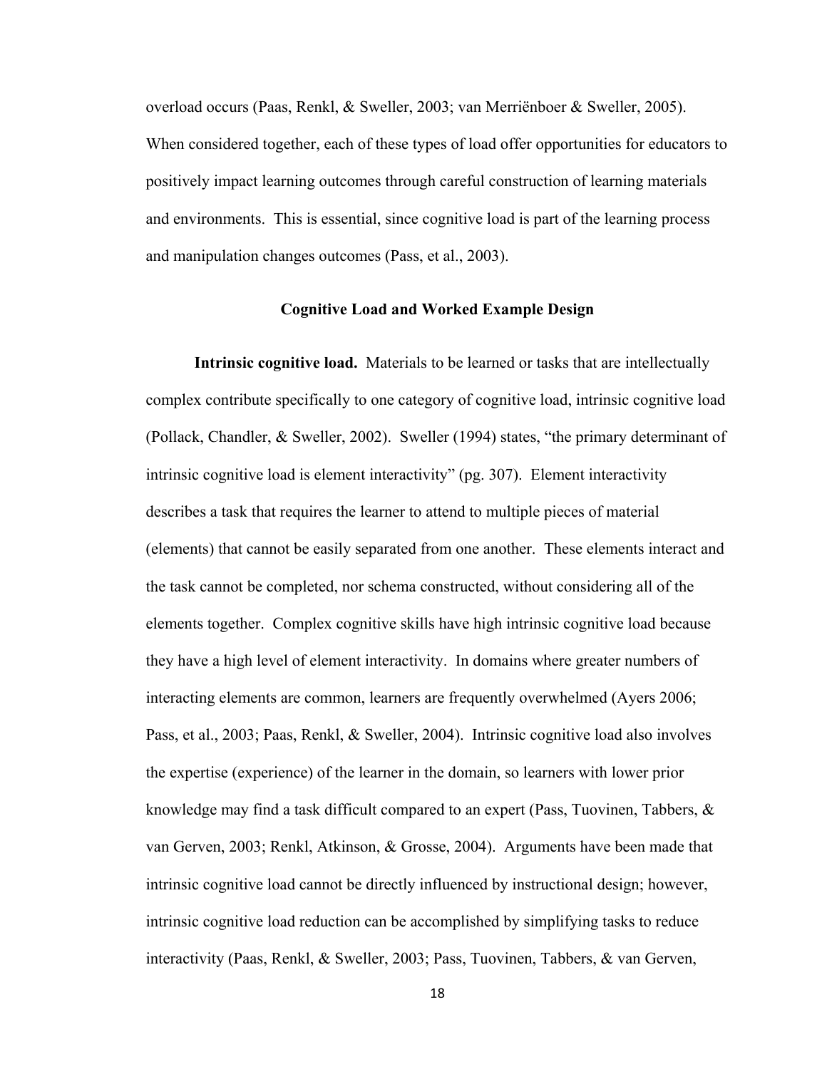overload occurs (Paas, Renkl, & Sweller, 2003; van Merriënboer & Sweller, 2005). When considered together, each of these types of load offer opportunities for educators to positively impact learning outcomes through careful construction of learning materials and environments. This is essential, since cognitive load is part of the learning process and manipulation changes outcomes (Pass, et al., 2003).

## Cognitive Load and Worked Example Design

**Intrinsic cognitive load.** Materials to be learned or tasks that are intellectually complex contribute specifically to one category of cognitive load, intrinsic cognitive load (Pollack, Chandler, & Sweller, 2002). Sweller (1994) states, "the primary determinant of intrinsic cognitive load is element interactivity" (pg. 307). Element interactivity describes a task that requires the learner to attend to multiple pieces of material (elements) that cannot be easily separated from one another. These elements interact and the task cannot be completed, nor schema constructed, without considering all of the elements together. Complex cognitive skills have high intrinsic cognitive load because they have a high level of element interactivity. In domains where greater numbers of interacting elements are common, learners are frequently overwhelmed (Ayers 2006; Pass, et al., 2003; Paas, Renkl, & Sweller, 2004). Intrinsic cognitive load also involves the expertise (experience) of the learner in the domain, so learners with lower prior knowledge may find a task difficult compared to an expert (Pass, Tuovinen, Tabbers, & van Gerven, 2003; Renkl, Atkinson, & Grosse, 2004). Arguments have been made that intrinsic cognitive load cannot be directly influenced by instructional design; however, intrinsic cognitive load reduction can be accomplished by simplifying tasks to reduce interactivity (Paas, Renkl, & Sweller, 2003; Pass, Tuovinen, Tabbers, & van Gerven,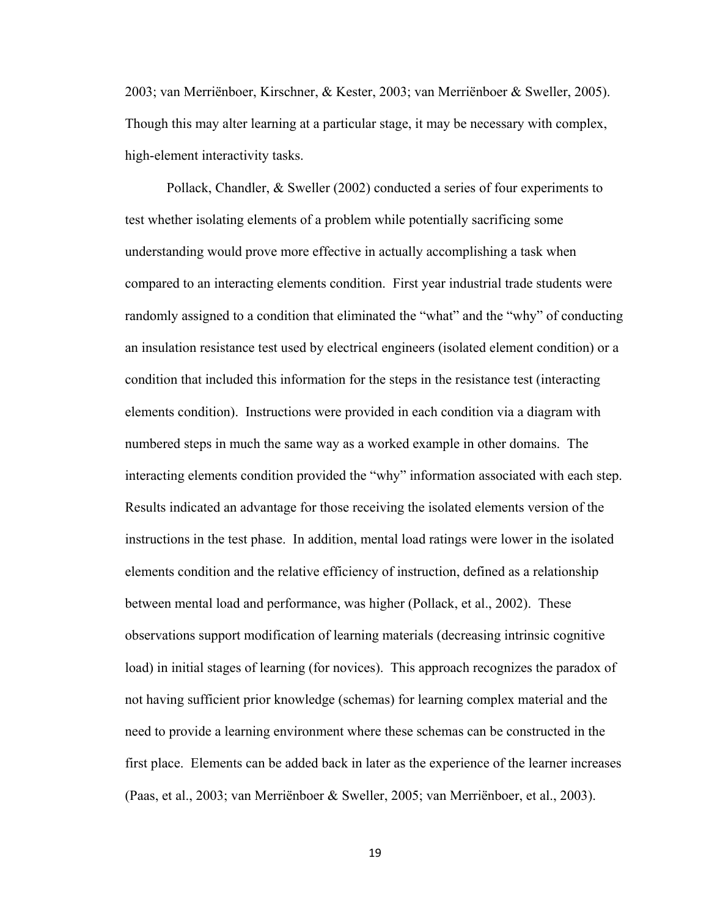2003; van Merriënboer, Kirschner, & Kester, 2003; van Merriënboer & Sweller, 2005). Though this may alter learning at a particular stage, it may be necessary with complex, high-element interactivity tasks.

Pollack, Chandler, & Sweller (2002) conducted a series of four experiments to test whether isolating elements of a problem while potentially sacrificing some understanding would prove more effective in actually accomplishing a task when compared to an interacting elements condition. First year industrial trade students were randomly assigned to a condition that eliminated the "what" and the "why" of conducting an insulation resistance test used by electrical engineers (isolated element condition) or a condition that included this information for the steps in the resistance test (interacting elements condition). Instructions were provided in each condition via a diagram with numbered steps in much the same way as a worked example in other domains. The interacting elements condition provided the "why" information associated with each step. Results indicated an advantage for those receiving the isolated elements version of the instructions in the test phase. In addition, mental load ratings were lower in the isolated elements condition and the relative efficiency of instruction, defined as a relationship between mental load and performance, was higher (Pollack, et al., 2002). These observations support modification of learning materials (decreasing intrinsic cognitive load) in initial stages of learning (for novices). This approach recognizes the paradox of not having sufficient prior knowledge (schemas) for learning complex material and the need to provide a learning environment where these schemas can be constructed in the first place. Elements can be added back in later as the experience of the learner increases (Paas, et al., 2003; van Merriënboer & Sweller, 2005; van Merriënboer, et al., 2003).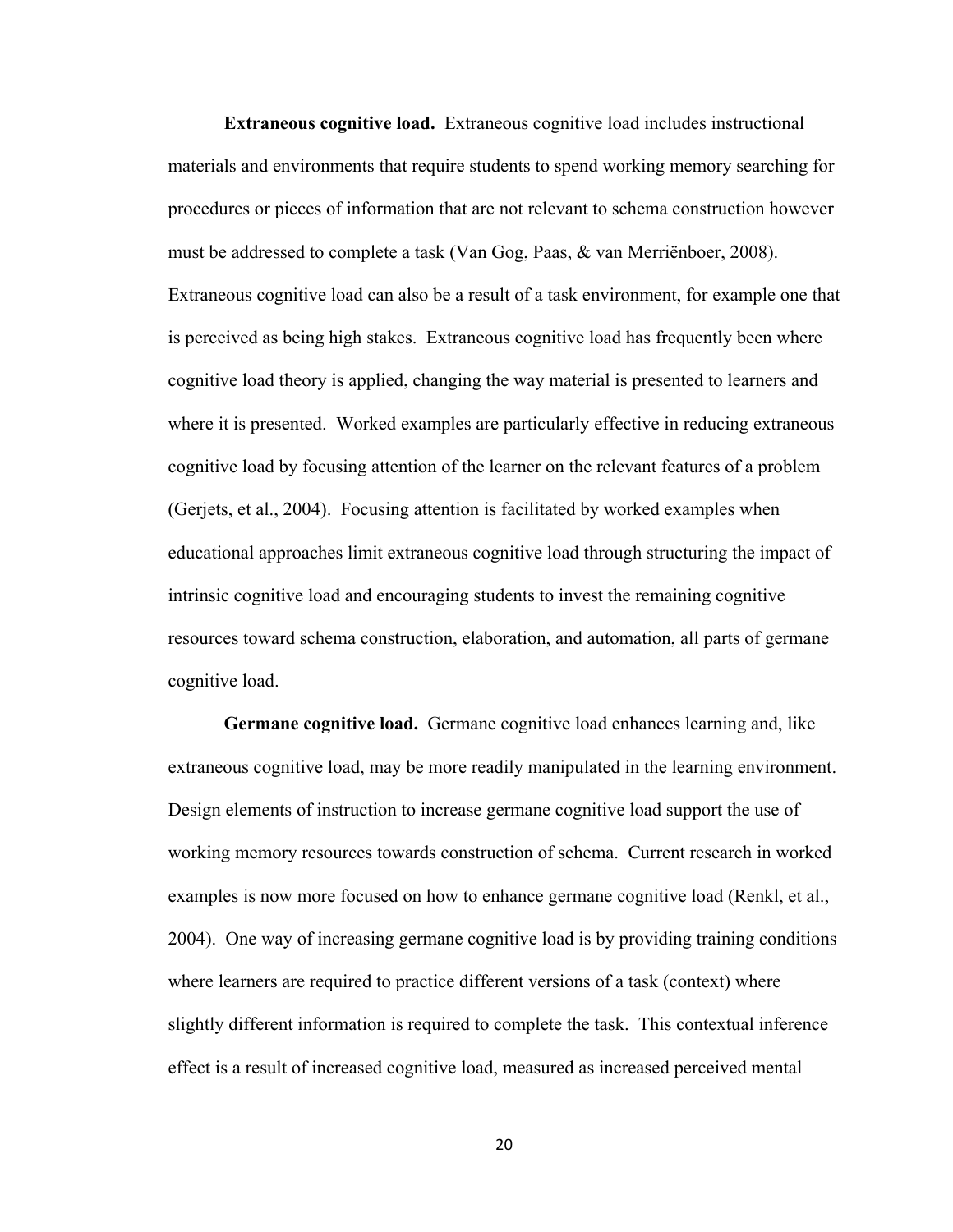**Extraneous cognitive load.** Extraneous cognitive load includes instructional materials and environments that require students to spend working memory searching for procedures or pieces of information that are not relevant to schema construction however must be addressed to complete a task (Van Gog, Paas, & van Merriënboer, 2008). Extraneous cognitive load can also be a result of a task environment, for example one that is perceived as being high stakes. Extraneous cognitive load has frequently been where cognitive load theory is applied, changing the way material is presented to learners and where it is presented. Worked examples are particularly effective in reducing extraneous cognitive load by focusing attention of the learner on the relevant features of a problem (Gerjets, et al., 2004). Focusing attention is facilitated by worked examples when educational approaches limit extraneous cognitive load through structuring the impact of intrinsic cognitive load and encouraging students to invest the remaining cognitive resources toward schema construction, elaboration, and automation, all parts of germane cognitive load.

**Germane cognitive load.** Germane cognitive load enhances learning and, like extraneous cognitive load, may be more readily manipulated in the learning environment. Design elements of instruction to increase germane cognitive load support the use of working memory resources towards construction of schema. Current research in worked examples is now more focused on how to enhance germane cognitive load (Renkl, et al., 2004). One way of increasing germane cognitive load is by providing training conditions where learners are required to practice different versions of a task (context) where slightly different information is required to complete the task. This contextual inference effect is a result of increased cognitive load, measured as increased perceived mental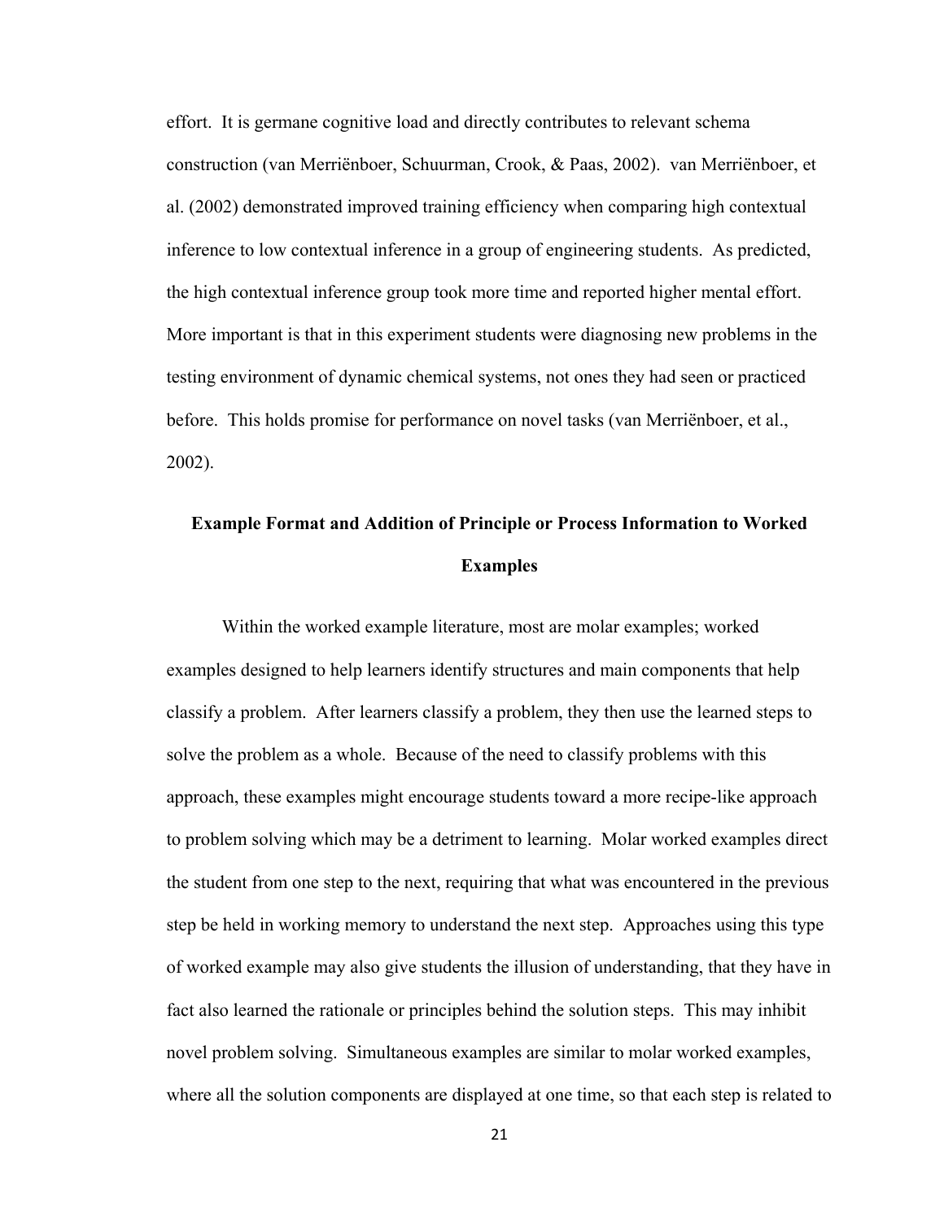effort. It is germane cognitive load and directly contributes to relevant schema construction (van Merriënboer, Schuurman, Crook, & Paas, 2002). van Merriënboer, et al. (2002) demonstrated improved training efficiency when comparing high contextual inference to low contextual inference in a group of engineering students. As predicted, the high contextual inference group took more time and reported higher mental effort. More important is that in this experiment students were diagnosing new problems in the testing environment of dynamic chemical systems, not ones they had seen or practiced before. This holds promise for performance on novel tasks (van Merriënboer, et al., 2002).

## Example Format and Addition of Principle or Process Information to Worked Examples

Within the worked example literature, most are molar examples; worked examples designed to help learners identify structures and main components that help classify a problem. After learners classify a problem, they then use the learned steps to solve the problem as a whole. Because of the need to classify problems with this approach, these examples might encourage students toward a more recipe-like approach to problem solving which may be a detriment to learning. Molar worked examples direct the student from one step to the next, requiring that what was encountered in the previous step be held in working memory to understand the next step. Approaches using this type of worked example may also give students the illusion of understanding, that they have in fact also learned the rationale or principles behind the solution steps. This may inhibit novel problem solving. Simultaneous examples are similar to molar worked examples, where all the solution components are displayed at one time, so that each step is related to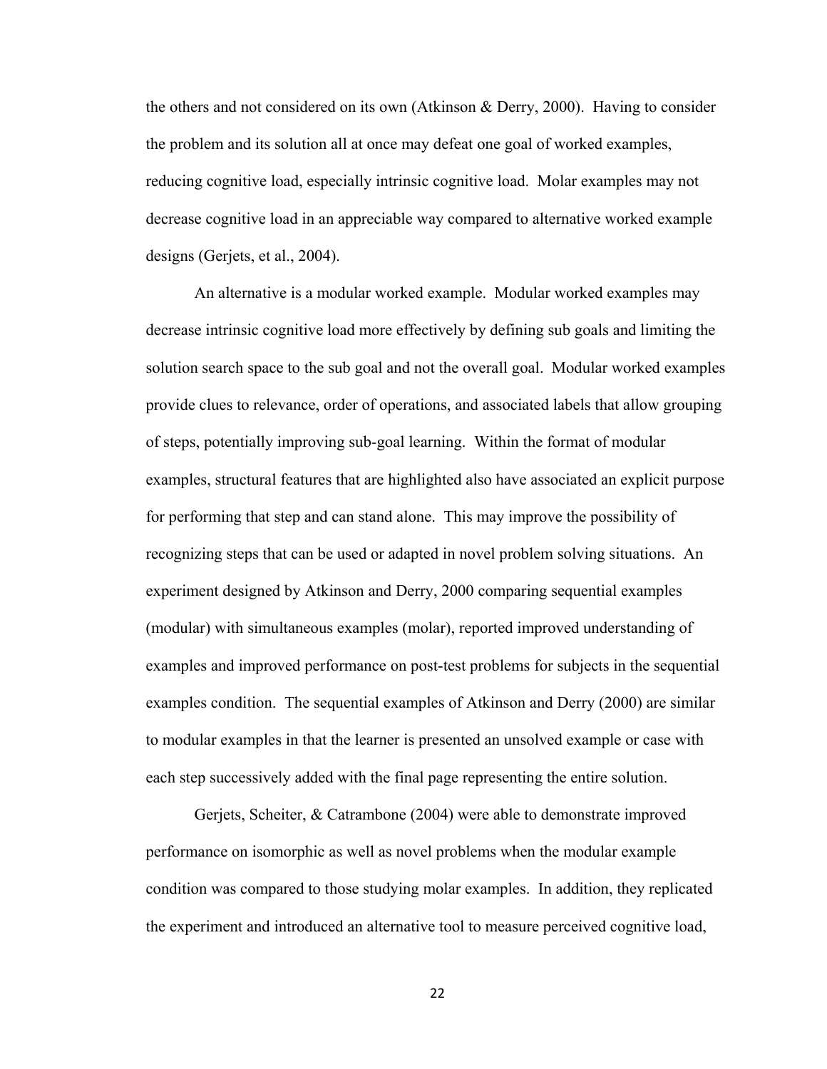the others and not considered on its own (Atkinson & Derry, 2000). Having to consider the problem and its solution all at once may defeat one goal of worked examples, reducing cognitive load, especially intrinsic cognitive load. Molar examples may not decrease cognitive load in an appreciable way compared to alternative worked example designs (Gerjets, et al., 2004).

An alternative is a modular worked example. Modular worked examples may decrease intrinsic cognitive load more effectively by defining sub goals and limiting the solution search space to the sub goal and not the overall goal. Modular worked examples provide clues to relevance, order of operations, and associated labels that allow grouping of steps, potentially improving sub-goal learning. Within the format of modular examples, structural features that are highlighted also have associated an explicit purpose for performing that step and can stand alone. This may improve the possibility of recognizing steps that can be used or adapted in novel problem solving situations. An experiment designed by Atkinson and Derry, 2000 comparing sequential examples (modular) with simultaneous examples (molar), reported improved understanding of examples and improved performance on post-test problems for subjects in the sequential examples condition. The sequential examples of Atkinson and Derry (2000) are similar to modular examples in that the learner is presented an unsolved example or case with each step successively added with the final page representing the entire solution.

Gerjets, Scheiter, & Catrambone (2004) were able to demonstrate improved performance on isomorphic as well as novel problems when the modular example condition was compared to those studying molar examples. In addition, they replicated the experiment and introduced an alternative tool to measure perceived cognitive load,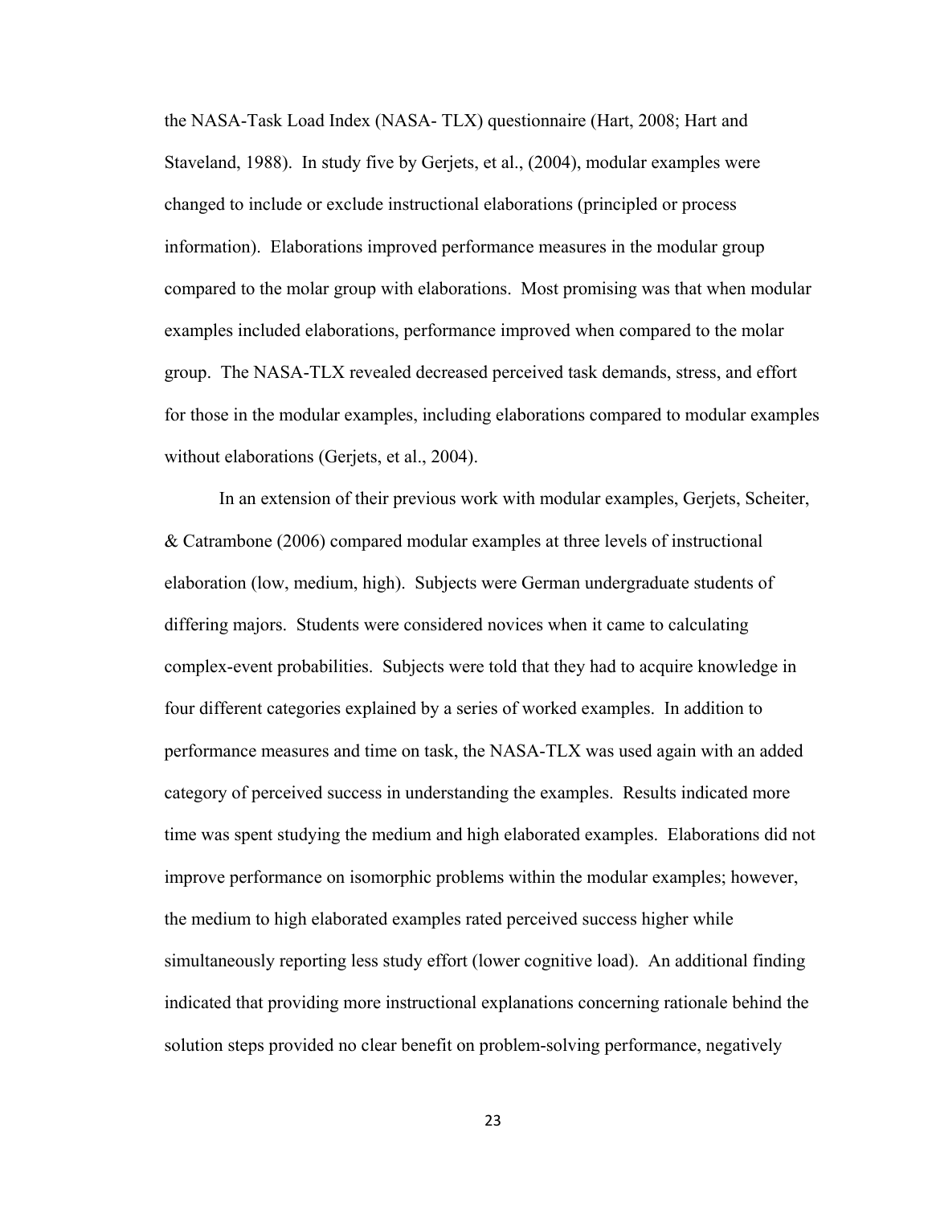the NASA-Task Load Index (NASA- TLX) questionnaire (Hart, 2008; Hart and Staveland, 1988). In study five by Gerjets, et al., (2004), modular examples were changed to include or exclude instructional elaborations (principled or process information). Elaborations improved performance measures in the modular group compared to the molar group with elaborations. Most promising was that when modular examples included elaborations, performance improved when compared to the molar group. The NASA-TLX revealed decreased perceived task demands, stress, and effort for those in the modular examples, including elaborations compared to modular examples without elaborations (Gerjets, et al., 2004).

In an extension of their previous work with modular examples, Gerjets, Scheiter, & Catrambone (2006) compared modular examples at three levels of instructional elaboration (low, medium, high). Subjects were German undergraduate students of differing majors. Students were considered novices when it came to calculating complex-event probabilities. Subjects were told that they had to acquire knowledge in four different categories explained by a series of worked examples. In addition to performance measures and time on task, the NASA-TLX was used again with an added category of perceived success in understanding the examples. Results indicated more time was spent studying the medium and high elaborated examples. Elaborations did not improve performance on isomorphic problems within the modular examples; however, the medium to high elaborated examples rated perceived success higher while simultaneously reporting less study effort (lower cognitive load). An additional finding indicated that providing more instructional explanations concerning rationale behind the solution steps provided no clear benefit on problem-solving performance, negatively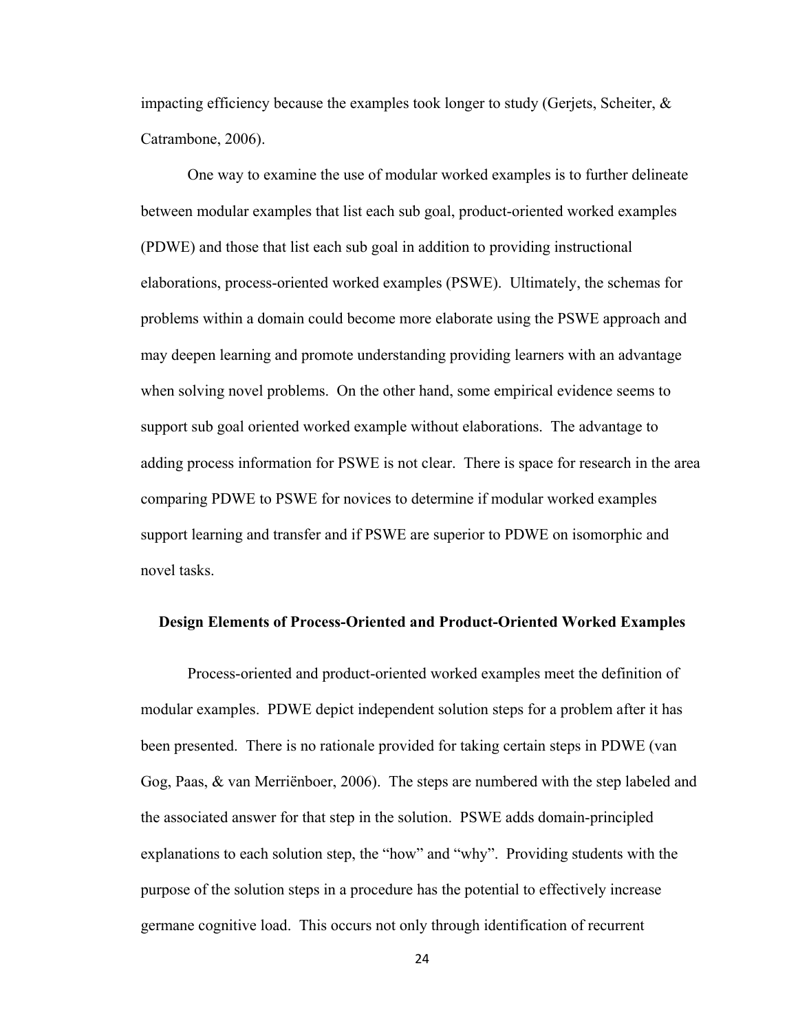impacting efficiency because the examples took longer to study (Gerjets, Scheiter, & Catrambone, 2006).

One way to examine the use of modular worked examples is to further delineate between modular examples that list each sub goal, product-oriented worked examples (PDWE) and those that list each sub goal in addition to providing instructional elaborations, process-oriented worked examples (PSWE). Ultimately, the schemas for problems within a domain could become more elaborate using the PSWE approach and may deepen learning and promote understanding providing learners with an advantage when solving novel problems. On the other hand, some empirical evidence seems to support sub goal oriented worked example without elaborations. The advantage to adding process information for PSWE is not clear. There is space for research in the area comparing PDWE to PSWE for novices to determine if modular worked examples support learning and transfer and if PSWE are superior to PDWE on isomorphic and novel tasks.

## Design Elements of Process-Oriented and Product-Oriented Worked Examples

Process-oriented and product-oriented worked examples meet the definition of modular examples. PDWE depict independent solution steps for a problem after it has been presented. There is no rationale provided for taking certain steps in PDWE (van Gog, Paas, & van Merriënboer, 2006). The steps are numbered with the step labeled and the associated answer for that step in the solution. PSWE adds domain-principled explanations to each solution step, the "how" and "why". Providing students with the purpose of the solution steps in a procedure has the potential to effectively increase germane cognitive load. This occurs not only through identification of recurrent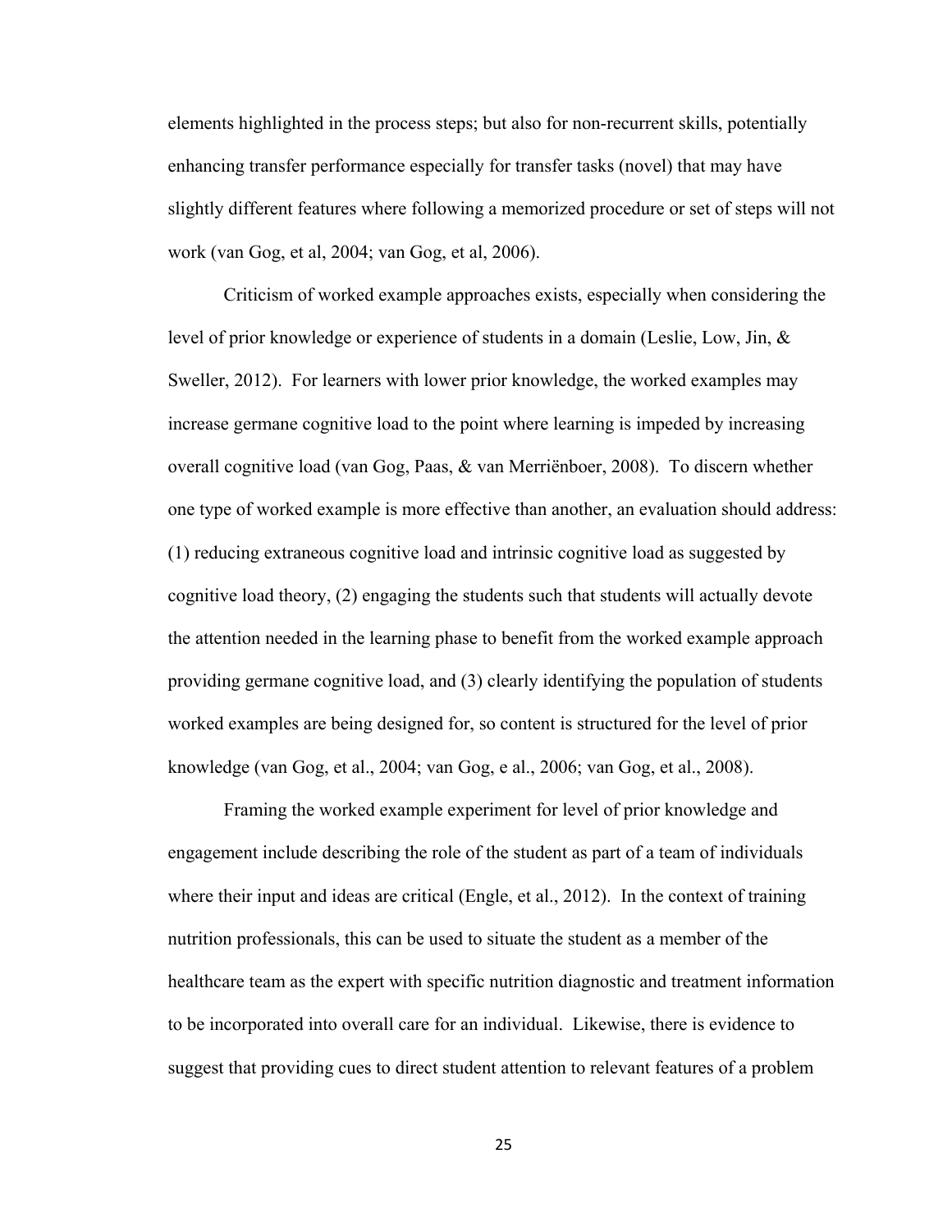elements highlighted in the process steps; but also for non-recurrent skills, potentially enhancing transfer performance especially for transfer tasks (novel) that may have slightly different features where following a memorized procedure or set of steps will not work (van Gog, et al, 2004; van Gog, et al, 2006).

Criticism of worked example approaches exists, especially when considering the level of prior knowledge or experience of students in a domain (Leslie, Low, Jin, & Sweller, 2012). For learners with lower prior knowledge, the worked examples may increase germane cognitive load to the point where learning is impeded by increasing overall cognitive load (van Gog, Paas, & van Merriënboer, 2008). To discern whether one type of worked example is more effective than another, an evaluation should address: (1) reducing extraneous cognitive load and intrinsic cognitive load as suggested by cognitive load theory, (2) engaging the students such that students will actually devote the attention needed in the learning phase to benefit from the worked example approach providing germane cognitive load, and (3) clearly identifying the population of students worked examples are being designed for, so content is structured for the level of prior knowledge (van Gog, et al., 2004; van Gog, e al., 2006; van Gog, et al., 2008).

Framing the worked example experiment for level of prior knowledge and engagement include describing the role of the student as part of a team of individuals where their input and ideas are critical (Engle, et al., 2012). In the context of training nutrition professionals, this can be used to situate the student as a member of the healthcare team as the expert with specific nutrition diagnostic and treatment information to be incorporated into overall care for an individual. Likewise, there is evidence to suggest that providing cues to direct student attention to relevant features of a problem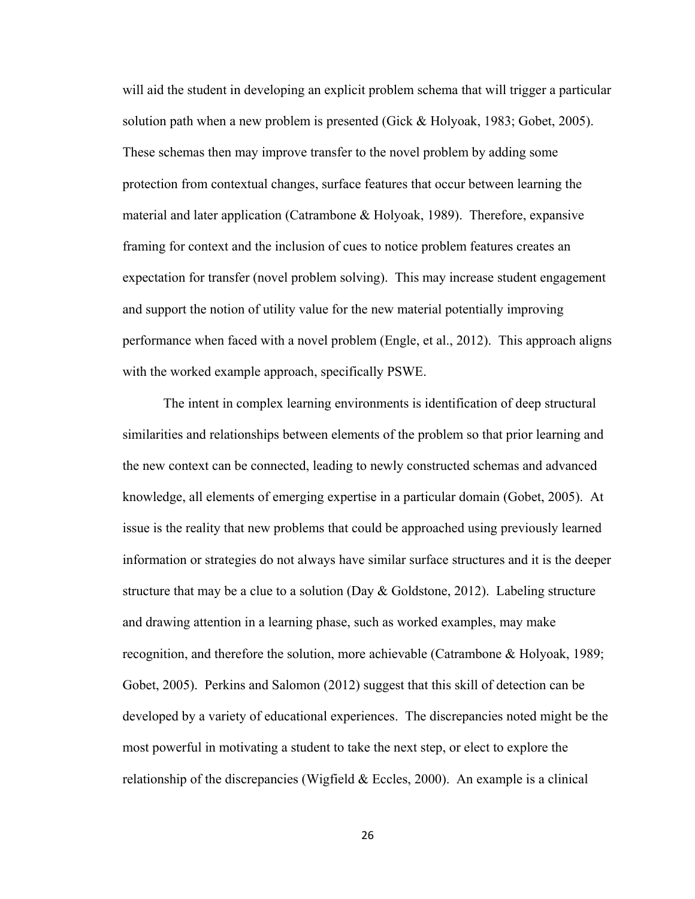will aid the student in developing an explicit problem schema that will trigger a particular solution path when a new problem is presented (Gick & Holyoak, 1983; Gobet, 2005). These schemas then may improve transfer to the novel problem by adding some protection from contextual changes, surface features that occur between learning the material and later application (Catrambone & Holyoak, 1989). Therefore, expansive framing for context and the inclusion of cues to notice problem features creates an expectation for transfer (novel problem solving). This may increase student engagement and support the notion of utility value for the new material potentially improving performance when faced with a novel problem (Engle, et al., 2012). This approach aligns with the worked example approach, specifically PSWE.

The intent in complex learning environments is identification of deep structural similarities and relationships between elements of the problem so that prior learning and the new context can be connected, leading to newly constructed schemas and advanced knowledge, all elements of emerging expertise in a particular domain (Gobet, 2005). At issue is the reality that new problems that could be approached using previously learned information or strategies do not always have similar surface structures and it is the deeper structure that may be a clue to a solution (Day & Goldstone, 2012). Labeling structure and drawing attention in a learning phase, such as worked examples, may make recognition, and therefore the solution, more achievable (Catrambone & Holyoak, 1989; Gobet, 2005). Perkins and Salomon (2012) suggest that this skill of detection can be developed by a variety of educational experiences. The discrepancies noted might be the most powerful in motivating a student to take the next step, or elect to explore the relationship of the discrepancies (Wigfield & Eccles, 2000). An example is a clinical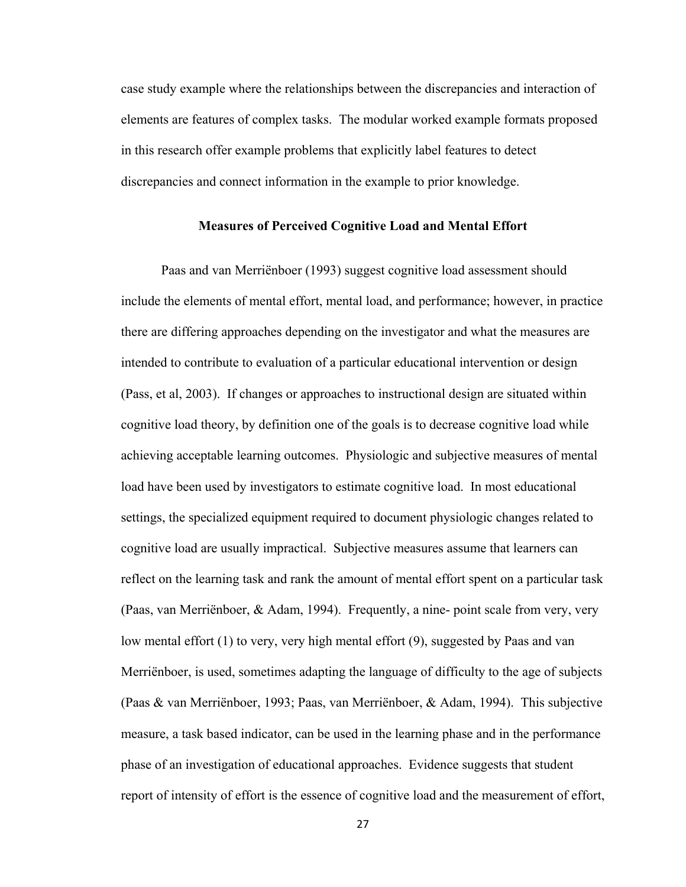case study example where the relationships between the discrepancies and interaction of elements are features of complex tasks. The modular worked example formats proposed in this research offer example problems that explicitly label features to detect discrepancies and connect information in the example to prior knowledge.

## Measures of Perceived Cognitive Load and Mental Effort

Paas and van Merriënboer (1993) suggest cognitive load assessment should include the elements of mental effort, mental load, and performance; however, in practice there are differing approaches depending on the investigator and what the measures are intended to contribute to evaluation of a particular educational intervention or design (Pass, et al, 2003). If changes or approaches to instructional design are situated within cognitive load theory, by definition one of the goals is to decrease cognitive load while achieving acceptable learning outcomes. Physiologic and subjective measures of mental load have been used by investigators to estimate cognitive load. In most educational settings, the specialized equipment required to document physiologic changes related to cognitive load are usually impractical. Subjective measures assume that learners can reflect on the learning task and rank the amount of mental effort spent on a particular task (Paas, van Merriënboer, & Adam, 1994). Frequently, a nine- point scale from very, very low mental effort (1) to very, very high mental effort (9), suggested by Paas and van Merriënboer, is used, sometimes adapting the language of difficulty to the age of subjects (Paas & van Merriënboer, 1993; Paas, van Merriënboer, & Adam, 1994). This subjective measure, a task based indicator, can be used in the learning phase and in the performance phase of an investigation of educational approaches. Evidence suggests that student report of intensity of effort is the essence of cognitive load and the measurement of effort,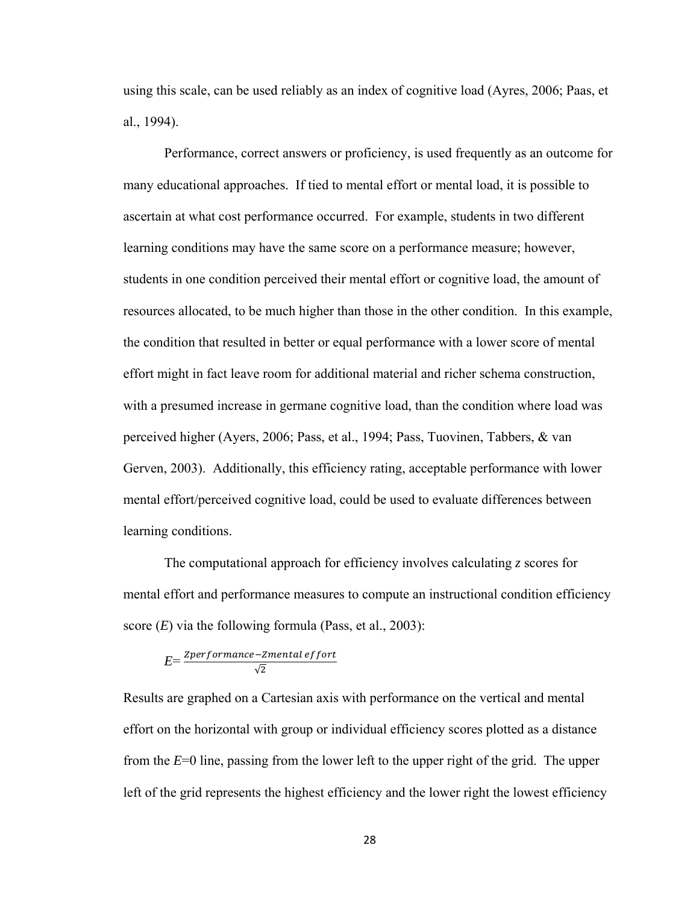using this scale, can be used reliably as an index of cognitive load (Ayres, 2006; Paas, et al., 1994).

Performance, correct answers or proficiency, is used frequently as an outcome for many educational approaches. If tied to mental effort or mental load, it is possible to ascertain at what cost performance occurred. For example, students in two different learning conditions may have the same score on a performance measure; however, students in one condition perceived their mental effort or cognitive load, the amount of resources allocated, to be much higher than those in the other condition. In this example, the condition that resulted in better or equal performance with a lower score of mental effort might in fact leave room for additional material and richer schema construction, with a presumed increase in germane cognitive load, than the condition where load was perceived higher (Ayers, 2006; Pass, et al., 1994; Pass, Tuovinen, Tabbers, & van Gerven, 2003). Additionally, this efficiency rating, acceptable performance with lower mental effort/perceived cognitive load, could be used to evaluate differences between learning conditions.

The computational approach for efficiency involves calculating *z* scores for mental effort and performance measures to compute an instructional condition efficiency score (*E*) via the following formula (Pass, et al., 2003):

$$E = \frac{Zperformance - Zmental\ effort}{\sqrt{2}}$$

Results are graphed on a Cartesian axis with performance on the vertical and mental effort on the horizontal with group or individual efficiency scores plotted as a distance from the *E*=0 line, passing from the lower left to the upper right of the grid. The upper left of the grid represents the highest efficiency and the lower right the lowest efficiency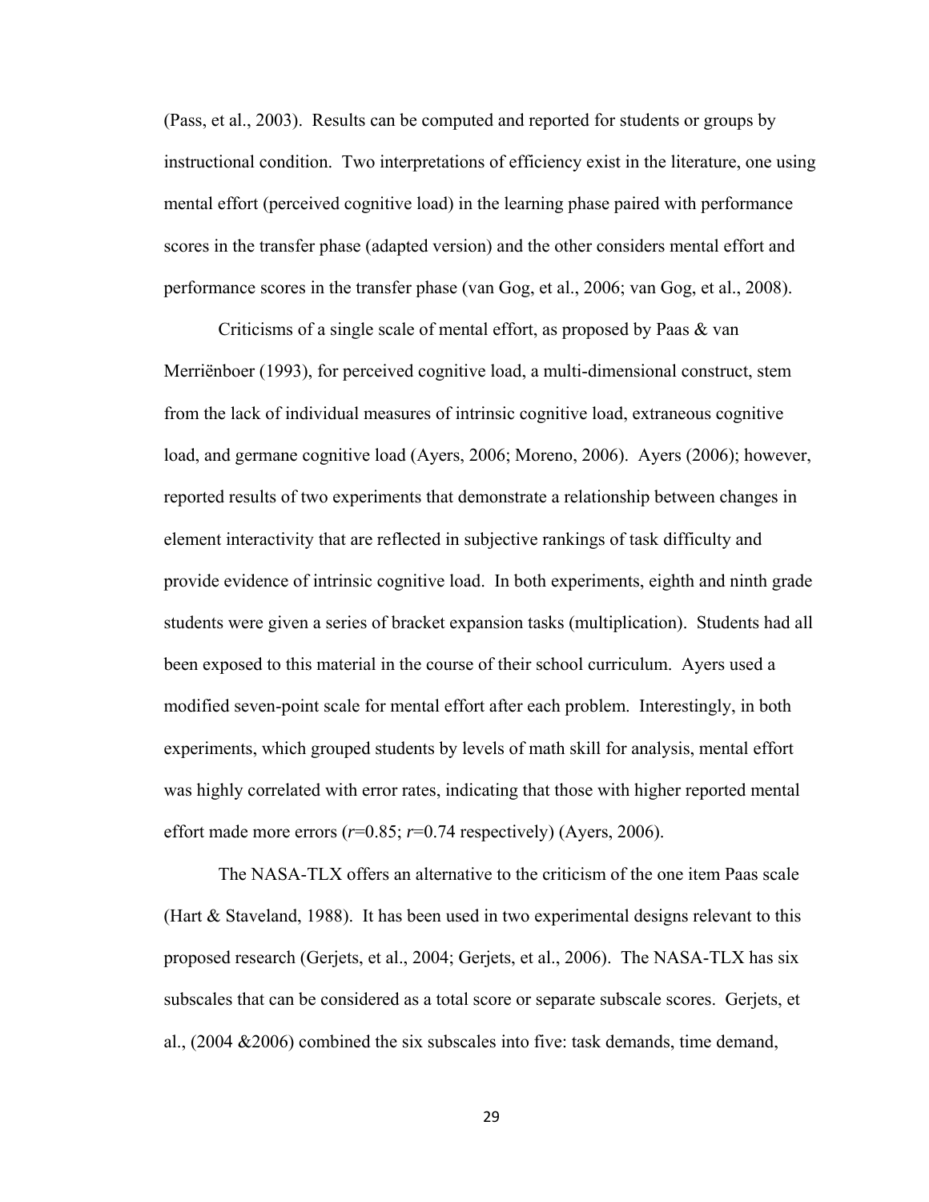(Pass, et al., 2003). Results can be computed and reported for students or groups by instructional condition. Two interpretations of efficiency exist in the literature, one using mental effort (perceived cognitive load) in the learning phase paired with performance scores in the transfer phase (adapted version) and the other considers mental effort and performance scores in the transfer phase (van Gog, et al., 2006; van Gog, et al., 2008).

Criticisms of a single scale of mental effort, as proposed by Paas & van Merriënboer (1993), for perceived cognitive load, a multi-dimensional construct, stem from the lack of individual measures of intrinsic cognitive load, extraneous cognitive load, and germane cognitive load (Ayers, 2006; Moreno, 2006). Ayers (2006); however, reported results of two experiments that demonstrate a relationship between changes in element interactivity that are reflected in subjective rankings of task difficulty and provide evidence of intrinsic cognitive load. In both experiments, eighth and ninth grade students were given a series of bracket expansion tasks (multiplication). Students had all been exposed to this material in the course of their school curriculum. Ayers used a modified seven-point scale for mental effort after each problem. Interestingly, in both experiments, which grouped students by levels of math skill for analysis, mental effort was highly correlated with error rates, indicating that those with higher reported mental effort made more errors ($r$=0.85; $r$=0.74 respectively) (Ayers, 2006).

The NASA-TLX offers an alternative to the criticism of the one item Paas scale (Hart & Staveland, 1988). It has been used in two experimental designs relevant to this proposed research (Gerjets, et al., 2004; Gerjets, et al., 2006). The NASA-TLX has six subscales that can be considered as a total score or separate subscale scores. Gerjets, et al., (2004 &2006) combined the six subscales into five: task demands, time demand,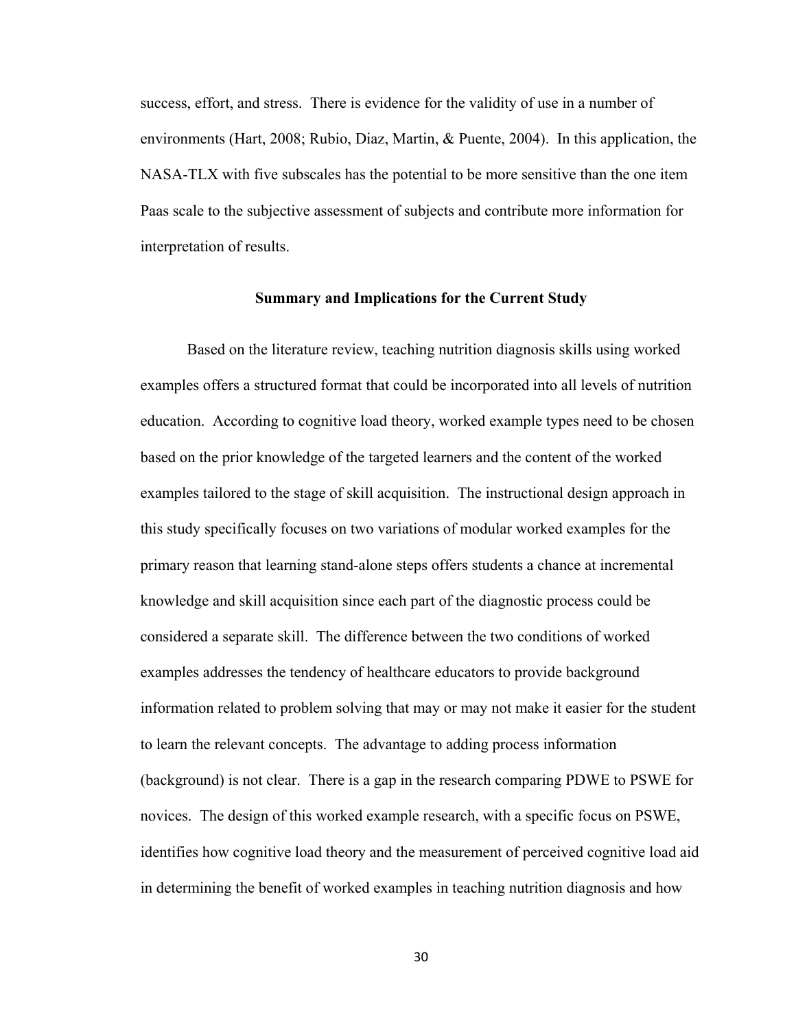success, effort, and stress. There is evidence for the validity of use in a number of environments (Hart, 2008; Rubio, Diaz, Martin, & Puente, 2004). In this application, the NASA-TLX with five subscales has the potential to be more sensitive than the one item Paas scale to the subjective assessment of subjects and contribute more information for interpretation of results.

## Summary and Implications for the Current Study

Based on the literature review, teaching nutrition diagnosis skills using worked examples offers a structured format that could be incorporated into all levels of nutrition education. According to cognitive load theory, worked example types need to be chosen based on the prior knowledge of the targeted learners and the content of the worked examples tailored to the stage of skill acquisition. The instructional design approach in this study specifically focuses on two variations of modular worked examples for the primary reason that learning stand-alone steps offers students a chance at incremental knowledge and skill acquisition since each part of the diagnostic process could be considered a separate skill. The difference between the two conditions of worked examples addresses the tendency of healthcare educators to provide background information related to problem solving that may or may not make it easier for the student to learn the relevant concepts. The advantage to adding process information (background) is not clear. There is a gap in the research comparing PDWE to PSWE for novices. The design of this worked example research, with a specific focus on PSWE, identifies how cognitive load theory and the measurement of perceived cognitive load aid in determining the benefit of worked examples in teaching nutrition diagnosis and how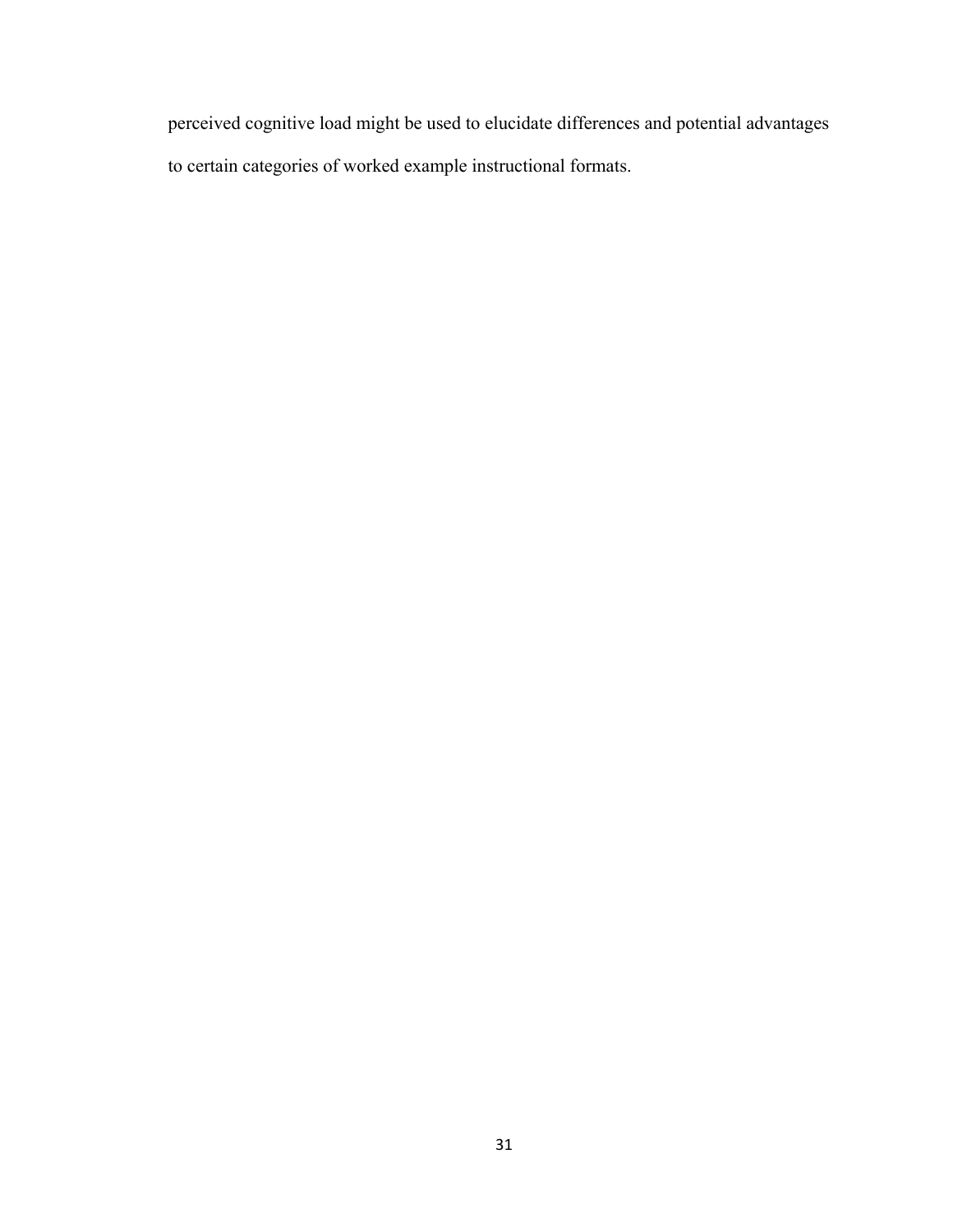perceived cognitive load might be used to elucidate differences and potential advantages to certain categories of worked example instructional formats.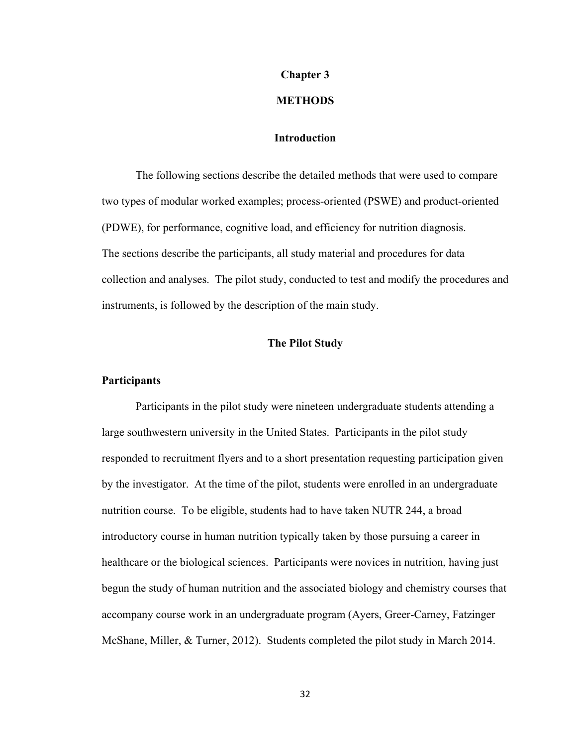# Chapter 3

# METHODS

## Introduction

The following sections describe the detailed methods that were used to compare two types of modular worked examples; process-oriented (PSWE) and product-oriented (PDWE), for performance, cognitive load, and efficiency for nutrition diagnosis. The sections describe the participants, all study material and procedures for data collection and analyses. The pilot study, conducted to test and modify the procedures and instruments, is followed by the description of the main study.

## The Pilot Study

### Participants

Participants in the pilot study were nineteen undergraduate students attending a large southwestern university in the United States. Participants in the pilot study responded to recruitment flyers and to a short presentation requesting participation given by the investigator. At the time of the pilot, students were enrolled in an undergraduate nutrition course. To be eligible, students had to have taken NUTR 244, a broad introductory course in human nutrition typically taken by those pursuing a career in healthcare or the biological sciences. Participants were novices in nutrition, having just begun the study of human nutrition and the associated biology and chemistry courses that accompany course work in an undergraduate program (Ayers, Greer-Carney, Fatzinger McShane, Miller, & Turner, 2012). Students completed the pilot study in March 2014.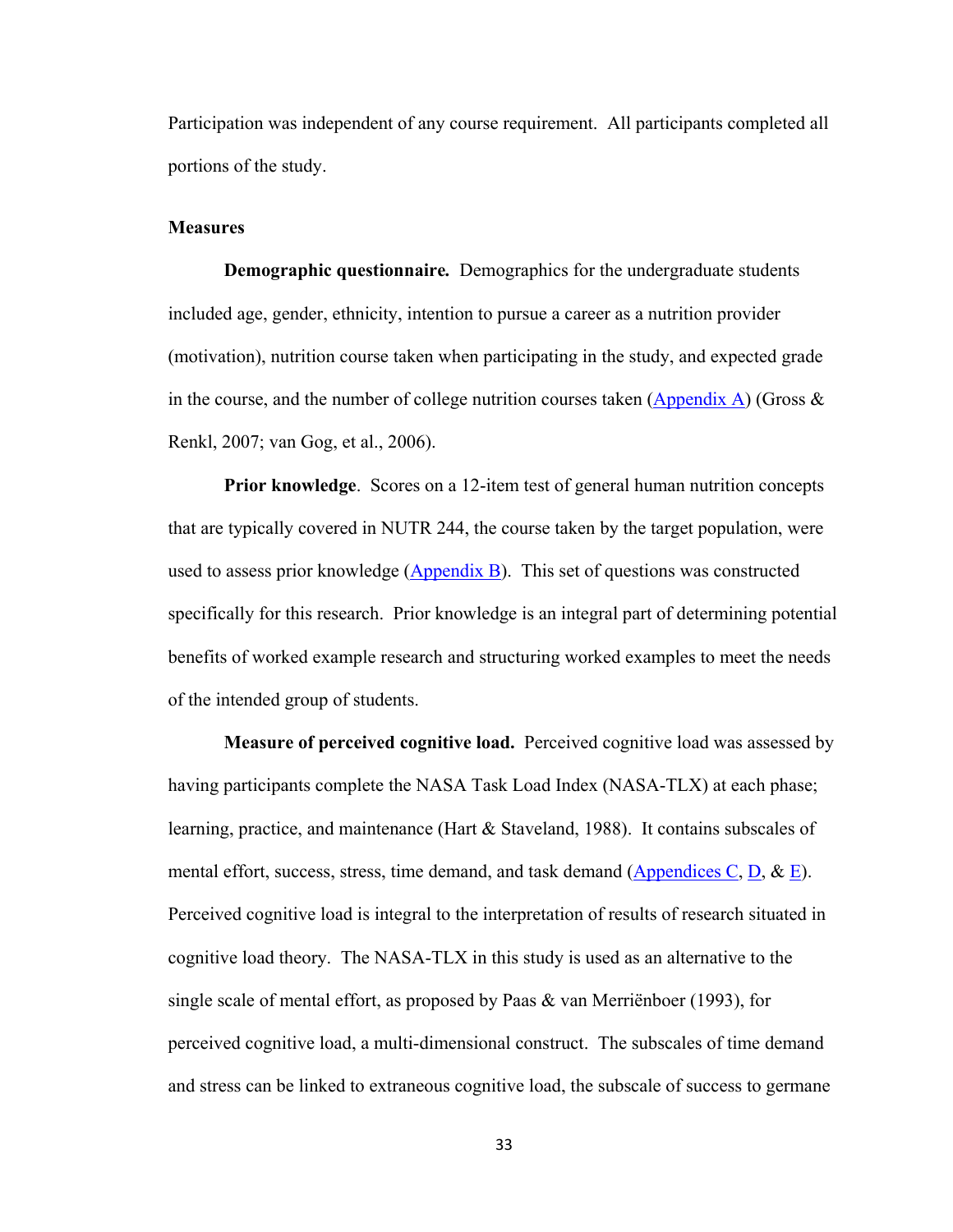Participation was independent of any course requirement. All participants completed all portions of the study.

## Measures

**Demographic questionnaire.** Demographics for the undergraduate students included age, gender, ethnicity, intention to pursue a career as a nutrition provider (motivation), nutrition course taken when participating in the study, and expected grade in the course, and the number of college nutrition courses taken (Appendix A) (Gross & Renkl, 2007; van Gog, et al., 2006).

**Prior knowledge**. Scores on a 12-item test of general human nutrition concepts that are typically covered in NUTR 244, the course taken by the target population, were used to assess prior knowledge (Appendix B). This set of questions was constructed specifically for this research. Prior knowledge is an integral part of determining potential benefits of worked example research and structuring worked examples to meet the needs of the intended group of students.

**Measure of perceived cognitive load.** Perceived cognitive load was assessed by having participants complete the NASA Task Load Index (NASA-TLX) at each phase; learning, practice, and maintenance (Hart & Staveland, 1988). It contains subscales of mental effort, success, stress, time demand, and task demand (Appendices C, D, & E). Perceived cognitive load is integral to the interpretation of results of research situated in cognitive load theory. The NASA-TLX in this study is used as an alternative to the single scale of mental effort, as proposed by Paas & van Merriënboer (1993), for perceived cognitive load, a multi-dimensional construct. The subscales of time demand and stress can be linked to extraneous cognitive load, the subscale of success to germane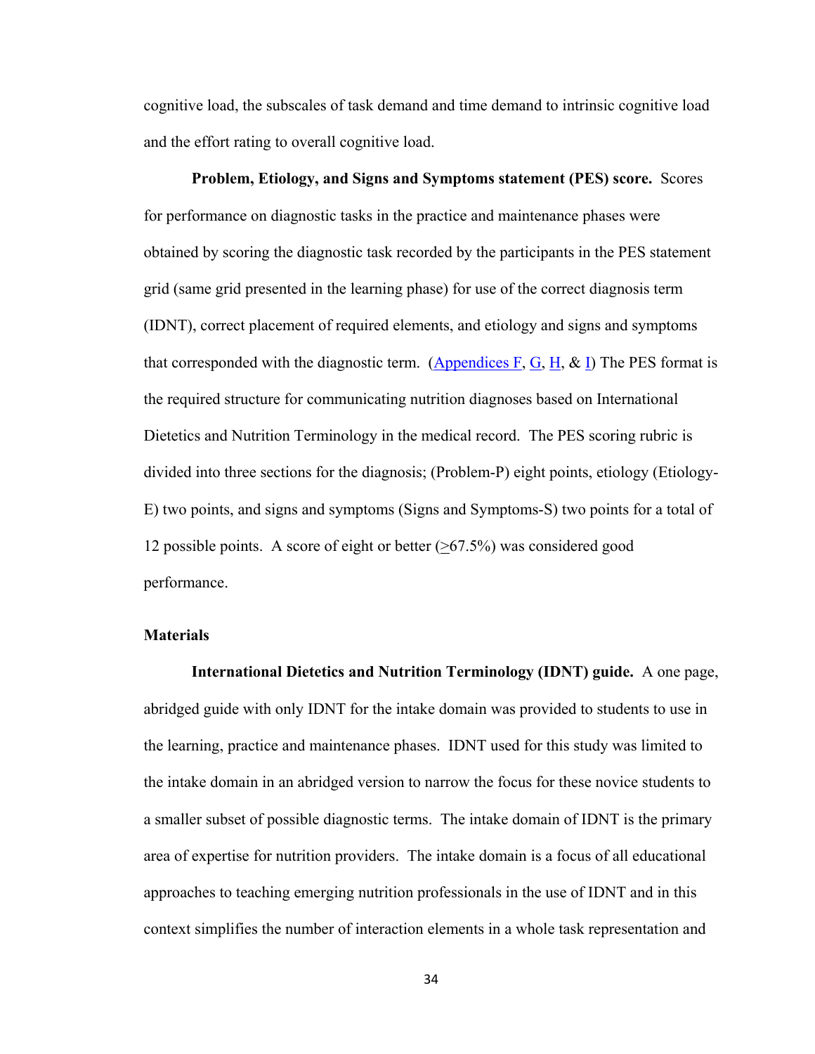cognitive load, the subscales of task demand and time demand to intrinsic cognitive load and the effort rating to overall cognitive load.

**Problem, Etiology, and Signs and Symptoms statement (PES) score.** Scores for performance on diagnostic tasks in the practice and maintenance phases were obtained by scoring the diagnostic task recorded by the participants in the PES statement grid (same grid presented in the learning phase) for use of the correct diagnosis term (IDNT), correct placement of required elements, and etiology and signs and symptoms that corresponded with the diagnostic term. (Appendices F, G, H, & I) The PES format is the required structure for communicating nutrition diagnoses based on International Dietetics and Nutrition Terminology in the medical record. The PES scoring rubric is divided into three sections for the diagnosis; (Problem-P) eight points, etiology (Etiology-E) two points, and signs and symptoms (Signs and Symptoms-S) two points for a total of 12 possible points. A score of eight or better (≥67.5%) was considered good performance.

### Materials

**International Dietetics and Nutrition Terminology (IDNT) guide.** A one page, abridged guide with only IDNT for the intake domain was provided to students to use in the learning, practice and maintenance phases. IDNT used for this study was limited to the intake domain in an abridged version to narrow the focus for these novice students to a smaller subset of possible diagnostic terms. The intake domain of IDNT is the primary area of expertise for nutrition providers. The intake domain is a focus of all educational approaches to teaching emerging nutrition professionals in the use of IDNT and in this context simplifies the number of interaction elements in a whole task representation and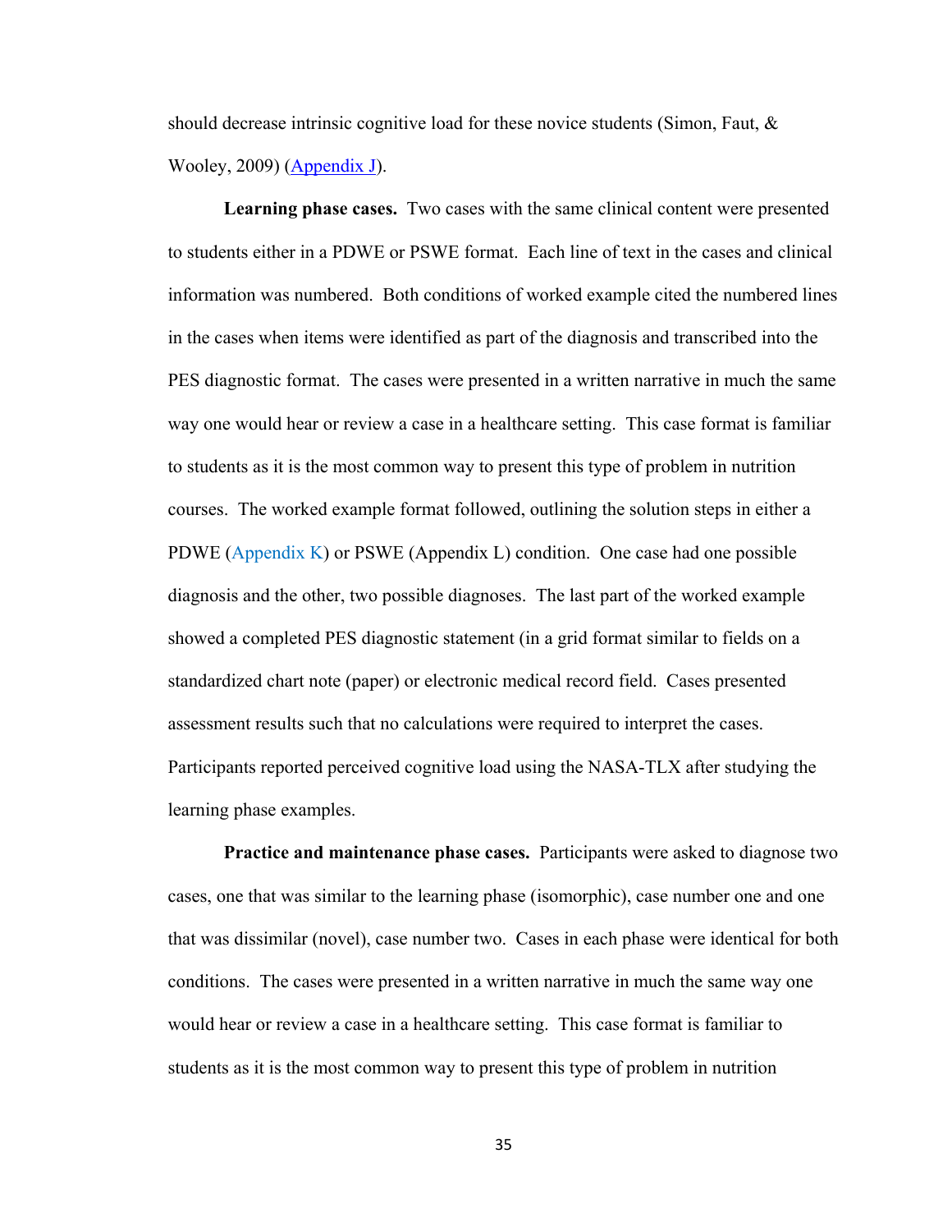should decrease intrinsic cognitive load for these novice students (Simon, Faut, & Wooley, 2009) (Appendix J).

**Learning phase cases.** Two cases with the same clinical content were presented to students either in a PDWE or PSWE format. Each line of text in the cases and clinical information was numbered. Both conditions of worked example cited the numbered lines in the cases when items were identified as part of the diagnosis and transcribed into the PES diagnostic format. The cases were presented in a written narrative in much the same way one would hear or review a case in a healthcare setting. This case format is familiar to students as it is the most common way to present this type of problem in nutrition courses. The worked example format followed, outlining the solution steps in either a PDWE (Appendix K) or PSWE (Appendix L) condition. One case had one possible diagnosis and the other, two possible diagnoses. The last part of the worked example showed a completed PES diagnostic statement (in a grid format similar to fields on a standardized chart note (paper) or electronic medical record field. Cases presented assessment results such that no calculations were required to interpret the cases. Participants reported perceived cognitive load using the NASA-TLX after studying the learning phase examples.

**Practice and maintenance phase cases.** Participants were asked to diagnose two cases, one that was similar to the learning phase (isomorphic), case number one and one that was dissimilar (novel), case number two. Cases in each phase were identical for both conditions. The cases were presented in a written narrative in much the same way one would hear or review a case in a healthcare setting. This case format is familiar to students as it is the most common way to present this type of problem in nutrition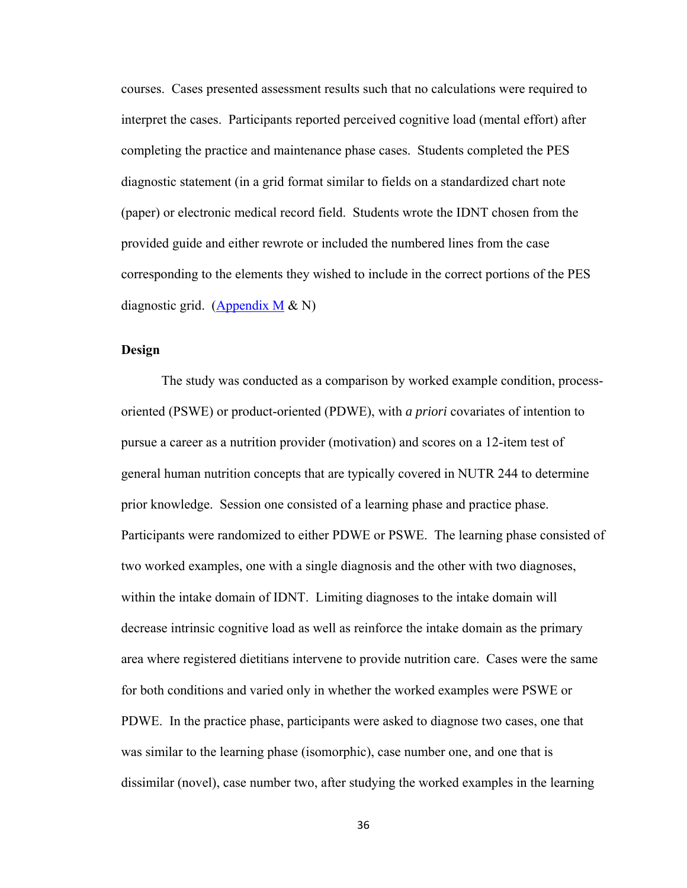courses. Cases presented assessment results such that no calculations were required to interpret the cases. Participants reported perceived cognitive load (mental effort) after completing the practice and maintenance phase cases. Students completed the PES diagnostic statement (in a grid format similar to fields on a standardized chart note (paper) or electronic medical record field. Students wrote the IDNT chosen from the provided guide and either rewrote or included the numbered lines from the case corresponding to the elements they wished to include in the correct portions of the PES diagnostic grid. (Appendix M & N)

**Design**

The study was conducted as a comparison by worked example condition, process-oriented (PSWE) or product-oriented (PDWE), with *a priori* covariates of intention to pursue a career as a nutrition provider (motivation) and scores on a 12-item test of general human nutrition concepts that are typically covered in NUTR 244 to determine prior knowledge. Session one consisted of a learning phase and practice phase. Participants were randomized to either PDWE or PSWE. The learning phase consisted of two worked examples, one with a single diagnosis and the other with two diagnoses, within the intake domain of IDNT. Limiting diagnoses to the intake domain will decrease intrinsic cognitive load as well as reinforce the intake domain as the primary area where registered dietitians intervene to provide nutrition care. Cases were the same for both conditions and varied only in whether the worked examples were PSWE or PDWE. In the practice phase, participants were asked to diagnose two cases, one that was similar to the learning phase (isomorphic), case number one, and one that is dissimilar (novel), case number two, after studying the worked examples in the learning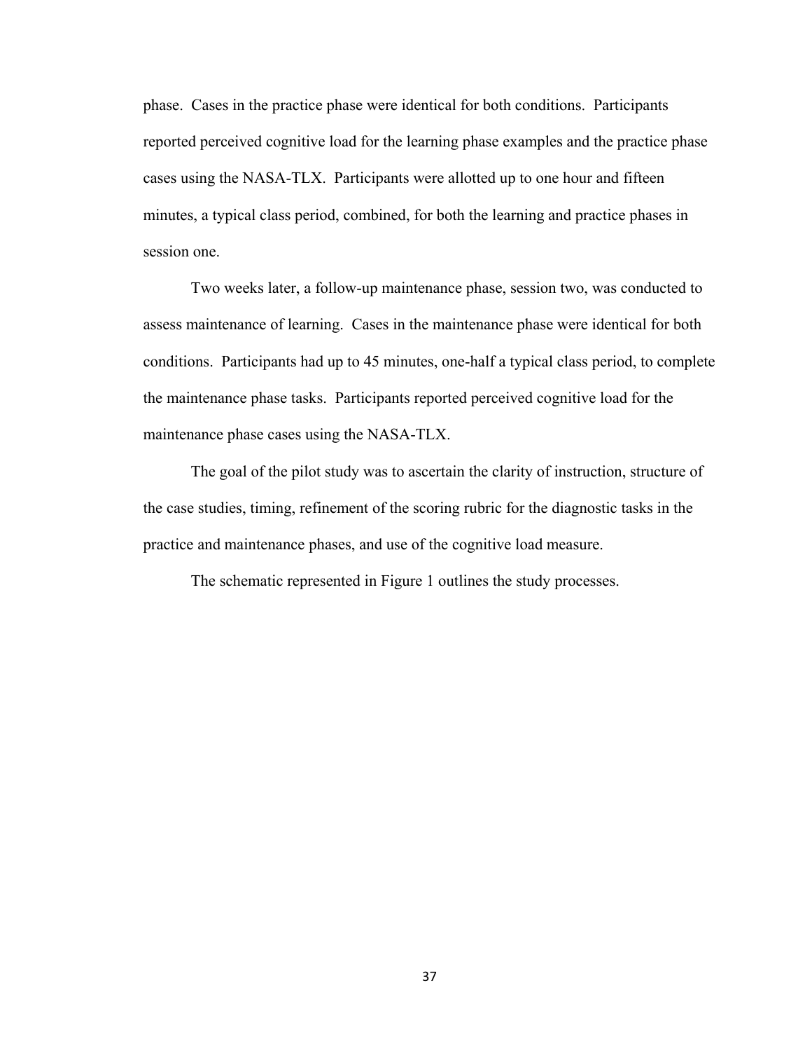phase. Cases in the practice phase were identical for both conditions. Participants reported perceived cognitive load for the learning phase examples and the practice phase cases using the NASA-TLX. Participants were allotted up to one hour and fifteen minutes, a typical class period, combined, for both the learning and practice phases in session one.

Two weeks later, a follow-up maintenance phase, session two, was conducted to assess maintenance of learning. Cases in the maintenance phase were identical for both conditions. Participants had up to 45 minutes, one-half a typical class period, to complete the maintenance phase tasks. Participants reported perceived cognitive load for the maintenance phase cases using the NASA-TLX.

The goal of the pilot study was to ascertain the clarity of instruction, structure of the case studies, timing, refinement of the scoring rubric for the diagnostic tasks in the practice and maintenance phases, and use of the cognitive load measure.

The schematic represented in Figure 1 outlines the study processes.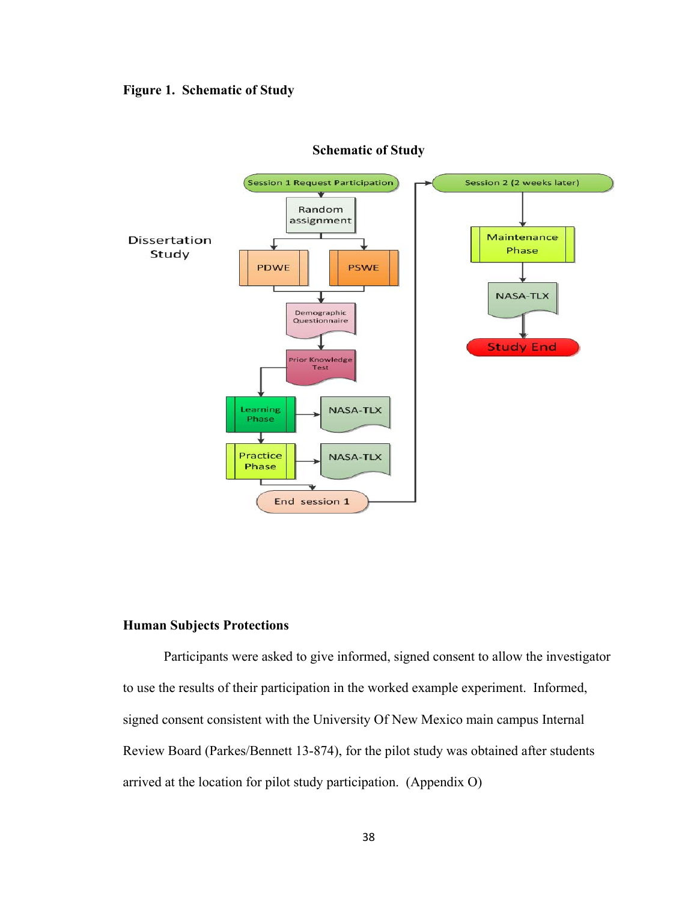**Figure 1. Schematic of Study**

Schematic of Study

Dissertation Study

Session 1 Request Participation

Random assignment

PDWE

PSWE

Demographic Questionnaire

Prior Knowledge Test

Learning Phase

NASA-TLX

Practice Phase

NASA-TLX

End session 1

Session 2 (2 weeks later)

Maintenance Phase

NASA-TLX

Study End

## Human Subjects Protections

Participants were asked to give informed, signed consent to allow the investigator to use the results of their participation in the worked example experiment. Informed, signed consent consistent with the University Of New Mexico main campus Internal Review Board (Parkes/Bennett 13-874), for the pilot study was obtained after students arrived at the location for pilot study participation. (Appendix O)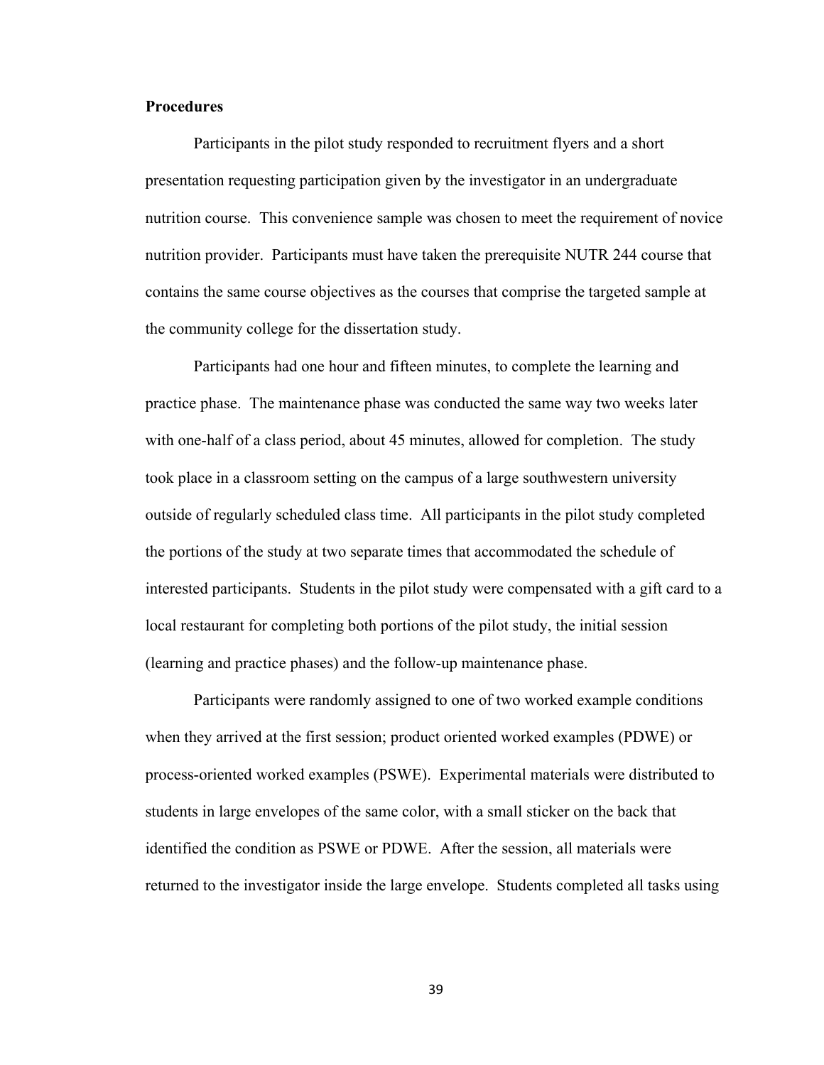**Procedures**

Participants in the pilot study responded to recruitment flyers and a short presentation requesting participation given by the investigator in an undergraduate nutrition course. This convenience sample was chosen to meet the requirement of novice nutrition provider. Participants must have taken the prerequisite NUTR 244 course that contains the same course objectives as the courses that comprise the targeted sample at the community college for the dissertation study.

Participants had one hour and fifteen minutes, to complete the learning and practice phase. The maintenance phase was conducted the same way two weeks later with one-half of a class period, about 45 minutes, allowed for completion. The study took place in a classroom setting on the campus of a large southwestern university outside of regularly scheduled class time. All participants in the pilot study completed the portions of the study at two separate times that accommodated the schedule of interested participants. Students in the pilot study were compensated with a gift card to a local restaurant for completing both portions of the pilot study, the initial session (learning and practice phases) and the follow-up maintenance phase.

Participants were randomly assigned to one of two worked example conditions when they arrived at the first session; product oriented worked examples (PDWE) or process-oriented worked examples (PSWE). Experimental materials were distributed to students in large envelopes of the same color, with a small sticker on the back that identified the condition as PSWE or PDWE. After the session, all materials were returned to the investigator inside the large envelope. Students completed all tasks using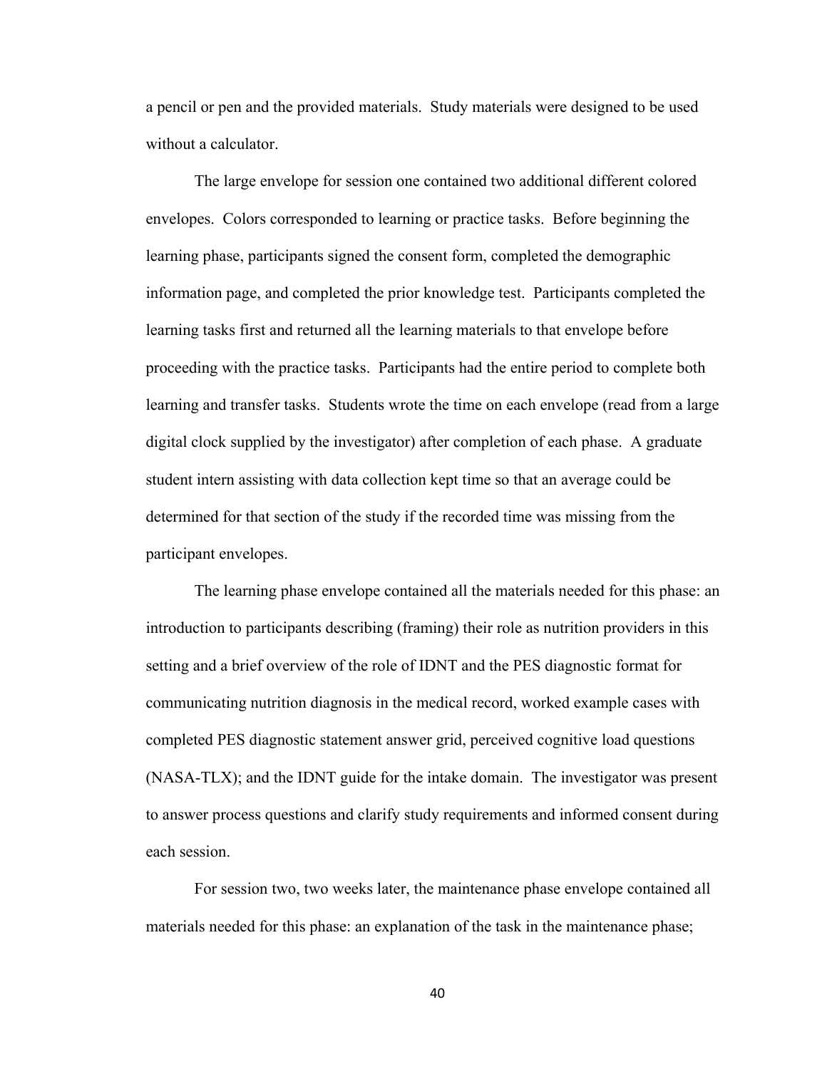a pencil or pen and the provided materials. Study materials were designed to be used without a calculator.

The large envelope for session one contained two additional different colored envelopes. Colors corresponded to learning or practice tasks. Before beginning the learning phase, participants signed the consent form, completed the demographic information page, and completed the prior knowledge test. Participants completed the learning tasks first and returned all the learning materials to that envelope before proceeding with the practice tasks. Participants had the entire period to complete both learning and transfer tasks. Students wrote the time on each envelope (read from a large digital clock supplied by the investigator) after completion of each phase. A graduate student intern assisting with data collection kept time so that an average could be determined for that section of the study if the recorded time was missing from the participant envelopes.

The learning phase envelope contained all the materials needed for this phase: an introduction to participants describing (framing) their role as nutrition providers in this setting and a brief overview of the role of IDNT and the PES diagnostic format for communicating nutrition diagnosis in the medical record, worked example cases with completed PES diagnostic statement answer grid, perceived cognitive load questions (NASA-TLX); and the IDNT guide for the intake domain. The investigator was present to answer process questions and clarify study requirements and informed consent during each session.

For session two, two weeks later, the maintenance phase envelope contained all materials needed for this phase: an explanation of the task in the maintenance phase;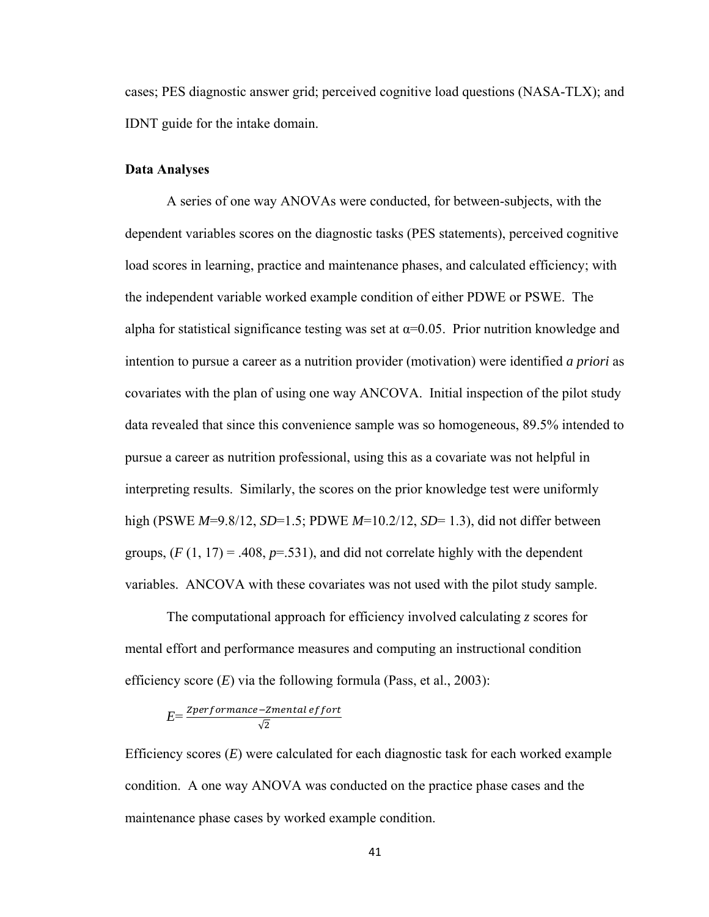cases; PES diagnostic answer grid; perceived cognitive load questions (NASA-TLX); and IDNT guide for the intake domain.

**Data Analyses**

A series of one way ANOVAs were conducted, for between-subjects, with the dependent variables scores on the diagnostic tasks (PES statements), perceived cognitive load scores in learning, practice and maintenance phases, and calculated efficiency; with the independent variable worked example condition of either PDWE or PSWE. The alpha for statistical significance testing was set at $\alpha$=0.05. Prior nutrition knowledge and intention to pursue a career as a nutrition provider (motivation) were identified *a priori* as covariates with the plan of using one way ANCOVA. Initial inspection of the pilot study data revealed that since this convenience sample was so homogeneous, 89.5% intended to pursue a career as nutrition professional, using this as a covariate was not helpful in interpreting results. Similarly, the scores on the prior knowledge test were uniformly high (PSWE *M*=9.8/12, *SD*=1.5; PDWE *M*=10.2/12, *SD*= 1.3), did not differ between groups, ($F$ (1, 17) = .408, $p$=.531), and did not correlate highly with the dependent variables. ANCOVA with these covariates was not used with the pilot study sample.

The computational approach for efficiency involved calculating *z* scores for mental effort and performance measures and computing an instructional condition efficiency score (*E*) via the following formula (Pass, et al., 2003):

$$E = \frac{Zperformance - Zmental\ effort}{\sqrt{2}}$$

Efficiency scores (*E*) were calculated for each diagnostic task for each worked example condition. A one way ANOVA was conducted on the practice phase cases and the maintenance phase cases by worked example condition.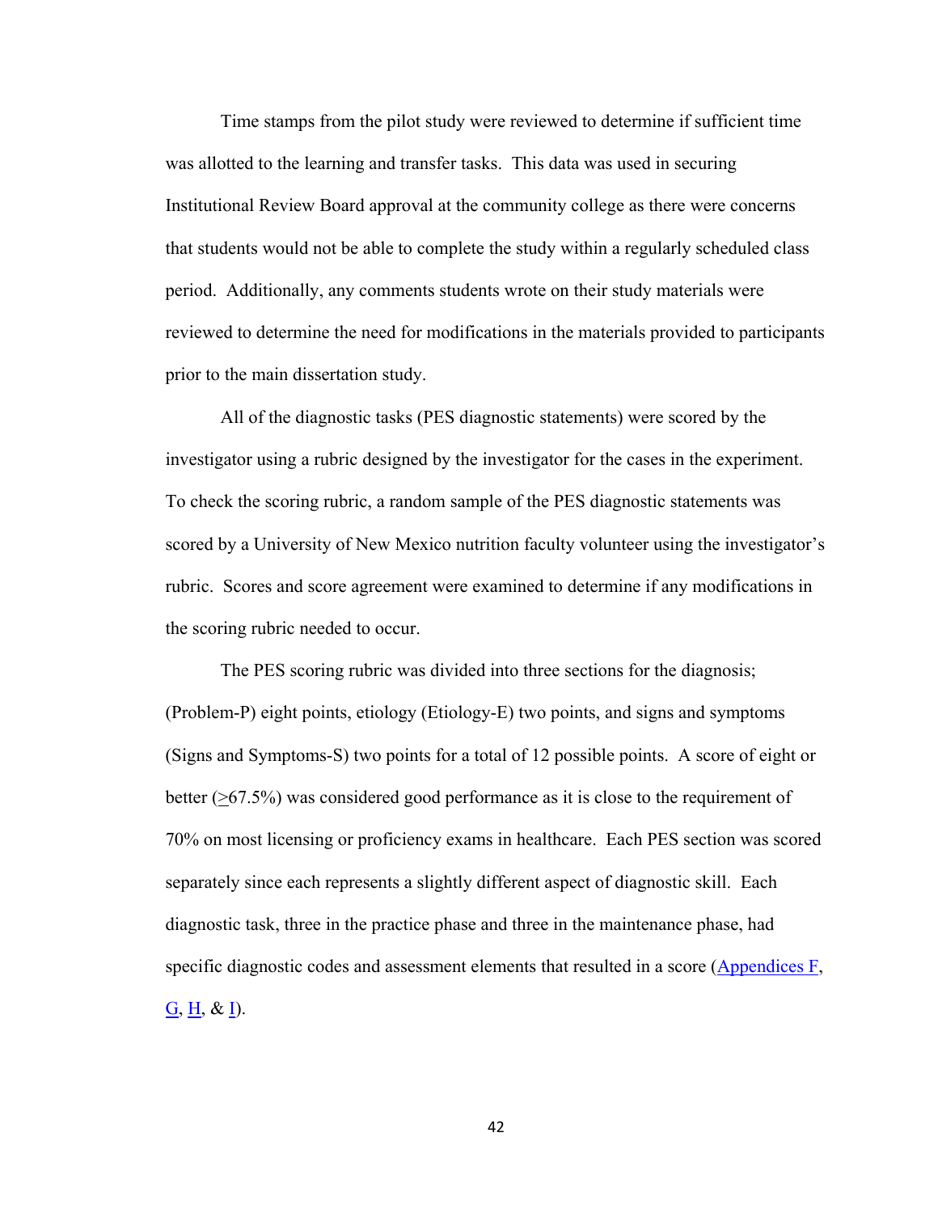Time stamps from the pilot study were reviewed to determine if sufficient time was allotted to the learning and transfer tasks. This data was used in securing Institutional Review Board approval at the community college as there were concerns that students would not be able to complete the study within a regularly scheduled class period. Additionally, any comments students wrote on their study materials were reviewed to determine the need for modifications in the materials provided to participants prior to the main dissertation study.

All of the diagnostic tasks (PES diagnostic statements) were scored by the investigator using a rubric designed by the investigator for the cases in the experiment. To check the scoring rubric, a random sample of the PES diagnostic statements was scored by a University of New Mexico nutrition faculty volunteer using the investigator's rubric. Scores and score agreement were examined to determine if any modifications in the scoring rubric needed to occur.

The PES scoring rubric was divided into three sections for the diagnosis; (Problem-P) eight points, etiology (Etiology-E) two points, and signs and symptoms (Signs and Symptoms-S) two points for a total of 12 possible points. A score of eight or better (≥67.5%) was considered good performance as it is close to the requirement of 70% on most licensing or proficiency exams in healthcare. Each PES section was scored separately since each represents a slightly different aspect of diagnostic skill. Each diagnostic task, three in the practice phase and three in the maintenance phase, had specific diagnostic codes and assessment elements that resulted in a score (Appendices F, G, H, & I).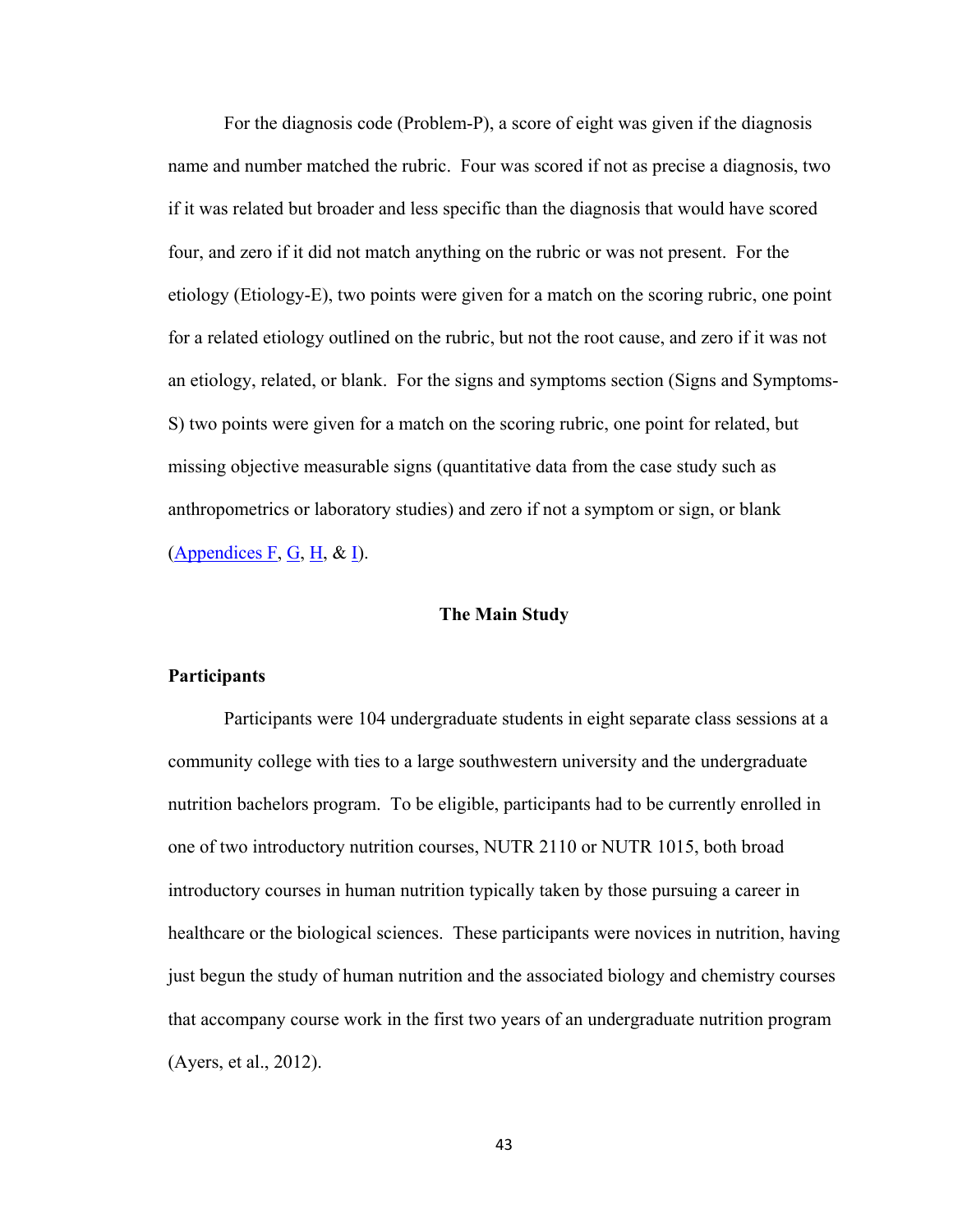For the diagnosis code (Problem-P), a score of eight was given if the diagnosis name and number matched the rubric. Four was scored if not as precise a diagnosis, two if it was related but broader and less specific than the diagnosis that would have scored four, and zero if it did not match anything on the rubric or was not present. For the etiology (Etiology-E), two points were given for a match on the scoring rubric, one point for a related etiology outlined on the rubric, but not the root cause, and zero if it was not an etiology, related, or blank. For the signs and symptoms section (Signs and Symptoms-S) two points were given for a match on the scoring rubric, one point for related, but missing objective measurable signs (quantitative data from the case study such as anthropometrics or laboratory studies) and zero if not a symptom or sign, or blank (Appendices F, G, H, & I).

## The Main Study

### Participants

Participants were 104 undergraduate students in eight separate class sessions at a community college with ties to a large southwestern university and the undergraduate nutrition bachelors program. To be eligible, participants had to be currently enrolled in one of two introductory nutrition courses, NUTR 2110 or NUTR 1015, both broad introductory courses in human nutrition typically taken by those pursuing a career in healthcare or the biological sciences. These participants were novices in nutrition, having just begun the study of human nutrition and the associated biology and chemistry courses that accompany course work in the first two years of an undergraduate nutrition program (Ayers, et al., 2012).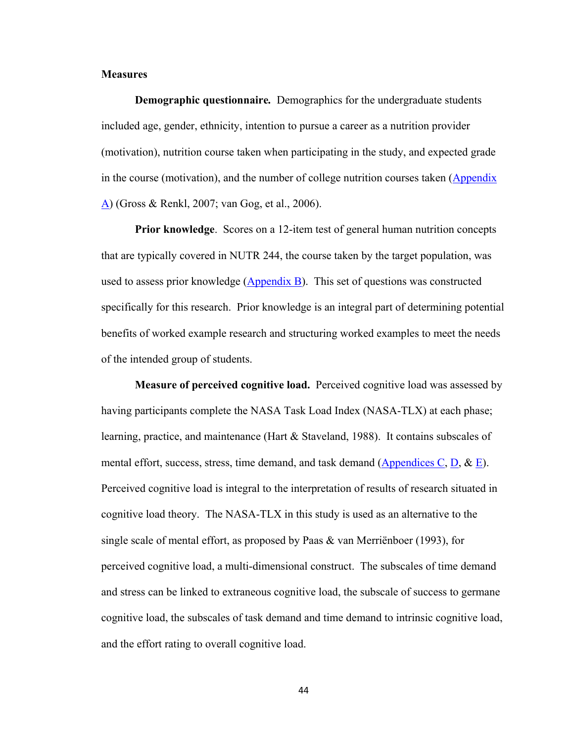**Measures**

**Demographic questionnaire.** Demographics for the undergraduate students included age, gender, ethnicity, intention to pursue a career as a nutrition provider (motivation), nutrition course taken when participating in the study, and expected grade in the course (motivation), and the number of college nutrition courses taken (Appendix A) (Gross & Renkl, 2007; van Gog, et al., 2006).

**Prior knowledge**. Scores on a 12-item test of general human nutrition concepts that are typically covered in NUTR 244, the course taken by the target population, was used to assess prior knowledge (Appendix B). This set of questions was constructed specifically for this research. Prior knowledge is an integral part of determining potential benefits of worked example research and structuring worked examples to meet the needs of the intended group of students.

**Measure of perceived cognitive load.** Perceived cognitive load was assessed by having participants complete the NASA Task Load Index (NASA-TLX) at each phase; learning, practice, and maintenance (Hart & Staveland, 1988). It contains subscales of mental effort, success, stress, time demand, and task demand (Appendices C, D, & E). Perceived cognitive load is integral to the interpretation of results of research situated in cognitive load theory. The NASA-TLX in this study is used as an alternative to the single scale of mental effort, as proposed by Paas & van Merriënboer (1993), for perceived cognitive load, a multi-dimensional construct. The subscales of time demand and stress can be linked to extraneous cognitive load, the subscale of success to germane cognitive load, the subscales of task demand and time demand to intrinsic cognitive load, and the effort rating to overall cognitive load.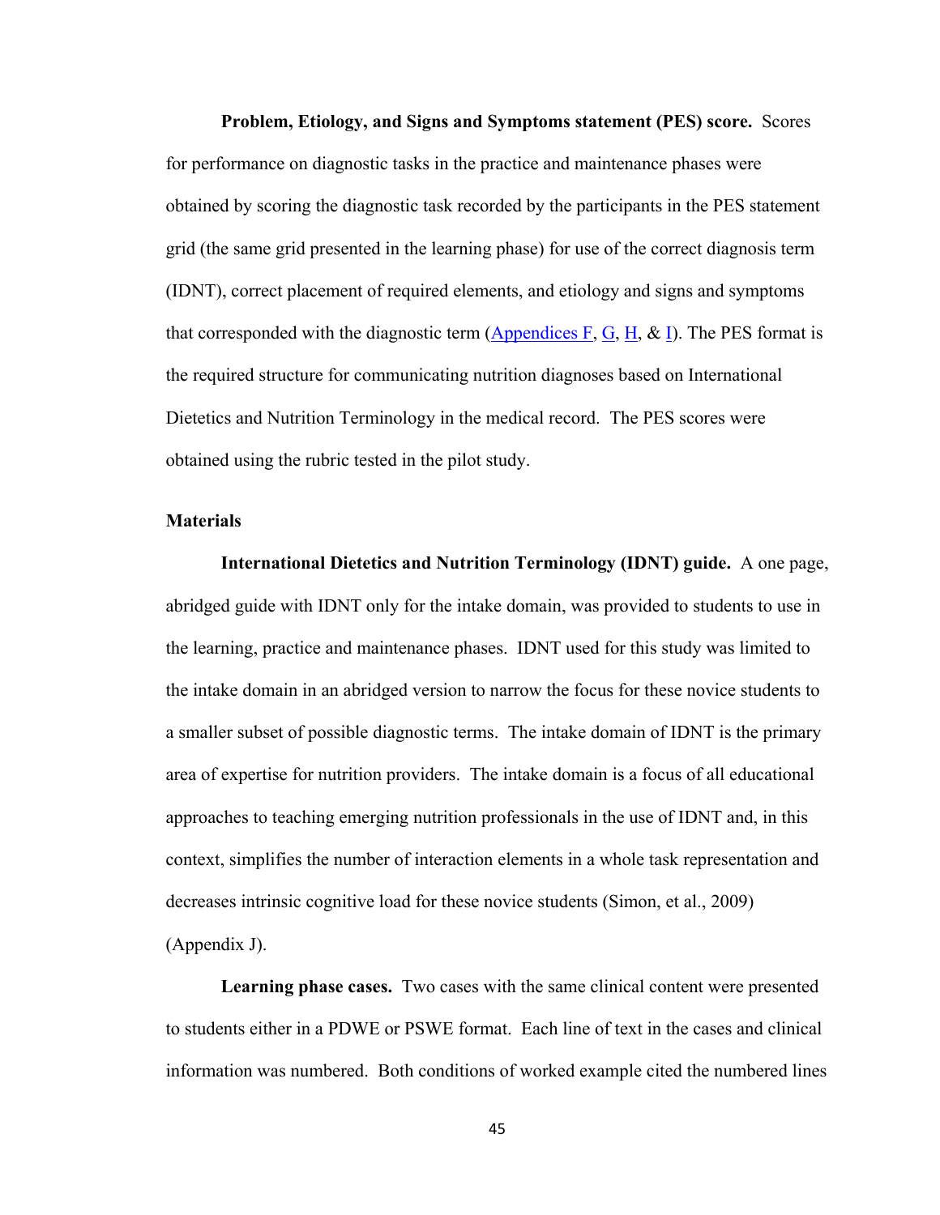**Problem, Etiology, and Signs and Symptoms statement (PES) score.** Scores for performance on diagnostic tasks in the practice and maintenance phases were obtained by scoring the diagnostic task recorded by the participants in the PES statement grid (the same grid presented in the learning phase) for use of the correct diagnosis term (IDNT), correct placement of required elements, and etiology and signs and symptoms that corresponded with the diagnostic term (Appendices F, G, H, & I). The PES format is the required structure for communicating nutrition diagnoses based on International Dietetics and Nutrition Terminology in the medical record. The PES scores were obtained using the rubric tested in the pilot study.

## Materials

**International Dietetics and Nutrition Terminology (IDNT) guide.** A one page, abridged guide with IDNT only for the intake domain, was provided to students to use in the learning, practice and maintenance phases. IDNT used for this study was limited to the intake domain in an abridged version to narrow the focus for these novice students to a smaller subset of possible diagnostic terms. The intake domain of IDNT is the primary area of expertise for nutrition providers. The intake domain is a focus of all educational approaches to teaching emerging nutrition professionals in the use of IDNT and, in this context, simplifies the number of interaction elements in a whole task representation and decreases intrinsic cognitive load for these novice students (Simon, et al., 2009) (Appendix J).

**Learning phase cases.** Two cases with the same clinical content were presented to students either in a PDWE or PSWE format. Each line of text in the cases and clinical information was numbered. Both conditions of worked example cited the numbered lines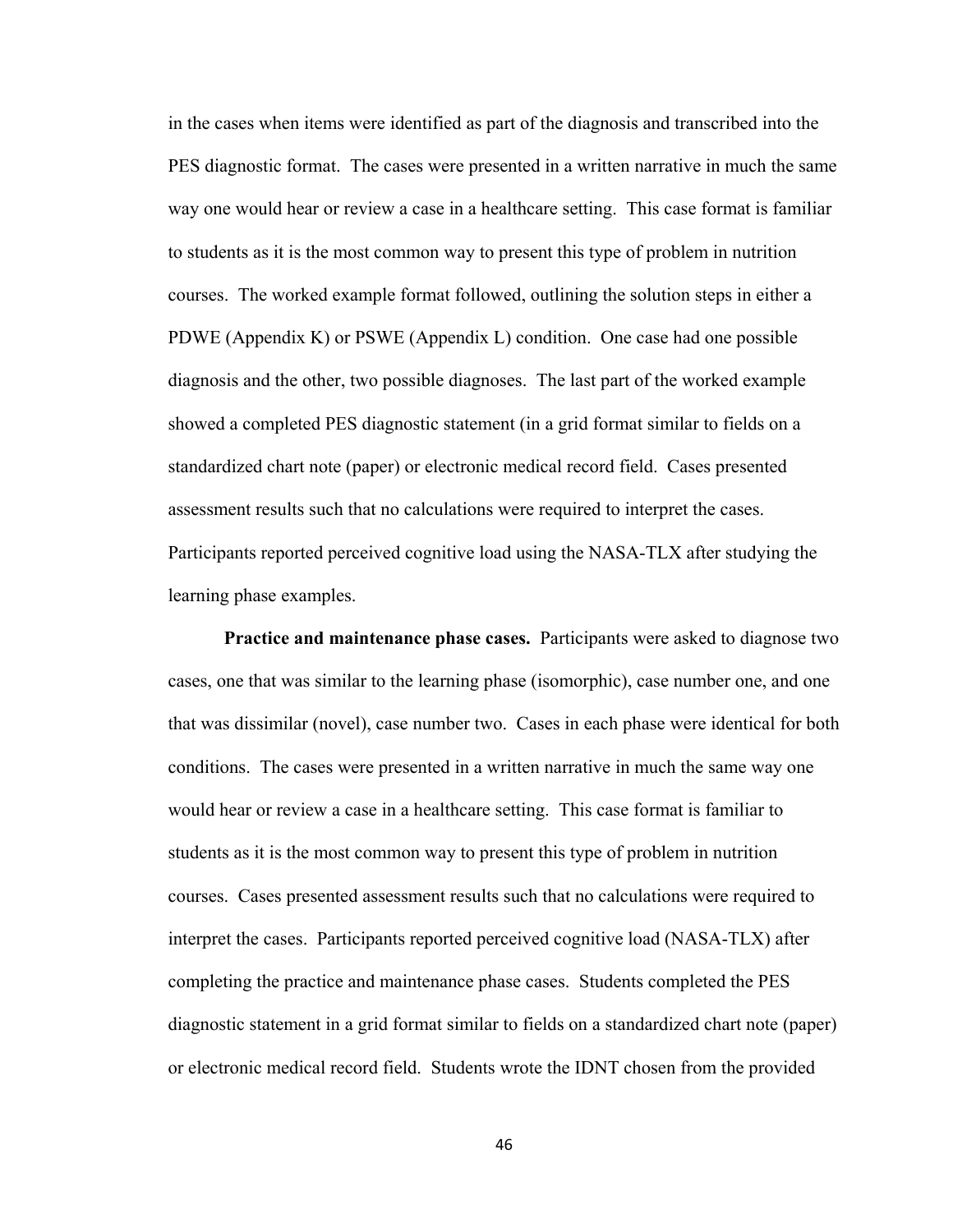in the cases when items were identified as part of the diagnosis and transcribed into the PES diagnostic format. The cases were presented in a written narrative in much the same way one would hear or review a case in a healthcare setting. This case format is familiar to students as it is the most common way to present this type of problem in nutrition courses. The worked example format followed, outlining the solution steps in either a PDWE (Appendix K) or PSWE (Appendix L) condition. One case had one possible diagnosis and the other, two possible diagnoses. The last part of the worked example showed a completed PES diagnostic statement (in a grid format similar to fields on a standardized chart note (paper) or electronic medical record field. Cases presented assessment results such that no calculations were required to interpret the cases. Participants reported perceived cognitive load using the NASA-TLX after studying the learning phase examples.

**Practice and maintenance phase cases.** Participants were asked to diagnose two cases, one that was similar to the learning phase (isomorphic), case number one, and one that was dissimilar (novel), case number two. Cases in each phase were identical for both conditions. The cases were presented in a written narrative in much the same way one would hear or review a case in a healthcare setting. This case format is familiar to students as it is the most common way to present this type of problem in nutrition courses. Cases presented assessment results such that no calculations were required to interpret the cases. Participants reported perceived cognitive load (NASA-TLX) after completing the practice and maintenance phase cases. Students completed the PES diagnostic statement in a grid format similar to fields on a standardized chart note (paper) or electronic medical record field. Students wrote the IDNT chosen from the provided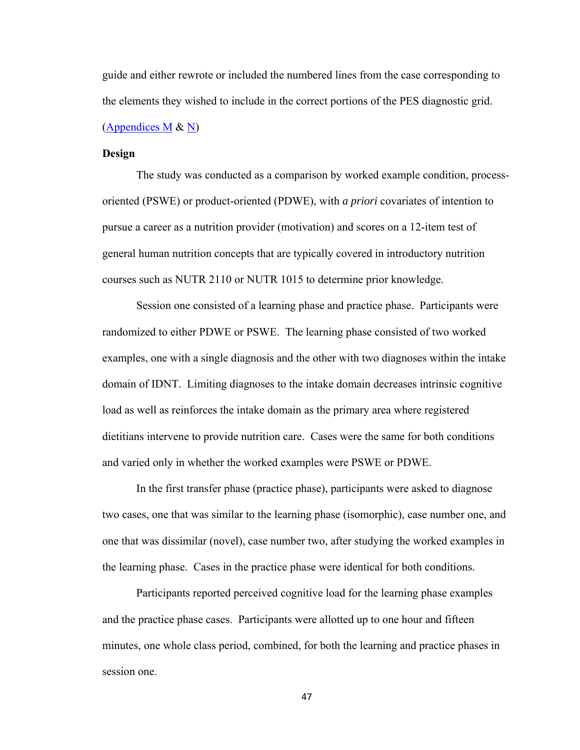guide and either rewrote or included the numbered lines from the case corresponding to the elements they wished to include in the correct portions of the PES diagnostic grid. (Appendices M & N)

**Design**

The study was conducted as a comparison by worked example condition, process-oriented (PSWE) or product-oriented (PDWE), with *a priori* covariates of intention to pursue a career as a nutrition provider (motivation) and scores on a 12-item test of general human nutrition concepts that are typically covered in introductory nutrition courses such as NUTR 2110 or NUTR 1015 to determine prior knowledge.

Session one consisted of a learning phase and practice phase. Participants were randomized to either PDWE or PSWE. The learning phase consisted of two worked examples, one with a single diagnosis and the other with two diagnoses within the intake domain of IDNT. Limiting diagnoses to the intake domain decreases intrinsic cognitive load as well as reinforces the intake domain as the primary area where registered dietitians intervene to provide nutrition care. Cases were the same for both conditions and varied only in whether the worked examples were PSWE or PDWE.

In the first transfer phase (practice phase), participants were asked to diagnose two cases, one that was similar to the learning phase (isomorphic), case number one, and one that was dissimilar (novel), case number two, after studying the worked examples in the learning phase. Cases in the practice phase were identical for both conditions.

Participants reported perceived cognitive load for the learning phase examples and the practice phase cases. Participants were allotted up to one hour and fifteen minutes, one whole class period, combined, for both the learning and practice phases in session one.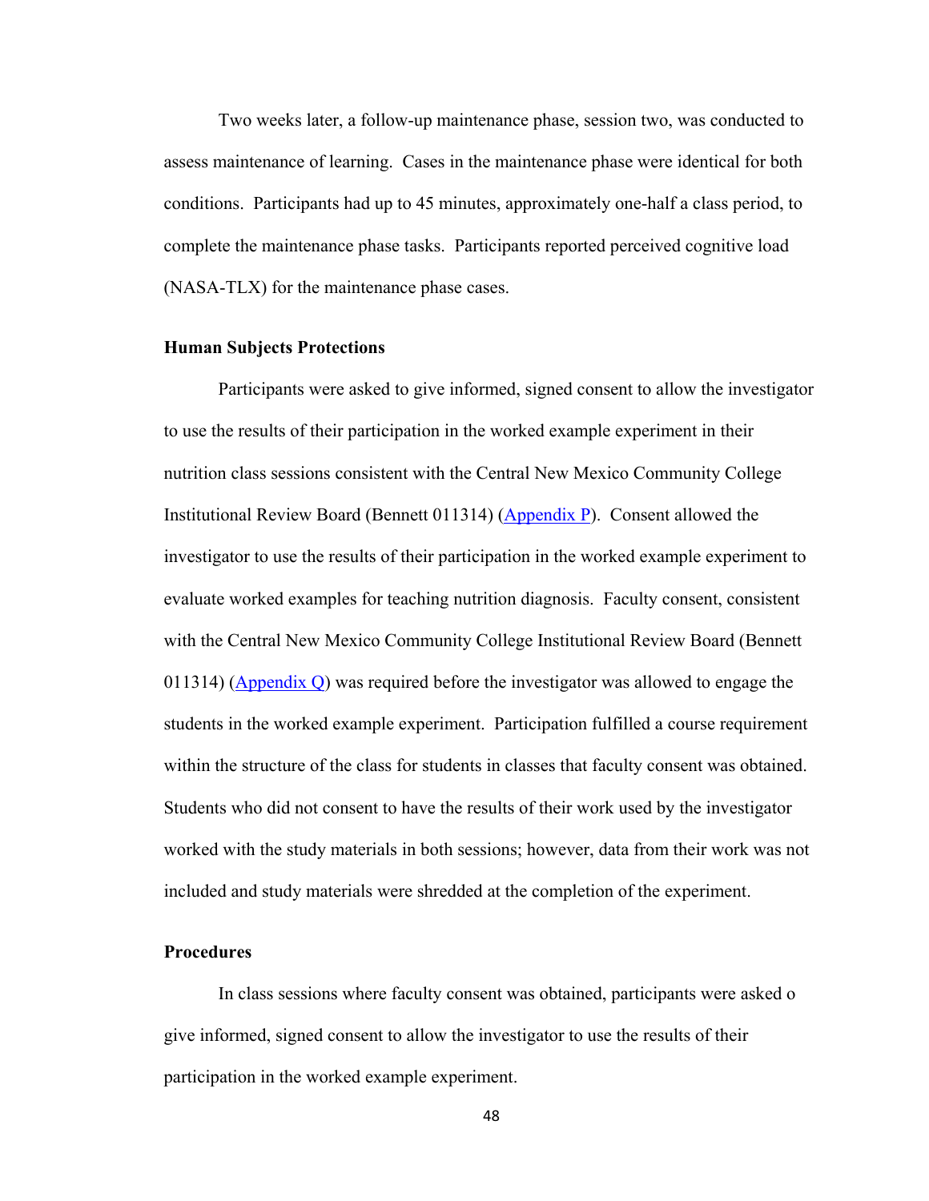Two weeks later, a follow-up maintenance phase, session two, was conducted to assess maintenance of learning. Cases in the maintenance phase were identical for both conditions. Participants had up to 45 minutes, approximately one-half a class period, to complete the maintenance phase tasks. Participants reported perceived cognitive load (NASA-TLX) for the maintenance phase cases.

### Human Subjects Protections

Participants were asked to give informed, signed consent to allow the investigator to use the results of their participation in the worked example experiment in their nutrition class sessions consistent with the Central New Mexico Community College Institutional Review Board (Bennett 011314) (Appendix P). Consent allowed the investigator to use the results of their participation in the worked example experiment to evaluate worked examples for teaching nutrition diagnosis. Faculty consent, consistent with the Central New Mexico Community College Institutional Review Board (Bennett 011314) (Appendix Q) was required before the investigator was allowed to engage the students in the worked example experiment. Participation fulfilled a course requirement within the structure of the class for students in classes that faculty consent was obtained. Students who did not consent to have the results of their work used by the investigator worked with the study materials in both sessions; however, data from their work was not included and study materials were shredded at the completion of the experiment.

### Procedures

In class sessions where faculty consent was obtained, participants were asked o give informed, signed consent to allow the investigator to use the results of their participation in the worked example experiment.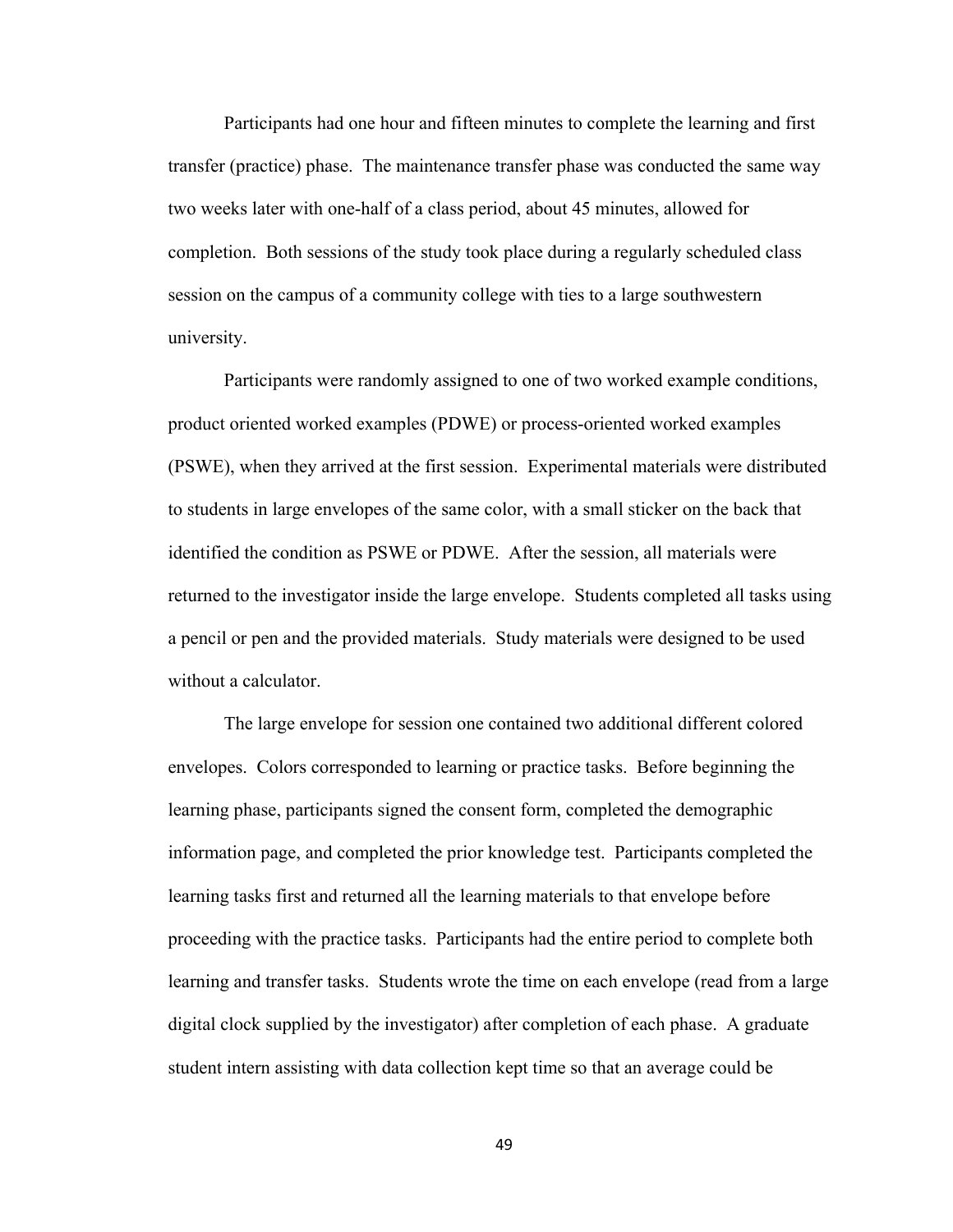Participants had one hour and fifteen minutes to complete the learning and first transfer (practice) phase. The maintenance transfer phase was conducted the same way two weeks later with one-half of a class period, about 45 minutes, allowed for completion. Both sessions of the study took place during a regularly scheduled class session on the campus of a community college with ties to a large southwestern university.

Participants were randomly assigned to one of two worked example conditions, product oriented worked examples (PDWE) or process-oriented worked examples (PSWE), when they arrived at the first session. Experimental materials were distributed to students in large envelopes of the same color, with a small sticker on the back that identified the condition as PSWE or PDWE. After the session, all materials were returned to the investigator inside the large envelope. Students completed all tasks using a pencil or pen and the provided materials. Study materials were designed to be used without a calculator.

The large envelope for session one contained two additional different colored envelopes. Colors corresponded to learning or practice tasks. Before beginning the learning phase, participants signed the consent form, completed the demographic information page, and completed the prior knowledge test. Participants completed the learning tasks first and returned all the learning materials to that envelope before proceeding with the practice tasks. Participants had the entire period to complete both learning and transfer tasks. Students wrote the time on each envelope (read from a large digital clock supplied by the investigator) after completion of each phase. A graduate student intern assisting with data collection kept time so that an average could be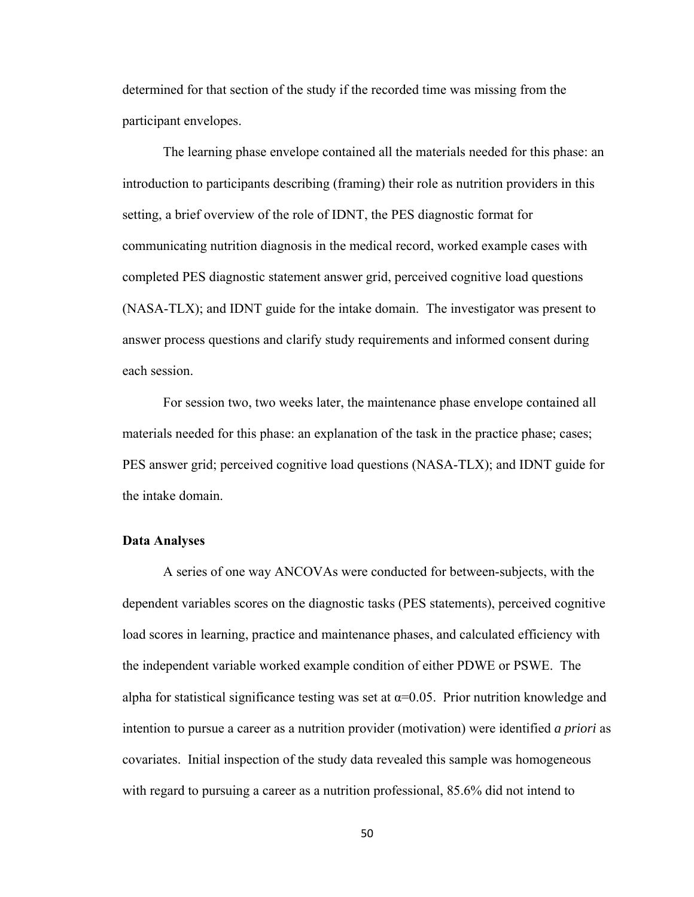determined for that section of the study if the recorded time was missing from the participant envelopes.

The learning phase envelope contained all the materials needed for this phase: an introduction to participants describing (framing) their role as nutrition providers in this setting, a brief overview of the role of IDNT, the PES diagnostic format for communicating nutrition diagnosis in the medical record, worked example cases with completed PES diagnostic statement answer grid, perceived cognitive load questions (NASA-TLX); and IDNT guide for the intake domain. The investigator was present to answer process questions and clarify study requirements and informed consent during each session.

For session two, two weeks later, the maintenance phase envelope contained all materials needed for this phase: an explanation of the task in the practice phase; cases; PES answer grid; perceived cognitive load questions (NASA-TLX); and IDNT guide for the intake domain.

**Data Analyses**

A series of one way ANCOVAs were conducted for between-subjects, with the dependent variables scores on the diagnostic tasks (PES statements), perceived cognitive load scores in learning, practice and maintenance phases, and calculated efficiency with the independent variable worked example condition of either PDWE or PSWE. The alpha for statistical significance testing was set at $\alpha$=0.05. Prior nutrition knowledge and intention to pursue a career as a nutrition provider (motivation) were identified *a priori* as covariates. Initial inspection of the study data revealed this sample was homogeneous with regard to pursuing a career as a nutrition professional, 85.6% did not intend to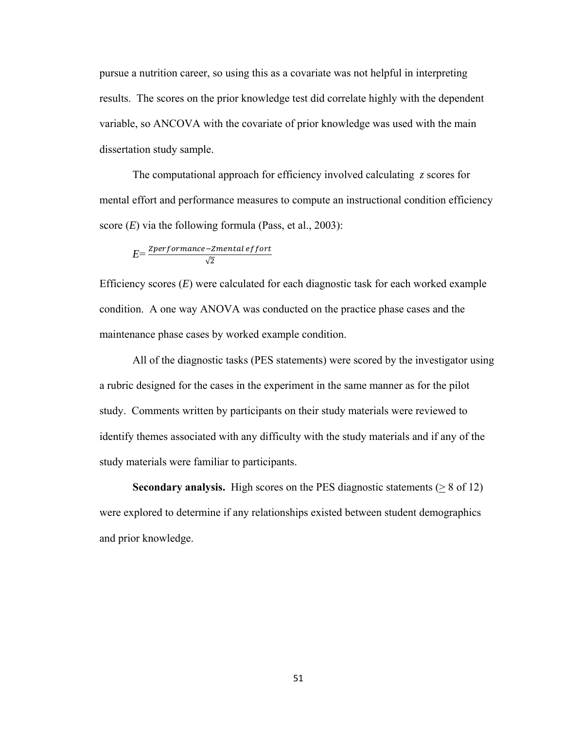pursue a nutrition career, so using this as a covariate was not helpful in interpreting results. The scores on the prior knowledge test did correlate highly with the dependent variable, so ANCOVA with the covariate of prior knowledge was used with the main dissertation study sample.

The computational approach for efficiency involved calculating *z* scores for mental effort and performance measures to compute an instructional condition efficiency score (*E*) via the following formula (Pass, et al., 2003):

$$E = \frac{Zperformance - Zmental\ effort}{\sqrt{2}}$$

Efficiency scores (*E*) were calculated for each diagnostic task for each worked example condition. A one way ANOVA was conducted on the practice phase cases and the maintenance phase cases by worked example condition.

All of the diagnostic tasks (PES statements) were scored by the investigator using a rubric designed for the cases in the experiment in the same manner as for the pilot study. Comments written by participants on their study materials were reviewed to identify themes associated with any difficulty with the study materials and if any of the study materials were familiar to participants.

**Secondary analysis.** High scores on the PES diagnostic statements ($\geq$ 8 of 12) were explored to determine if any relationships existed between student demographics and prior knowledge.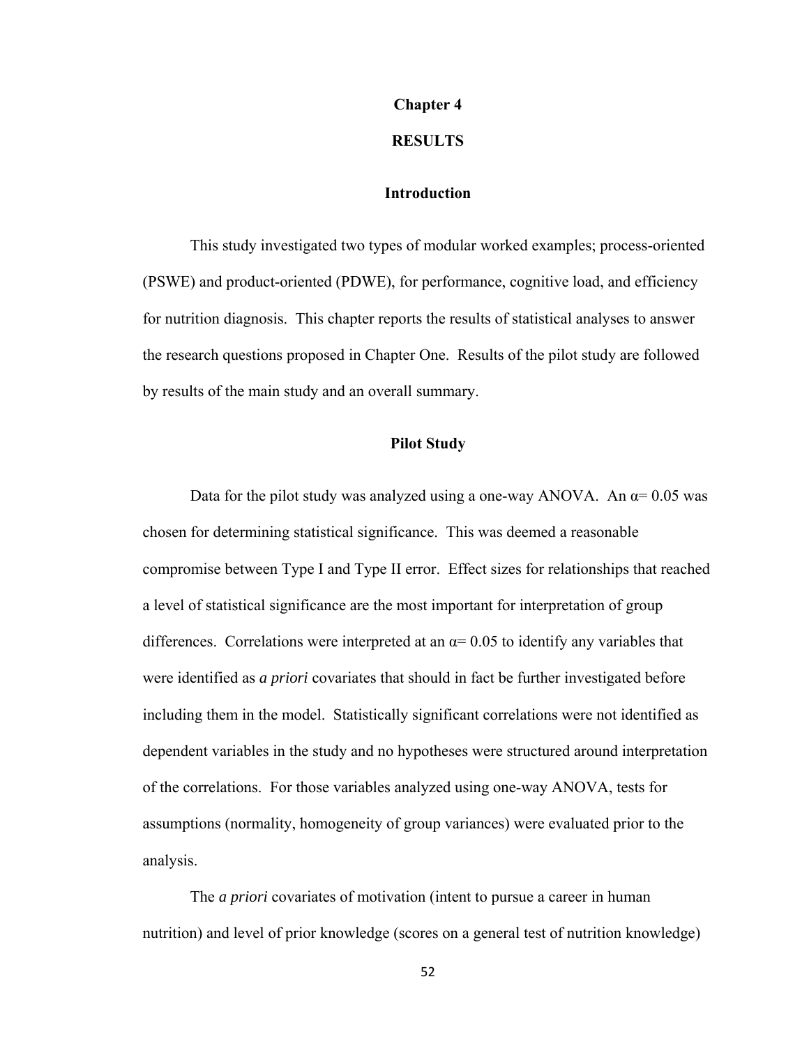# Chapter 4

# RESULTS

## Introduction

This study investigated two types of modular worked examples; process-oriented (PSWE) and product-oriented (PDWE), for performance, cognitive load, and efficiency for nutrition diagnosis. This chapter reports the results of statistical analyses to answer the research questions proposed in Chapter One. Results of the pilot study are followed by results of the main study and an overall summary.

## Pilot Study

Data for the pilot study was analyzed using a one-way ANOVA. An $\alpha = 0.05$ was chosen for determining statistical significance. This was deemed a reasonable compromise between Type I and Type II error. Effect sizes for relationships that reached a level of statistical significance are the most important for interpretation of group differences. Correlations were interpreted at an $\alpha = 0.05$ to identify any variables that were identified as *a priori* covariates that should in fact be further investigated before including them in the model. Statistically significant correlations were not identified as dependent variables in the study and no hypotheses were structured around interpretation of the correlations. For those variables analyzed using one-way ANOVA, tests for assumptions (normality, homogeneity of group variances) were evaluated prior to the analysis.

The *a priori* covariates of motivation (intent to pursue a career in human nutrition) and level of prior knowledge (scores on a general test of nutrition knowledge)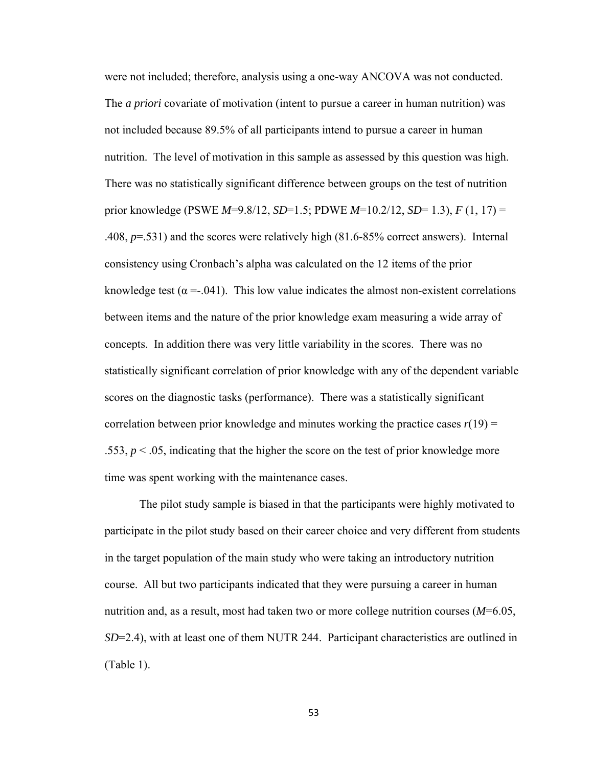were not included; therefore, analysis using a one-way ANCOVA was not conducted. The *a priori* covariate of motivation (intent to pursue a career in human nutrition) was not included because 89.5% of all participants intend to pursue a career in human nutrition. The level of motivation in this sample as assessed by this question was high. There was no statistically significant difference between groups on the test of nutrition prior knowledge (PSWE $M$=9.8/12, $SD$=1.5; PDWE $M$=10.2/12, $SD$= 1.3), $F$ (1, 17) = .408, $p$=.531) and the scores were relatively high (81.6-85% correct answers). Internal consistency using Cronbach's alpha was calculated on the 12 items of the prior knowledge test ($\alpha$ =-.041). This low value indicates the almost non-existent correlations between items and the nature of the prior knowledge exam measuring a wide array of concepts. In addition there was very little variability in the scores. There was no statistically significant correlation of prior knowledge with any of the dependent variable scores on the diagnostic tasks (performance). There was a statistically significant correlation between prior knowledge and minutes working the practice cases $r(19)$ = .553, $p < .05$, indicating that the higher the score on the test of prior knowledge more time was spent working with the maintenance cases.

The pilot study sample is biased in that the participants were highly motivated to participate in the pilot study based on their career choice and very different from students in the target population of the main study who were taking an introductory nutrition course. All but two participants indicated that they were pursuing a career in human nutrition and, as a result, most had taken two or more college nutrition courses ($M$=6.05, $SD$=2.4), with at least one of them NUTR 244. Participant characteristics are outlined in (Table 1).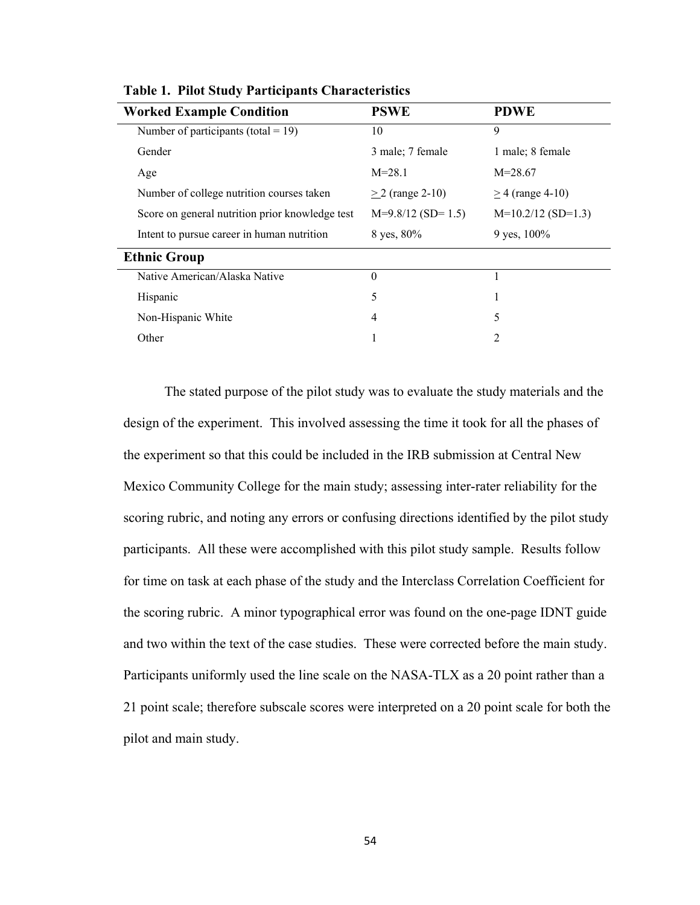**Table 1. Pilot Study Participants Characteristics**

| Worked Example Condition | PSWE | PDWE |
|---|---|---|
| Number of participants (total = 19) | 10 | 9 |
| Gender | 3 male; 7 female | 1 male; 8 female |
| Age | M=28.1 | M=28.67 |
| Number of college nutrition courses taken | ≥ 2 (range 2-10) | ≥ 4 (range 4-10) |
| Score on general nutrition prior knowledge test | M=9.8/12 (SD= 1.5) | M=10.2/12 (SD=1.3) |
| Intent to pursue career in human nutrition | 8 yes, 80% | 9 yes, 100% |
| **Ethnic Group** | | |
| Native American/Alaska Native | 0 | 1 |
| Hispanic | 5 | 1 |
| Non-Hispanic White | 4 | 5 |
| Other | 1 | 2 |

The stated purpose of the pilot study was to evaluate the study materials and the design of the experiment. This involved assessing the time it took for all the phases of the experiment so that this could be included in the IRB submission at Central New Mexico Community College for the main study; assessing inter-rater reliability for the scoring rubric, and noting any errors or confusing directions identified by the pilot study participants. All these were accomplished with this pilot study sample. Results follow for time on task at each phase of the study and the Interclass Correlation Coefficient for the scoring rubric. A minor typographical error was found on the one-page IDNT guide and two within the text of the case studies. These were corrected before the main study. Participants uniformly used the line scale on the NASA-TLX as a 20 point rather than a 21 point scale; therefore subscale scores were interpreted on a 20 point scale for both the pilot and main study.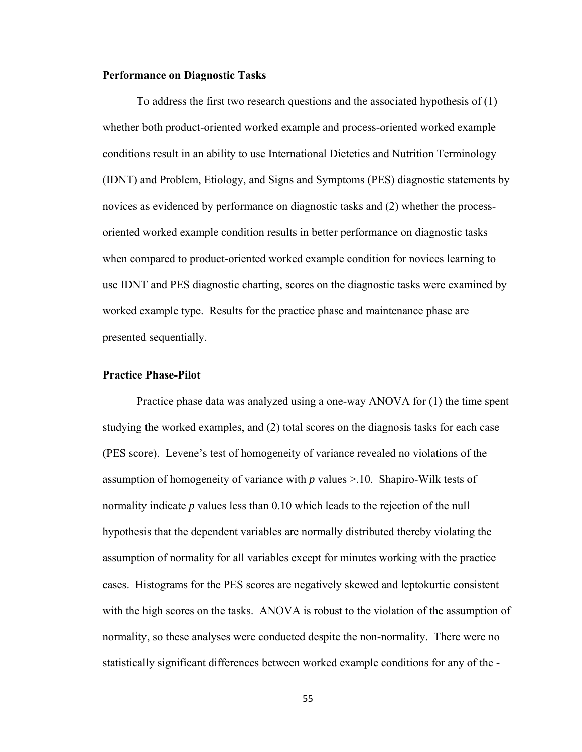### Performance on Diagnostic Tasks

To address the first two research questions and the associated hypothesis of (1) whether both product-oriented worked example and process-oriented worked example conditions result in an ability to use International Dietetics and Nutrition Terminology (IDNT) and Problem, Etiology, and Signs and Symptoms (PES) diagnostic statements by novices as evidenced by performance on diagnostic tasks and (2) whether the process-oriented worked example condition results in better performance on diagnostic tasks when compared to product-oriented worked example condition for novices learning to use IDNT and PES diagnostic charting, scores on the diagnostic tasks were examined by worked example type. Results for the practice phase and maintenance phase are presented sequentially.

### Practice Phase-Pilot

Practice phase data was analyzed using a one-way ANOVA for (1) the time spent studying the worked examples, and (2) total scores on the diagnosis tasks for each case (PES score). Levene's test of homogeneity of variance revealed no violations of the assumption of homogeneity of variance with *p* values >.10. Shapiro-Wilk tests of normality indicate *p* values less than 0.10 which leads to the rejection of the null hypothesis that the dependent variables are normally distributed thereby violating the assumption of normality for all variables except for minutes working with the practice cases. Histograms for the PES scores are negatively skewed and leptokurtic consistent with the high scores on the tasks. ANOVA is robust to the violation of the assumption of normality, so these analyses were conducted despite the non-normality. There were no statistically significant differences between worked example conditions for any of the -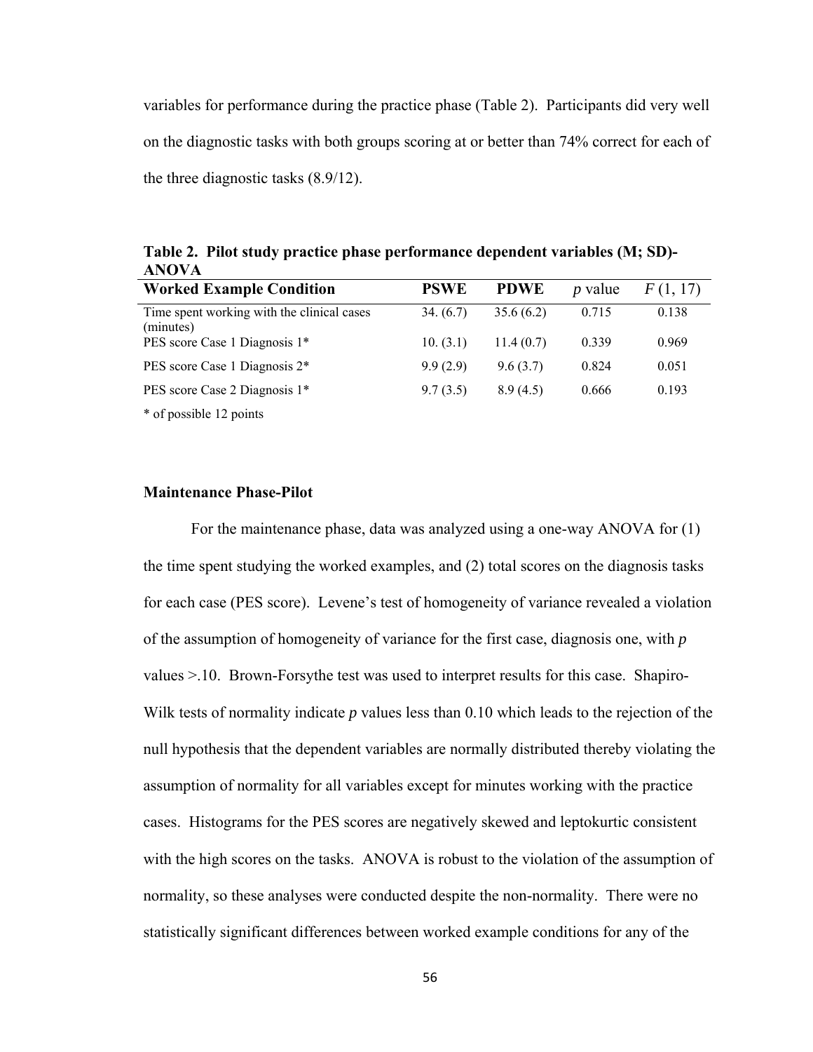variables for performance during the practice phase (Table 2). Participants did very well on the diagnostic tasks with both groups scoring at or better than 74% correct for each of the three diagnostic tasks (8.9/12).

**Table 2. Pilot study practice phase performance dependent variables (M; SD)-ANOVA**

| Worked Example Condition | PSWE | PDWE | *p* value | *F* (1, 17) |
|---|---|---|---|---|
| Time spent working with the clinical cases (minutes) | 34. (6.7) | 35.6 (6.2) | 0.715 | 0.138 |
| PES score Case 1 Diagnosis 1* | 10. (3.1) | 11.4 (0.7) | 0.339 | 0.969 |
| PES score Case 1 Diagnosis 2* | 9.9 (2.9) | 9.6 (3.7) | 0.824 | 0.051 |
| PES score Case 2 Diagnosis 1* | 9.7 (3.5) | 8.9 (4.5) | 0.666 | 0.193 |

\* of possible 12 points

**Maintenance Phase-Pilot**

For the maintenance phase, data was analyzed using a one-way ANOVA for (1) the time spent studying the worked examples, and (2) total scores on the diagnosis tasks for each case (PES score). Levene's test of homogeneity of variance revealed a violation of the assumption of homogeneity of variance for the first case, diagnosis one, with $p$ values >.10. Brown-Forsythe test was used to interpret results for this case. Shapiro-Wilk tests of normality indicate $p$ values less than 0.10 which leads to the rejection of the null hypothesis that the dependent variables are normally distributed thereby violating the assumption of normality for all variables except for minutes working with the practice cases. Histograms for the PES scores are negatively skewed and leptokurtic consistent with the high scores on the tasks. ANOVA is robust to the violation of the assumption of normality, so these analyses were conducted despite the non-normality. There were no statistically significant differences between worked example conditions for any of the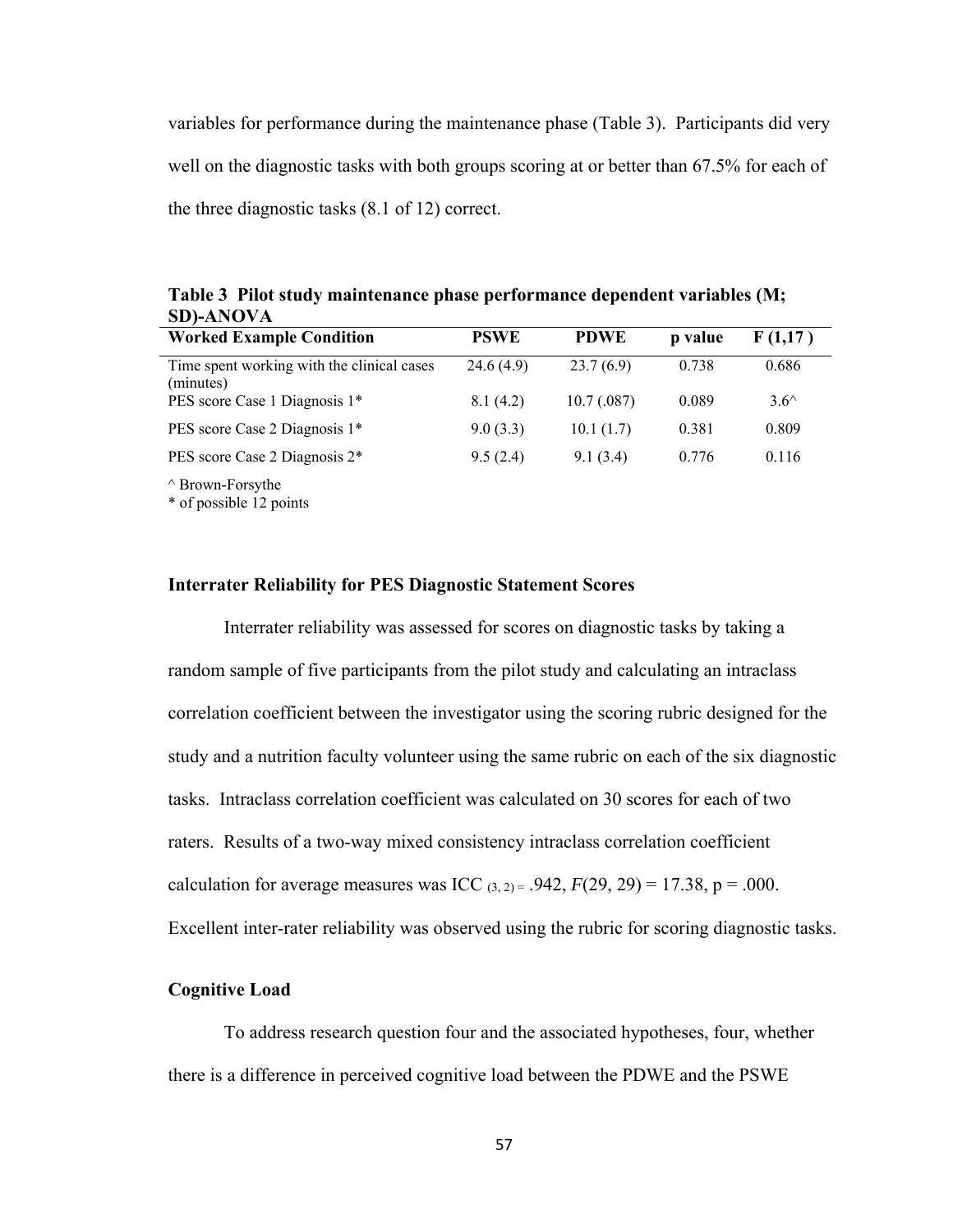variables for performance during the maintenance phase (Table 3). Participants did very well on the diagnostic tasks with both groups scoring at or better than 67.5% for each of the three diagnostic tasks (8.1 of 12) correct.

**Table 3 Pilot study maintenance phase performance dependent variables (M; SD)-ANOVA**

| Worked Example Condition | PSWE | PDWE | p value | F (1,17 ) |
|---|---|---|---|---|
| Time spent working with the clinical cases (minutes) | 24.6 (4.9) | 23.7 (6.9) | 0.738 | 0.686 |
| PES score Case 1 Diagnosis 1* | 8.1 (4.2) | 10.7 (.087) | 0.089 | 3.6^ |
| PES score Case 2 Diagnosis 1* | 9.0 (3.3) | 10.1 (1.7) | 0.381 | 0.809 |
| PES score Case 2 Diagnosis 2* | 9.5 (2.4) | 9.1 (3.4) | 0.776 | 0.116 |

^ Brown-Forsythe
* of possible 12 points

### Interrater Reliability for PES Diagnostic Statement Scores

Interrater reliability was assessed for scores on diagnostic tasks by taking a random sample of five participants from the pilot study and calculating an intraclass correlation coefficient between the investigator using the scoring rubric designed for the study and a nutrition faculty volunteer using the same rubric on each of the six diagnostic tasks. Intraclass correlation coefficient was calculated on 30 scores for each of two raters. Results of a two-way mixed consistency intraclass correlation coefficient calculation for average measures was $ICC_{(3, 2)} = .942$, $F(29, 29) = 17.38$, $p = .000$. Excellent inter-rater reliability was observed using the rubric for scoring diagnostic tasks.

### Cognitive Load

To address research question four and the associated hypotheses, four, whether there is a difference in perceived cognitive load between the PDWE and the PSWE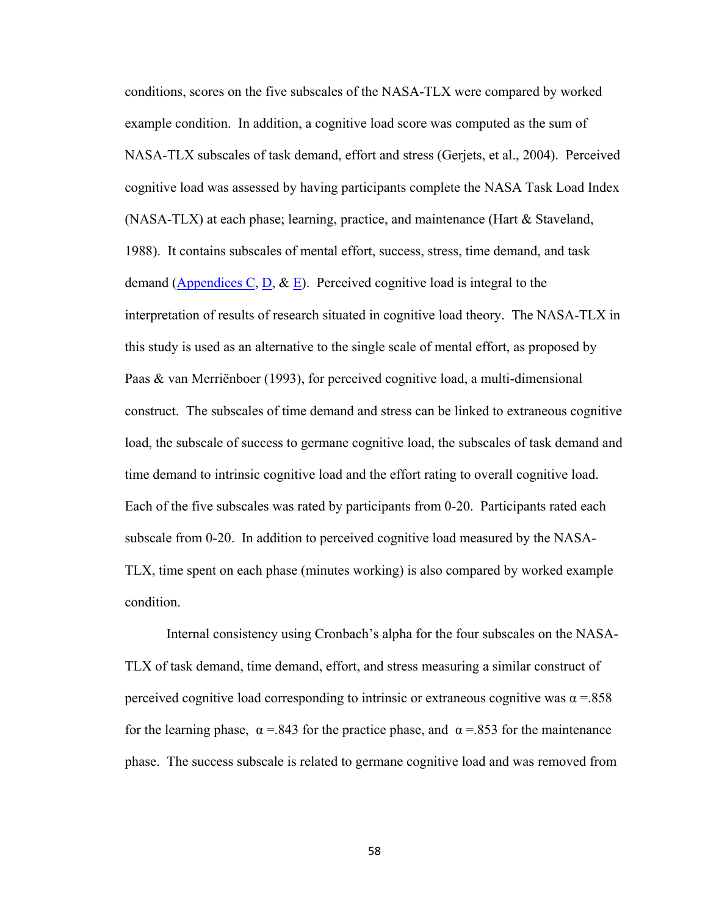conditions, scores on the five subscales of the NASA-TLX were compared by worked example condition. In addition, a cognitive load score was computed as the sum of NASA-TLX subscales of task demand, effort and stress (Gerjets, et al., 2004). Perceived cognitive load was assessed by having participants complete the NASA Task Load Index (NASA-TLX) at each phase; learning, practice, and maintenance (Hart & Staveland, 1988). It contains subscales of mental effort, success, stress, time demand, and task demand (Appendices C, D, & E). Perceived cognitive load is integral to the interpretation of results of research situated in cognitive load theory. The NASA-TLX in this study is used as an alternative to the single scale of mental effort, as proposed by Paas & van Merriënboer (1993), for perceived cognitive load, a multi-dimensional construct. The subscales of time demand and stress can be linked to extraneous cognitive load, the subscale of success to germane cognitive load, the subscales of task demand and time demand to intrinsic cognitive load and the effort rating to overall cognitive load. Each of the five subscales was rated by participants from 0-20. Participants rated each subscale from 0-20. In addition to perceived cognitive load measured by the NASA-TLX, time spent on each phase (minutes working) is also compared by worked example condition.

Internal consistency using Cronbach's alpha for the four subscales on the NASA-TLX of task demand, time demand, effort, and stress measuring a similar construct of perceived cognitive load corresponding to intrinsic or extraneous cognitive was $\alpha$ =.858 for the learning phase, $\alpha$ =.843 for the practice phase, and $\alpha$ =.853 for the maintenance phase. The success subscale is related to germane cognitive load and was removed from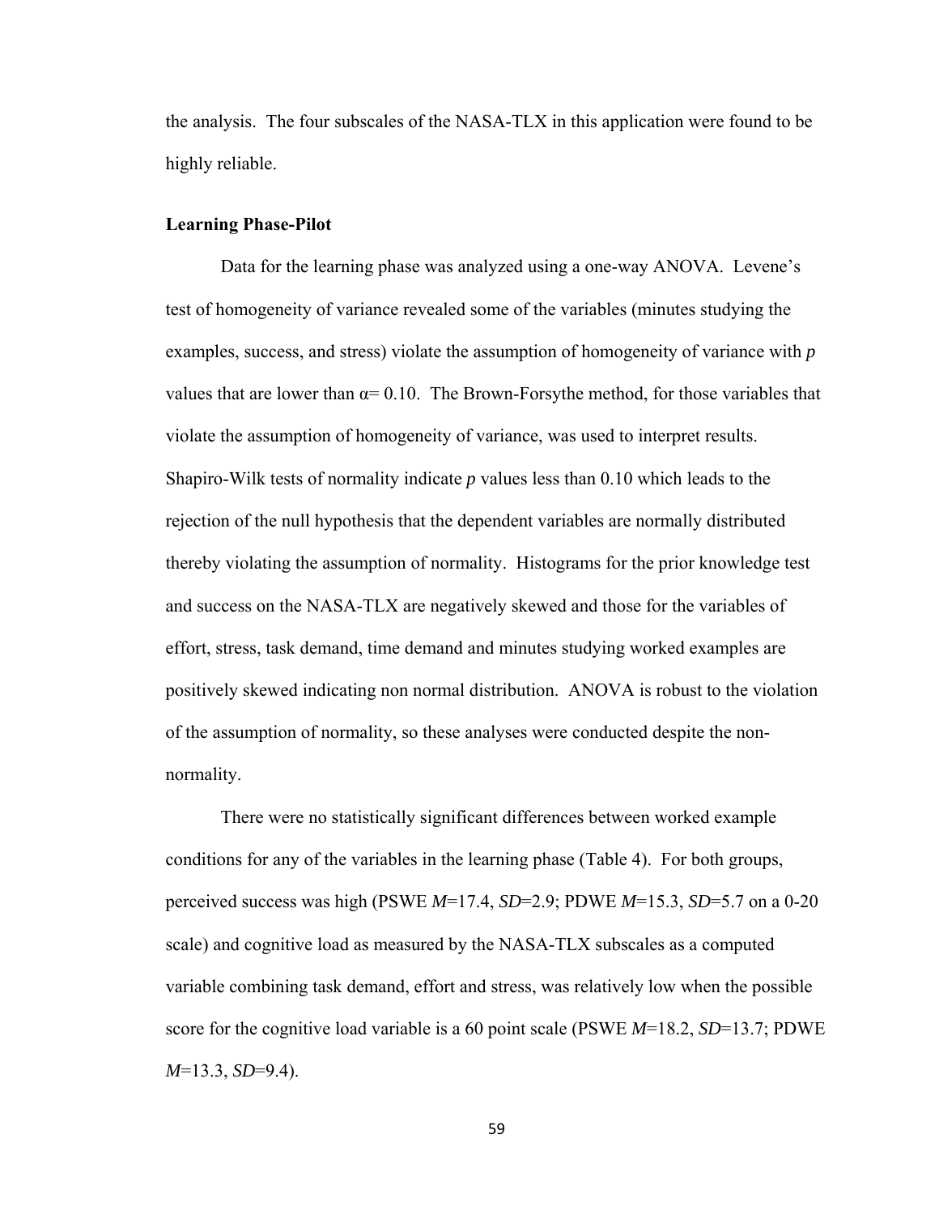the analysis. The four subscales of the NASA-TLX in this application were found to be highly reliable.

**Learning Phase-Pilot**

Data for the learning phase was analyzed using a one-way ANOVA. Levene's test of homogeneity of variance revealed some of the variables (minutes studying the examples, success, and stress) violate the assumption of homogeneity of variance with *p* values that are lower than $\alpha = 0.10$. The Brown-Forsythe method, for those variables that violate the assumption of homogeneity of variance, was used to interpret results. Shapiro-Wilk tests of normality indicate *p* values less than 0.10 which leads to the rejection of the null hypothesis that the dependent variables are normally distributed thereby violating the assumption of normality. Histograms for the prior knowledge test and success on the NASA-TLX are negatively skewed and those for the variables of effort, stress, task demand, time demand and minutes studying worked examples are positively skewed indicating non normal distribution. ANOVA is robust to the violation of the assumption of normality, so these analyses were conducted despite the non-normality.

There were no statistically significant differences between worked example conditions for any of the variables in the learning phase (Table 4). For both groups, perceived success was high (PSWE $M$=17.4, $SD$=2.9; PDWE $M$=15.3, $SD$=5.7 on a 0-20 scale) and cognitive load as measured by the NASA-TLX subscales as a computed variable combining task demand, effort and stress, was relatively low when the possible score for the cognitive load variable is a 60 point scale (PSWE $M$=18.2, $SD$=13.7; PDWE $M$=13.3, $SD$=9.4).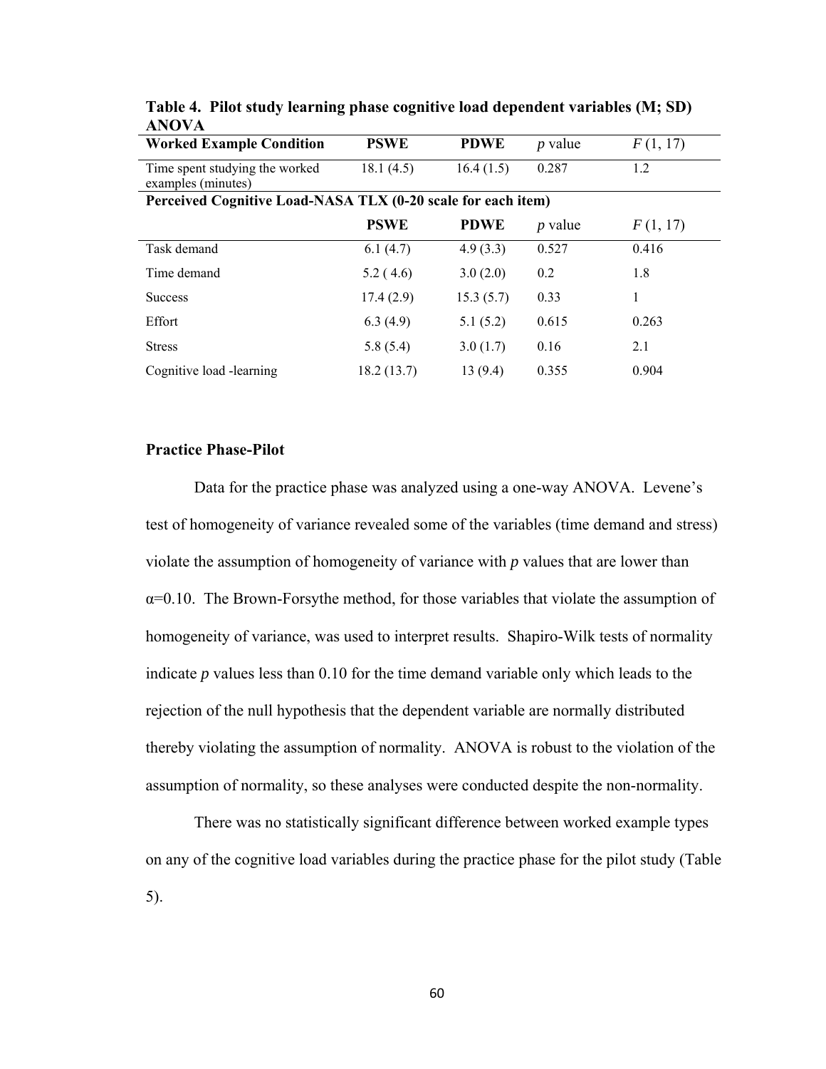**Table 4. Pilot study learning phase cognitive load dependent variables (M; SD) ANOVA**

| Worked Example Condition | PSWE | PDWE | *p* value | *F* (1, 17) |
|---|---|---|---|---|
| Time spent studying the worked examples (minutes) | 18.1 (4.5) | 16.4 (1.5) | 0.287 | 1.2 |
| **Perceived Cognitive Load-NASA TLX (0-20 scale for each item)** | | | | |
| | **PSWE** | **PDWE** | ***p* value** | ***F* (1, 17)** |
| Task demand | 6.1 (4.7) | 4.9 (3.3) | 0.527 | 0.416 |
| Time demand | 5.2 ( 4.6) | 3.0 (2.0) | 0.2 | 1.8 |
| Success | 17.4 (2.9) | 15.3 (5.7) | 0.33 | 1 |
| Effort | 6.3 (4.9) | 5.1 (5.2) | 0.615 | 0.263 |
| Stress | 5.8 (5.4) | 3.0 (1.7) | 0.16 | 2.1 |
| Cognitive load -learning | 18.2 (13.7) | 13 (9.4) | 0.355 | 0.904 |

### Practice Phase-Pilot

Data for the practice phase was analyzed using a one-way ANOVA. Levene's test of homogeneity of variance revealed some of the variables (time demand and stress) violate the assumption of homogeneity of variance with *p* values that are lower than $\alpha$=0.10. The Brown-Forsythe method, for those variables that violate the assumption of homogeneity of variance, was used to interpret results. Shapiro-Wilk tests of normality indicate *p* values less than 0.10 for the time demand variable only which leads to the rejection of the null hypothesis that the dependent variable are normally distributed thereby violating the assumption of normality. ANOVA is robust to the violation of the assumption of normality, so these analyses were conducted despite the non-normality.

There was no statistically significant difference between worked example types on any of the cognitive load variables during the practice phase for the pilot study (Table 5).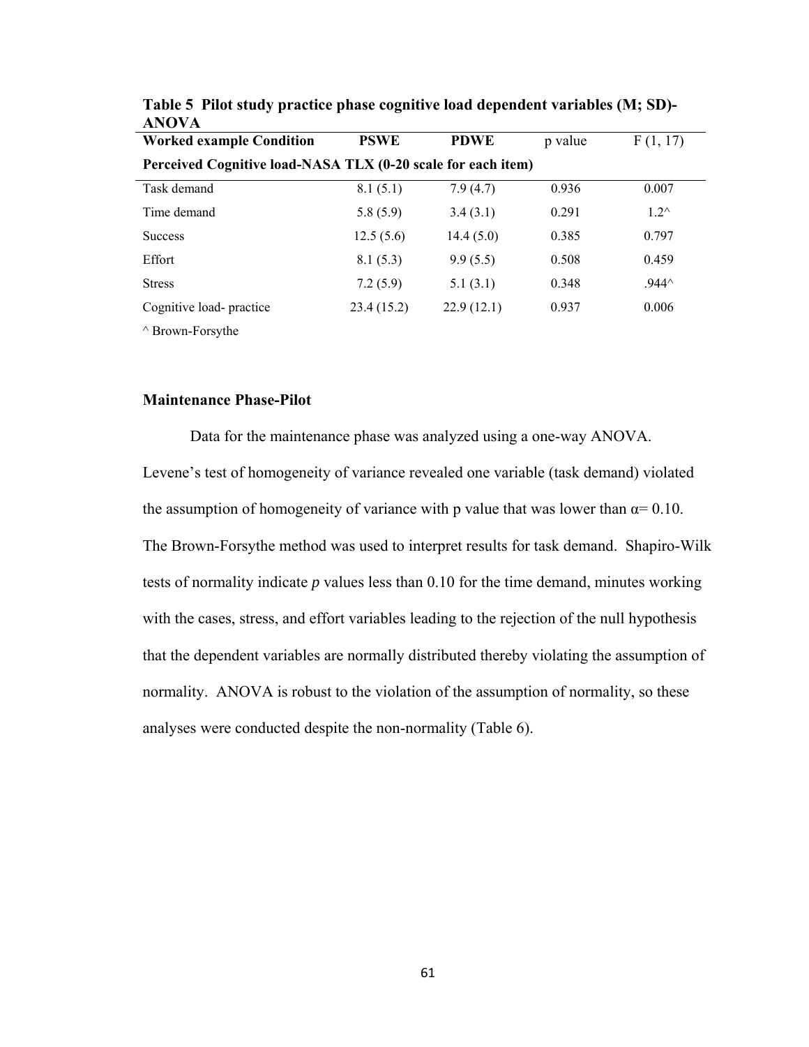**Table 5 Pilot study practice phase cognitive load dependent variables (M; SD)-ANOVA**

| Worked example Condition | PSWE | PDWE | p value | F (1, 17) |
|---|---|---|---|---|
| **Perceived Cognitive load-NASA TLX (0-20 scale for each item)** | | | | |
| Task demand | 8.1 (5.1) | 7.9 (4.7) | 0.936 | 0.007 |
| Time demand | 5.8 (5.9) | 3.4 (3.1) | 0.291 | 1.2^ |
| Success | 12.5 (5.6) | 14.4 (5.0) | 0.385 | 0.797 |
| Effort | 8.1 (5.3) | 9.9 (5.5) | 0.508 | 0.459 |
| Stress | 7.2 (5.9) | 5.1 (3.1) | 0.348 | .944^ |
| Cognitive load- practice | 23.4 (15.2) | 22.9 (12.1) | 0.937 | 0.006 |

^ Brown-Forsythe

### Maintenance Phase-Pilot

Data for the maintenance phase was analyzed using a one-way ANOVA. Levene's test of homogeneity of variance revealed one variable (task demand) violated the assumption of homogeneity of variance with p value that was lower than $\alpha = 0.10$. The Brown-Forsythe method was used to interpret results for task demand. Shapiro-Wilk tests of normality indicate *p* values less than 0.10 for the time demand, minutes working with the cases, stress, and effort variables leading to the rejection of the null hypothesis that the dependent variables are normally distributed thereby violating the assumption of normality. ANOVA is robust to the violation of the assumption of normality, so these analyses were conducted despite the non-normality (Table 6).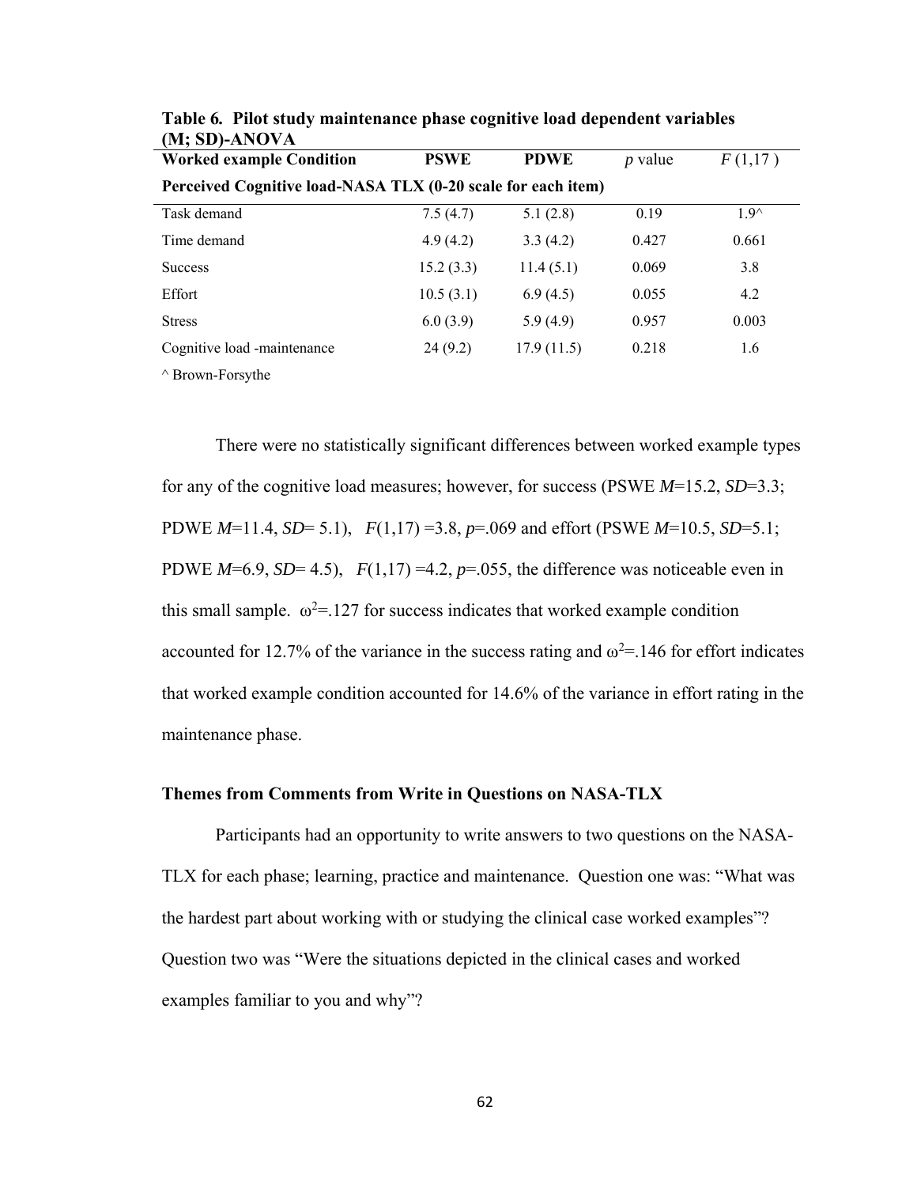**Table 6. Pilot study maintenance phase cognitive load dependent variables (M; SD)-ANOVA**

| Worked example Condition | PSWE | PDWE | *p* value | *F* (1,17 ) |
|---|---|---|---|---|
| **Perceived Cognitive load-NASA TLX (0-20 scale for each item)** | | | | |
| Task demand | 7.5 (4.7) | 5.1 (2.8) | 0.19 | 1.9^ |
| Time demand | 4.9 (4.2) | 3.3 (4.2) | 0.427 | 0.661 |
| Success | 15.2 (3.3) | 11.4 (5.1) | 0.069 | 3.8 |
| Effort | 10.5 (3.1) | 6.9 (4.5) | 0.055 | 4.2 |
| Stress | 6.0 (3.9) | 5.9 (4.9) | 0.957 | 0.003 |
| Cognitive load -maintenance | 24 (9.2) | 17.9 (11.5) | 0.218 | 1.6 |

^ Brown-Forsythe

There were no statistically significant differences between worked example types for any of the cognitive load measures; however, for success (PSWE *M*=15.2, *SD*=3.3; PDWE *M*=11.4, *SD*= 5.1), $F(1,17)$ =3.8, *p*=.069 and effort (PSWE *M*=10.5, *SD*=5.1; PDWE *M*=6.9, *SD*= 4.5), $F(1,17)$ =4.2, *p*=.055, the difference was noticeable even in this small sample. $\omega^2$=.127 for success indicates that worked example condition accounted for 12.7% of the variance in the success rating and $\omega^2$=.146 for effort indicates that worked example condition accounted for 14.6% of the variance in effort rating in the maintenance phase.

### Themes from Comments from Write in Questions on NASA-TLX

Participants had an opportunity to write answers to two questions on the NASA-TLX for each phase; learning, practice and maintenance. Question one was: "What was the hardest part about working with or studying the clinical case worked examples"? Question two was "Were the situations depicted in the clinical cases and worked examples familiar to you and why"?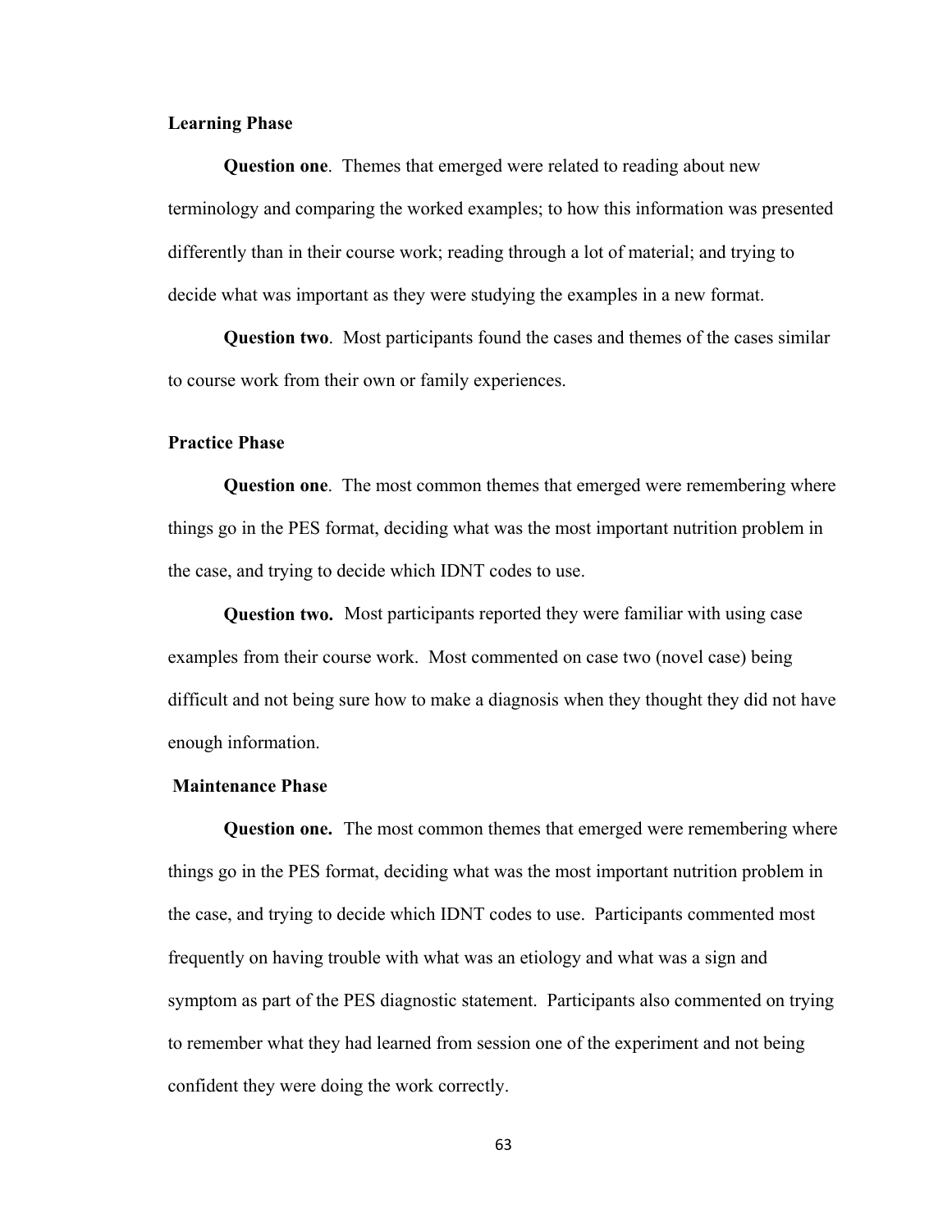### Learning Phase

**Question one**. Themes that emerged were related to reading about new terminology and comparing the worked examples; to how this information was presented differently than in their course work; reading through a lot of material; and trying to decide what was important as they were studying the examples in a new format.

**Question two**. Most participants found the cases and themes of the cases similar to course work from their own or family experiences.

### Practice Phase

**Question one**. The most common themes that emerged were remembering where things go in the PES format, deciding what was the most important nutrition problem in the case, and trying to decide which IDNT codes to use.

**Question two.** Most participants reported they were familiar with using case examples from their course work. Most commented on case two (novel case) being difficult and not being sure how to make a diagnosis when they thought they did not have enough information.

### Maintenance Phase

**Question one.** The most common themes that emerged were remembering where things go in the PES format, deciding what was the most important nutrition problem in the case, and trying to decide which IDNT codes to use. Participants commented most frequently on having trouble with what was an etiology and what was a sign and symptom as part of the PES diagnostic statement. Participants also commented on trying to remember what they had learned from session one of the experiment and not being confident they were doing the work correctly.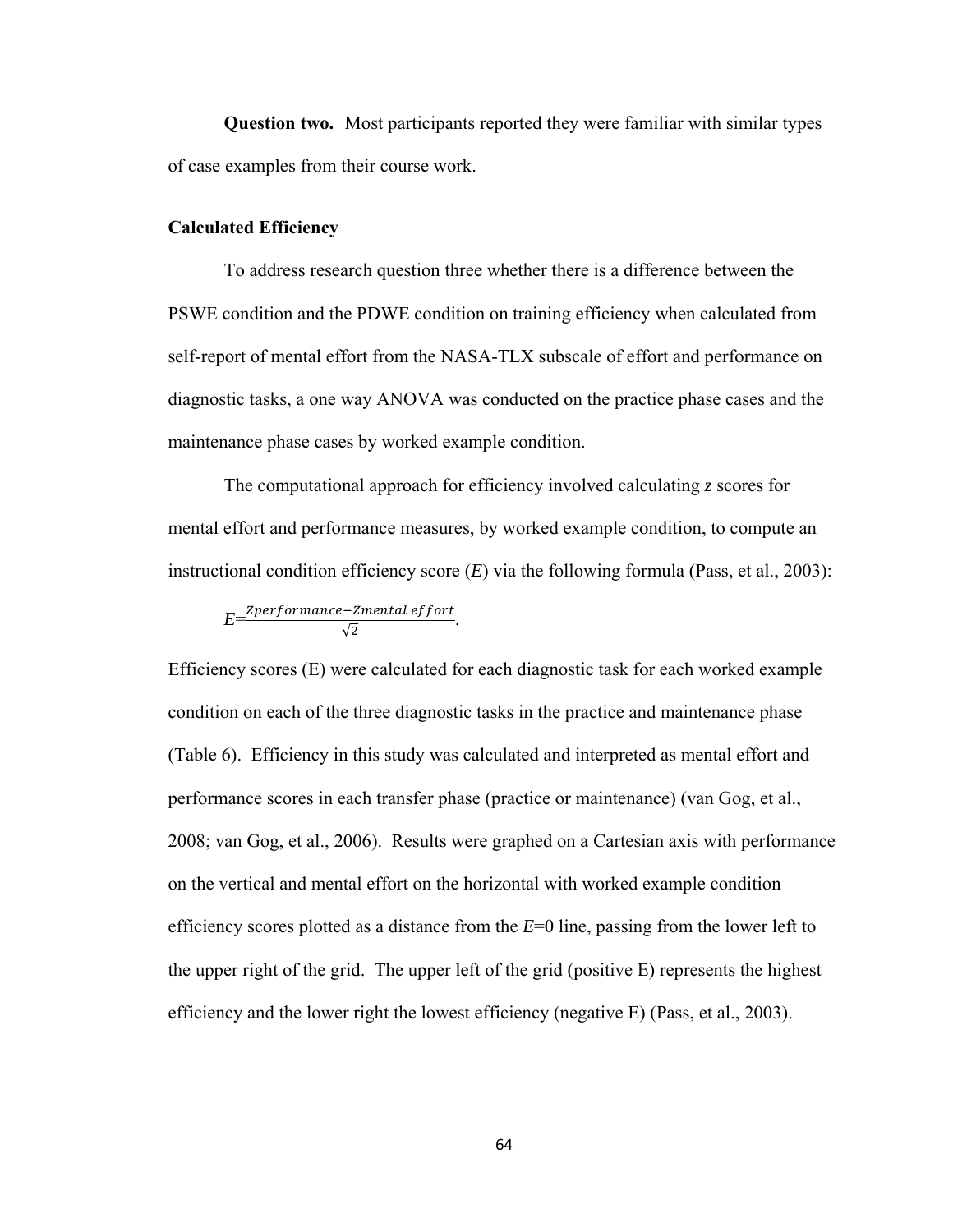**Question two.** Most participants reported they were familiar with similar types of case examples from their course work.

**Calculated Efficiency**

To address research question three whether there is a difference between the PSWE condition and the PDWE condition on training efficiency when calculated from self-report of mental effort from the NASA-TLX subscale of effort and performance on diagnostic tasks, a one way ANOVA was conducted on the practice phase cases and the maintenance phase cases by worked example condition.

The computational approach for efficiency involved calculating *z* scores for mental effort and performance measures, by worked example condition, to compute an instructional condition efficiency score (*E*) via the following formula (Pass, et al., 2003):

$$E = \frac{Zperformance - Zmental\ effort}{\sqrt{2}}.$$

Efficiency scores (E) were calculated for each diagnostic task for each worked example condition on each of the three diagnostic tasks in the practice and maintenance phase (Table 6). Efficiency in this study was calculated and interpreted as mental effort and performance scores in each transfer phase (practice or maintenance) (van Gog, et al., 2008; van Gog, et al., 2006). Results were graphed on a Cartesian axis with performance on the vertical and mental effort on the horizontal with worked example condition efficiency scores plotted as a distance from the *E*=0 line, passing from the lower left to the upper right of the grid. The upper left of the grid (positive E) represents the highest efficiency and the lower right the lowest efficiency (negative E) (Pass, et al., 2003).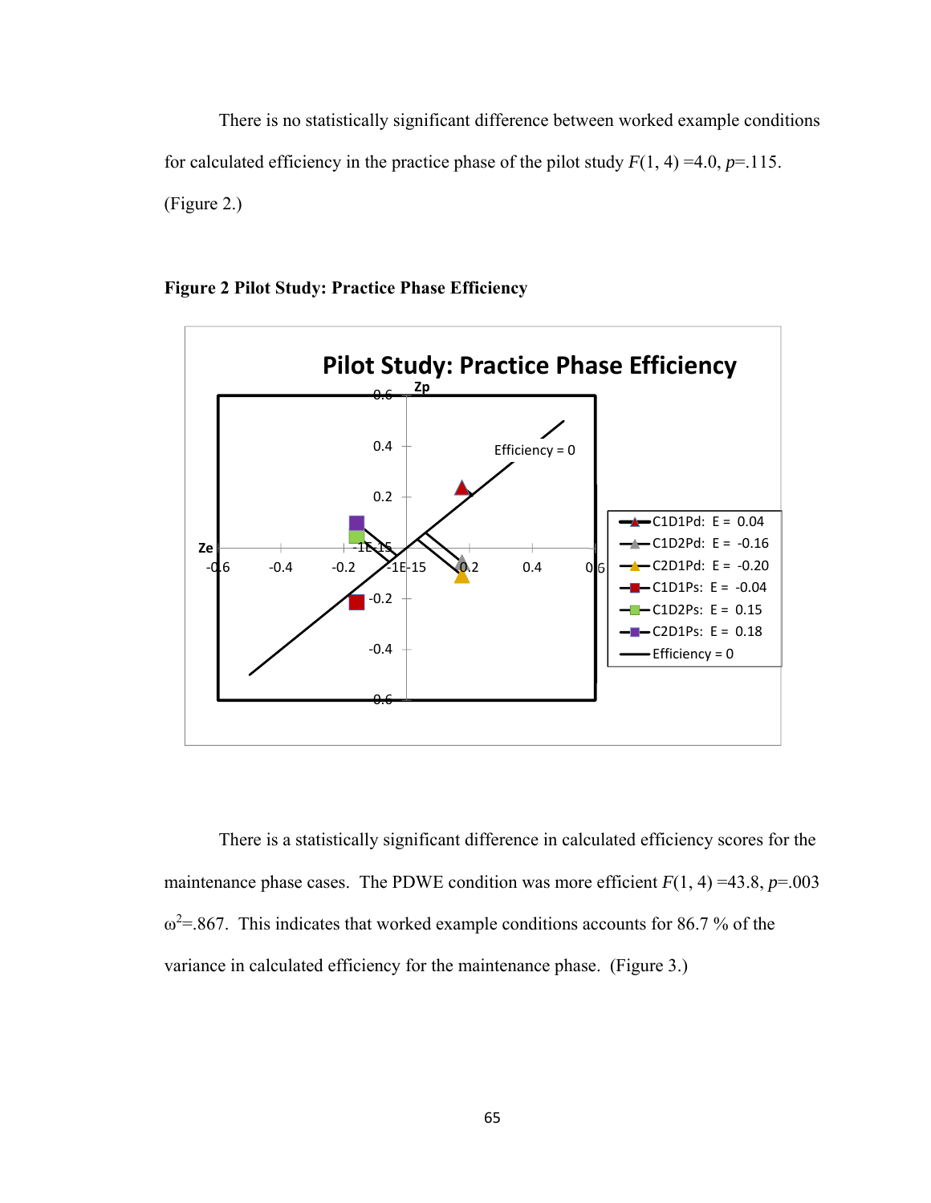There is no statistically significant difference between worked example conditions for calculated efficiency in the practice phase of the pilot study $F(1, 4) = 4.0$, $p = .115$. (Figure 2.)

**Figure 2 Pilot Study: Practice Phase Efficiency**

There is a statistically significant difference in calculated efficiency scores for the maintenance phase cases. The PDWE condition was more efficient $F(1, 4) = 43.8$, $p = .003$ $\omega^2 = .867$. This indicates that worked example conditions accounts for 86.7 % of the variance in calculated efficiency for the maintenance phase. (Figure 3.)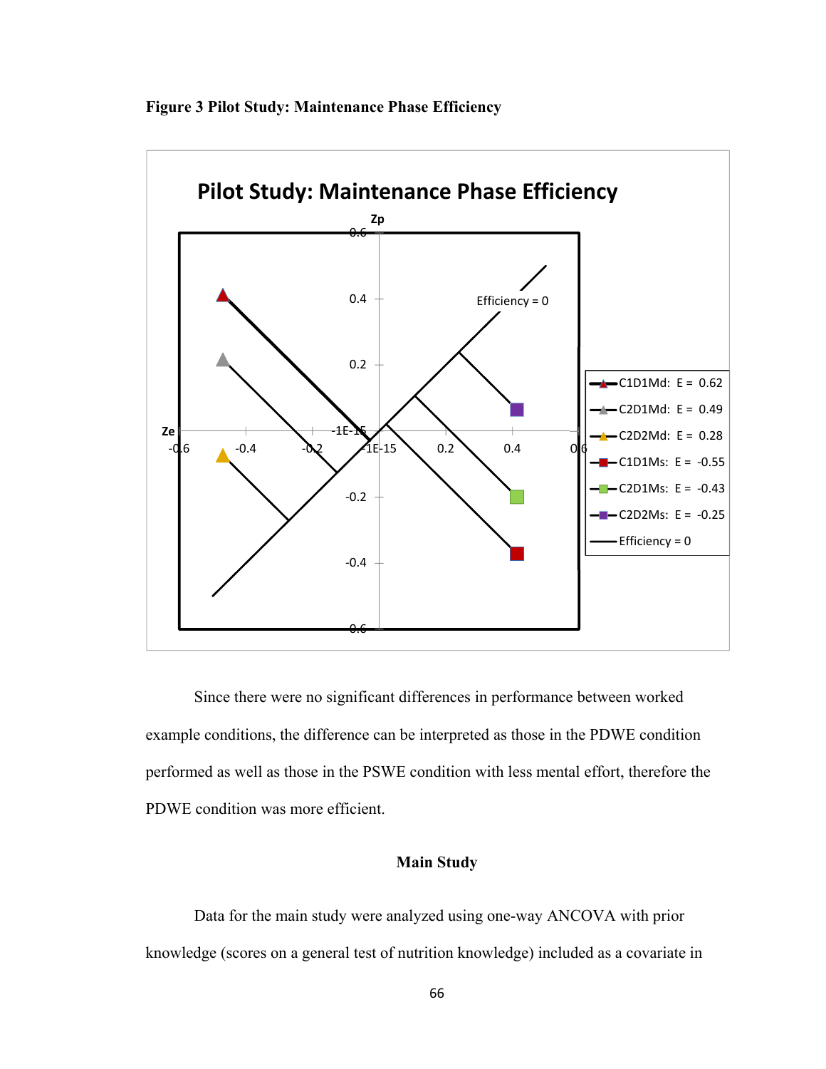**Figure 3 Pilot Study: Maintenance Phase Efficiency**

Since there were no significant differences in performance between worked example conditions, the difference can be interpreted as those in the PDWE condition performed as well as those in the PSWE condition with less mental effort, therefore the PDWE condition was more efficient.

## Main Study

Data for the main study were analyzed using one-way ANCOVA with prior knowledge (scores on a general test of nutrition knowledge) included as a covariate in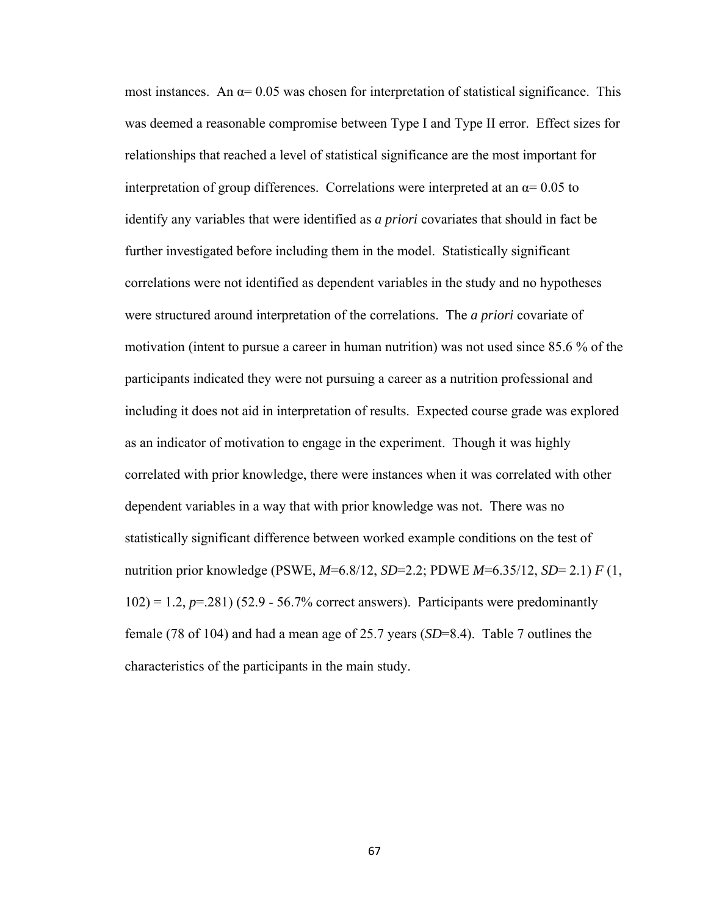most instances. An $\alpha = 0.05$ was chosen for interpretation of statistical significance. This was deemed a reasonable compromise between Type I and Type II error. Effect sizes for relationships that reached a level of statistical significance are the most important for interpretation of group differences. Correlations were interpreted at an $\alpha = 0.05$ to identify any variables that were identified as *a priori* covariates that should in fact be further investigated before including them in the model. Statistically significant correlations were not identified as dependent variables in the study and no hypotheses were structured around interpretation of the correlations. The *a priori* covariate of motivation (intent to pursue a career in human nutrition) was not used since 85.6 % of the participants indicated they were not pursuing a career as a nutrition professional and including it does not aid in interpretation of results. Expected course grade was explored as an indicator of motivation to engage in the experiment. Though it was highly correlated with prior knowledge, there were instances when it was correlated with other dependent variables in a way that with prior knowledge was not. There was no statistically significant difference between worked example conditions on the test of nutrition prior knowledge (PSWE, $M$=6.8/12, $SD$=2.2; PDWE $M$=6.35/12, $SD$= 2.1) $F(1, 102) = 1.2$, $p$=.281) (52.9 - 56.7% correct answers). Participants were predominantly female (78 of 104) and had a mean age of 25.7 years ($SD$=8.4). Table 7 outlines the characteristics of the participants in the main study.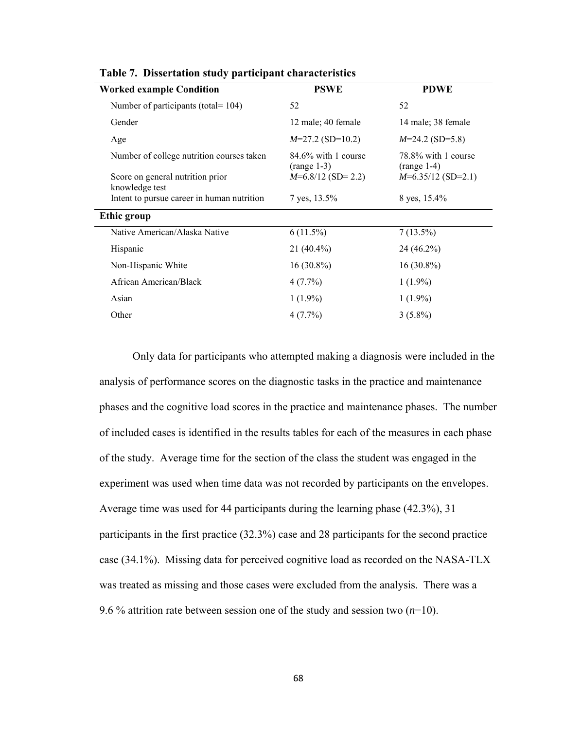**Table 7. Dissertation study participant characteristics**

| Worked example Condition | PSWE | PDWE |
|---|---|---|
| Number of participants (total= 104) | 52 | 52 |
| Gender | 12 male; 40 female | 14 male; 38 female |
| Age | *M*=27.2 (SD=10.2) | *M*=24.2 (SD=5.8) |
| Number of college nutrition courses taken | 84.6% with 1 course (range 1-3) | 78.8% with 1 course (range 1-4) |
| Score on general nutrition prior knowledge test | *M*=6.8/12 (SD= 2.2) | *M*=6.35/12 (SD=2.1) |
| Intent to pursue career in human nutrition | 7 yes, 13.5% | 8 yes, 15.4% |
| **Ethic group** | | |
| Native American/Alaska Native | 6 (11.5%) | 7 (13.5%) |
| Hispanic | 21 (40.4%) | 24 (46.2%) |
| Non-Hispanic White | 16 (30.8%) | 16 (30.8%) |
| African American/Black | 4 (7.7%) | 1 (1.9%) |
| Asian | 1 (1.9%) | 1 (1.9%) |
| Other | 4 (7.7%) | 3 (5.8%) |

Only data for participants who attempted making a diagnosis were included in the analysis of performance scores on the diagnostic tasks in the practice and maintenance phases and the cognitive load scores in the practice and maintenance phases. The number of included cases is identified in the results tables for each of the measures in each phase of the study. Average time for the section of the class the student was engaged in the experiment was used when time data was not recorded by participants on the envelopes. Average time was used for 44 participants during the learning phase (42.3%), 31 participants in the first practice (32.3%) case and 28 participants for the second practice case (34.1%). Missing data for perceived cognitive load as recorded on the NASA-TLX was treated as missing and those cases were excluded from the analysis. There was a 9.6 % attrition rate between session one of the study and session two (*n*=10).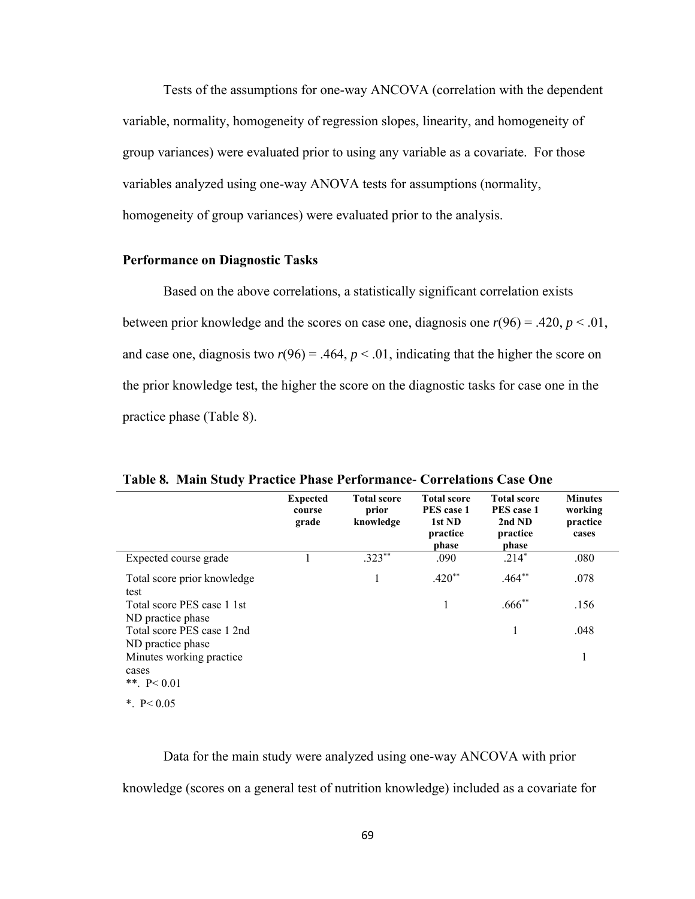Tests of the assumptions for one-way ANCOVA (correlation with the dependent variable, normality, homogeneity of regression slopes, linearity, and homogeneity of group variances) were evaluated prior to using any variable as a covariate. For those variables analyzed using one-way ANOVA tests for assumptions (normality, homogeneity of group variances) were evaluated prior to the analysis.

### Performance on Diagnostic Tasks

Based on the above correlations, a statistically significant correlation exists between prior knowledge and the scores on case one, diagnosis one $r(96) = .420$, $p < .01$, and case one, diagnosis two $r(96) = .464$, $p < .01$, indicating that the higher the score on the prior knowledge test, the higher the score on the diagnostic tasks for case one in the practice phase (Table 8).

**Table 8. Main Study Practice Phase Performance- Correlations Case One**

| | Expected course grade | Total score prior knowledge | Total score PES case 1 1st ND practice phase | Total score PES case 1 2nd ND practice phase | Minutes working practice cases |
|---|---|---|---|---|---|
| Expected course grade | 1 | .323** | .090 | .214* | .080 |
| Total score prior knowledge test | | 1 | .420** | .464** | .078 |
| Total score PES case 1 1st ND practice phase | | | 1 | .666** | .156 |
| Total score PES case 1 2nd ND practice phase | | | | 1 | .048 |
| Minutes working practice cases | | | | | 1 |

**. P< 0.01

*. P< 0.05

Data for the main study were analyzed using one-way ANCOVA with prior knowledge (scores on a general test of nutrition knowledge) included as a covariate for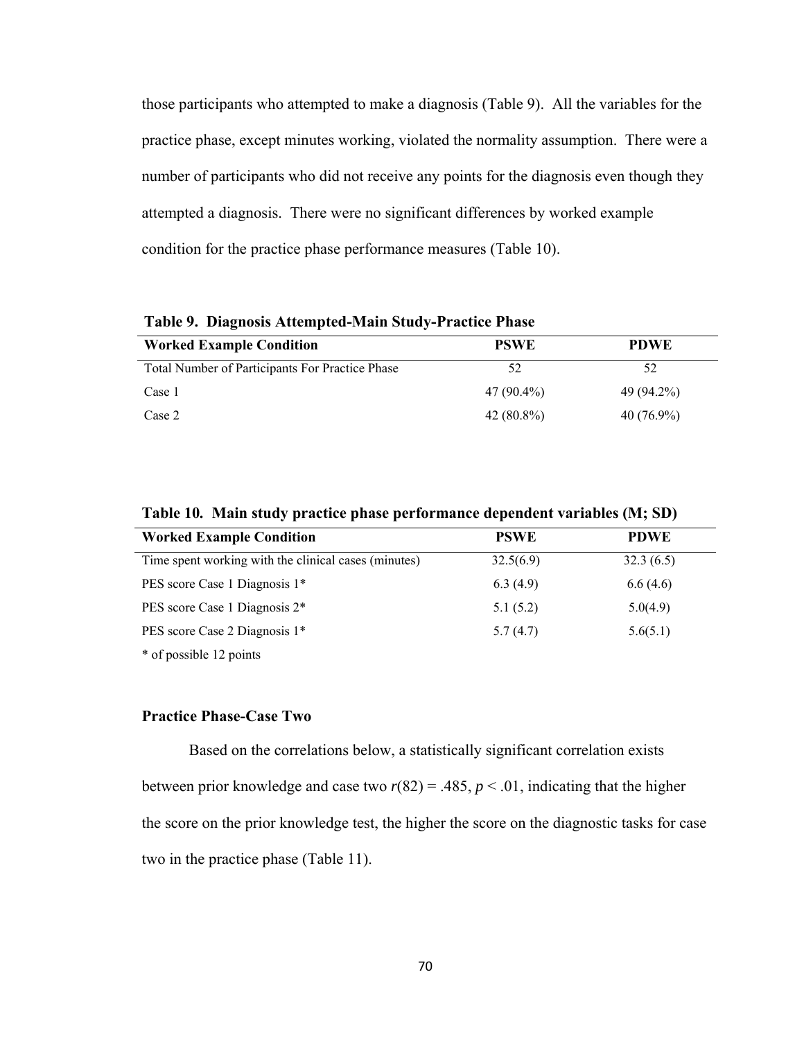those participants who attempted to make a diagnosis (Table 9). All the variables for the practice phase, except minutes working, violated the normality assumption. There were a number of participants who did not receive any points for the diagnosis even though they attempted a diagnosis. There were no significant differences by worked example condition for the practice phase performance measures (Table 10).

**Table 9. Diagnosis Attempted-Main Study-Practice Phase**

| Worked Example Condition | PSWE | PDWE |
|---|---|---|
| Total Number of Participants For Practice Phase | 52 | 52 |
| Case 1 | 47 (90.4%) | 49 (94.2%) |
| Case 2 | 42 (80.8%) | 40 (76.9%) |

**Table 10. Main study practice phase performance dependent variables (M; SD)**

| Worked Example Condition | PSWE | PDWE |
|---|---|---|
| Time spent working with the clinical cases (minutes) | 32.5(6.9) | 32.3 (6.5) |
| PES score Case 1 Diagnosis 1* | 6.3 (4.9) | 6.6 (4.6) |
| PES score Case 1 Diagnosis 2* | 5.1 (5.2) | 5.0(4.9) |
| PES score Case 2 Diagnosis 1* | 5.7 (4.7) | 5.6(5.1) |

* of possible 12 points

### Practice Phase-Case Two

Based on the correlations below, a statistically significant correlation exists between prior knowledge and case two $r(82) = .485$, $p < .01$, indicating that the higher the score on the prior knowledge test, the higher the score on the diagnostic tasks for case two in the practice phase (Table 11).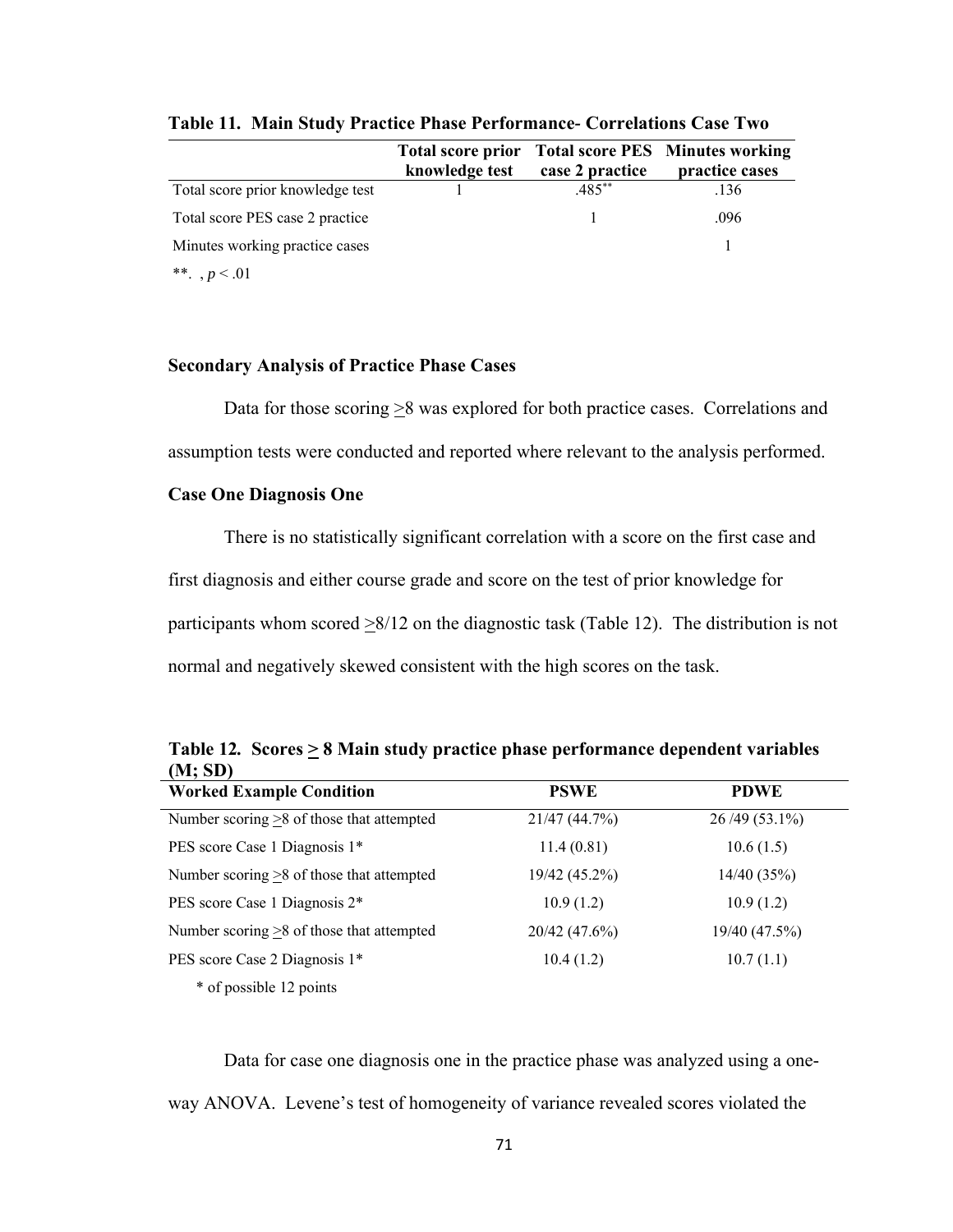**Table 11. Main Study Practice Phase Performance- Correlations Case Two**

| | Total score prior knowledge test | Total score PES case 2 practice | Minutes working practice cases |
|---|---|---|---|
| Total score prior knowledge test | 1 | .485** | .136 |
| Total score PES case 2 practice | | 1 | .096 |
| Minutes working practice cases | | | 1 |

**. , $p < .01$

### Secondary Analysis of Practice Phase Cases

Data for those scoring >8 was explored for both practice cases. Correlations and assumption tests were conducted and reported where relevant to the analysis performed.

### Case One Diagnosis One

There is no statistically significant correlation with a score on the first case and first diagnosis and either course grade and score on the test of prior knowledge for participants whom scored >8/12 on the diagnostic task (Table 12). The distribution is not normal and negatively skewed consistent with the high scores on the task.

**Table 12. Scores > 8 Main study practice phase performance dependent variables (M; SD)**

| Worked Example Condition | PSWE | PDWE |
|---|---|---|
| Number scoring >8 of those that attempted | 21/47 (44.7%) | 26 /49 (53.1%) |
| PES score Case 1 Diagnosis 1* | 11.4 (0.81) | 10.6 (1.5) |
| Number scoring >8 of those that attempted | 19/42 (45.2%) | 14/40 (35%) |
| PES score Case 1 Diagnosis 2* | 10.9 (1.2) | 10.9 (1.2) |
| Number scoring >8 of those that attempted | 20/42 (47.6%) | 19/40 (47.5%) |
| PES score Case 2 Diagnosis 1* | 10.4 (1.2) | 10.7 (1.1) |

\* of possible 12 points

Data for case one diagnosis one in the practice phase was analyzed using a one-way ANOVA. Levene's test of homogeneity of variance revealed scores violated the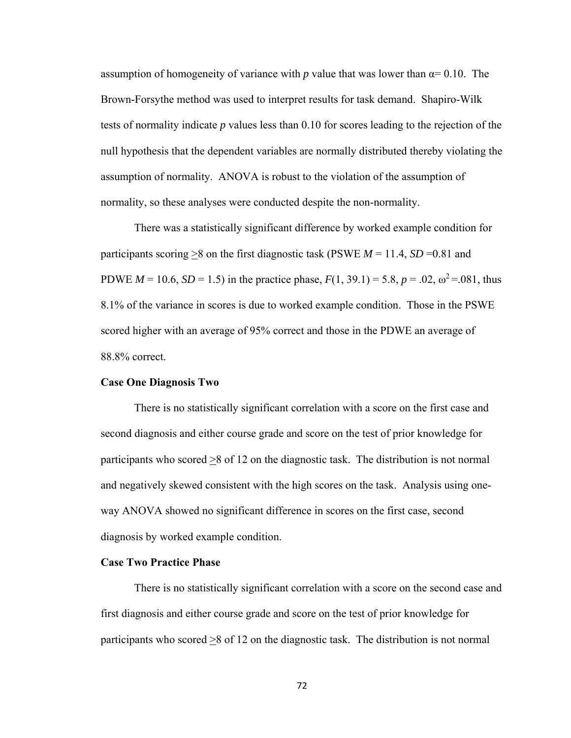assumption of homogeneity of variance with *p* value that was lower than $\alpha = 0.10$. The Brown-Forsythe method was used to interpret results for task demand. Shapiro-Wilk tests of normality indicate *p* values less than 0.10 for scores leading to the rejection of the null hypothesis that the dependent variables are normally distributed thereby violating the assumption of normality. ANOVA is robust to the violation of the assumption of normality, so these analyses were conducted despite the non-normality.

There was a statistically significant difference by worked example condition for participants scoring $\geq 8$ on the first diagnostic task (PSWE $M = 11.4$, $SD = 0.81$ and PDWE $M = 10.6$, $SD = 1.5$) in the practice phase, $F(1, 39.1) = 5.8$, $p = .02$, $\omega^2 = .081$, thus 8.1% of the variance in scores is due to worked example condition. Those in the PSWE scored higher with an average of 95% correct and those in the PDWE an average of 88.8% correct.

### Case One Diagnosis Two

There is no statistically significant correlation with a score on the first case and second diagnosis and either course grade and score on the test of prior knowledge for participants who scored $\geq 8$ of 12 on the diagnostic task. The distribution is not normal and negatively skewed consistent with the high scores on the task. Analysis using one-way ANOVA showed no significant difference in scores on the first case, second diagnosis by worked example condition.

### Case Two Practice Phase

There is no statistically significant correlation with a score on the second case and first diagnosis and either course grade and score on the test of prior knowledge for participants who scored $\geq 8$ of 12 on the diagnostic task. The distribution is not normal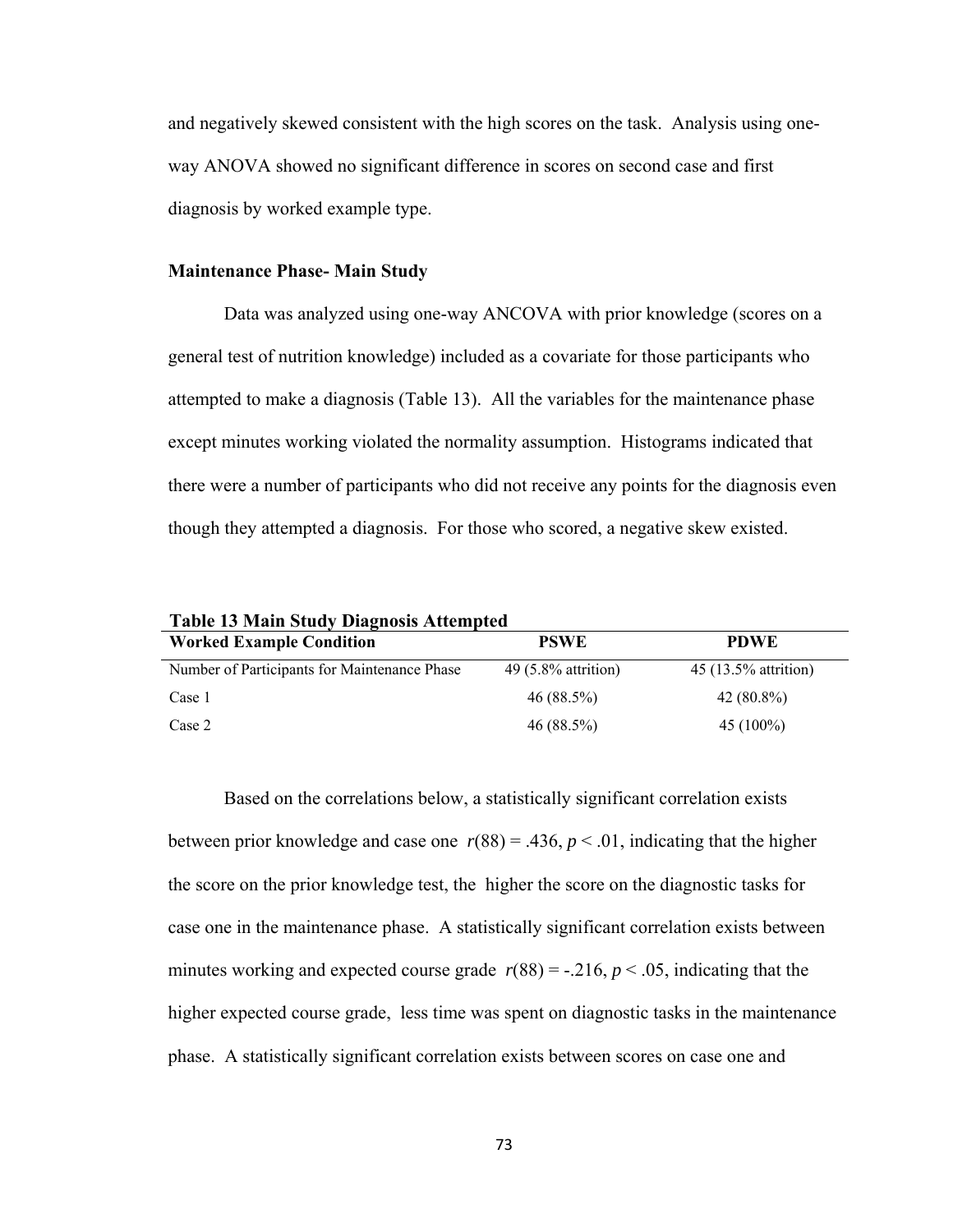and negatively skewed consistent with the high scores on the task. Analysis using one-way ANOVA showed no significant difference in scores on second case and first diagnosis by worked example type.

**Maintenance Phase- Main Study**

Data was analyzed using one-way ANCOVA with prior knowledge (scores on a general test of nutrition knowledge) included as a covariate for those participants who attempted to make a diagnosis (Table 13). All the variables for the maintenance phase except minutes working violated the normality assumption. Histograms indicated that there were a number of participants who did not receive any points for the diagnosis even though they attempted a diagnosis. For those who scored, a negative skew existed.

**Table 13 Main Study Diagnosis Attempted**

| Worked Example Condition | PSWE | PDWE |
|---|---|---|
| Number of Participants for Maintenance Phase | 49 (5.8% attrition) | 45 (13.5% attrition) |
| Case 1 | 46 (88.5%) | 42 (80.8%) |
| Case 2 | 46 (88.5%) | 45 (100%) |

Based on the correlations below, a statistically significant correlation exists between prior knowledge and case one $r(88) = .436$, $p < .01$, indicating that the higher the score on the prior knowledge test, the higher the score on the diagnostic tasks for case one in the maintenance phase. A statistically significant correlation exists between minutes working and expected course grade $r(88) = -.216$, $p < .05$, indicating that the higher expected course grade, less time was spent on diagnostic tasks in the maintenance phase. A statistically significant correlation exists between scores on case one and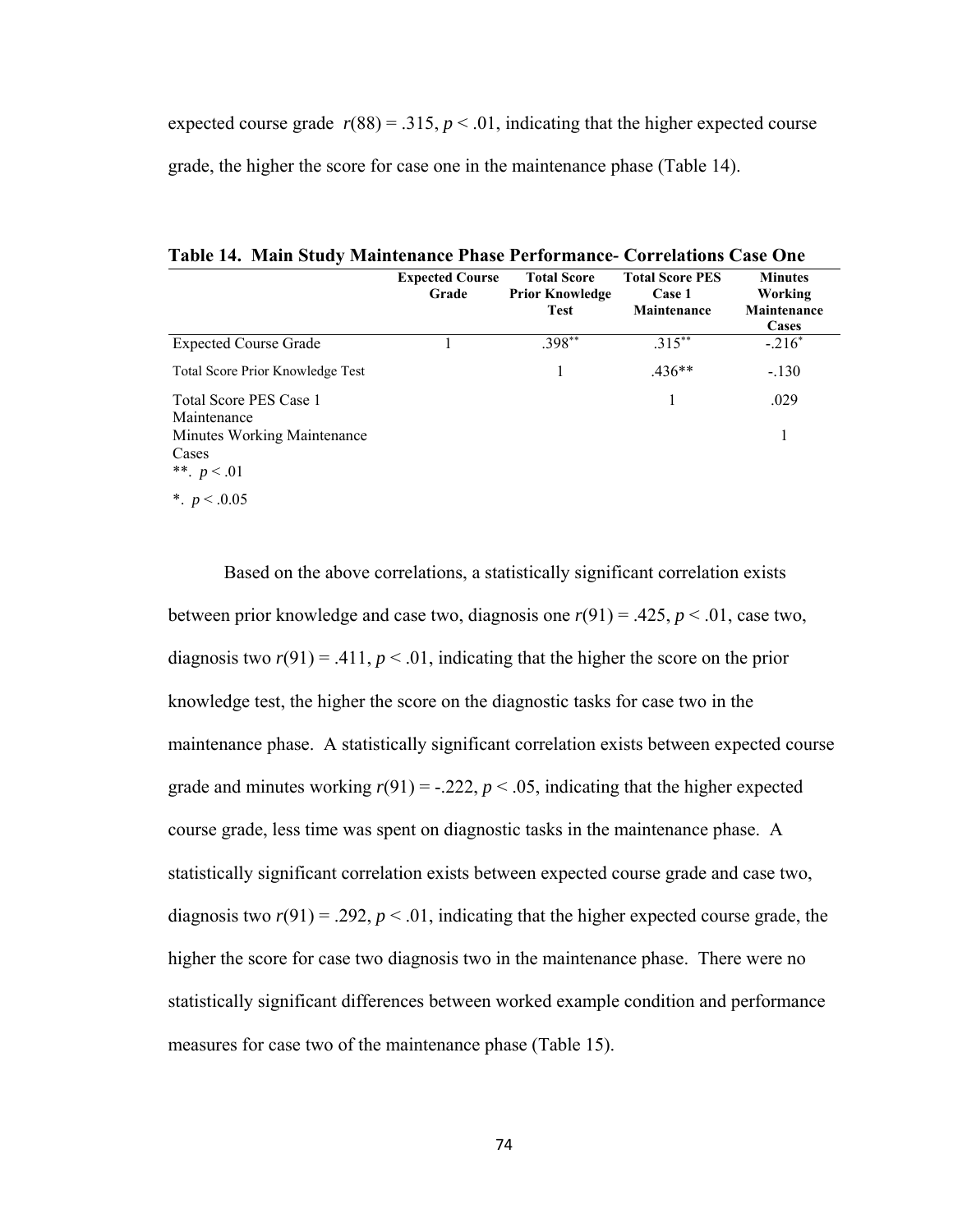expected course grade $r(88) = .315$, $p < .01$, indicating that the higher expected course grade, the higher the score for case one in the maintenance phase (Table 14).

**Table 14. Main Study Maintenance Phase Performance- Correlations Case One**

| | Expected Course Grade | Total Score Prior Knowledge Test | Total Score PES Case 1 Maintenance | Minutes Working Maintenance Cases |
|---|---|---|---|---|
| Expected Course Grade | 1 | .398** | .315** | -.216* |
| Total Score Prior Knowledge Test | | 1 | .436** | -.130 |
| Total Score PES Case 1 Maintenance | | | 1 | .029 |
| Minutes Working Maintenance Cases | | | | 1 |

**. $p < .01$

*. $p < .0.05$

Based on the above correlations, a statistically significant correlation exists between prior knowledge and case two, diagnosis one $r(91) = .425$, $p < .01$, case two, diagnosis two $r(91) = .411$, $p < .01$, indicating that the higher the score on the prior knowledge test, the higher the score on the diagnostic tasks for case two in the maintenance phase. A statistically significant correlation exists between expected course grade and minutes working $r(91) = -.222$, $p < .05$, indicating that the higher expected course grade, less time was spent on diagnostic tasks in the maintenance phase. A statistically significant correlation exists between expected course grade and case two, diagnosis two $r(91) = .292$, $p < .01$, indicating that the higher expected course grade, the higher the score for case two diagnosis two in the maintenance phase. There were no statistically significant differences between worked example condition and performance measures for case two of the maintenance phase (Table 15).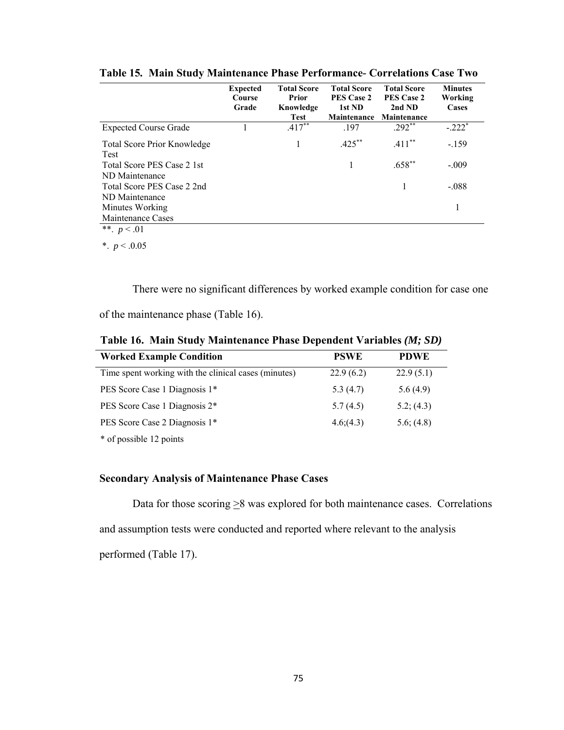**Table 15. Main Study Maintenance Phase Performance- Correlations Case Two**

| | Expected Course Grade | Total Score Prior Knowledge Test | Total Score PES Case 2 1st ND Maintenance | Total Score PES Case 2 2nd ND Maintenance | Minutes Working Cases |
|---|---|---|---|---|---|
| Expected Course Grade | 1 | .417** | .197 | .292** | -.222* |
| Total Score Prior Knowledge Test | | 1 | .425** | .411** | -.159 |
| Total Score PES Case 2 1st ND Maintenance | | | 1 | .658** | -.009 |
| Total Score PES Case 2 2nd ND Maintenance | | | | 1 | -.088 |
| Minutes Working Maintenance Cases | | | | | 1 |

**. $p < .01$

*. $p < .0.05$

There were no significant differences by worked example condition for case one of the maintenance phase (Table 16).

**Table 16. Main Study Maintenance Phase Dependent Variables *(M; SD)***

| Worked Example Condition | PSWE | PDWE |
|---|---|---|
| Time spent working with the clinical cases (minutes) | 22.9 (6.2) | 22.9 (5.1) |
| PES Score Case 1 Diagnosis 1* | 5.3 (4.7) | 5.6 (4.9) |
| PES Score Case 1 Diagnosis 2* | 5.7 (4.5) | 5.2; (4.3) |
| PES Score Case 2 Diagnosis 1* | 4.6;(4.3) | 5.6; (4.8) |

\* of possible 12 points

### Secondary Analysis of Maintenance Phase Cases

Data for those scoring $\geq$8 was explored for both maintenance cases. Correlations and assumption tests were conducted and reported where relevant to the analysis performed (Table 17).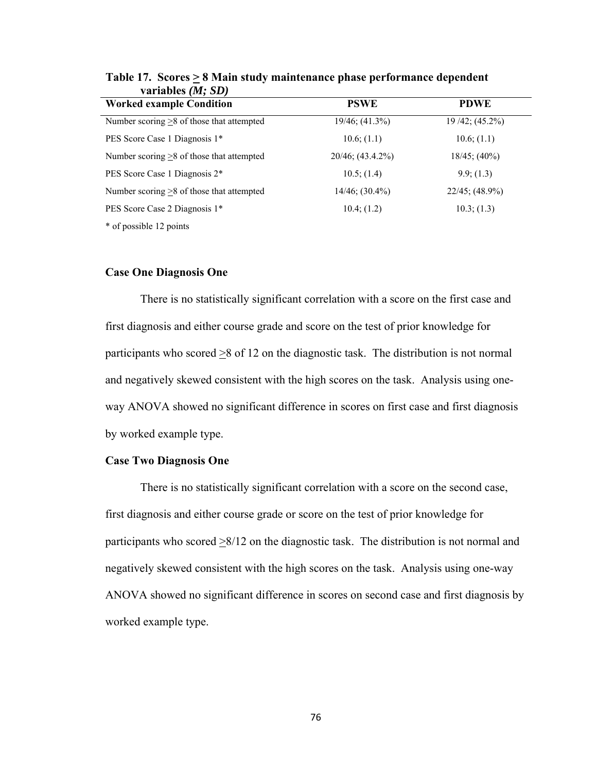**Table 17. Scores ≥ 8 Main study maintenance phase performance dependent variables *(M; SD)***

| Worked example Condition | PSWE | PDWE |
|---|---|---|
| Number scoring ≥8 of those that attempted | 19/46; (41.3%) | 19 /42; (45.2%) |
| PES Score Case 1 Diagnosis 1* | 10.6; (1.1) | 10.6; (1.1) |
| Number scoring ≥8 of those that attempted | 20/46; (43.4.2%) | 18/45; (40%) |
| PES Score Case 1 Diagnosis 2* | 10.5; (1.4) | 9.9; (1.3) |
| Number scoring ≥8 of those that attempted | 14/46; (30.4%) | 22/45; (48.9%) |
| PES Score Case 2 Diagnosis 1* | 10.4; (1.2) | 10.3; (1.3) |

\* of possible 12 points

### Case One Diagnosis One

There is no statistically significant correlation with a score on the first case and first diagnosis and either course grade and score on the test of prior knowledge for participants who scored ≥8 of 12 on the diagnostic task. The distribution is not normal and negatively skewed consistent with the high scores on the task. Analysis using one-way ANOVA showed no significant difference in scores on first case and first diagnosis by worked example type.

### Case Two Diagnosis One

There is no statistically significant correlation with a score on the second case, first diagnosis and either course grade or score on the test of prior knowledge for participants who scored ≥8/12 on the diagnostic task. The distribution is not normal and negatively skewed consistent with the high scores on the task. Analysis using one-way ANOVA showed no significant difference in scores on second case and first diagnosis by worked example type.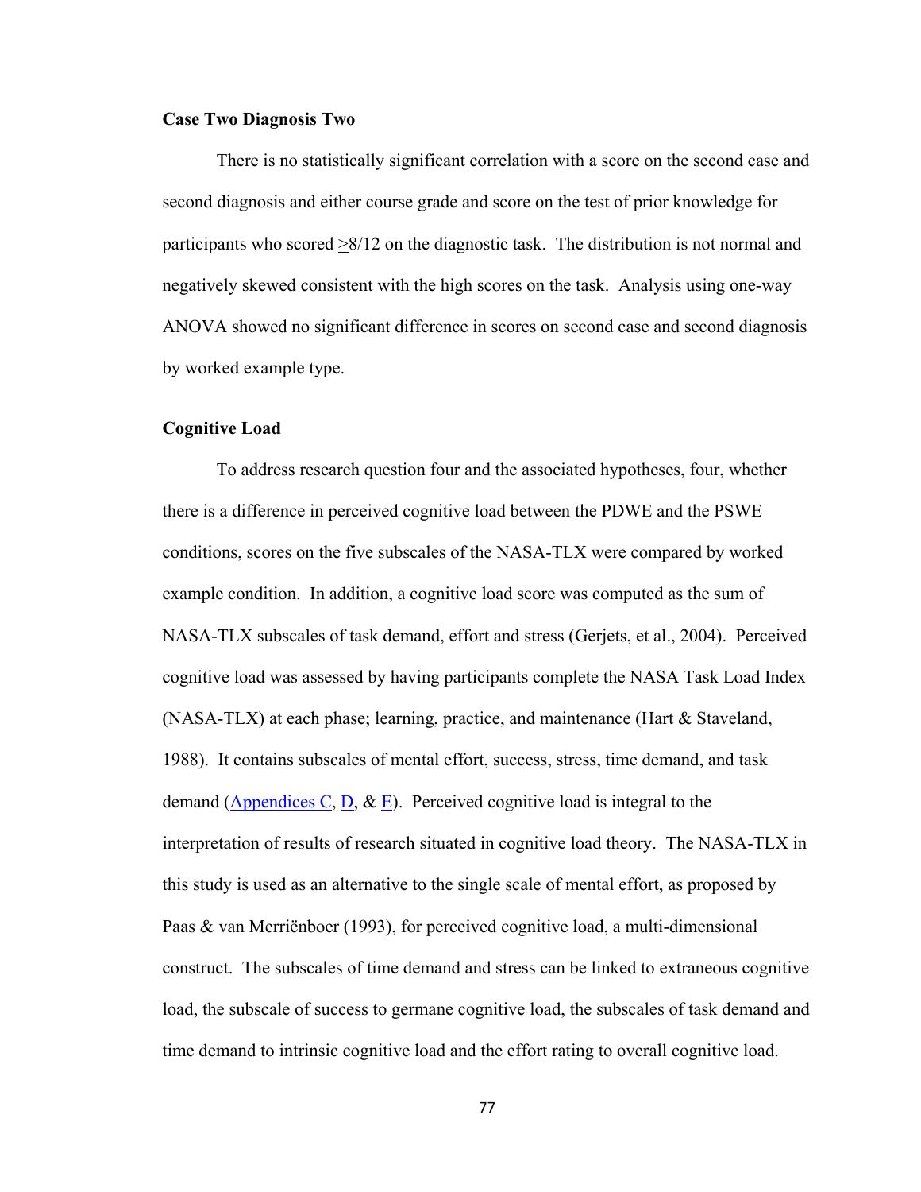### Case Two Diagnosis Two

There is no statistically significant correlation with a score on the second case and second diagnosis and either course grade and score on the test of prior knowledge for participants who scored $\geq$8/12 on the diagnostic task. The distribution is not normal and negatively skewed consistent with the high scores on the task. Analysis using one-way ANOVA showed no significant difference in scores on second case and second diagnosis by worked example type.

### Cognitive Load

To address research question four and the associated hypotheses, four, whether there is a difference in perceived cognitive load between the PDWE and the PSWE conditions, scores on the five subscales of the NASA-TLX were compared by worked example condition. In addition, a cognitive load score was computed as the sum of NASA-TLX subscales of task demand, effort and stress (Gerjets, et al., 2004). Perceived cognitive load was assessed by having participants complete the NASA Task Load Index (NASA-TLX) at each phase; learning, practice, and maintenance (Hart & Staveland, 1988). It contains subscales of mental effort, success, stress, time demand, and task demand (Appendices C, D, & E). Perceived cognitive load is integral to the interpretation of results of research situated in cognitive load theory. The NASA-TLX in this study is used as an alternative to the single scale of mental effort, as proposed by Paas & van Merriënboer (1993), for perceived cognitive load, a multi-dimensional construct. The subscales of time demand and stress can be linked to extraneous cognitive load, the subscale of success to germane cognitive load, the subscales of task demand and time demand to intrinsic cognitive load and the effort rating to overall cognitive load.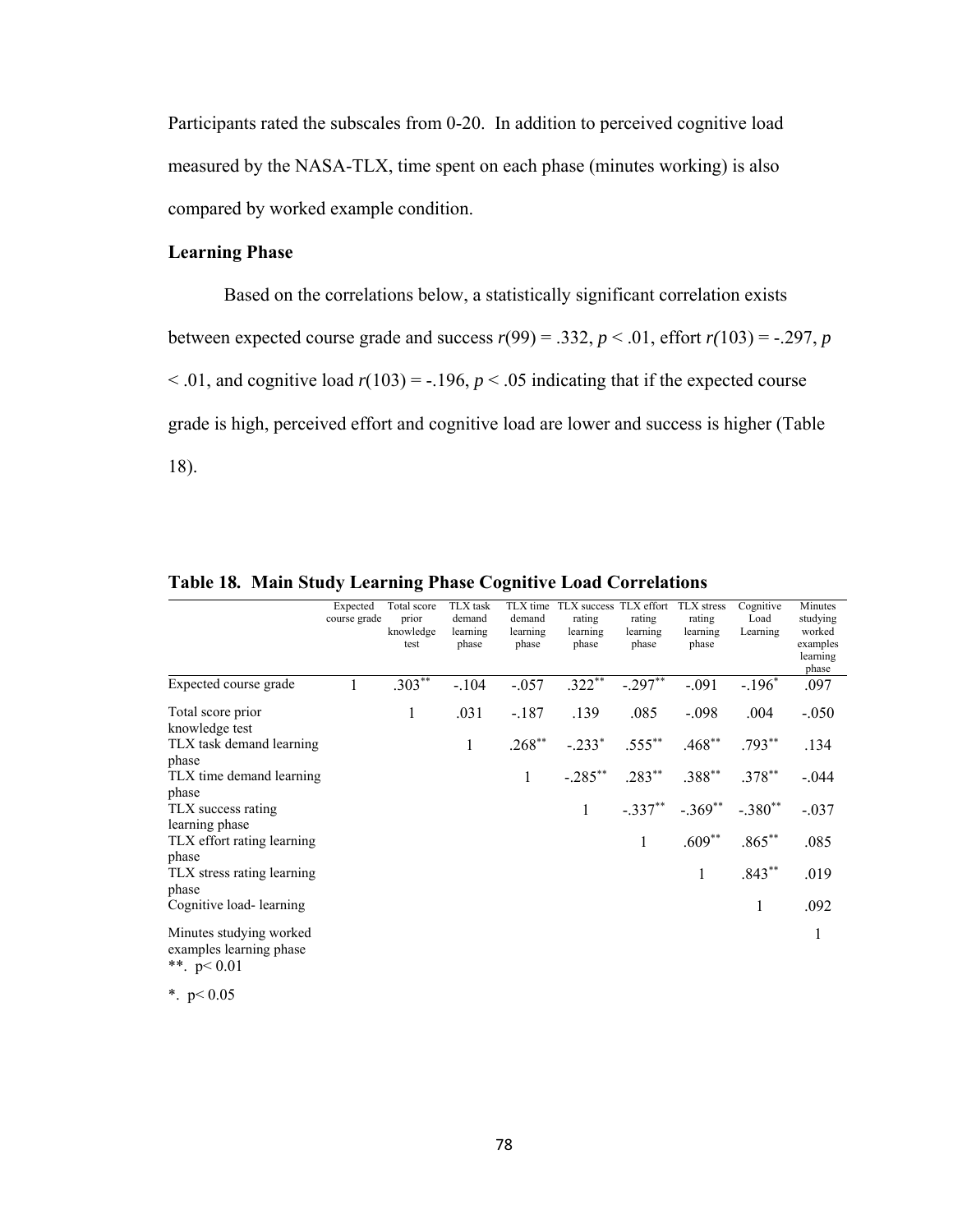Participants rated the subscales from 0-20. In addition to perceived cognitive load measured by the NASA-TLX, time spent on each phase (minutes working) is also compared by worked example condition.

### Learning Phase

Based on the correlations below, a statistically significant correlation exists between expected course grade and success $r(99) = .332$, $p < .01$, effort $r(103) = -.297$, $p < .01$, and cognitive load $r(103) = -.196$, $p < .05$ indicating that if the expected course grade is high, perceived effort and cognitive load are lower and success is higher (Table 18).

**Table 18. Main Study Learning Phase Cognitive Load Correlations**

| | Expected course grade | Total score prior knowledge test | TLX task demand learning phase | TLX time demand learning phase | TLX success rating learning phase | TLX effort rating learning phase | TLX stress rating learning phase | Cognitive Load Learning | Minutes studying worked examples learning phase |
|---|---|---|---|---|---|---|---|---|---|
| Expected course grade | 1 | $.303^{**}$ | -.104 | -.057 | $.322^{**}$ | $-.297^{**}$ | -.091 | $-.196^{*}$ | .097 |
| Total score prior knowledge test | | 1 | .031 | -.187 | .139 | .085 | -.098 | .004 | -.050 |
| TLX task demand learning phase | | | 1 | $.268^{**}$ | $-.233^{*}$ | $.555^{**}$ | $.468^{**}$ | $.793^{**}$ | .134 |
| TLX time demand learning phase | | | | 1 | $-.285^{**}$ | $.283^{**}$ | $.388^{**}$ | $.378^{**}$ | -.044 |
| TLX success rating learning phase | | | | | 1 | $-.337^{**}$ | $-.369^{**}$ | $-.380^{**}$ | -.037 |
| TLX effort rating learning phase | | | | | | 1 | $.609^{**}$ | $.865^{**}$ | .085 |
| TLX stress rating learning phase | | | | | | | 1 | $.843^{**}$ | .019 |
| Cognitive load- learning | | | | | | | | 1 | .092 |
| Minutes studying worked examples learning phase | | | | | | | | | 1 |

**. $p < 0.01$

*. $p < 0.05$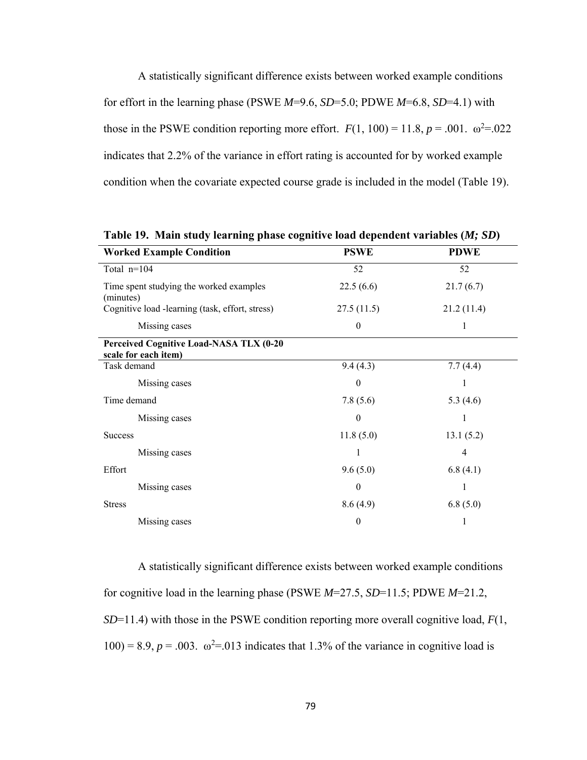A statistically significant difference exists between worked example conditions for effort in the learning phase (PSWE *M*=9.6, *SD*=5.0; PDWE *M*=6.8, *SD*=4.1) with those in the PSWE condition reporting more effort. $F(1, 100) = 11.8$, $p = .001$. $\omega^2$=.022 indicates that 2.2% of the variance in effort rating is accounted for by worked example condition when the covariate expected course grade is included in the model (Table 19).

**Table 19. Main study learning phase cognitive load dependent variables (*M; SD*)**

| Worked Example Condition | PSWE | PDWE |
|---|---|---|
| Total n=104 | 52 | 52 |
| Time spent studying the worked examples (minutes) | 22.5 (6.6) | 21.7 (6.7) |
| Cognitive load -learning (task, effort, stress) | 27.5 (11.5) | 21.2 (11.4) |
| Missing cases | 0 | 1 |
| **Perceived Cognitive Load-NASA TLX (0-20 scale for each item)** | | |
| Task demand | 9.4 (4.3) | 7.7 (4.4) |
| Missing cases | 0 | 1 |
| Time demand | 7.8 (5.6) | 5.3 (4.6) |
| Missing cases | 0 | 1 |
| Success | 11.8 (5.0) | 13.1 (5.2) |
| Missing cases | 1 | 4 |
| Effort | 9.6 (5.0) | 6.8 (4.1) |
| Missing cases | 0 | 1 |
| Stress | 8.6 (4.9) | 6.8 (5.0) |
| Missing cases | 0 | 1 |

A statistically significant difference exists between worked example conditions for cognitive load in the learning phase (PSWE *M*=27.5, *SD*=11.5; PDWE *M*=21.2, *SD*=11.4) with those in the PSWE condition reporting more overall cognitive load, $F(1, 100) = 8.9$, $p = .003$. $\omega^2$=.013 indicates that 1.3% of the variance in cognitive load is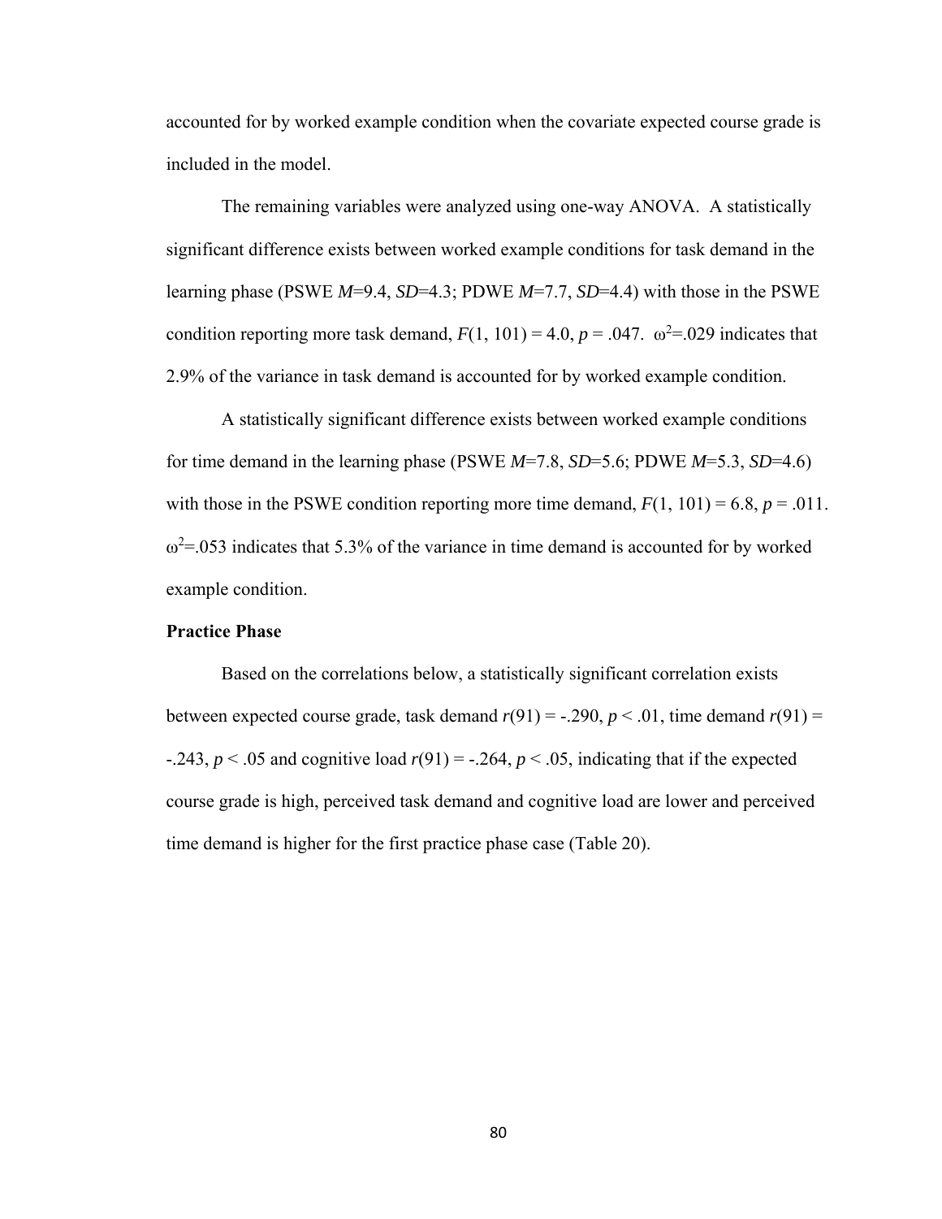accounted for by worked example condition when the covariate expected course grade is included in the model.

The remaining variables were analyzed using one-way ANOVA. A statistically significant difference exists between worked example conditions for task demand in the learning phase (PSWE $M$=9.4, $SD$=4.3; PDWE $M$=7.7, $SD$=4.4) with those in the PSWE condition reporting more task demand, $F(1, 101) = 4.0$, $p = .047$. $\omega^2$=.029 indicates that 2.9% of the variance in task demand is accounted for by worked example condition.

A statistically significant difference exists between worked example conditions for time demand in the learning phase (PSWE $M$=7.8, $SD$=5.6; PDWE $M$=5.3, $SD$=4.6) with those in the PSWE condition reporting more time demand, $F(1, 101) = 6.8$, $p = .011$. $\omega^2$=.053 indicates that 5.3% of the variance in time demand is accounted for by worked example condition.

**Practice Phase**

Based on the correlations below, a statistically significant correlation exists between expected course grade, task demand $r(91) = -.290$, $p < .01$, time demand $r(91) = -.243$, $p < .05$ and cognitive load $r(91) = -.264$, $p < .05$, indicating that if the expected course grade is high, perceived task demand and cognitive load are lower and perceived time demand is higher for the first practice phase case (Table 20).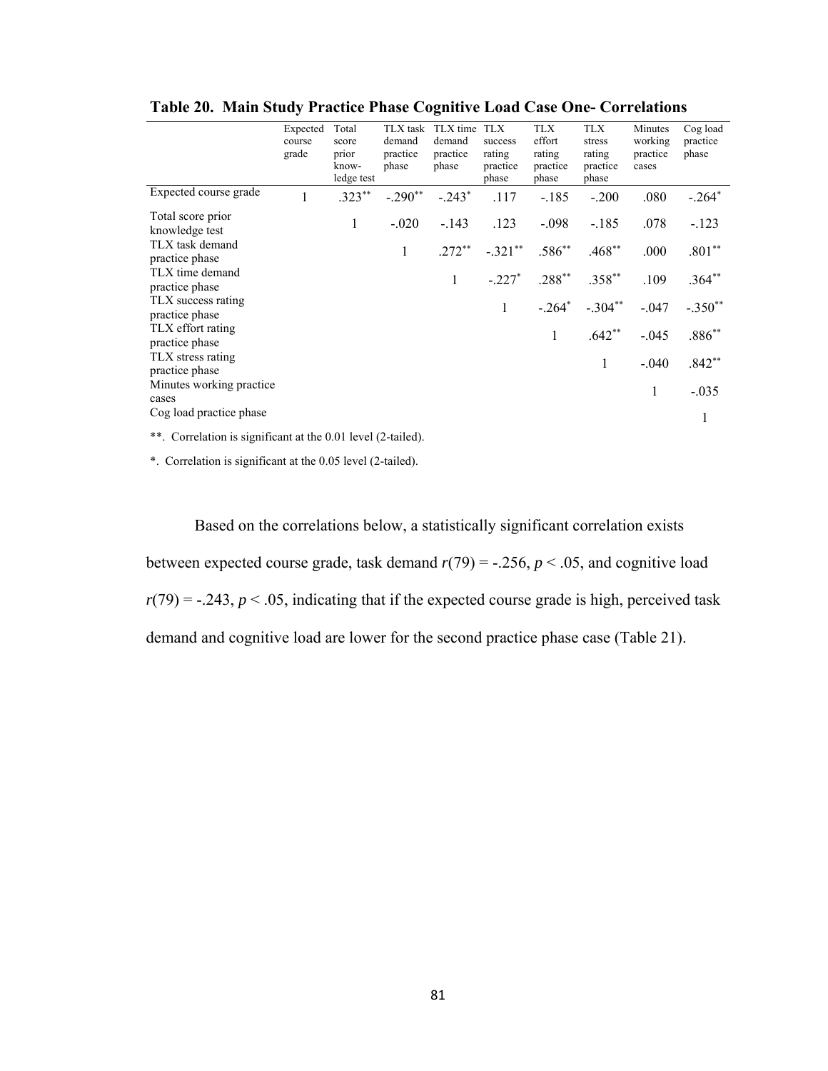**Table 20. Main Study Practice Phase Cognitive Load Case One- Correlations**

| | Expected course grade | Total score prior know-ledge test | TLX task demand practice phase | TLX time demand practice phase | TLX success rating practice phase | TLX effort rating practice phase | TLX stress rating practice phase | Minutes working practice cases | Cog load practice phase |
|---|---|---|---|---|---|---|---|---|---|
| Expected course grade | 1 | .323** | -.290** | -.243* | .117 | -.185 | -.200 | .080 | -.264* |
| Total score prior knowledge test | | 1 | -.020 | -.143 | .123 | -.098 | -.185 | .078 | -.123 |
| TLX task demand practice phase | | | 1 | .272** | -.321** | .586** | .468** | .000 | .801** |
| TLX time demand practice phase | | | | 1 | -.227* | .288** | .358** | .109 | .364** |
| TLX success rating practice phase | | | | | 1 | -.264* | -.304** | -.047 | -.350** |
| TLX effort rating practice phase | | | | | | 1 | .642** | -.045 | .886** |
| TLX stress rating practice phase | | | | | | | 1 | -.040 | .842** |
| Minutes working practice cases | | | | | | | | 1 | -.035 |
| Cog load practice phase | | | | | | | | | 1 |

**. Correlation is significant at the 0.01 level (2-tailed).

*. Correlation is significant at the 0.05 level (2-tailed).

Based on the correlations below, a statistically significant correlation exists between expected course grade, task demand $r(79) = -.256$, $p < .05$, and cognitive load $r(79) = -.243$, $p < .05$, indicating that if the expected course grade is high, perceived task demand and cognitive load are lower for the second practice phase case (Table 21).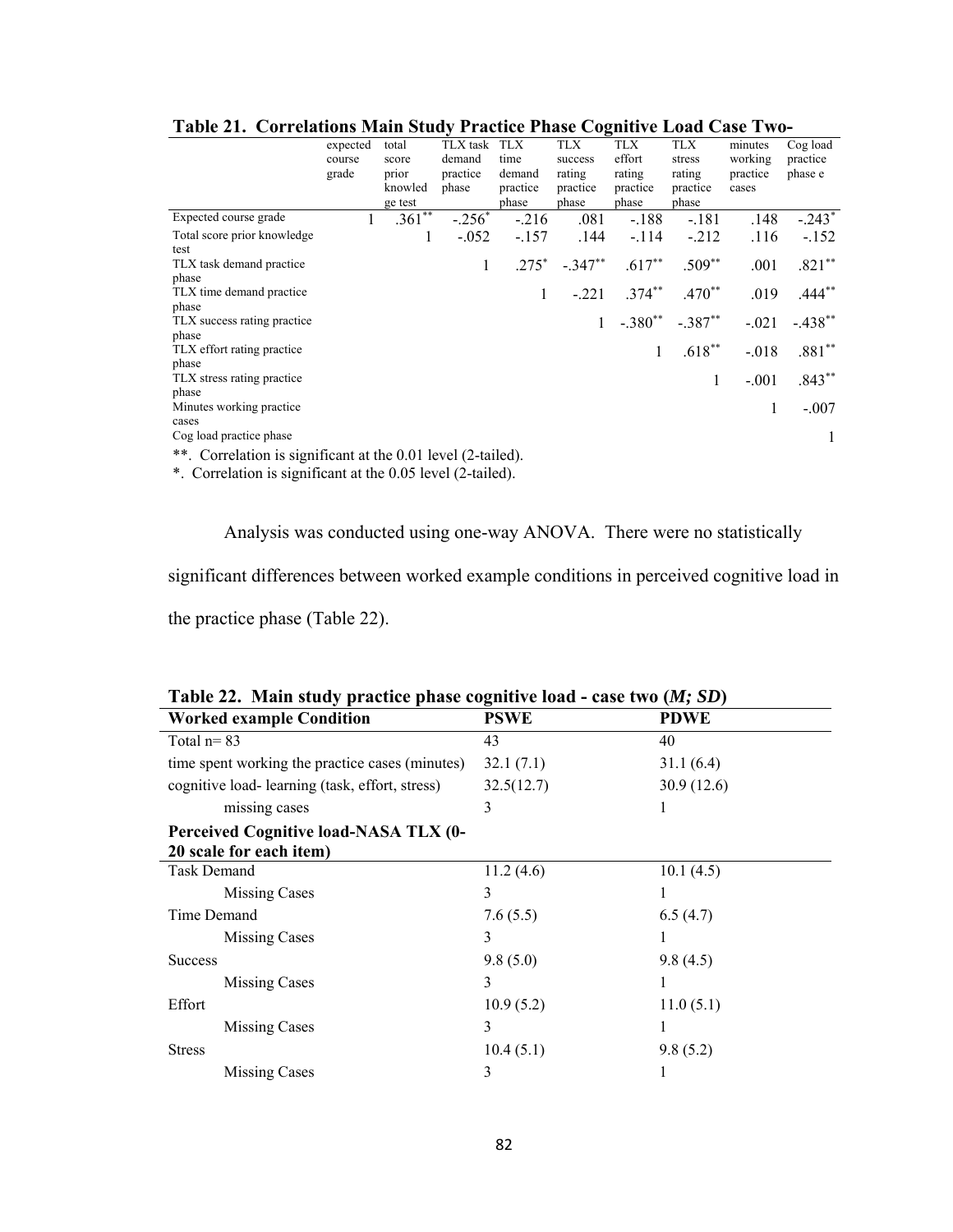**Table 21. Correlations Main Study Practice Phase Cognitive Load Case Two-**

| | expected course grade | total score prior knowledge test | TLX task demand practice phase | TLX time demand practice phase | TLX success rating practice phase | TLX effort rating practice phase | TLX stress rating practice phase | minutes working practice cases | Cog load practice phase e |
|---|---|---|---|---|---|---|---|---|---|
| Expected course grade | 1 | .361** | -.256* | -.216 | .081 | -.188 | -.181 | .148 | -.243* |
| Total score prior knowledge test | | 1 | -.052 | -.157 | .144 | -.114 | -.212 | .116 | -.152 |
| TLX task demand practice phase | | | 1 | .275* | -.347** | .617** | .509** | .001 | .821** |
| TLX time demand practice phase | | | | 1 | -.221 | .374** | .470** | .019 | .444** |
| TLX success rating practice phase | | | | | 1 | -.380** | -.387** | -.021 | -.438** |
| TLX effort rating practice phase | | | | | | 1 | .618** | -.018 | .881** |
| TLX stress rating practice phase | | | | | | | 1 | -.001 | .843** |
| Minutes working practice cases | | | | | | | | 1 | -.007 |
| Cog load practice phase | | | | | | | | | 1 |

**. Correlation is significant at the 0.01 level (2-tailed).
*. Correlation is significant at the 0.05 level (2-tailed).

Analysis was conducted using one-way ANOVA. There were no statistically significant differences between worked example conditions in perceived cognitive load in the practice phase (Table 22).

**Table 22. Main study practice phase cognitive load - case two (*M; SD*)**

| **Worked example Condition** | **PSWE** | **PDWE** |
|---|---|---|
| Total n= 83 | 43 | 40 |
| time spent working the practice cases (minutes) | 32.1 (7.1) | 31.1 (6.4) |
| cognitive load- learning (task, effort, stress) | 32.5(12.7) | 30.9 (12.6) |
| missing cases | 3 | 1 |
| **Perceived Cognitive load-NASA TLX (0-20 scale for each item)** | | |
| Task Demand | 11.2 (4.6) | 10.1 (4.5) |
| Missing Cases | 3 | 1 |
| Time Demand | 7.6 (5.5) | 6.5 (4.7) |
| Missing Cases | 3 | 1 |
| Success | 9.8 (5.0) | 9.8 (4.5) |
| Missing Cases | 3 | 1 |
| Effort | 10.9 (5.2) | 11.0 (5.1) |
| Missing Cases | 3 | 1 |
| Stress | 10.4 (5.1) | 9.8 (5.2) |
| Missing Cases | 3 | 1 |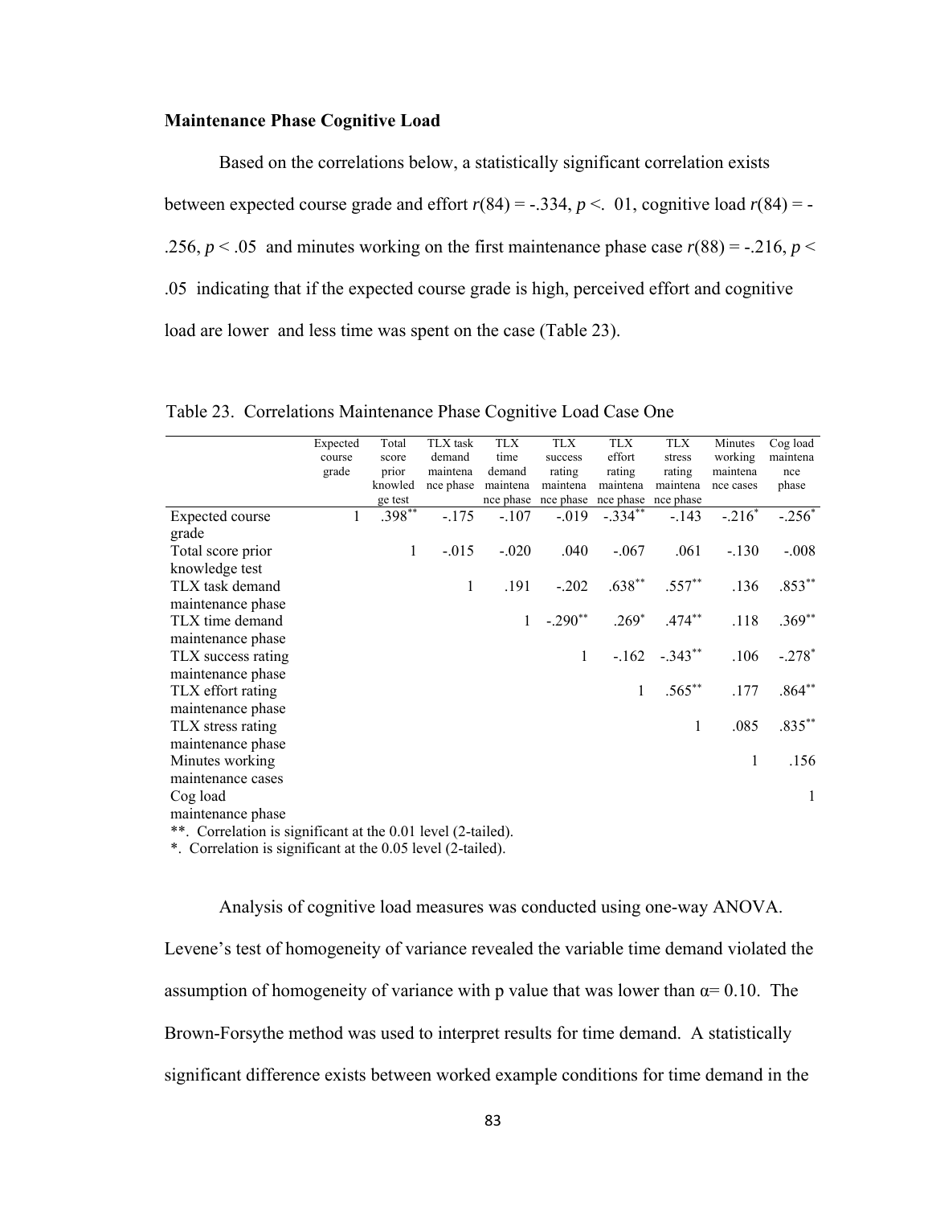**Maintenance Phase Cognitive Load**

Based on the correlations below, a statistically significant correlation exists between expected course grade and effort $r(84) = -.334$, $p < .01$, cognitive load $r(84) = -.256$, $p < .05$ and minutes working on the first maintenance phase case $r(88) = -.216$, $p < .05$ indicating that if the expected course grade is high, perceived effort and cognitive load are lower and less time was spent on the case (Table 23).

Table 23. Correlations Maintenance Phase Cognitive Load Case One

| | Expected course grade | Total score prior knowledge test | TLX task demand maintenance phase | TLX time demand maintenance phase | TLX success rating maintenance phase | TLX effort rating maintenance phase | TLX stress rating maintenance phase | Minutes working maintenance cases | Cog load maintenance phase |
|---|---|---|---|---|---|---|---|---|---|
| Expected course grade | 1 | .398** | -.175 | -.107 | -.019 | -.334** | -.143 | -.216* | -.256* |
| Total score prior knowledge test | | 1 | -.015 | -.020 | .040 | -.067 | .061 | -.130 | -.008 |
| TLX task demand maintenance phase | | | 1 | .191 | -.202 | .638** | .557** | .136 | .853** |
| TLX time demand maintenance phase | | | | 1 | -.290** | .269* | .474** | .118 | .369** |
| TLX success rating maintenance phase | | | | | 1 | -.162 | -.343** | .106 | -.278* |
| TLX effort rating maintenance phase | | | | | | 1 | .565** | .177 | .864** |
| TLX stress rating maintenance phase | | | | | | | 1 | .085 | .835** |
| Minutes working maintenance cases | | | | | | | | 1 | .156 |
| Cog load maintenance phase | | | | | | | | | 1 |

**. Correlation is significant at the 0.01 level (2-tailed).
*. Correlation is significant at the 0.05 level (2-tailed).

Analysis of cognitive load measures was conducted using one-way ANOVA. Levene's test of homogeneity of variance revealed the variable time demand violated the assumption of homogeneity of variance with p value that was lower than $\alpha = 0.10$. The Brown-Forsythe method was used to interpret results for time demand. A statistically significant difference exists between worked example conditions for time demand in the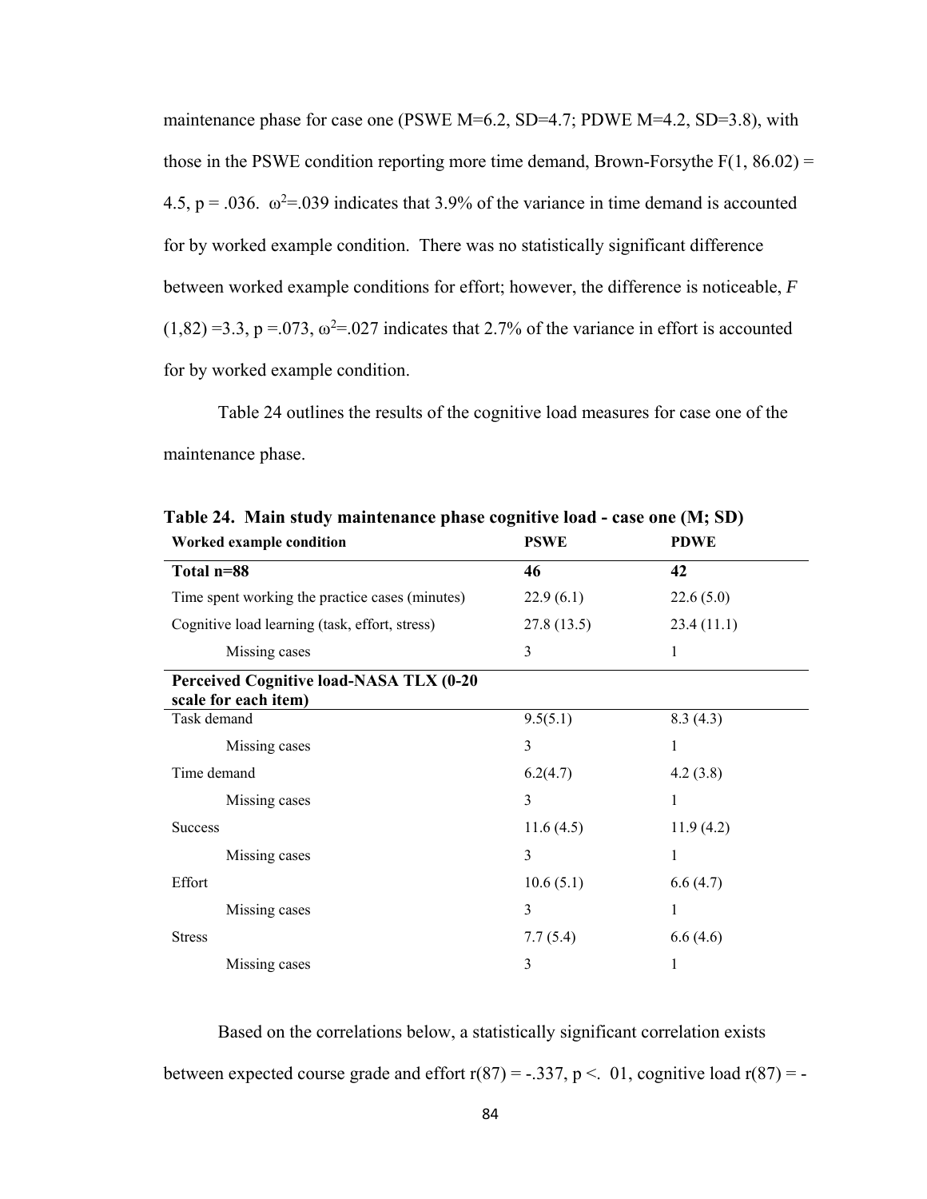maintenance phase for case one (PSWE M=6.2, SD=4.7; PDWE M=4.2, SD=3.8), with those in the PSWE condition reporting more time demand, Brown-Forsythe $F(1, 86.02) = 4.5$, $p = .036$. $\omega^2=.039$ indicates that 3.9% of the variance in time demand is accounted for by worked example condition. There was no statistically significant difference between worked example conditions for effort; however, the difference is noticeable, $F(1,82) = 3.3$, $p = .073$, $\omega^2=.027$ indicates that 2.7% of the variance in effort is accounted for by worked example condition.

Table 24 outlines the results of the cognitive load measures for case one of the maintenance phase.

**Table 24. Main study maintenance phase cognitive load - case one (M; SD)**

| Worked example condition | PSWE | PDWE |
|---|---|---|
| **Total n=88** | **46** | **42** |
| Time spent working the practice cases (minutes) | 22.9 (6.1) | 22.6 (5.0) |
| Cognitive load learning (task, effort, stress) | 27.8 (13.5) | 23.4 (11.1) |
| Missing cases | 3 | 1 |
| **Perceived Cognitive load-NASA TLX (0-20 scale for each item)** | | |
| Task demand | 9.5(5.1) | 8.3 (4.3) |
| Missing cases | 3 | 1 |
| Time demand | 6.2(4.7) | 4.2 (3.8) |
| Missing cases | 3 | 1 |
| Success | 11.6 (4.5) | 11.9 (4.2) |
| Missing cases | 3 | 1 |
| Effort | 10.6 (5.1) | 6.6 (4.7) |
| Missing cases | 3 | 1 |
| Stress | 7.7 (5.4) | 6.6 (4.6) |
| Missing cases | 3 | 1 |

Based on the correlations below, a statistically significant correlation exists between expected course grade and effort $r(87) = -.337$, $p < .01$, cognitive load $r(87) = -$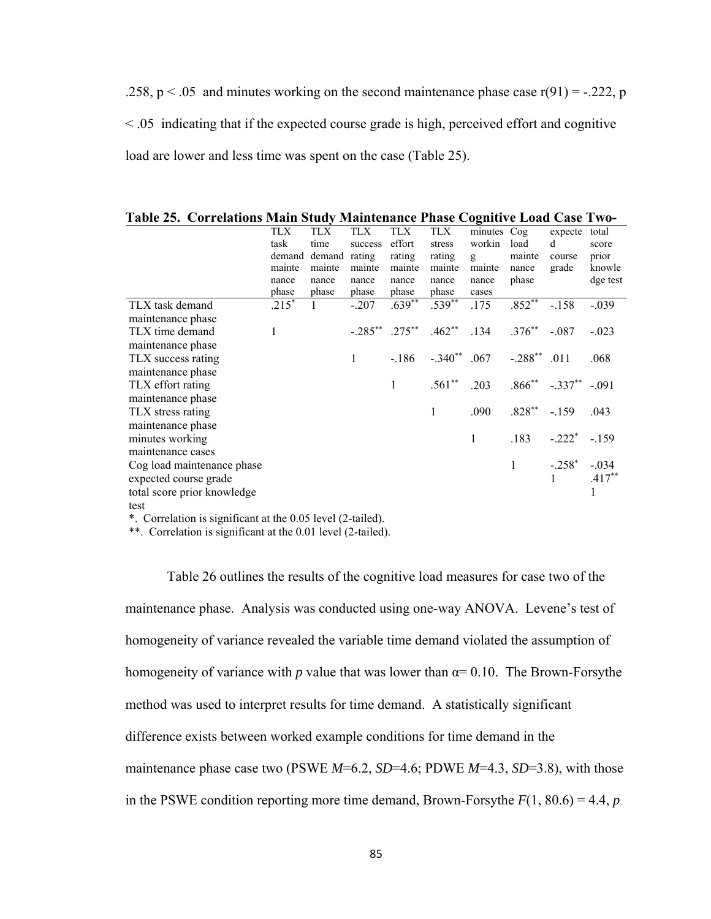.258, $p < .05$ and minutes working on the second maintenance phase case $r(91) = -.222$, $p < .05$ indicating that if the expected course grade is high, perceived effort and cognitive load are lower and less time was spent on the case (Table 25).

**Table 25. Correlations Main Study Maintenance Phase Cognitive Load Case Two-**

| | TLX task demand maintenance phase | TLX time demand maintenance phase | TLX success rating maintenance phase | TLX effort rating maintenance phase | TLX stress rating maintenance phase | minutes working maintenance cases | Cog load maintenance phase | expected course grade | total score prior knowledge test |
|---|---|---|---|---|---|---|---|---|---|
| TLX task demand maintenance phase | .215* | 1 | -.207 | .639** | .539** | .175 | .852** | -.158 | -.039 |
| TLX time demand maintenance phase | 1 | | -.285** | .275** | .462** | .134 | .376** | -.087 | -.023 |
| TLX success rating maintenance phase | | | 1 | -.186 | -.340** | .067 | -.288** | .011 | .068 |
| TLX effort rating maintenance phase | | | | 1 | .561** | .203 | .866** | -.337** | -.091 |
| TLX stress rating maintenance phase | | | | | 1 | .090 | .828** | -.159 | .043 |
| minutes working maintenance cases | | | | | | 1 | .183 | -.222* | -.159 |
| Cog load maintenance phase | | | | | | | 1 | -.258* | -.034 |
| expected course grade | | | | | | | | 1 | .417** |
| total score prior knowledge test | | | | | | | | | 1 |

*. Correlation is significant at the 0.05 level (2-tailed).

**. Correlation is significant at the 0.01 level (2-tailed).

Table 26 outlines the results of the cognitive load measures for case two of the maintenance phase. Analysis was conducted using one-way ANOVA. Levene's test of homogeneity of variance revealed the variable time demand violated the assumption of homogeneity of variance with *p* value that was lower than $\alpha = 0.10$. The Brown-Forsythe method was used to interpret results for time demand. A statistically significant difference exists between worked example conditions for time demand in the maintenance phase case two (PSWE $M$=6.2, $SD$=4.6; PDWE $M$=4.3, $SD$=3.8), with those in the PSWE condition reporting more time demand, Brown-Forsythe $F(1, 80.6) = 4.4$, *p*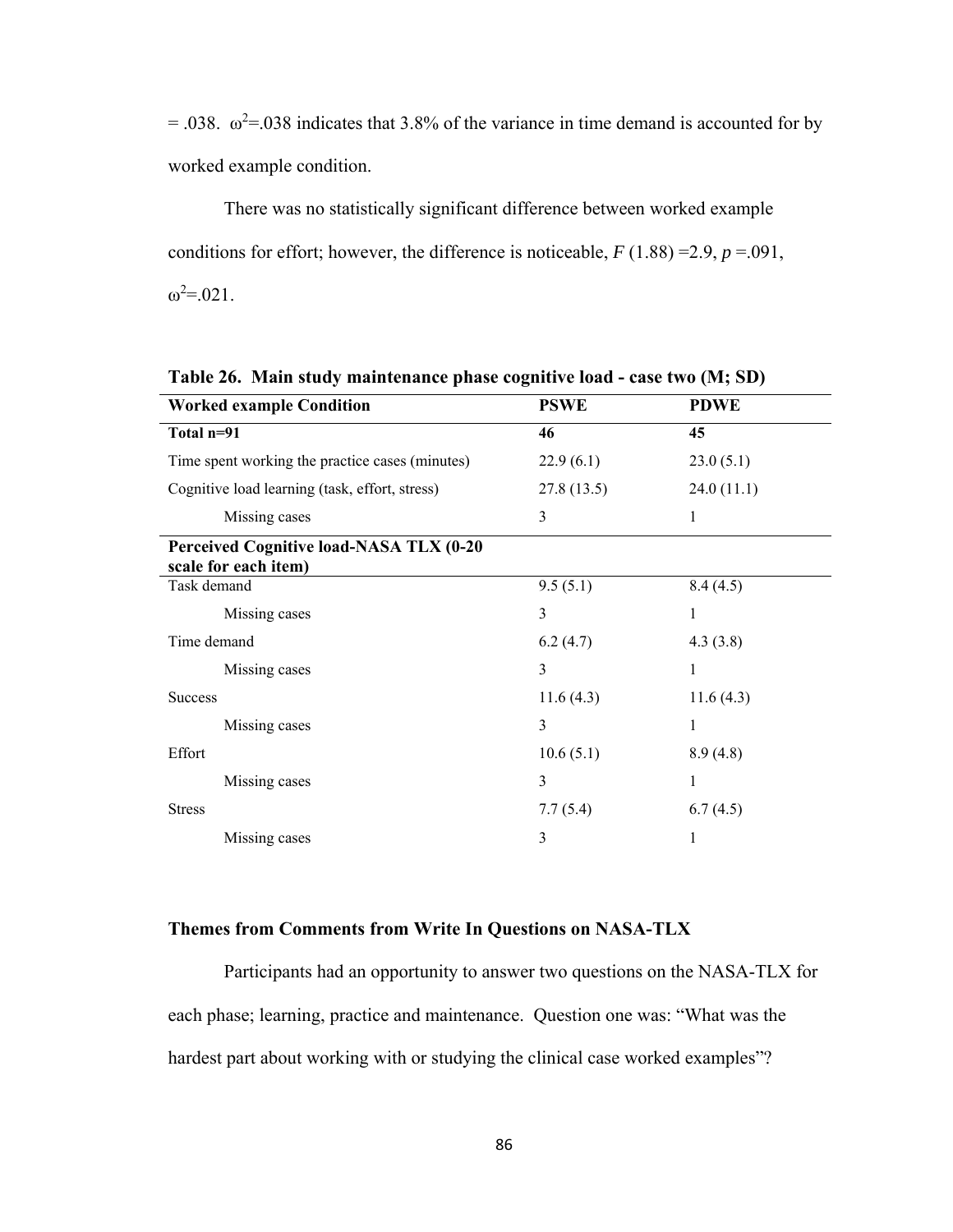= .038. $\omega^2$=.038 indicates that 3.8% of the variance in time demand is accounted for by worked example condition.

There was no statistically significant difference between worked example conditions for effort; however, the difference is noticeable, $F$ (1.88) =2.9, $p$ =.091, $\omega^2$=.021.

**Table 26. Main study maintenance phase cognitive load - case two (M; SD)**

| **Worked example Condition** | **PSWE** | **PDWE** |
|---|---|---|
| **Total n=91** | **46** | **45** |
| Time spent working the practice cases (minutes) | 22.9 (6.1) | 23.0 (5.1) |
| Cognitive load learning (task, effort, stress) | 27.8 (13.5) | 24.0 (11.1) |
| Missing cases | 3 | 1 |
| **Perceived Cognitive load-NASA TLX (0-20 scale for each item)** | | |
| Task demand | 9.5 (5.1) | 8.4 (4.5) |
| Missing cases | 3 | 1 |
| Time demand | 6.2 (4.7) | 4.3 (3.8) |
| Missing cases | 3 | 1 |
| Success | 11.6 (4.3) | 11.6 (4.3) |
| Missing cases | 3 | 1 |
| Effort | 10.6 (5.1) | 8.9 (4.8) |
| Missing cases | 3 | 1 |
| Stress | 7.7 (5.4) | 6.7 (4.5) |
| Missing cases | 3 | 1 |

### Themes from Comments from Write In Questions on NASA-TLX

Participants had an opportunity to answer two questions on the NASA-TLX for each phase; learning, practice and maintenance. Question one was: "What was the hardest part about working with or studying the clinical case worked examples"?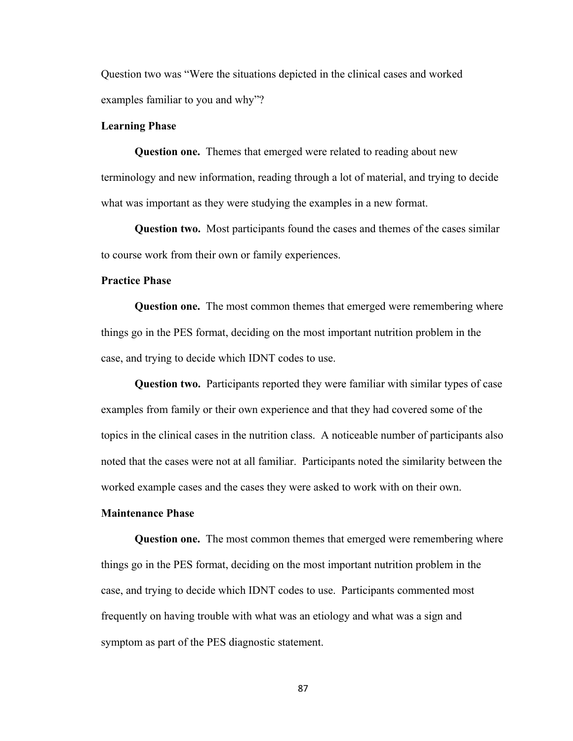Question two was “Were the situations depicted in the clinical cases and worked examples familiar to you and why”?

### Learning Phase

**Question one.** Themes that emerged were related to reading about new terminology and new information, reading through a lot of material, and trying to decide what was important as they were studying the examples in a new format.

**Question two.** Most participants found the cases and themes of the cases similar to course work from their own or family experiences.

### Practice Phase

**Question one.** The most common themes that emerged were remembering where things go in the PES format, deciding on the most important nutrition problem in the case, and trying to decide which IDNT codes to use.

**Question two.** Participants reported they were familiar with similar types of case examples from family or their own experience and that they had covered some of the topics in the clinical cases in the nutrition class. A noticeable number of participants also noted that the cases were not at all familiar. Participants noted the similarity between the worked example cases and the cases they were asked to work with on their own.

### Maintenance Phase

**Question one.** The most common themes that emerged were remembering where things go in the PES format, deciding on the most important nutrition problem in the case, and trying to decide which IDNT codes to use. Participants commented most frequently on having trouble with what was an etiology and what was a sign and symptom as part of the PES diagnostic statement.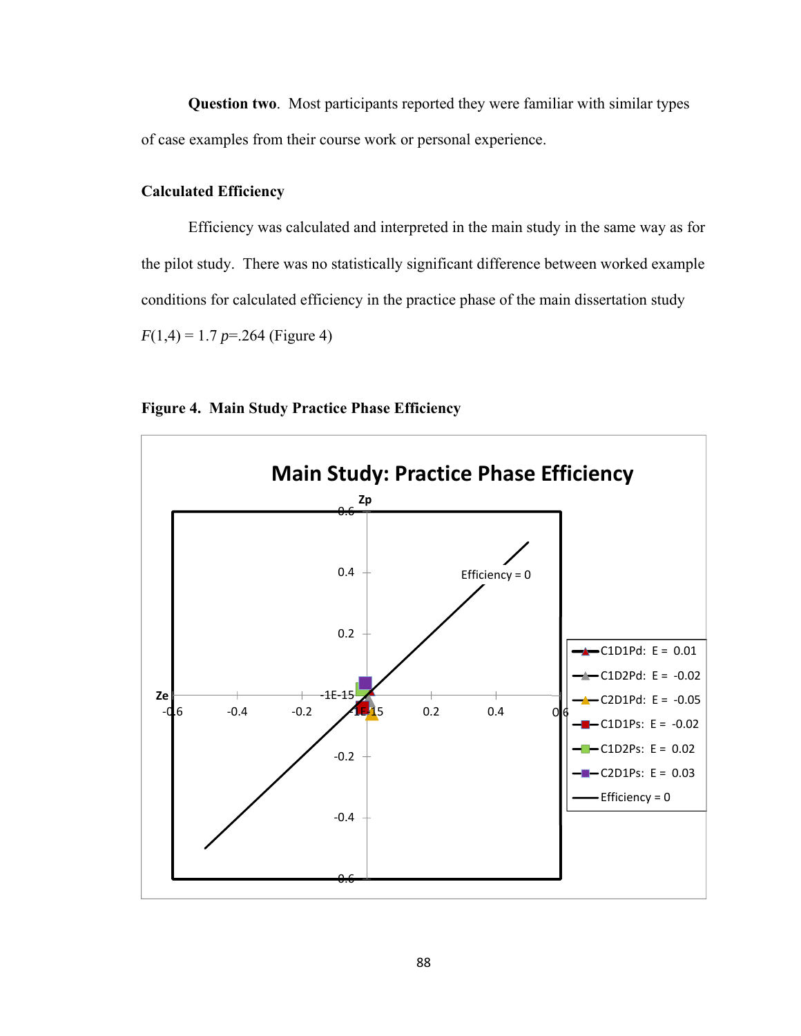**Question two**. Most participants reported they were familiar with similar types of case examples from their course work or personal experience.

### Calculated Efficiency

Efficiency was calculated and interpreted in the main study in the same way as for the pilot study. There was no statistically significant difference between worked example conditions for calculated efficiency in the practice phase of the main dissertation study $F(1,4) = 1.7$ $p=.264$ (Figure 4)

**Figure 4. Main Study Practice Phase Efficiency**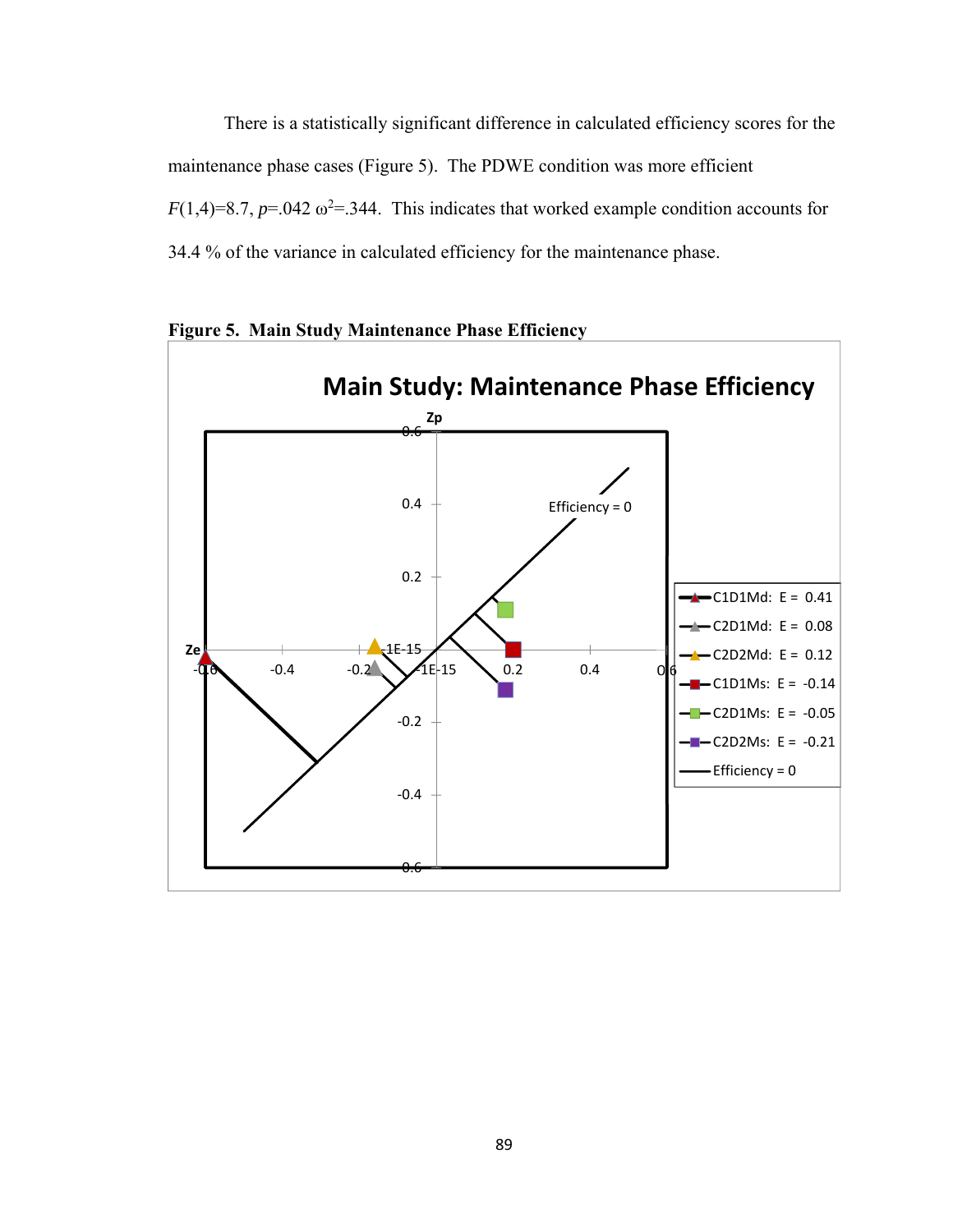There is a statistically significant difference in calculated efficiency scores for the maintenance phase cases (Figure 5). The PDWE condition was more efficient $F(1,4)=8.7$, $p=.042$ $\omega^2=.344$. This indicates that worked example condition accounts for 34.4 % of the variance in calculated efficiency for the maintenance phase.

**Figure 5. Main Study Maintenance Phase Efficiency**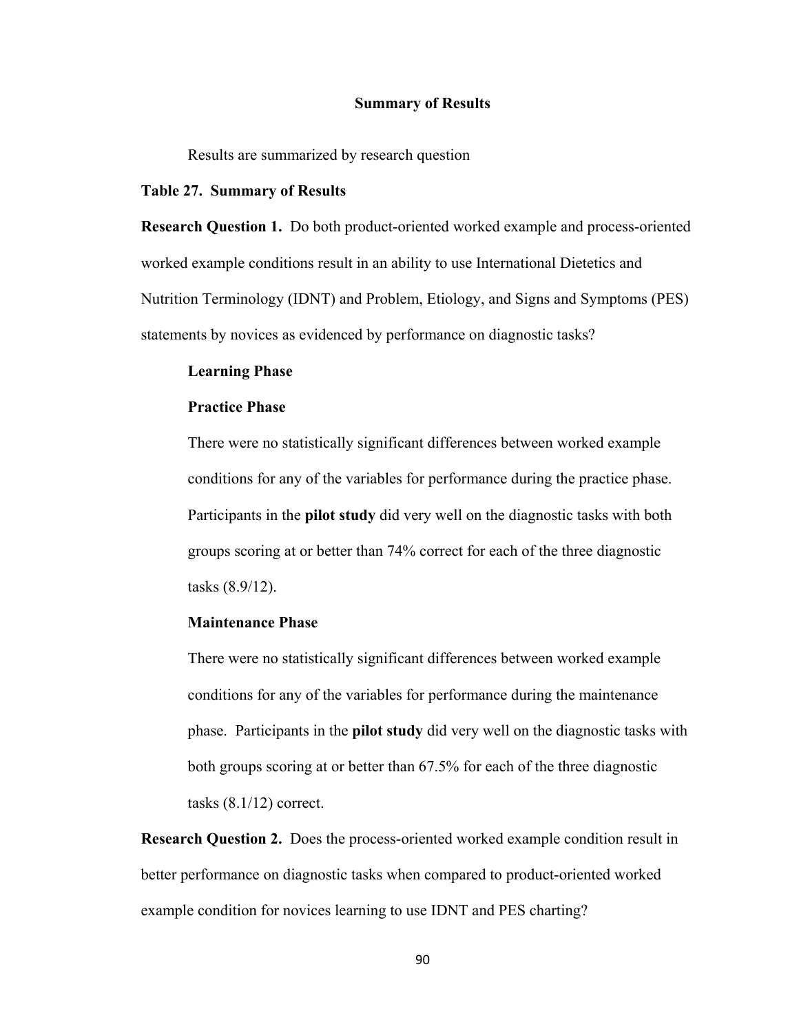**Summary of Results**

Results are summarized by research question

**Table 27. Summary of Results**

**Research Question 1.** Do both product-oriented worked example and process-oriented worked example conditions result in an ability to use International Dietetics and Nutrition Terminology (IDNT) and Problem, Etiology, and Signs and Symptoms (PES) statements by novices as evidenced by performance on diagnostic tasks?

**Learning Phase**

**Practice Phase**

There were no statistically significant differences between worked example conditions for any of the variables for performance during the practice phase. Participants in the **pilot study** did very well on the diagnostic tasks with both groups scoring at or better than 74% correct for each of the three diagnostic tasks (8.9/12).

**Maintenance Phase**

There were no statistically significant differences between worked example conditions for any of the variables for performance during the maintenance phase. Participants in the **pilot study** did very well on the diagnostic tasks with both groups scoring at or better than 67.5% for each of the three diagnostic tasks (8.1/12) correct.

**Research Question 2.** Does the process-oriented worked example condition result in better performance on diagnostic tasks when compared to product-oriented worked example condition for novices learning to use IDNT and PES charting?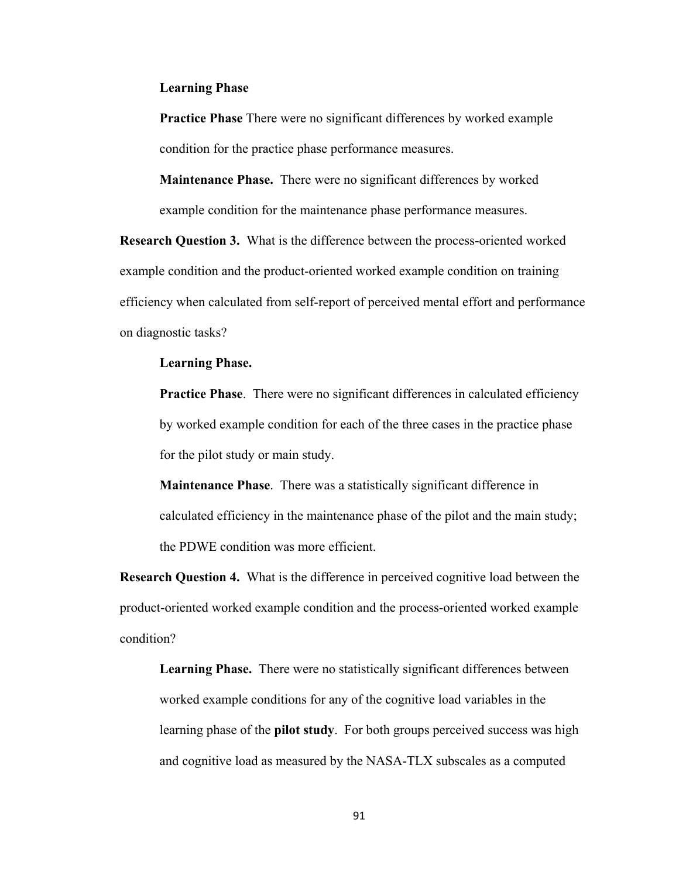**Learning Phase**

**Practice Phase** There were no significant differences by worked example condition for the practice phase performance measures.

**Maintenance Phase.** There were no significant differences by worked example condition for the maintenance phase performance measures.

**Research Question 3.** What is the difference between the process-oriented worked example condition and the product-oriented worked example condition on training efficiency when calculated from self-report of perceived mental effort and performance on diagnostic tasks?

**Learning Phase.**

**Practice Phase**. There were no significant differences in calculated efficiency by worked example condition for each of the three cases in the practice phase for the pilot study or main study.

**Maintenance Phase**. There was a statistically significant difference in calculated efficiency in the maintenance phase of the pilot and the main study; the PDWE condition was more efficient.

**Research Question 4.** What is the difference in perceived cognitive load between the product-oriented worked example condition and the process-oriented worked example condition?

**Learning Phase.** There were no statistically significant differences between worked example conditions for any of the cognitive load variables in the learning phase of the **pilot study**. For both groups perceived success was high and cognitive load as measured by the NASA-TLX subscales as a computed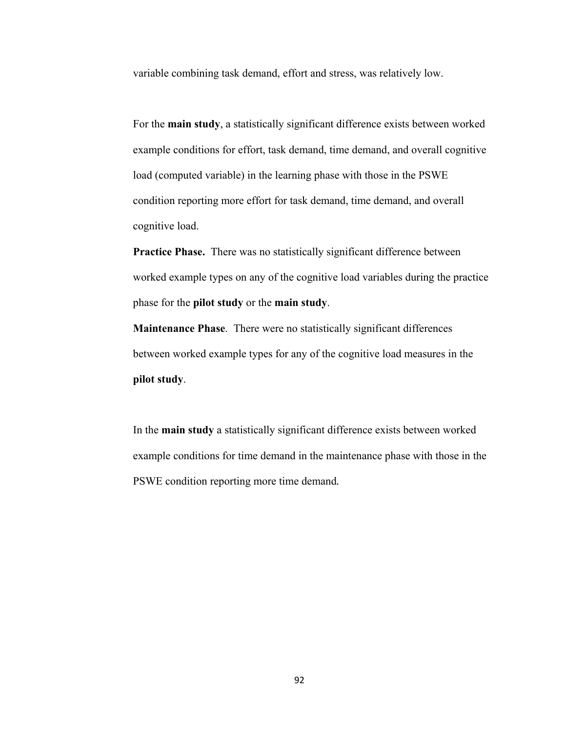variable combining task demand, effort and stress, was relatively low.

For the **main study**, a statistically significant difference exists between worked example conditions for effort, task demand, time demand, and overall cognitive load (computed variable) in the learning phase with those in the PSWE condition reporting more effort for task demand, time demand, and overall cognitive load.

**Practice Phase.** There was no statistically significant difference between worked example types on any of the cognitive load variables during the practice phase for the **pilot study** or the **main study**.

**Maintenance Phase**. There were no statistically significant differences between worked example types for any of the cognitive load measures in the **pilot study**.

In the **main study** a statistically significant difference exists between worked example conditions for time demand in the maintenance phase with those in the PSWE condition reporting more time demand.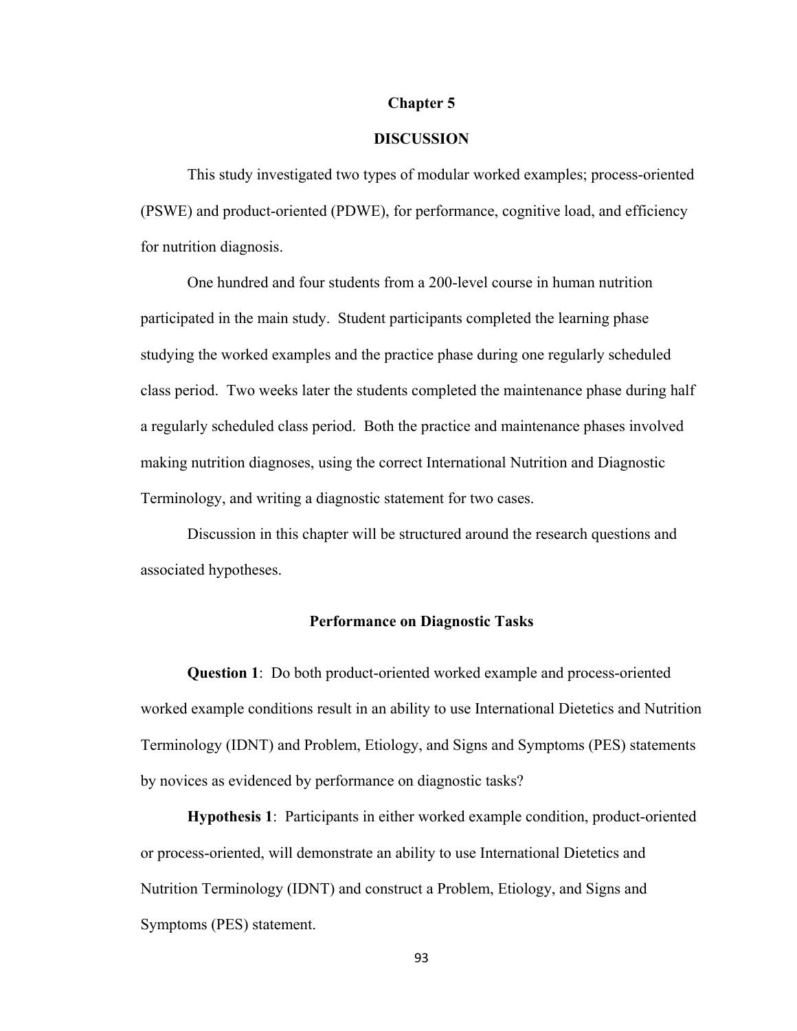# Chapter 5

## DISCUSSION

This study investigated two types of modular worked examples; process-oriented (PSWE) and product-oriented (PDWE), for performance, cognitive load, and efficiency for nutrition diagnosis.

One hundred and four students from a 200-level course in human nutrition participated in the main study. Student participants completed the learning phase studying the worked examples and the practice phase during one regularly scheduled class period. Two weeks later the students completed the maintenance phase during half a regularly scheduled class period. Both the practice and maintenance phases involved making nutrition diagnoses, using the correct International Nutrition and Diagnostic Terminology, and writing a diagnostic statement for two cases.

Discussion in this chapter will be structured around the research questions and associated hypotheses.

### Performance on Diagnostic Tasks

**Question 1**: Do both product-oriented worked example and process-oriented worked example conditions result in an ability to use International Dietetics and Nutrition Terminology (IDNT) and Problem, Etiology, and Signs and Symptoms (PES) statements by novices as evidenced by performance on diagnostic tasks?

**Hypothesis 1**: Participants in either worked example condition, product-oriented or process-oriented, will demonstrate an ability to use International Dietetics and Nutrition Terminology (IDNT) and construct a Problem, Etiology, and Signs and Symptoms (PES) statement.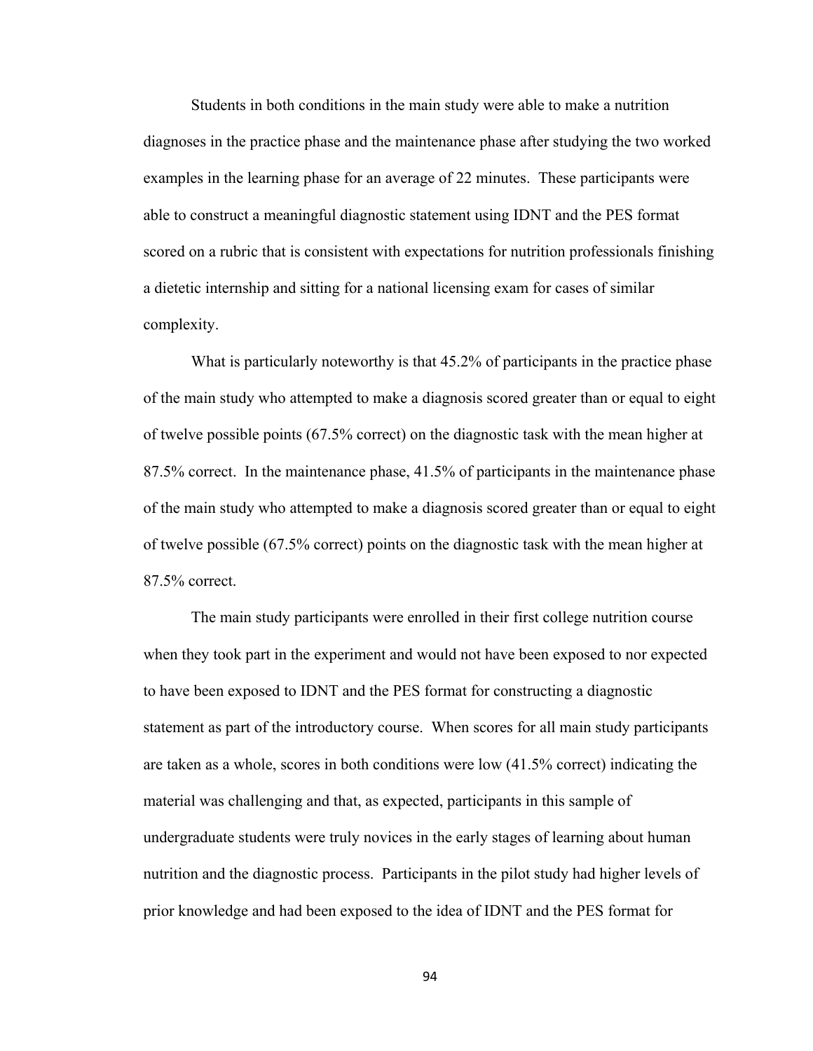Students in both conditions in the main study were able to make a nutrition diagnoses in the practice phase and the maintenance phase after studying the two worked examples in the learning phase for an average of 22 minutes. These participants were able to construct a meaningful diagnostic statement using IDNT and the PES format scored on a rubric that is consistent with expectations for nutrition professionals finishing a dietetic internship and sitting for a national licensing exam for cases of similar complexity.

What is particularly noteworthy is that 45.2% of participants in the practice phase of the main study who attempted to make a diagnosis scored greater than or equal to eight of twelve possible points (67.5% correct) on the diagnostic task with the mean higher at 87.5% correct. In the maintenance phase, 41.5% of participants in the maintenance phase of the main study who attempted to make a diagnosis scored greater than or equal to eight of twelve possible (67.5% correct) points on the diagnostic task with the mean higher at 87.5% correct.

The main study participants were enrolled in their first college nutrition course when they took part in the experiment and would not have been exposed to nor expected to have been exposed to IDNT and the PES format for constructing a diagnostic statement as part of the introductory course. When scores for all main study participants are taken as a whole, scores in both conditions were low (41.5% correct) indicating the material was challenging and that, as expected, participants in this sample of undergraduate students were truly novices in the early stages of learning about human nutrition and the diagnostic process. Participants in the pilot study had higher levels of prior knowledge and had been exposed to the idea of IDNT and the PES format for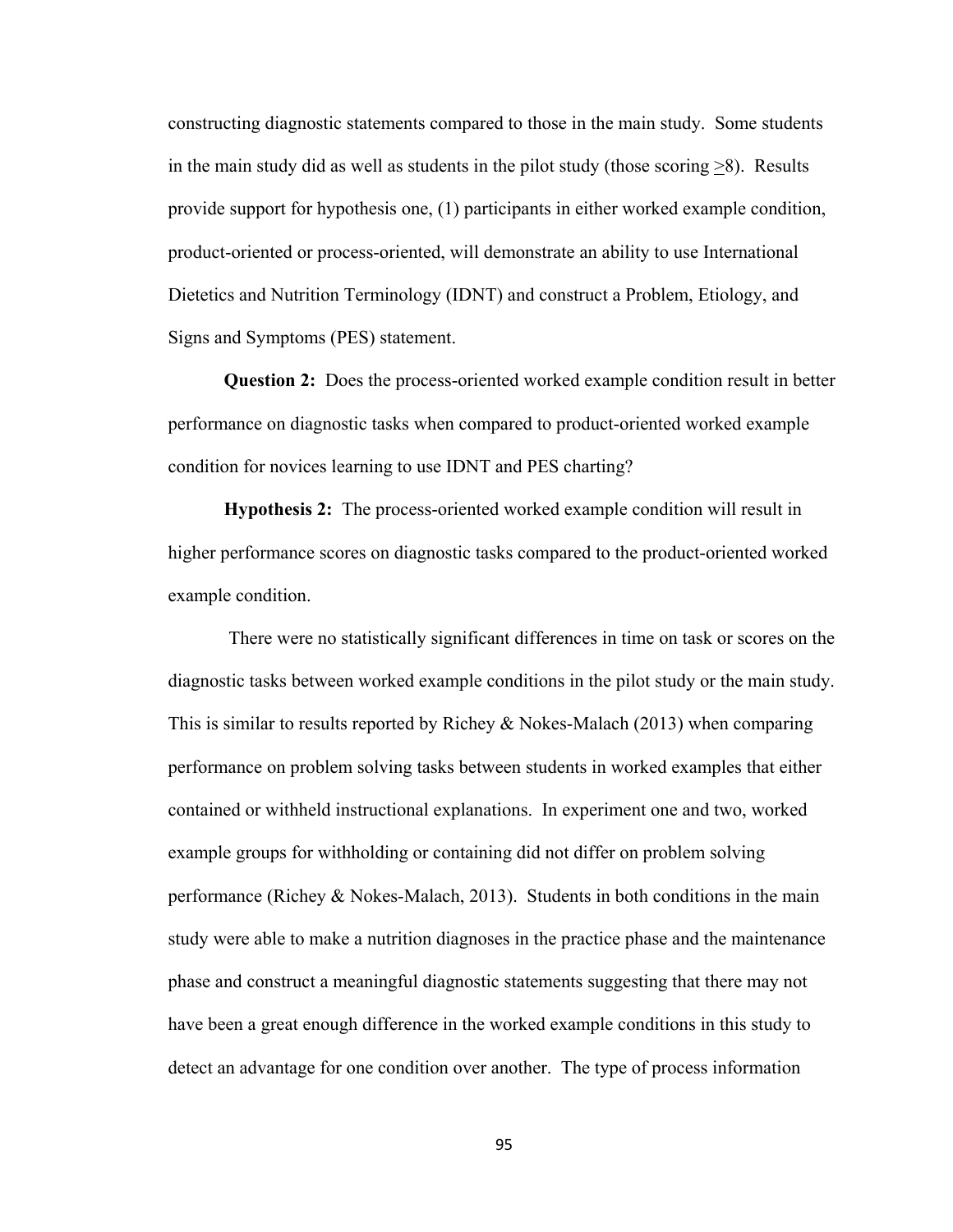constructing diagnostic statements compared to those in the main study. Some students in the main study did as well as students in the pilot study (those scoring $\geq$8). Results provide support for hypothesis one, (1) participants in either worked example condition, product-oriented or process-oriented, will demonstrate an ability to use International Dietetics and Nutrition Terminology (IDNT) and construct a Problem, Etiology, and Signs and Symptoms (PES) statement.

**Question 2:** Does the process-oriented worked example condition result in better performance on diagnostic tasks when compared to product-oriented worked example condition for novices learning to use IDNT and PES charting?

**Hypothesis 2:** The process-oriented worked example condition will result in higher performance scores on diagnostic tasks compared to the product-oriented worked example condition.

There were no statistically significant differences in time on task or scores on the diagnostic tasks between worked example conditions in the pilot study or the main study. This is similar to results reported by Richey & Nokes-Malach (2013) when comparing performance on problem solving tasks between students in worked examples that either contained or withheld instructional explanations. In experiment one and two, worked example groups for withholding or containing did not differ on problem solving performance (Richey & Nokes-Malach, 2013). Students in both conditions in the main study were able to make a nutrition diagnoses in the practice phase and the maintenance phase and construct a meaningful diagnostic statements suggesting that there may not have been a great enough difference in the worked example conditions in this study to detect an advantage for one condition over another. The type of process information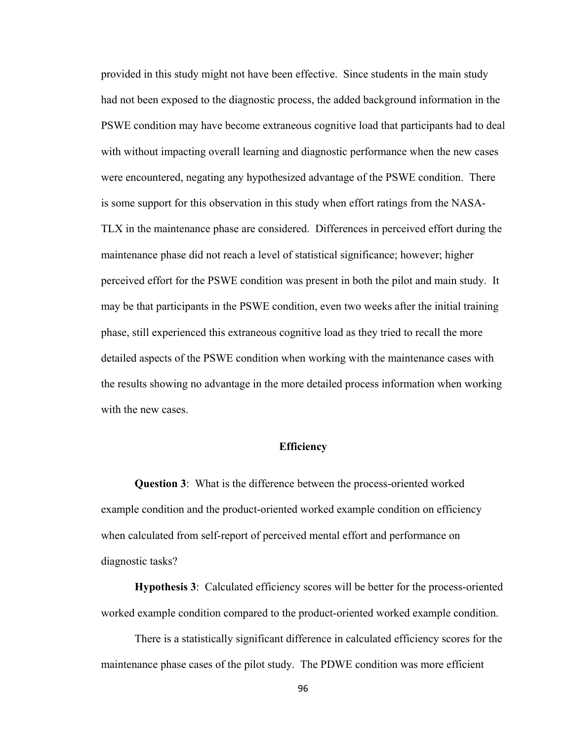provided in this study might not have been effective. Since students in the main study had not been exposed to the diagnostic process, the added background information in the PSWE condition may have become extraneous cognitive load that participants had to deal with without impacting overall learning and diagnostic performance when the new cases were encountered, negating any hypothesized advantage of the PSWE condition. There is some support for this observation in this study when effort ratings from the NASA-TLX in the maintenance phase are considered. Differences in perceived effort during the maintenance phase did not reach a level of statistical significance; however; higher perceived effort for the PSWE condition was present in both the pilot and main study. It may be that participants in the PSWE condition, even two weeks after the initial training phase, still experienced this extraneous cognitive load as they tried to recall the more detailed aspects of the PSWE condition when working with the maintenance cases with the results showing no advantage in the more detailed process information when working with the new cases.

## Efficiency

**Question 3**: What is the difference between the process-oriented worked example condition and the product-oriented worked example condition on efficiency when calculated from self-report of perceived mental effort and performance on diagnostic tasks?

**Hypothesis 3**: Calculated efficiency scores will be better for the process-oriented worked example condition compared to the product-oriented worked example condition.

There is a statistically significant difference in calculated efficiency scores for the maintenance phase cases of the pilot study. The PDWE condition was more efficient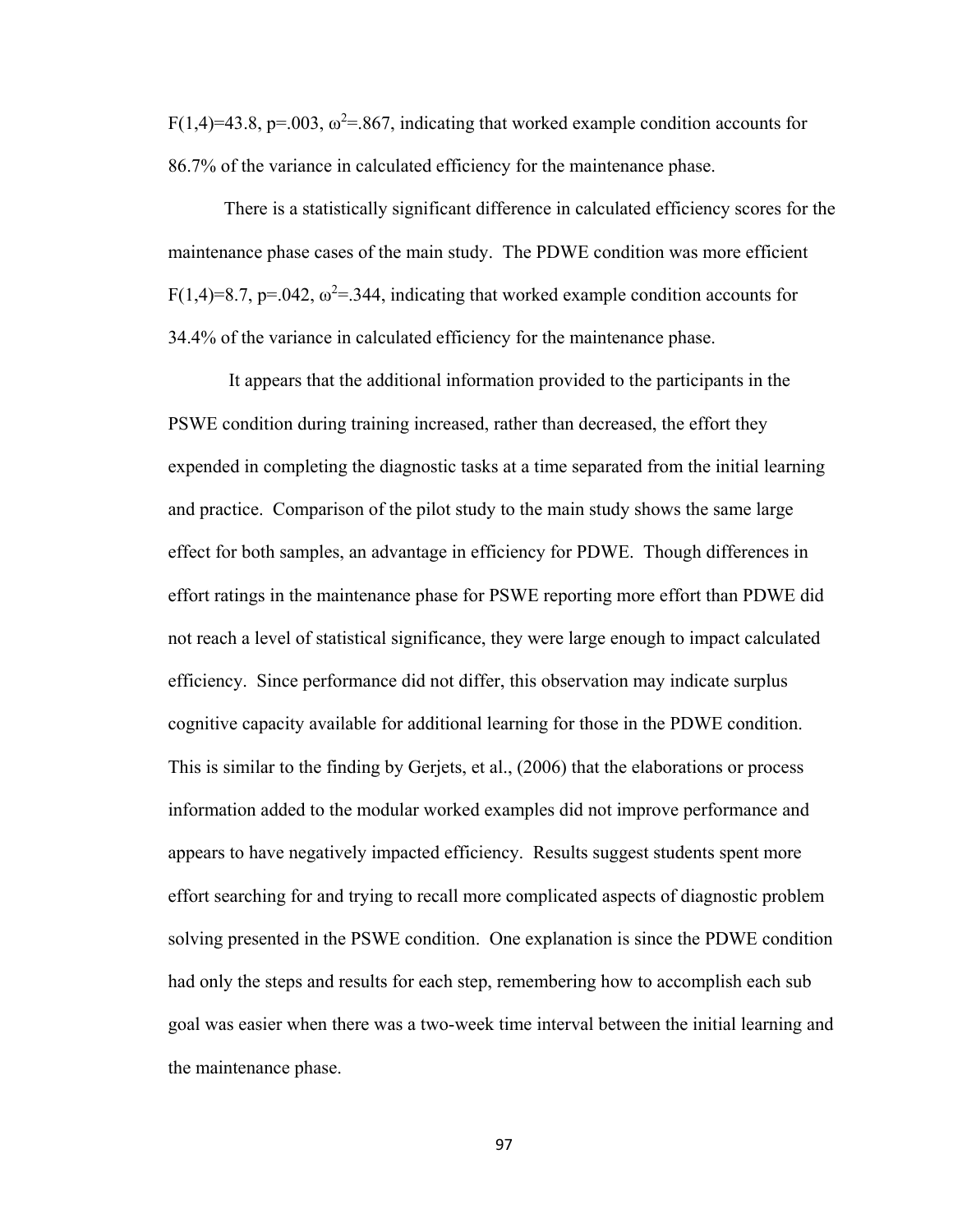$F(1,4)=43.8$, $p=.003$, $\omega^2=.867$, indicating that worked example condition accounts for 86.7% of the variance in calculated efficiency for the maintenance phase.

There is a statistically significant difference in calculated efficiency scores for the maintenance phase cases of the main study. The PDWE condition was more efficient $F(1,4)=8.7$, $p=.042$, $\omega^2=.344$, indicating that worked example condition accounts for 34.4% of the variance in calculated efficiency for the maintenance phase.

It appears that the additional information provided to the participants in the PSWE condition during training increased, rather than decreased, the effort they expended in completing the diagnostic tasks at a time separated from the initial learning and practice. Comparison of the pilot study to the main study shows the same large effect for both samples, an advantage in efficiency for PDWE. Though differences in effort ratings in the maintenance phase for PSWE reporting more effort than PDWE did not reach a level of statistical significance, they were large enough to impact calculated efficiency. Since performance did not differ, this observation may indicate surplus cognitive capacity available for additional learning for those in the PDWE condition. This is similar to the finding by Gerjets, et al., (2006) that the elaborations or process information added to the modular worked examples did not improve performance and appears to have negatively impacted efficiency. Results suggest students spent more effort searching for and trying to recall more complicated aspects of diagnostic problem solving presented in the PSWE condition. One explanation is since the PDWE condition had only the steps and results for each step, remembering how to accomplish each sub goal was easier when there was a two-week time interval between the initial learning and the maintenance phase.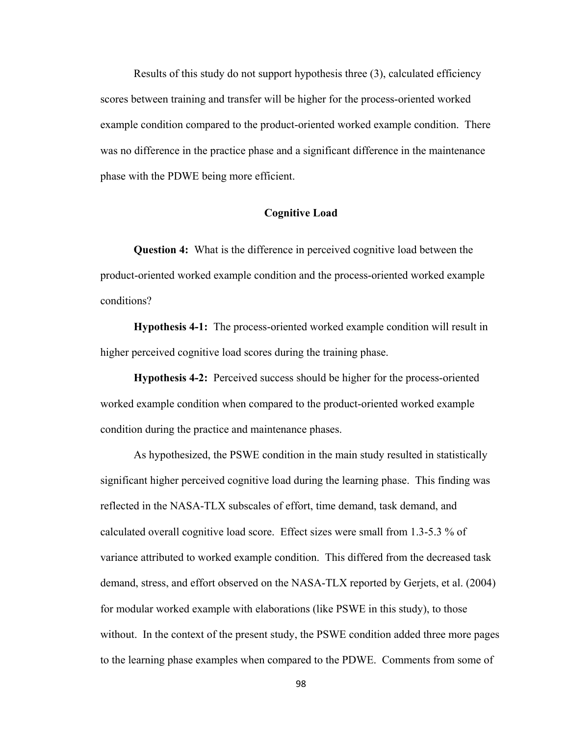Results of this study do not support hypothesis three (3), calculated efficiency scores between training and transfer will be higher for the process-oriented worked example condition compared to the product-oriented worked example condition. There was no difference in the practice phase and a significant difference in the maintenance phase with the PDWE being more efficient.

### Cognitive Load

**Question 4:** What is the difference in perceived cognitive load between the product-oriented worked example condition and the process-oriented worked example conditions?

**Hypothesis 4-1:** The process-oriented worked example condition will result in higher perceived cognitive load scores during the training phase.

**Hypothesis 4-2:** Perceived success should be higher for the process-oriented worked example condition when compared to the product-oriented worked example condition during the practice and maintenance phases.

As hypothesized, the PSWE condition in the main study resulted in statistically significant higher perceived cognitive load during the learning phase. This finding was reflected in the NASA-TLX subscales of effort, time demand, task demand, and calculated overall cognitive load score. Effect sizes were small from 1.3-5.3 % of variance attributed to worked example condition. This differed from the decreased task demand, stress, and effort observed on the NASA-TLX reported by Gerjets, et al. (2004) for modular worked example with elaborations (like PSWE in this study), to those without. In the context of the present study, the PSWE condition added three more pages to the learning phase examples when compared to the PDWE. Comments from some of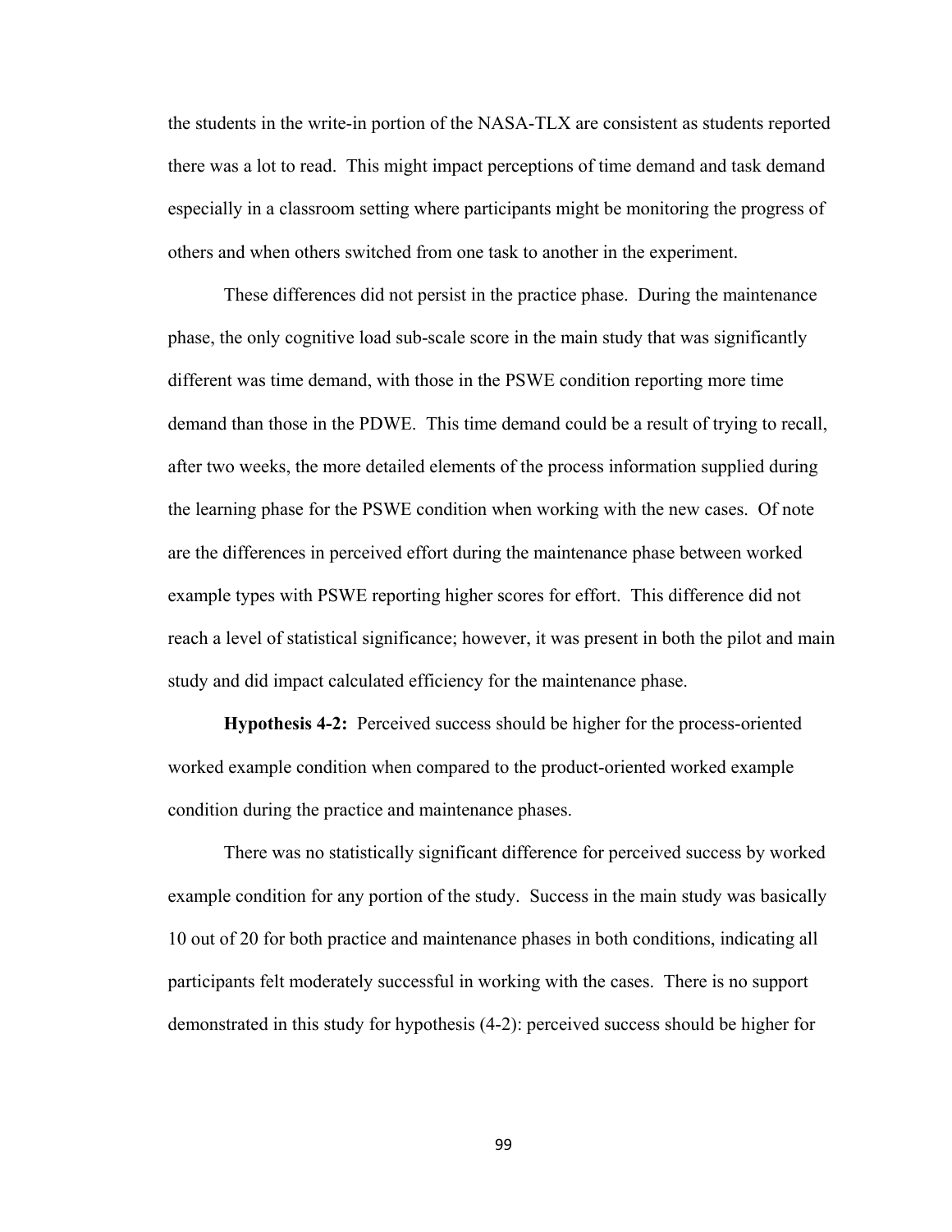the students in the write-in portion of the NASA-TLX are consistent as students reported there was a lot to read. This might impact perceptions of time demand and task demand especially in a classroom setting where participants might be monitoring the progress of others and when others switched from one task to another in the experiment.

These differences did not persist in the practice phase. During the maintenance phase, the only cognitive load sub-scale score in the main study that was significantly different was time demand, with those in the PSWE condition reporting more time demand than those in the PDWE. This time demand could be a result of trying to recall, after two weeks, the more detailed elements of the process information supplied during the learning phase for the PSWE condition when working with the new cases. Of note are the differences in perceived effort during the maintenance phase between worked example types with PSWE reporting higher scores for effort. This difference did not reach a level of statistical significance; however, it was present in both the pilot and main study and did impact calculated efficiency for the maintenance phase.

**Hypothesis 4-2:** Perceived success should be higher for the process-oriented worked example condition when compared to the product-oriented worked example condition during the practice and maintenance phases.

There was no statistically significant difference for perceived success by worked example condition for any portion of the study. Success in the main study was basically 10 out of 20 for both practice and maintenance phases in both conditions, indicating all participants felt moderately successful in working with the cases. There is no support demonstrated in this study for hypothesis (4-2): perceived success should be higher for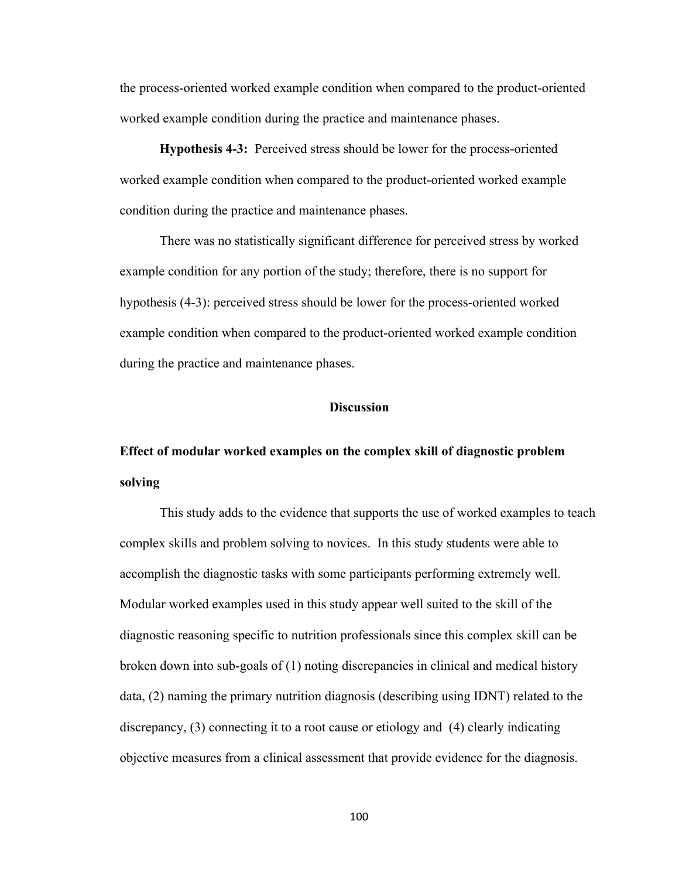the process-oriented worked example condition when compared to the product-oriented worked example condition during the practice and maintenance phases.

**Hypothesis 4-3:** Perceived stress should be lower for the process-oriented worked example condition when compared to the product-oriented worked example condition during the practice and maintenance phases.

There was no statistically significant difference for perceived stress by worked example condition for any portion of the study; therefore, there is no support for hypothesis (4-3): perceived stress should be lower for the process-oriented worked example condition when compared to the product-oriented worked example condition during the practice and maintenance phases.

## Discussion

### Effect of modular worked examples on the complex skill of diagnostic problem solving

This study adds to the evidence that supports the use of worked examples to teach complex skills and problem solving to novices. In this study students were able to accomplish the diagnostic tasks with some participants performing extremely well. Modular worked examples used in this study appear well suited to the skill of the diagnostic reasoning specific to nutrition professionals since this complex skill can be broken down into sub-goals of (1) noting discrepancies in clinical and medical history data, (2) naming the primary nutrition diagnosis (describing using IDNT) related to the discrepancy, (3) connecting it to a root cause or etiology and (4) clearly indicating objective measures from a clinical assessment that provide evidence for the diagnosis.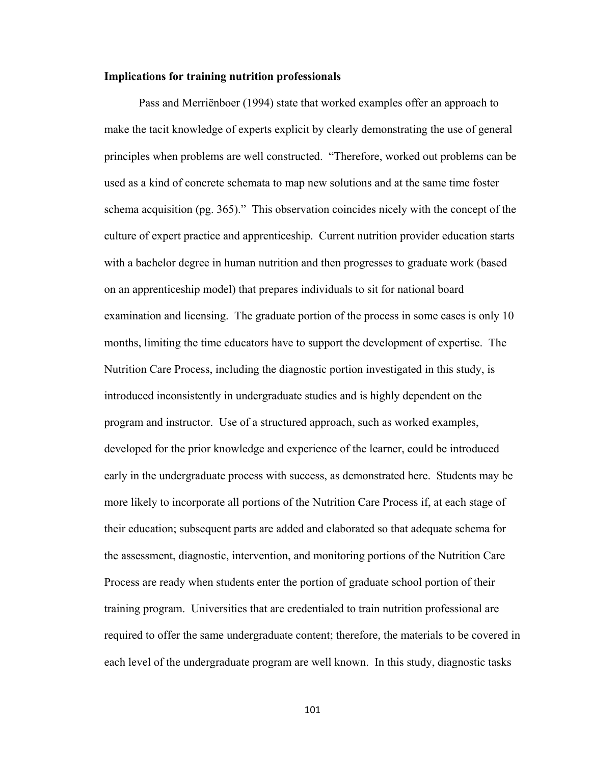**Implications for training nutrition professionals**

Pass and Merriënboer (1994) state that worked examples offer an approach to make the tacit knowledge of experts explicit by clearly demonstrating the use of general principles when problems are well constructed. "Therefore, worked out problems can be used as a kind of concrete schemata to map new solutions and at the same time foster schema acquisition (pg. 365)." This observation coincides nicely with the concept of the culture of expert practice and apprenticeship. Current nutrition provider education starts with a bachelor degree in human nutrition and then progresses to graduate work (based on an apprenticeship model) that prepares individuals to sit for national board examination and licensing. The graduate portion of the process in some cases is only 10 months, limiting the time educators have to support the development of expertise. The Nutrition Care Process, including the diagnostic portion investigated in this study, is introduced inconsistently in undergraduate studies and is highly dependent on the program and instructor. Use of a structured approach, such as worked examples, developed for the prior knowledge and experience of the learner, could be introduced early in the undergraduate process with success, as demonstrated here. Students may be more likely to incorporate all portions of the Nutrition Care Process if, at each stage of their education; subsequent parts are added and elaborated so that adequate schema for the assessment, diagnostic, intervention, and monitoring portions of the Nutrition Care Process are ready when students enter the portion of graduate school portion of their training program. Universities that are credentialed to train nutrition professional are required to offer the same undergraduate content; therefore, the materials to be covered in each level of the undergraduate program are well known. In this study, diagnostic tasks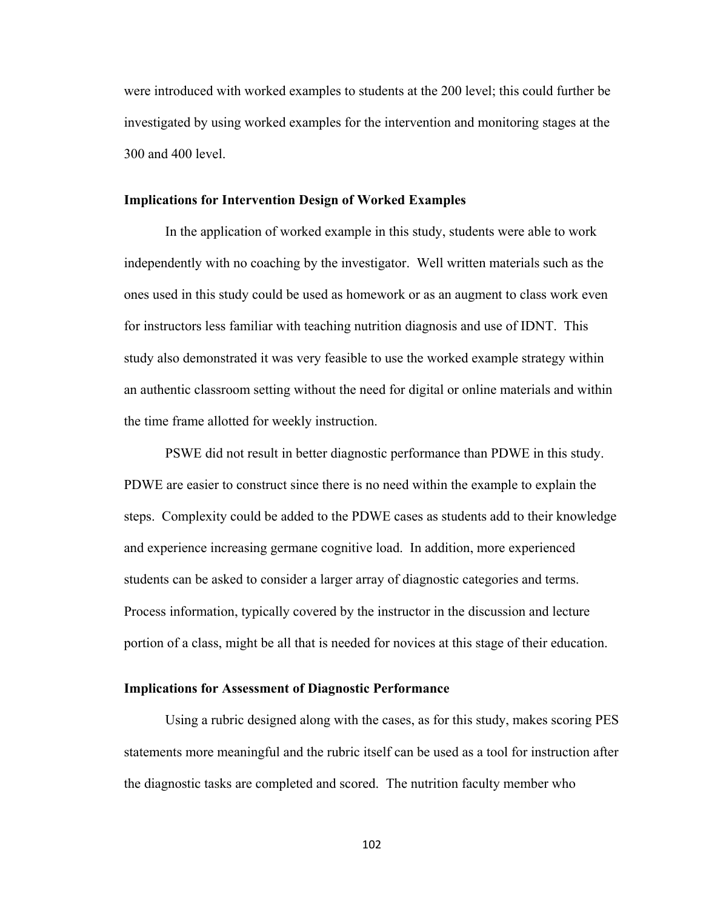were introduced with worked examples to students at the 200 level; this could further be investigated by using worked examples for the intervention and monitoring stages at the 300 and 400 level.

### Implications for Intervention Design of Worked Examples

In the application of worked example in this study, students were able to work independently with no coaching by the investigator. Well written materials such as the ones used in this study could be used as homework or as an augment to class work even for instructors less familiar with teaching nutrition diagnosis and use of IDNT. This study also demonstrated it was very feasible to use the worked example strategy within an authentic classroom setting without the need for digital or online materials and within the time frame allotted for weekly instruction.

PSWE did not result in better diagnostic performance than PDWE in this study. PDWE are easier to construct since there is no need within the example to explain the steps. Complexity could be added to the PDWE cases as students add to their knowledge and experience increasing germane cognitive load. In addition, more experienced students can be asked to consider a larger array of diagnostic categories and terms. Process information, typically covered by the instructor in the discussion and lecture portion of a class, might be all that is needed for novices at this stage of their education.

### Implications for Assessment of Diagnostic Performance

Using a rubric designed along with the cases, as for this study, makes scoring PES statements more meaningful and the rubric itself can be used as a tool for instruction after the diagnostic tasks are completed and scored. The nutrition faculty member who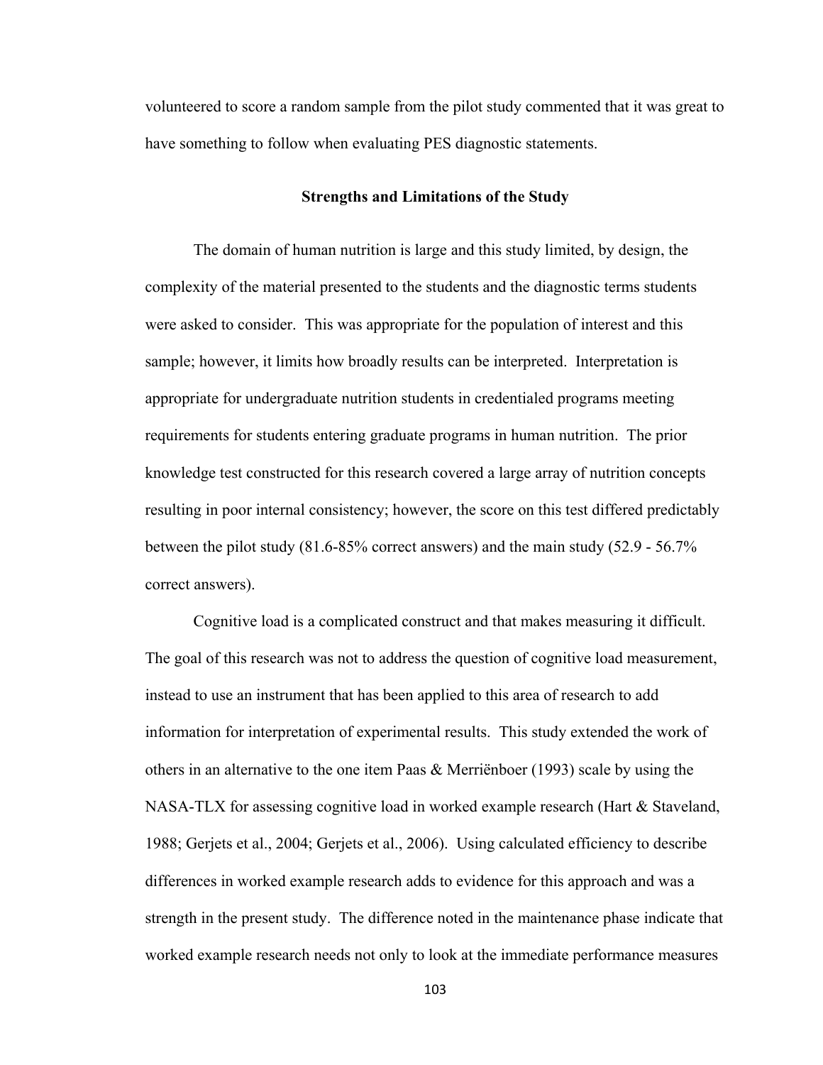volunteered to score a random sample from the pilot study commented that it was great to have something to follow when evaluating PES diagnostic statements.

## Strengths and Limitations of the Study

The domain of human nutrition is large and this study limited, by design, the complexity of the material presented to the students and the diagnostic terms students were asked to consider. This was appropriate for the population of interest and this sample; however, it limits how broadly results can be interpreted. Interpretation is appropriate for undergraduate nutrition students in credentialed programs meeting requirements for students entering graduate programs in human nutrition. The prior knowledge test constructed for this research covered a large array of nutrition concepts resulting in poor internal consistency; however, the score on this test differed predictably between the pilot study (81.6-85% correct answers) and the main study (52.9 - 56.7% correct answers).

Cognitive load is a complicated construct and that makes measuring it difficult. The goal of this research was not to address the question of cognitive load measurement, instead to use an instrument that has been applied to this area of research to add information for interpretation of experimental results. This study extended the work of others in an alternative to the one item Paas & Merriënboer (1993) scale by using the NASA-TLX for assessing cognitive load in worked example research (Hart & Staveland, 1988; Gerjets et al., 2004; Gerjets et al., 2006). Using calculated efficiency to describe differences in worked example research adds to evidence for this approach and was a strength in the present study. The difference noted in the maintenance phase indicate that worked example research needs not only to look at the immediate performance measures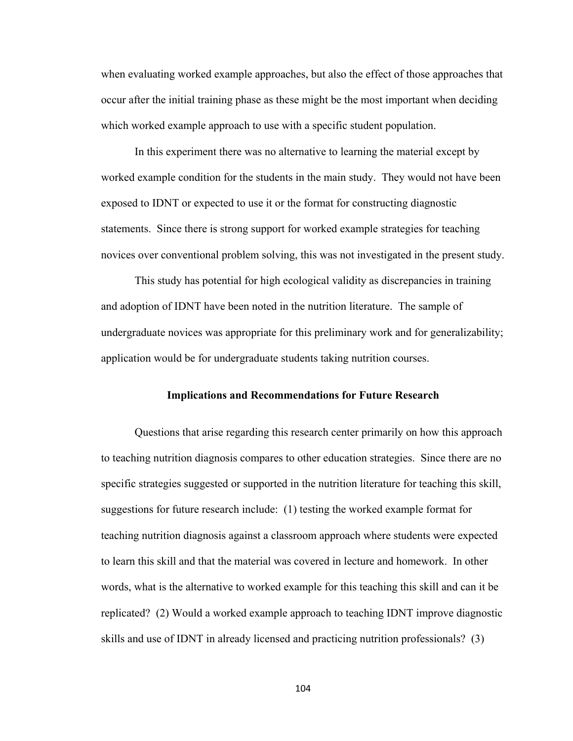when evaluating worked example approaches, but also the effect of those approaches that occur after the initial training phase as these might be the most important when deciding which worked example approach to use with a specific student population.

In this experiment there was no alternative to learning the material except by worked example condition for the students in the main study. They would not have been exposed to IDNT or expected to use it or the format for constructing diagnostic statements. Since there is strong support for worked example strategies for teaching novices over conventional problem solving, this was not investigated in the present study.

This study has potential for high ecological validity as discrepancies in training and adoption of IDNT have been noted in the nutrition literature. The sample of undergraduate novices was appropriate for this preliminary work and for generalizability; application would be for undergraduate students taking nutrition courses.

## Implications and Recommendations for Future Research

Questions that arise regarding this research center primarily on how this approach to teaching nutrition diagnosis compares to other education strategies. Since there are no specific strategies suggested or supported in the nutrition literature for teaching this skill, suggestions for future research include: (1) testing the worked example format for teaching nutrition diagnosis against a classroom approach where students were expected to learn this skill and that the material was covered in lecture and homework. In other words, what is the alternative to worked example for this teaching this skill and can it be replicated? (2) Would a worked example approach to teaching IDNT improve diagnostic skills and use of IDNT in already licensed and practicing nutrition professionals? (3)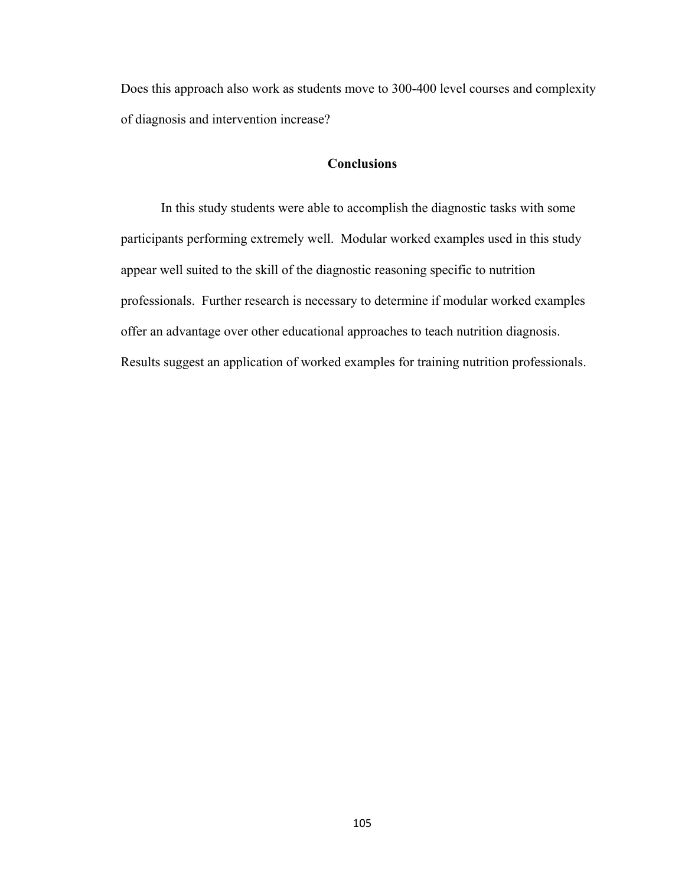Does this approach also work as students move to 300-400 level courses and complexity of diagnosis and intervention increase?

## Conclusions

In this study students were able to accomplish the diagnostic tasks with some participants performing extremely well. Modular worked examples used in this study appear well suited to the skill of the diagnostic reasoning specific to nutrition professionals. Further research is necessary to determine if modular worked examples offer an advantage over other educational approaches to teach nutrition diagnosis. Results suggest an application of worked examples for training nutrition professionals.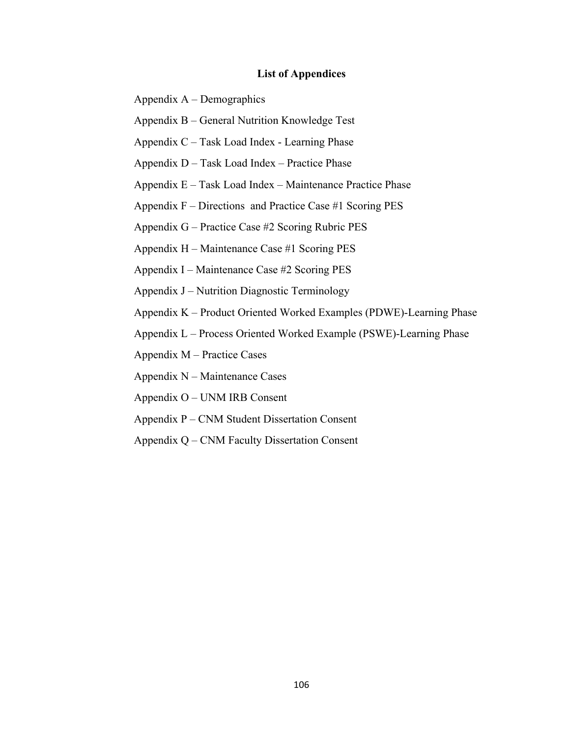## List of Appendices

Appendix A – Demographics

Appendix B – General Nutrition Knowledge Test

Appendix C – Task Load Index - Learning Phase

Appendix D – Task Load Index – Practice Phase

Appendix E – Task Load Index – Maintenance Practice Phase

Appendix F – Directions  and Practice Case #1 Scoring PES

Appendix G – Practice Case #2 Scoring Rubric PES

Appendix H – Maintenance Case #1 Scoring PES

Appendix I – Maintenance Case #2 Scoring PES

Appendix J – Nutrition Diagnostic Terminology

Appendix K – Product Oriented Worked Examples (PDWE)-Learning Phase

Appendix L – Process Oriented Worked Example (PSWE)-Learning Phase

Appendix M – Practice Cases

Appendix N – Maintenance Cases

Appendix O – UNM IRB Consent

Appendix P – CNM Student Dissertation Consent

Appendix Q – CNM Faculty Dissertation Consent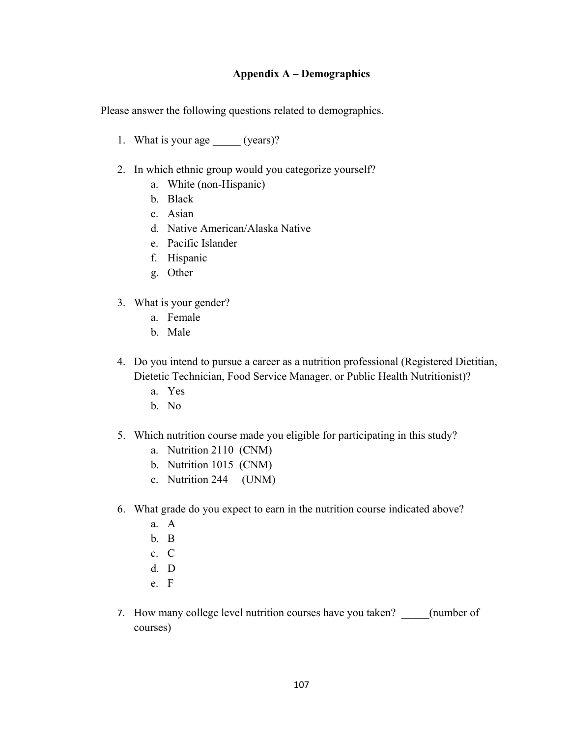# Appendix A – Demographics

Please answer the following questions related to demographics.

1. What is your age _____ (years)?

2. In which ethnic group would you categorize yourself?
   a. White (non-Hispanic)
   b. Black
   c. Asian
   d. Native American/Alaska Native
   e. Pacific Islander
   f. Hispanic
   g. Other

3. What is your gender?
   a. Female
   b. Male

4. Do you intend to pursue a career as a nutrition professional (Registered Dietitian, Dietetic Technician, Food Service Manager, or Public Health Nutritionist)?
   a. Yes
   b. No

5. Which nutrition course made you eligible for participating in this study?
   a. Nutrition 2110 (CNM)
   b. Nutrition 1015 (CNM)
   c. Nutrition 244 (UNM)

6. What grade do you expect to earn in the nutrition course indicated above?
   a. A
   b. B
   c. C
   d. D
   e. F

7. How many college level nutrition courses have you taken? _____(number of courses)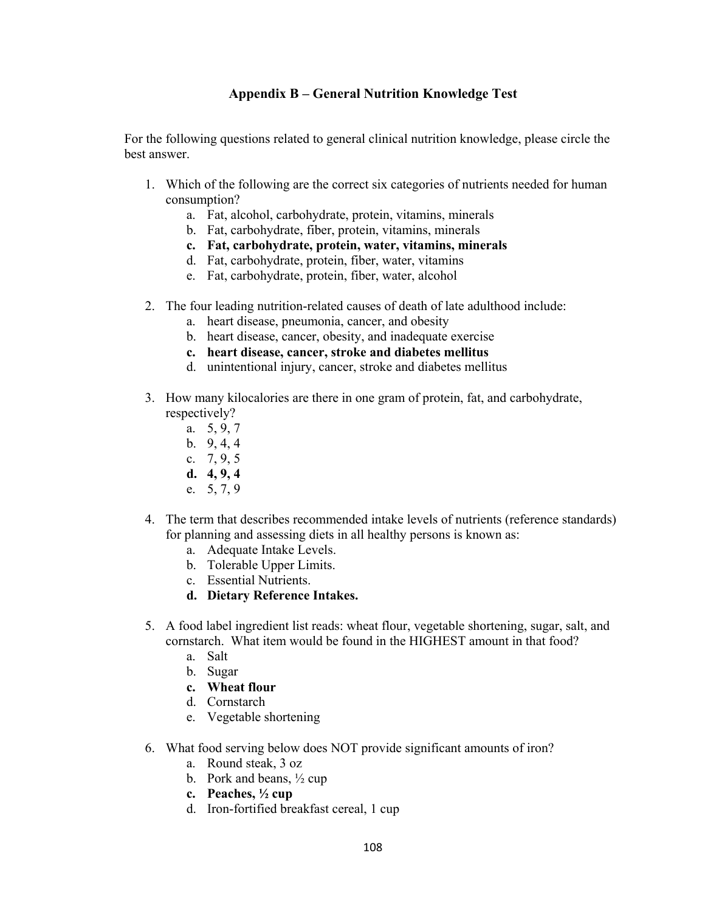## Appendix B – General Nutrition Knowledge Test

For the following questions related to general clinical nutrition knowledge, please circle the best answer.

1. Which of the following are the correct six categories of nutrients needed for human consumption?
   a. Fat, alcohol, carbohydrate, protein, vitamins, minerals
   b. Fat, carbohydrate, fiber, protein, vitamins, minerals
   **c. Fat, carbohydrate, protein, water, vitamins, minerals**
   d. Fat, carbohydrate, protein, fiber, water, vitamins
   e. Fat, carbohydrate, protein, fiber, water, alcohol

2. The four leading nutrition-related causes of death of late adulthood include:
   a. heart disease, pneumonia, cancer, and obesity
   b. heart disease, cancer, obesity, and inadequate exercise
   **c. heart disease, cancer, stroke and diabetes mellitus**
   d. unintentional injury, cancer, stroke and diabetes mellitus

3. How many kilocalories are there in one gram of protein, fat, and carbohydrate, respectively?
   a. 5, 9, 7
   b. 9, 4, 4
   c. 7, 9, 5
   **d. 4, 9, 4**
   e. 5, 7, 9

4. The term that describes recommended intake levels of nutrients (reference standards) for planning and assessing diets in all healthy persons is known as:
   a. Adequate Intake Levels.
   b. Tolerable Upper Limits.
   c. Essential Nutrients.
   **d. Dietary Reference Intakes.**

5. A food label ingredient list reads: wheat flour, vegetable shortening, sugar, salt, and cornstarch. What item would be found in the HIGHEST amount in that food?
   a. Salt
   b. Sugar
   **c. Wheat flour**
   d. Cornstarch
   e. Vegetable shortening

6. What food serving below does NOT provide significant amounts of iron?
   a. Round steak, 3 oz
   b. Pork and beans, ½ cup
   **c. Peaches, ½ cup**
   d. Iron-fortified breakfast cereal, 1 cup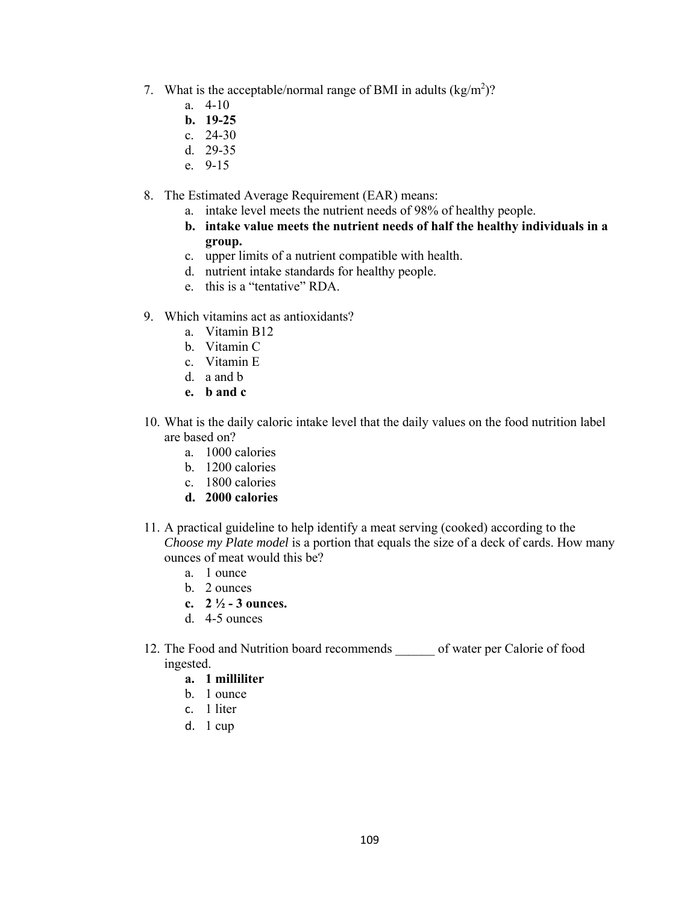7. What is the acceptable/normal range of BMI in adults (kg/m$^2$)?
    a. 4-10
    **b. 19-25**
    c. 24-30
    d. 29-35
    e. 9-15

8. The Estimated Average Requirement (EAR) means:
    a. intake level meets the nutrient needs of 98% of healthy people.
    **b. intake value meets the nutrient needs of half the healthy individuals in a group.**
    c. upper limits of a nutrient compatible with health.
    d. nutrient intake standards for healthy people.
    e. this is a "tentative" RDA.

9. Which vitamins act as antioxidants?
    a. Vitamin B12
    b. Vitamin C
    c. Vitamin E
    d. a and b
    **e. b and c**

10. What is the daily caloric intake level that the daily values on the food nutrition label are based on?
    a. 1000 calories
    b. 1200 calories
    c. 1800 calories
    **d. 2000 calories**

11. A practical guideline to help identify a meat serving (cooked) according to the *Choose my Plate model* is a portion that equals the size of a deck of cards. How many ounces of meat would this be?
    a. 1 ounce
    b. 2 ounces
    **c. 2 ½ - 3 ounces.**
    d. 4-5 ounces

12. The Food and Nutrition board recommends ______ of water per Calorie of food ingested.
    **a. 1 milliliter**
    b. 1 ounce
    c. 1 liter
    d. 1 cup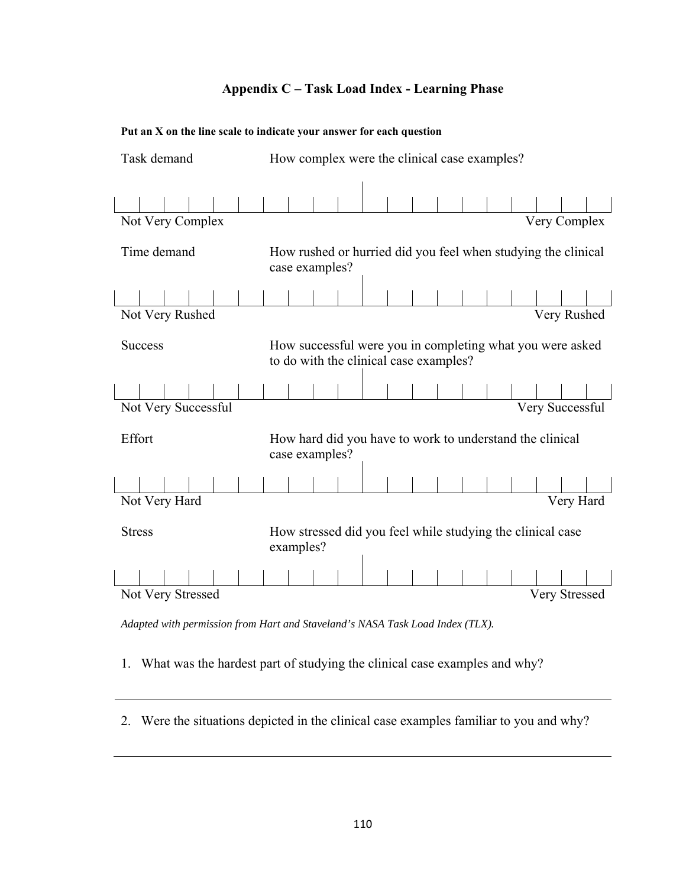## Appendix C – Task Load Index - Learning Phase

**Put an X on the line scale to indicate your answer for each question**

Task demand — How complex were the clinical case examples?

Not Very Complex ———————————————— Very Complex

Time demand — How rushed or hurried did you feel when studying the clinical case examples?

Not Very Rushed ———————————————— Very Rushed

Success — How successful were you in completing what you were asked to do with the clinical case examples?

Not Very Successful ———————————————— Very Successful

Effort — How hard did you have to work to understand the clinical case examples?

Not Very Hard ———————————————— Very Hard

Stress — How stressed did you feel while studying the clinical case examples?

Not Very Stressed ———————————————— Very Stressed

*Adapted with permission from Hart and Staveland's NASA Task Load Index (TLX).*

1. What was the hardest part of studying the clinical case examples and why?

______________________________________________________________________

2. Were the situations depicted in the clinical case examples familiar to you and why?

______________________________________________________________________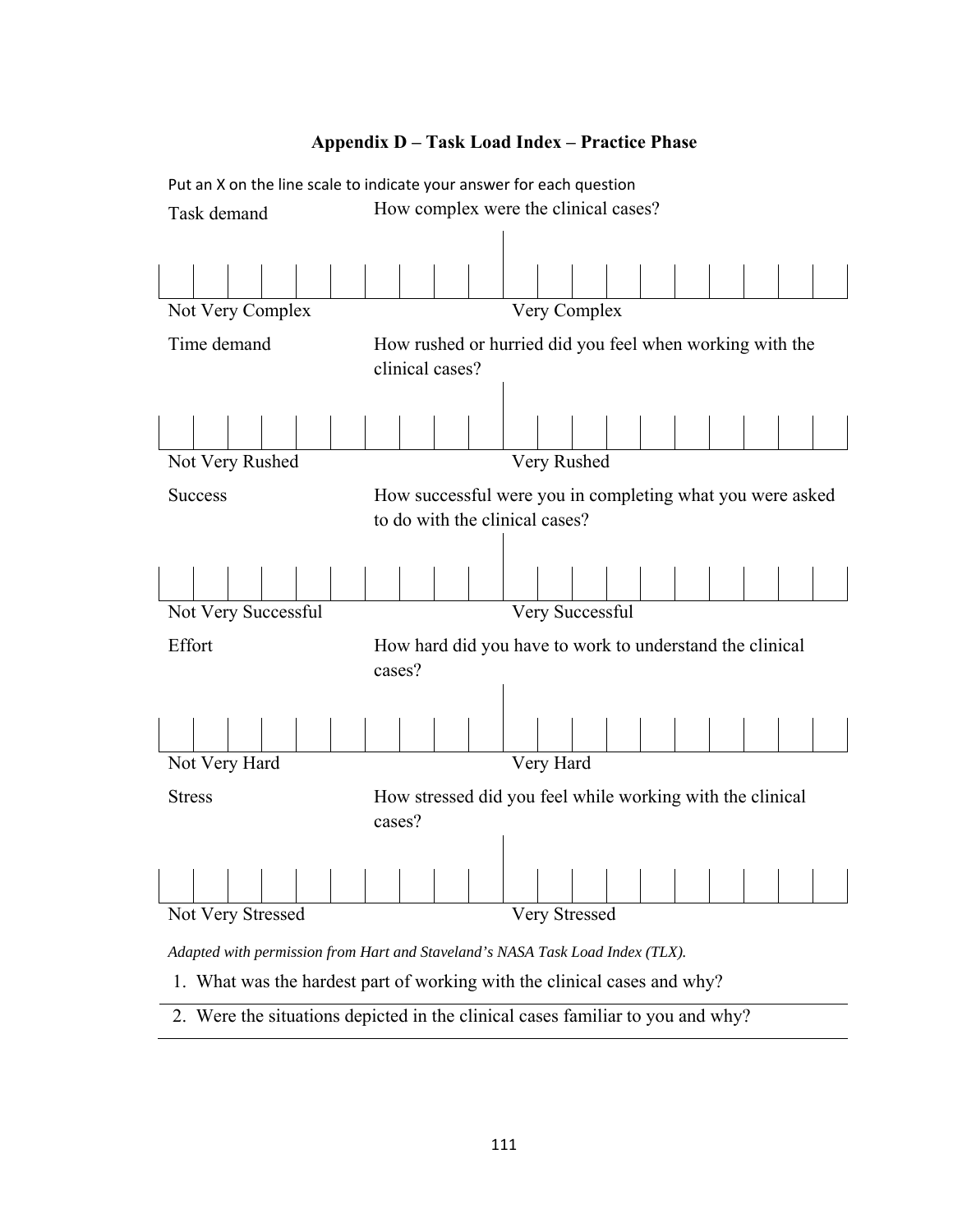## Appendix D – Task Load Index – Practice Phase

Put an X on the line scale to indicate your answer for each question

**Task demand** — How complex were the clinical cases?

Not Very Complex ——————————————— Very Complex

**Time demand** — How rushed or hurried did you feel when working with the clinical cases?

Not Very Rushed ——————————————— Very Rushed

**Success** — How successful were you in completing what you were asked to do with the clinical cases?

Not Very Successful ——————————————— Very Successful

**Effort** — How hard did you have to work to understand the clinical cases?

Not Very Hard ——————————————— Very Hard

**Stress** — How stressed did you feel while working with the clinical cases?

Not Very Stressed ——————————————— Very Stressed

*Adapted with permission from Hart and Staveland's NASA Task Load Index (TLX).*

1. What was the hardest part of working with the clinical cases and why?

---

2. Were the situations depicted in the clinical cases familiar to you and why?

---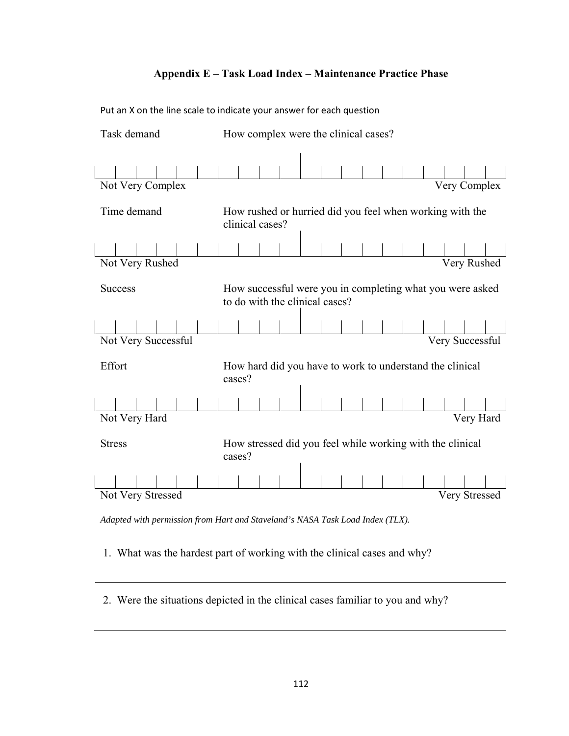## Appendix E – Task Load Index – Maintenance Practice Phase

Put an X on the line scale to indicate your answer for each question

**Task demand** — How complex were the clinical cases?

Not Very Complex ———————————————— Very Complex

**Time demand** — How rushed or hurried did you feel when working with the clinical cases?

Not Very Rushed ———————————————— Very Rushed

**Success** — How successful were you in completing what you were asked to do with the clinical cases?

Not Very Successful ———————————————— Very Successful

**Effort** — How hard did you have to work to understand the clinical cases?

Not Very Hard ———————————————— Very Hard

**Stress** — How stressed did you feel while working with the clinical cases?

Not Very Stressed ———————————————— Very Stressed

*Adapted with permission from Hart and Staveland's NASA Task Load Index (TLX).*

1. What was the hardest part of working with the clinical cases and why?

______________________________________________________________________

2. Were the situations depicted in the clinical cases familiar to you and why?

______________________________________________________________________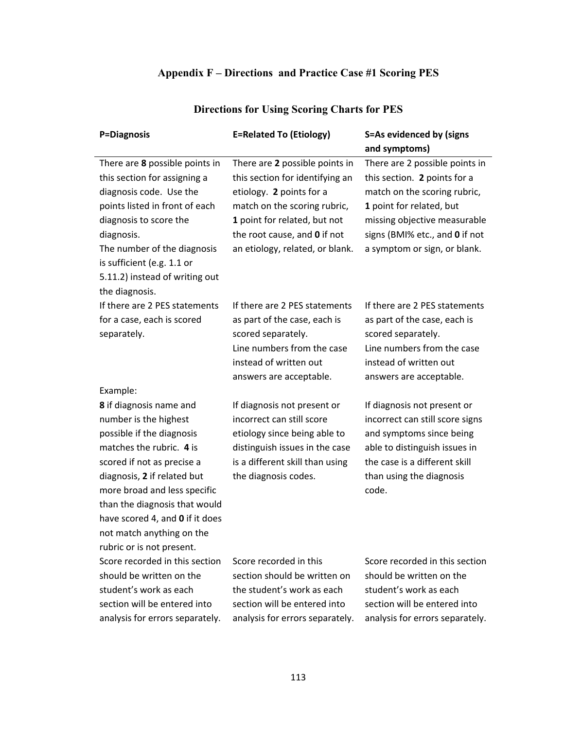# Appendix F – Directions and Practice Case #1 Scoring PES

## Directions for Using Scoring Charts for PES

| P=Diagnosis | E=Related To (Etiology) | S=As evidenced by (signs and symptoms) |
|---|---|---|
| There are **8** possible points in this section for assigning a diagnosis code. Use the points listed in front of each diagnosis to score the diagnosis.<br>The number of the diagnosis is sufficient (e.g. 1.1 or 5.11.2) instead of writing out the diagnosis. | There are **2** possible points in this section for identifying an etiology. **2** points for a match on the scoring rubric, **1** point for related, but not the root cause, and **0** if not an etiology, related, or blank. | There are 2 possible points in this section. **2** points for a match on the scoring rubric, **1** point for related, but missing objective measurable signs (BMI% etc., and **0** if not a symptom or sign, or blank. |
| If there are 2 PES statements for a case, each is scored separately. | If there are 2 PES statements as part of the case, each is scored separately.<br>Line numbers from the case instead of written out answers are acceptable. | If there are 2 PES statements as part of the case, each is scored separately.<br>Line numbers from the case instead of written out answers are acceptable. |
| Example:<br>**8** if diagnosis name and number is the highest possible if the diagnosis matches the rubric. **4** is scored if not as precise a diagnosis, **2** if related but more broad and less specific than the diagnosis that would have scored 4, and **0** if it does not match anything on the rubric or is not present. | If diagnosis not present or incorrect can still score etiology since being able to distinguish issues in the case is a different skill than using the diagnosis codes. | If diagnosis not present or incorrect can still score signs and symptoms since being able to distinguish issues in the case is a different skill than using the diagnosis code. |
| Score recorded in this section should be written on the student's work as each section will be entered into analysis for errors separately. | Score recorded in this section should be written on the student's work as each section will be entered into analysis for errors separately. | Score recorded in this section should be written on the student's work as each section will be entered into analysis for errors separately. |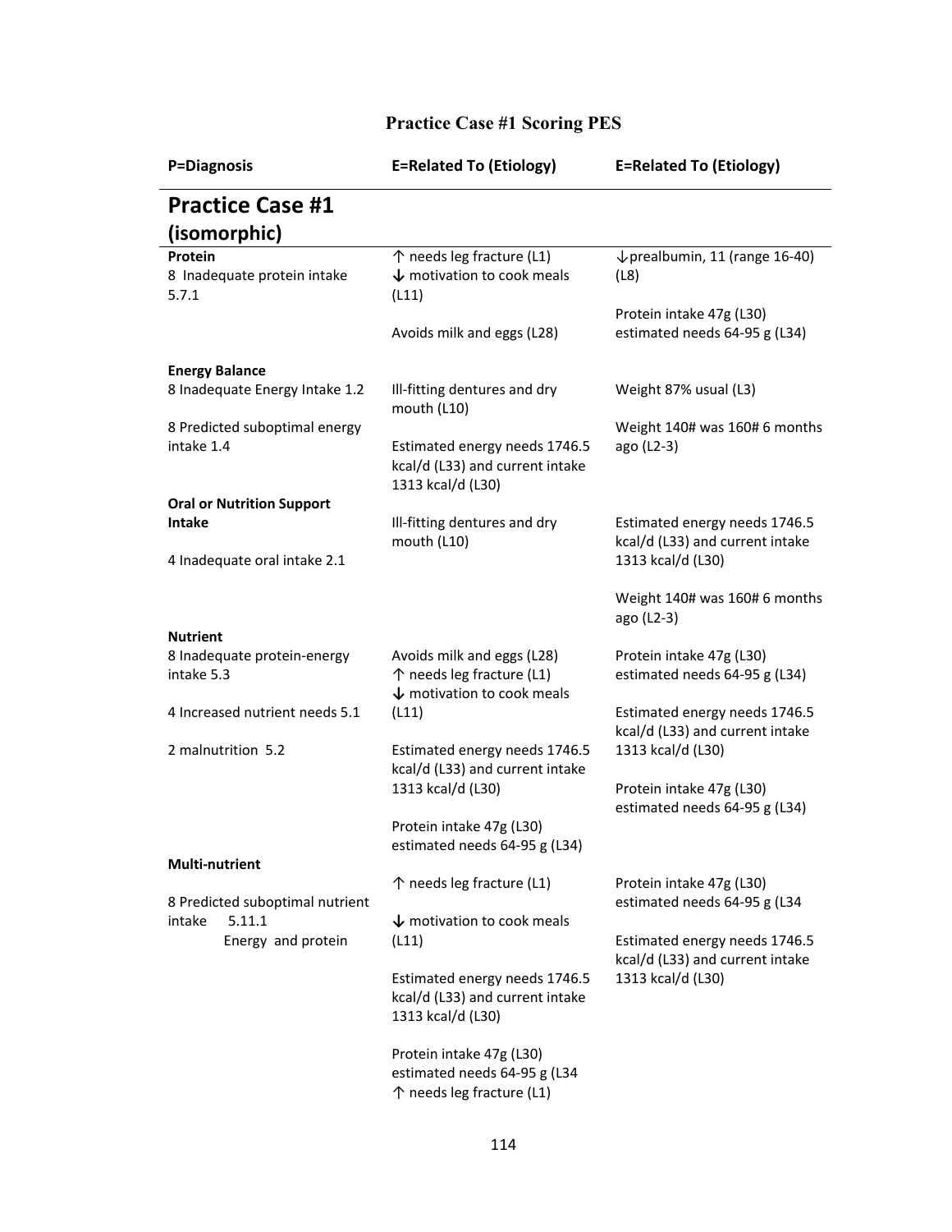# Practice Case #1 Scoring PES

| P=Diagnosis | E=Related To (Etiology) | E=Related To (Etiology) |
|---|---|---|
| **Practice Case #1 (isomorphic)** | | |
| **Protein** | | |
| 8 Inadequate protein intake 5.7.1 | ↑ needs leg fracture (L1)<br>↓ motivation to cook meals (L11)<br><br>Avoids milk and eggs (L28) | ↓prealbumin, 11 (range 16-40) (L8)<br><br>Protein intake 47g (L30) estimated needs 64-95 g (L34) |
| **Energy Balance** | | |
| 8 Inadequate Energy Intake 1.2<br><br>8 Predicted suboptimal energy intake 1.4 | Ill-fitting dentures and dry mouth (L10)<br><br>Estimated energy needs 1746.5 kcal/d (L33) and current intake 1313 kcal/d (L30) | Weight 87% usual (L3)<br><br>Weight 140# was 160# 6 months ago (L2-3) |
| **Oral or Nutrition Support Intake** | | |
| 4 Inadequate oral intake 2.1 | Ill-fitting dentures and dry mouth (L10) | Estimated energy needs 1746.5 kcal/d (L33) and current intake 1313 kcal/d (L30)<br><br>Weight 140# was 160# 6 months ago (L2-3) |
| **Nutrient** | | |
| 8 Inadequate protein-energy intake 5.3<br><br>4 Increased nutrient needs 5.1<br><br>2 malnutrition 5.2 | Avoids milk and eggs (L28)<br>↑ needs leg fracture (L1)<br>↓ motivation to cook meals (L11)<br><br>Estimated energy needs 1746.5 kcal/d (L33) and current intake 1313 kcal/d (L30)<br><br>Protein intake 47g (L30) estimated needs 64-95 g (L34) | Protein intake 47g (L30) estimated needs 64-95 g (L34)<br><br>Estimated energy needs 1746.5 kcal/d (L33) and current intake 1313 kcal/d (L30)<br><br>Protein intake 47g (L30) estimated needs 64-95 g (L34) |
| **Multi-nutrient** | | |
| 8 Predicted suboptimal nutrient intake 5.11.1<br>Energy and protein | ↑ needs leg fracture (L1)<br><br>↓ motivation to cook meals (L11)<br><br>Estimated energy needs 1746.5 kcal/d (L33) and current intake 1313 kcal/d (L30)<br><br>Protein intake 47g (L30) estimated needs 64-95 g (L34<br>↑ needs leg fracture (L1) | Protein intake 47g (L30) estimated needs 64-95 g (L34<br><br>Estimated energy needs 1746.5 kcal/d (L33) and current intake 1313 kcal/d (L30) |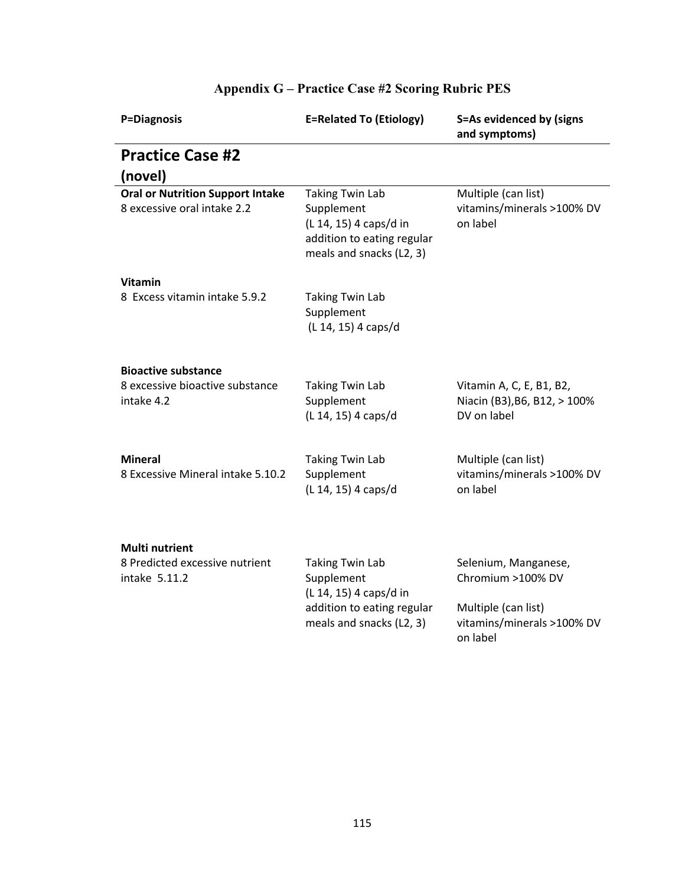# Appendix G – Practice Case #2 Scoring Rubric PES

| P=Diagnosis | E=Related To (Etiology) | S=As evidenced by (signs and symptoms) |
|---|---|---|
| **Practice Case #2 (novel)** | | |
| **Oral or Nutrition Support Intake**<br>8 excessive oral intake 2.2 | Taking Twin Lab Supplement (L 14, 15) 4 caps/d in addition to eating regular meals and snacks (L2, 3) | Multiple (can list) vitamins/minerals >100% DV on label |
| **Vitamin**<br>8 Excess vitamin intake 5.9.2 | Taking Twin Lab Supplement (L 14, 15) 4 caps/d | |
| **Bioactive substance**<br>8 excessive bioactive substance intake 4.2 | Taking Twin Lab Supplement (L 14, 15) 4 caps/d | Vitamin A, C, E, B1, B2, Niacin (B3),B6, B12, > 100% DV on label |
| **Mineral**<br>8 Excessive Mineral intake 5.10.2 | Taking Twin Lab Supplement (L 14, 15) 4 caps/d | Multiple (can list) vitamins/minerals >100% DV on label |
| **Multi nutrient**<br>8 Predicted excessive nutrient intake 5.11.2 | Taking Twin Lab Supplement (L 14, 15) 4 caps/d in addition to eating regular meals and snacks (L2, 3) | Selenium, Manganese, Chromium >100% DV<br><br>Multiple (can list) vitamins/minerals >100% DV on label |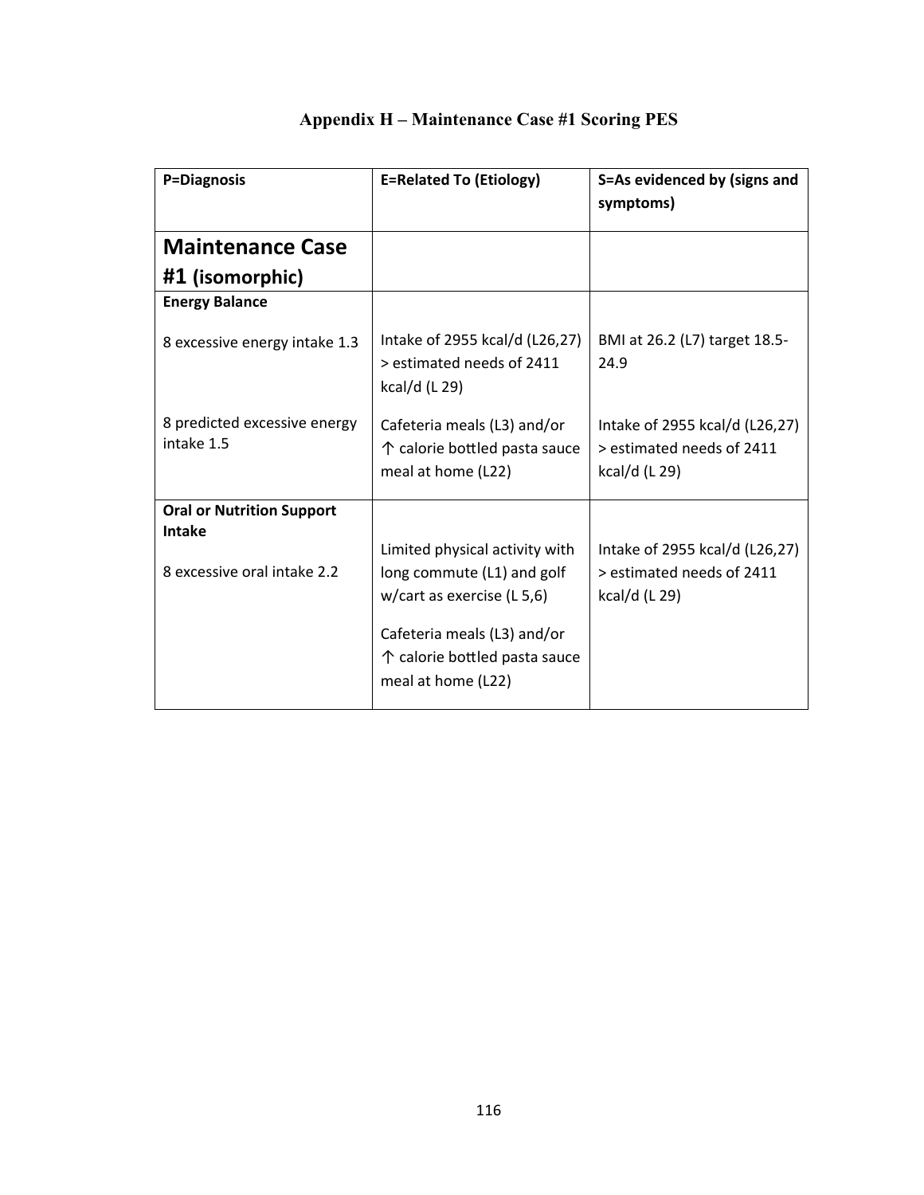# Appendix H – Maintenance Case #1 Scoring PES

| P=Diagnosis | E=Related To (Etiology) | S=As evidenced by (signs and symptoms) |
|---|---|---|
| **Maintenance Case #1 (isomorphic)** | | |
| **Energy Balance**<br><br>8 excessive energy intake 1.3 | Intake of 2955 kcal/d (L26,27) > estimated needs of 2411 kcal/d (L 29) | BMI at 26.2 (L7) target 18.5-24.9 |
| 8 predicted excessive energy intake 1.5 | Cafeteria meals (L3) and/or ↑ calorie bottled pasta sauce meal at home (L22) | Intake of 2955 kcal/d (L26,27) > estimated needs of 2411 kcal/d (L 29) |
| **Oral or Nutrition Support Intake**<br><br>8 excessive oral intake 2.2 | Limited physical activity with long commute (L1) and golf w/cart as exercise (L 5,6)<br><br>Cafeteria meals (L3) and/or ↑ calorie bottled pasta sauce meal at home (L22) | Intake of 2955 kcal/d (L26,27) > estimated needs of 2411 kcal/d (L 29) |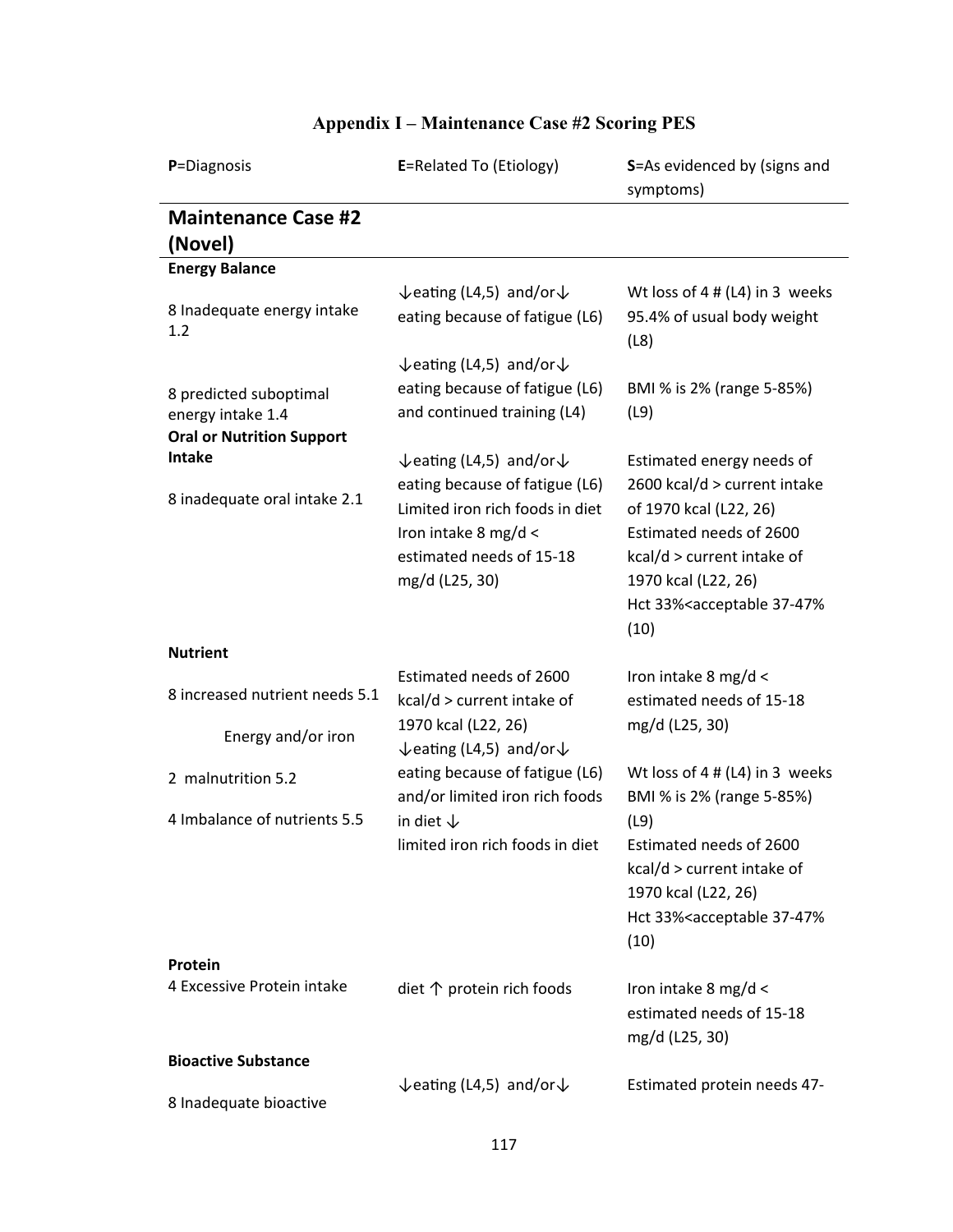# Appendix I – Maintenance Case #2 Scoring PES

| **P**=Diagnosis | **E**=Related To (Etiology) | **S**=As evidenced by (signs and symptoms) |
|---|---|---|
| **Maintenance Case #2 (Novel)** | | |
| **Energy Balance** | | |
| 8 Inadequate energy intake 1.2 | ↓eating (L4,5) and/or↓ eating because of fatigue (L6) | Wt loss of 4 # (L4) in 3 weeks 95.4% of usual body weight (L8) |
| 8 predicted suboptimal energy intake 1.4 | ↓eating (L4,5) and/or↓ eating because of fatigue (L6) and continued training (L4) | BMI % is 2% (range 5-85%) (L9) |
| **Oral or Nutrition Support Intake** | | |
| 8 inadequate oral intake 2.1 | ↓eating (L4,5) and/or↓ eating because of fatigue (L6) Limited iron rich foods in diet Iron intake 8 mg/d < estimated needs of 15-18 mg/d (L25, 30) | Estimated energy needs of 2600 kcal/d > current intake of 1970 kcal (L22, 26) Estimated needs of 2600 kcal/d > current intake of 1970 kcal (L22, 26) Hct 33%<acceptable 37-47% (10) |
| **Nutrient** | | |
| 8 increased nutrient needs 5.1 Energy and/or iron | Estimated needs of 2600 kcal/d > current intake of 1970 kcal (L22, 26) | Iron intake 8 mg/d < estimated needs of 15-18 mg/d (L25, 30) |
| 2 malnutrition 5.2 | ↓eating (L4,5) and/or↓ eating because of fatigue (L6) and/or limited iron rich foods in diet ↓ | Wt loss of 4 # (L4) in 3 weeks BMI % is 2% (range 5-85%) (L9) |
| 4 Imbalance of nutrients 5.5 | limited iron rich foods in diet | Estimated needs of 2600 kcal/d > current intake of 1970 kcal (L22, 26) Hct 33%<acceptable 37-47% (10) |
| **Protein** | | |
| 4 Excessive Protein intake | diet ↑ protein rich foods | Iron intake 8 mg/d < estimated needs of 15-18 mg/d (L25, 30) |
| **Bioactive Substance** | | |
| 8 Inadequate bioactive | ↓eating (L4,5) and/or↓ | Estimated protein needs 47- |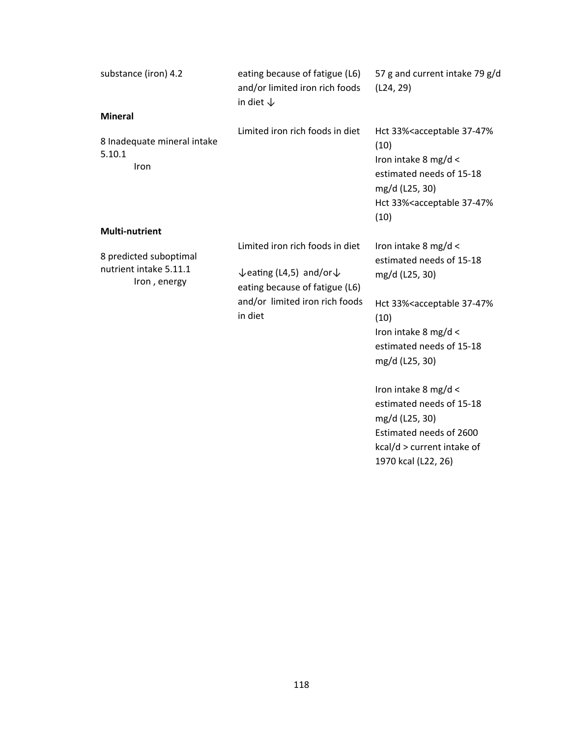| | | |
|---|---|---|
| substance (iron) 4.2 | eating because of fatigue (L6) and/or limited iron rich foods in diet ↓ | 57 g and current intake 79 g/d (L24, 29) |
| **Mineral** | | |
| 8 Inadequate mineral intake 5.10.1<br>Iron | Limited iron rich foods in diet | Hct 33%<acceptable 37-47% (10)<br>Iron intake 8 mg/d < estimated needs of 15-18 mg/d (L25, 30)<br>Hct 33%<acceptable 37-47% (10) |
| **Multi-nutrient** | | |
| 8 predicted suboptimal nutrient intake 5.11.1<br>Iron , energy | Limited iron rich foods in diet<br><br>↓eating (L4,5) and/or↓ eating because of fatigue (L6) and/or limited iron rich foods in diet | Iron intake 8 mg/d < estimated needs of 15-18 mg/d (L25, 30)<br><br>Hct 33%<acceptable 37-47% (10)<br>Iron intake 8 mg/d < estimated needs of 15-18 mg/d (L25, 30)<br><br>Iron intake 8 mg/d < estimated needs of 15-18 mg/d (L25, 30)<br>Estimated needs of 2600 kcal/d > current intake of 1970 kcal (L22, 26) |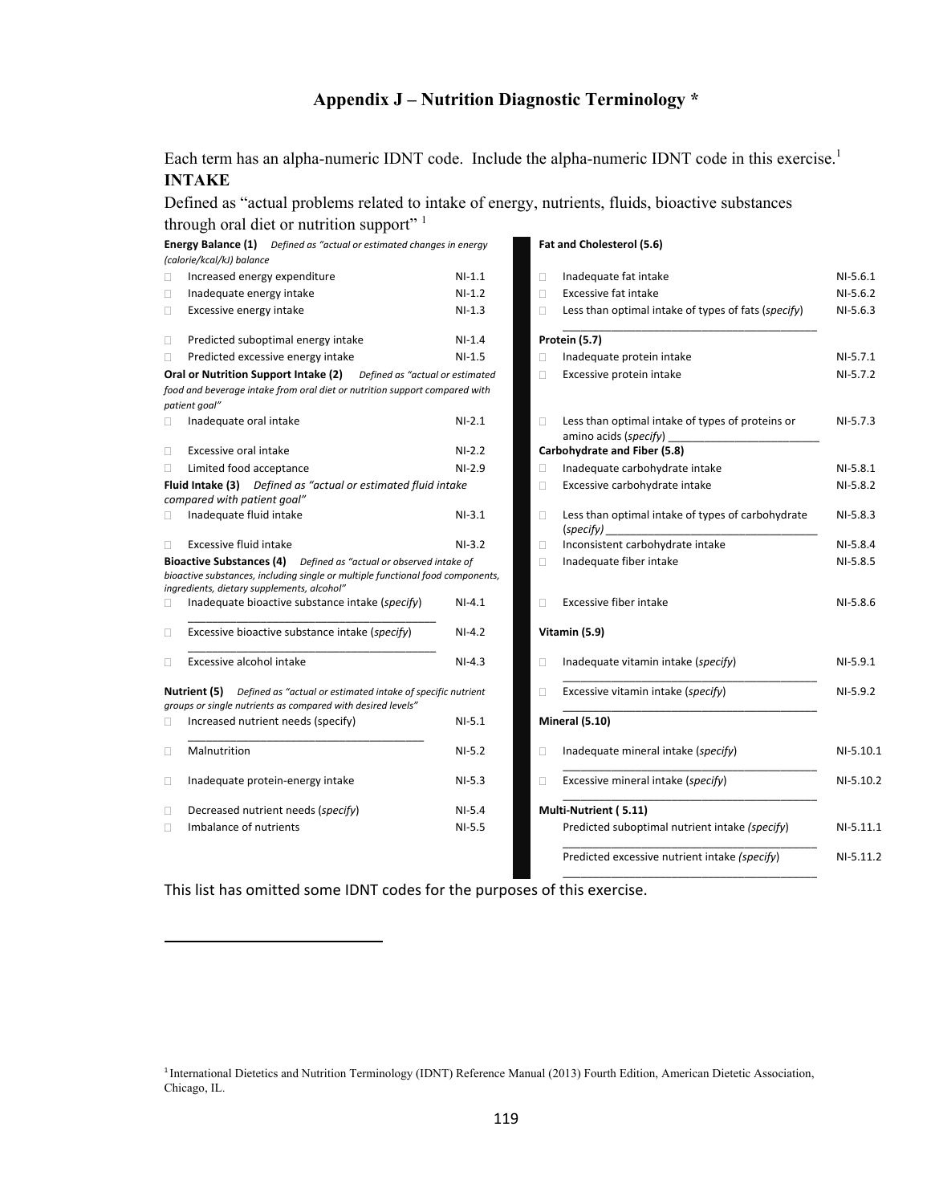# Appendix J – Nutrition Diagnostic Terminology *

Each term has an alpha-numeric IDNT code. Include the alpha-numeric IDNT code in this exercise.[1]

**INTAKE**

Defined as "actual problems related to intake of energy, nutrients, fluids, bioactive substances through oral diet or nutrition support" [1]

**Energy Balance (1)** *Defined as "actual or estimated changes in energy (calorie/kcal/kJ) balance*

| | Term | Code |
|---|---|---|
| ☐ | Increased energy expenditure | NI-1.1 |
| ☐ | Inadequate energy intake | NI-1.2 |
| ☐ | Excessive energy intake | NI-1.3 |
| ☐ | Predicted suboptimal energy intake | NI-1.4 |
| ☐ | Predicted excessive energy intake | NI-1.5 |

**Oral or Nutrition Support Intake (2)** *Defined as "actual or estimated food and beverage intake from oral diet or nutrition support compared with patient goal"*

| | Term | Code |
|---|---|---|
| ☐ | Inadequate oral intake | NI-2.1 |
| ☐ | Excessive oral intake | NI-2.2 |
| ☐ | Limited food acceptance | NI-2.9 |

**Fluid Intake (3)** *Defined as "actual or estimated fluid intake compared with patient goal"*

| | Term | Code |
|---|---|---|
| ☐ | Inadequate fluid intake | NI-3.1 |
| ☐ | Excessive fluid intake | NI-3.2 |

**Bioactive Substances (4)** *Defined as "actual or observed intake of bioactive substances, including single or multiple functional food components, ingredients, dietary supplements, alcohol"*

| | Term | Code |
|---|---|---|
| ☐ | Inadequate bioactive substance intake (*specify*) ________________ | NI-4.1 |
| ☐ | Excessive bioactive substance intake (*specify*) ________________ | NI-4.2 |
| ☐ | Excessive alcohol intake | NI-4.3 |

**Nutrient (5)** *Defined as "actual or estimated intake of specific nutrient groups or single nutrients as compared with desired levels"*

| | Term | Code |
|---|---|---|
| ☐ | Increased nutrient needs (specify) ________________ | NI-5.1 |
| ☐ | Malnutrition | NI-5.2 |
| ☐ | Inadequate protein-energy intake | NI-5.3 |
| ☐ | Decreased nutrient needs (*specify*) | NI-5.4 |
| ☐ | Imbalance of nutrients | NI-5.5 |

**Fat and Cholesterol (5.6)**

| | Term | Code |
|---|---|---|
| ☐ | Inadequate fat intake | NI-5.6.1 |
| ☐ | Excessive fat intake | NI-5.6.2 |
| ☐ | Less than optimal intake of types of fats (*specify*) ________________ | NI-5.6.3 |

**Protein (5.7)**

| | Term | Code |
|---|---|---|
| ☐ | Inadequate protein intake | NI-5.7.1 |
| ☐ | Excessive protein intake | NI-5.7.2 |
| ☐ | Less than optimal intake of types of proteins or amino acids (*specify*) ________________ | NI-5.7.3 |

**Carbohydrate and Fiber (5.8)**

| | Term | Code |
|---|---|---|
| ☐ | Inadequate carbohydrate intake | NI-5.8.1 |
| ☐ | Excessive carbohydrate intake | NI-5.8.2 |
| ☐ | Less than optimal intake of types of carbohydrate (*specify*) ________________ | NI-5.8.3 |
| ☐ | Inconsistent carbohydrate intake | NI-5.8.4 |
| ☐ | Inadequate fiber intake | NI-5.8.5 |
| ☐ | Excessive fiber intake | NI-5.8.6 |

**Vitamin (5.9)**

| | Term | Code |
|---|---|---|
| ☐ | Inadequate vitamin intake (*specify*) ________________ | NI-5.9.1 |
| ☐ | Excessive vitamin intake (*specify*) ________________ | NI-5.9.2 |

**Mineral (5.10)**

| | Term | Code |
|---|---|---|
| ☐ | Inadequate mineral intake (*specify*) ________________ | NI-5.10.1 |
| ☐ | Excessive mineral intake (*specify*) ________________ | NI-5.10.2 |

**Multi-Nutrient ( 5.11)**

| | Term | Code |
|---|---|---|
| | Predicted suboptimal nutrient intake *(specify*) ________________ | NI-5.11.1 |
| | Predicted excessive nutrient intake *(specify*) ________________ | NI-5.11.2 |

This list has omitted some IDNT codes for the purposes of this exercise.

[1] International Dietetics and Nutrition Terminology (IDNT) Reference Manual (2013) Fourth Edition, American Dietetic Association, Chicago, IL.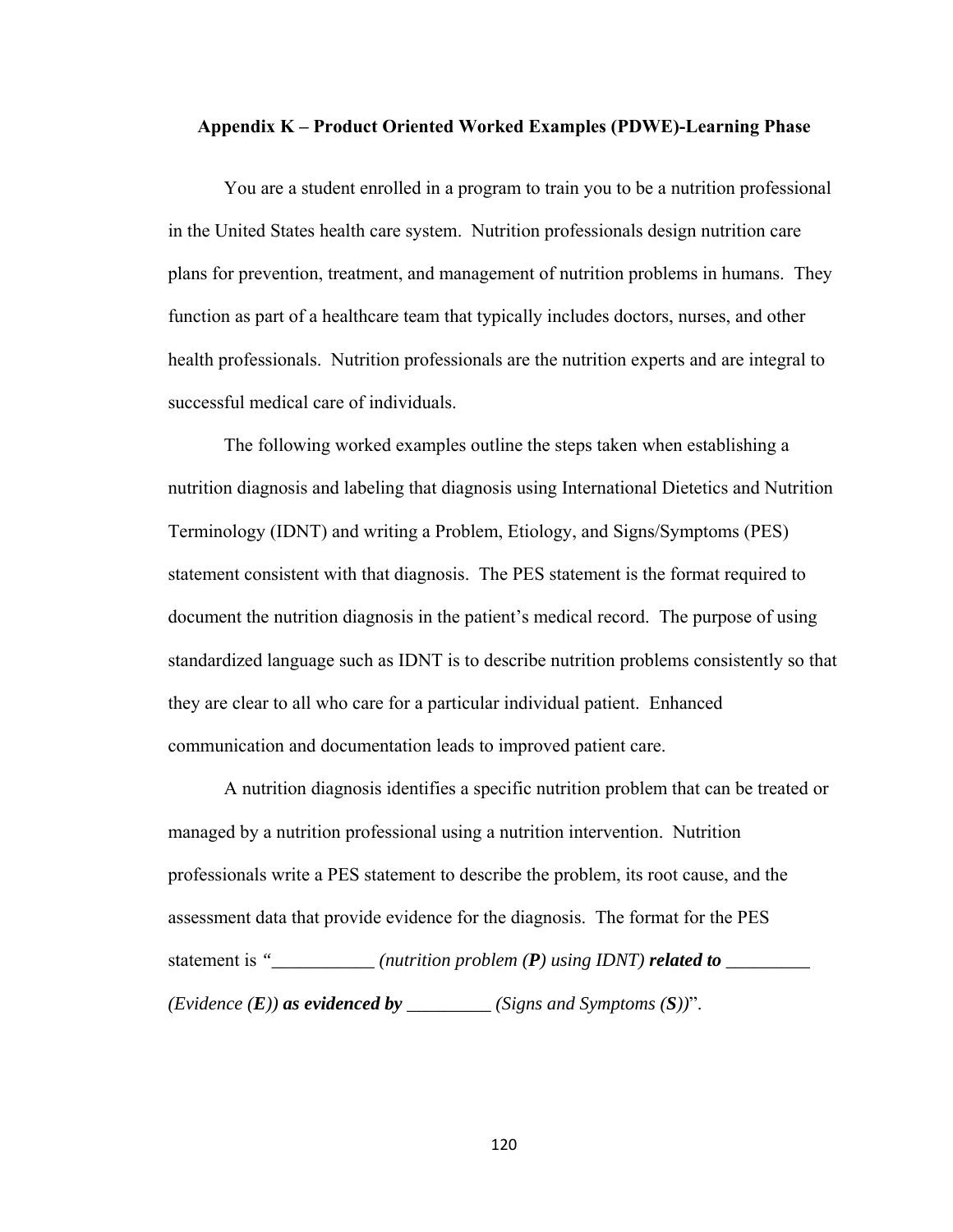## Appendix K – Product Oriented Worked Examples (PDWE)-Learning Phase

You are a student enrolled in a program to train you to be a nutrition professional in the United States health care system. Nutrition professionals design nutrition care plans for prevention, treatment, and management of nutrition problems in humans. They function as part of a healthcare team that typically includes doctors, nurses, and other health professionals. Nutrition professionals are the nutrition experts and are integral to successful medical care of individuals.

The following worked examples outline the steps taken when establishing a nutrition diagnosis and labeling that diagnosis using International Dietetics and Nutrition Terminology (IDNT) and writing a Problem, Etiology, and Signs/Symptoms (PES) statement consistent with that diagnosis. The PES statement is the format required to document the nutrition diagnosis in the patient's medical record. The purpose of using standardized language such as IDNT is to describe nutrition problems consistently so that they are clear to all who care for a particular individual patient. Enhanced communication and documentation leads to improved patient care.

A nutrition diagnosis identifies a specific nutrition problem that can be treated or managed by a nutrition professional using a nutrition intervention. Nutrition professionals write a PES statement to describe the problem, its root cause, and the assessment data that provide evidence for the diagnosis. The format for the PES statement is *"___________ (nutrition problem (**P**) using IDNT)* ***related to*** *_________ (Evidence (**E**))* ***as evidenced by*** *_________ (Signs and Symptoms (**S**))*".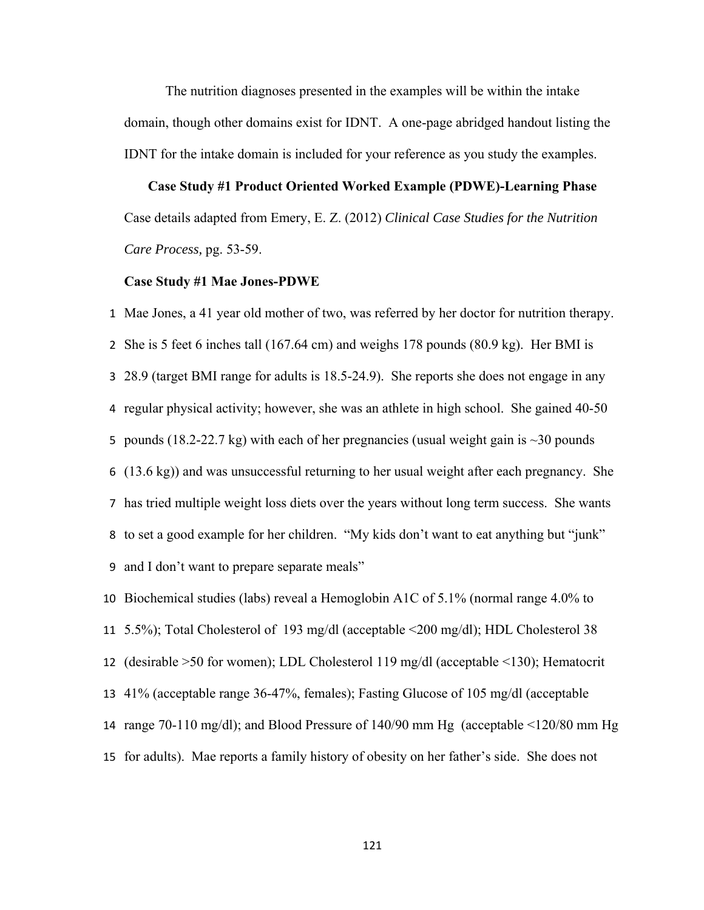The nutrition diagnoses presented in the examples will be within the intake domain, though other domains exist for IDNT. A one-page abridged handout listing the IDNT for the intake domain is included for your reference as you study the examples.

**Case Study #1 Product Oriented Worked Example (PDWE)-Learning Phase**

Case details adapted from Emery, E. Z. (2012) *Clinical Case Studies for the Nutrition Care Process,* pg. 53-59.

**Case Study #1 Mae Jones-PDWE**

1 Mae Jones, a 41 year old mother of two, was referred by her doctor for nutrition therapy.
2 She is 5 feet 6 inches tall (167.64 cm) and weighs 178 pounds (80.9 kg). Her BMI is
3 28.9 (target BMI range for adults is 18.5-24.9). She reports she does not engage in any
4 regular physical activity; however, she was an athlete in high school. She gained 40-50
5 pounds (18.2-22.7 kg) with each of her pregnancies (usual weight gain is ~30 pounds
6 (13.6 kg)) and was unsuccessful returning to her usual weight after each pregnancy. She
7 has tried multiple weight loss diets over the years without long term success. She wants
8 to set a good example for her children. "My kids don't want to eat anything but "junk"
9 and I don't want to prepare separate meals"

10 Biochemical studies (labs) reveal a Hemoglobin A1C of 5.1% (normal range 4.0% to
11 5.5%); Total Cholesterol of 193 mg/dl (acceptable <200 mg/dl); HDL Cholesterol 38
12 (desirable >50 for women); LDL Cholesterol 119 mg/dl (acceptable <130); Hematocrit
13 41% (acceptable range 36-47%, females); Fasting Glucose of 105 mg/dl (acceptable
14 range 70-110 mg/dl); and Blood Pressure of 140/90 mm Hg (acceptable <120/80 mm Hg
15 for adults). Mae reports a family history of obesity on her father's side. She does not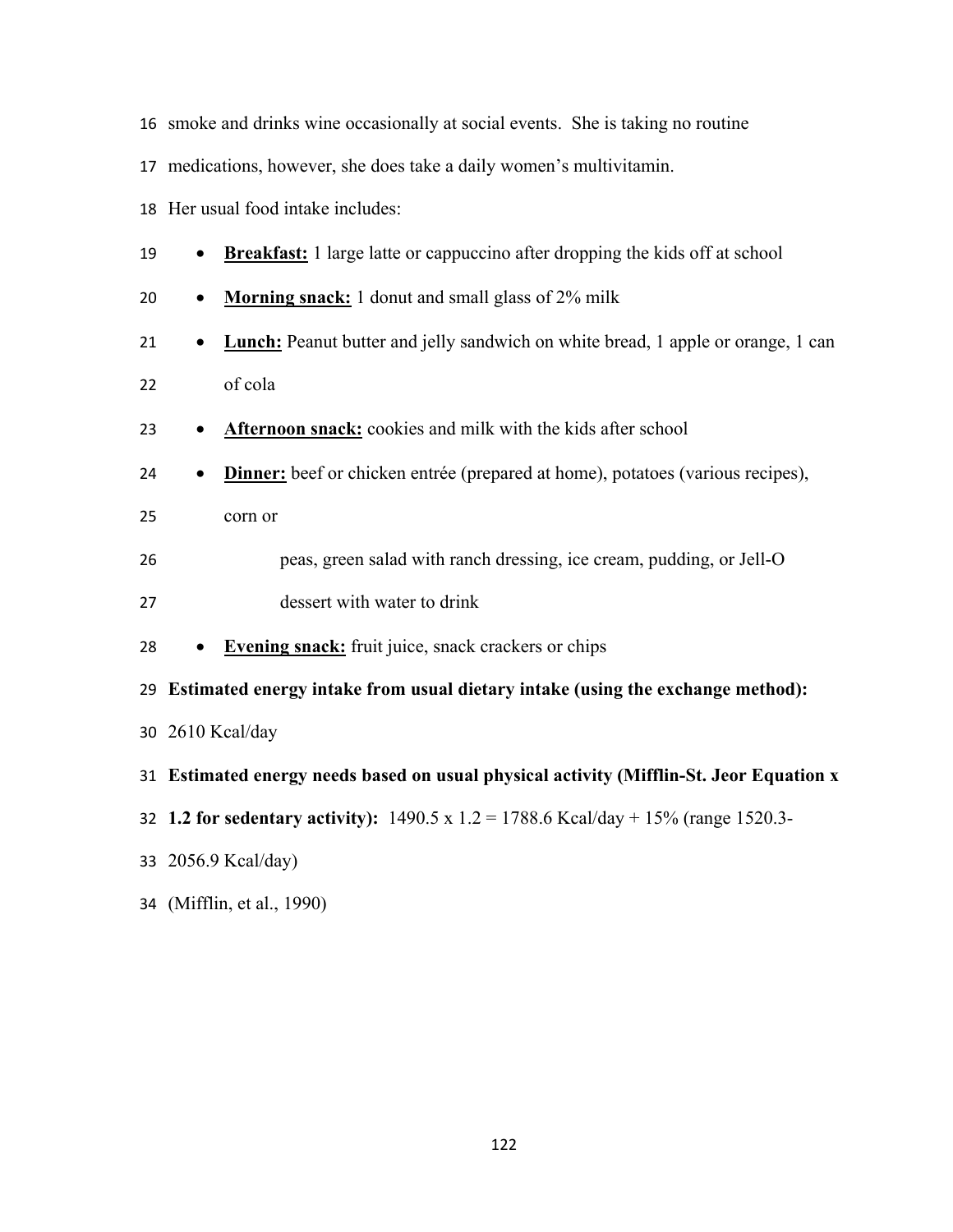smoke and drinks wine occasionally at social events. She is taking no routine medications, however, she does take a daily women's multivitamin.

Her usual food intake includes:

- **Breakfast:** 1 large latte or cappuccino after dropping the kids off at school
- **Morning snack:** 1 donut and small glass of 2% milk
- **Lunch:** Peanut butter and jelly sandwich on white bread, 1 apple or orange, 1 can of cola
- **Afternoon snack:** cookies and milk with the kids after school
- **Dinner:** beef or chicken entrée (prepared at home), potatoes (various recipes), corn or peas, green salad with ranch dressing, ice cream, pudding, or Jell-O dessert with water to drink
- **Evening snack:** fruit juice, snack crackers or chips

**Estimated energy intake from usual dietary intake (using the exchange method):** 2610 Kcal/day

**Estimated energy needs based on usual physical activity (Mifflin-St. Jeor Equation x 1.2 for sedentary activity):** 1490.5 x 1.2 = 1788.6 Kcal/day + 15% (range 1520.3-2056.9 Kcal/day)

(Mifflin, et al., 1990)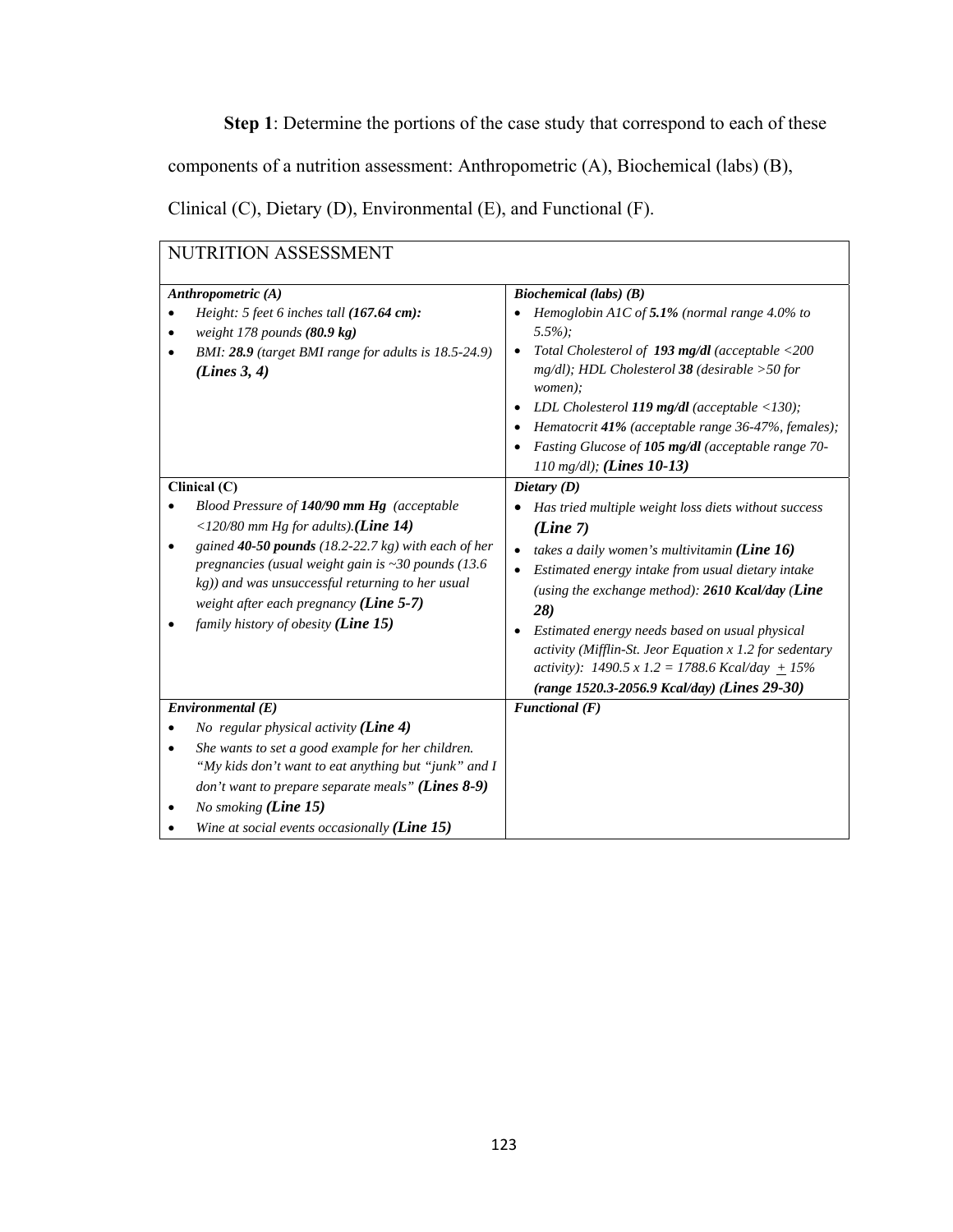**Step 1**: Determine the portions of the case study that correspond to each of these components of a nutrition assessment: Anthropometric (A), Biochemical (labs) (B), Clinical (C), Dietary (D), Environmental (E), and Functional (F).

| NUTRITION ASSESSMENT | |
|---|---|
| ***Anthropometric (A)***<br>• *Height: 5 feet 6 inches tall **(167.64 cm):***<br>• *weight 178 pounds **(80.9 kg)***<br>• *BMI: **28.9** (target BMI range for adults is 18.5-24.9) **(Lines 3, 4)*** | ***Biochemical (labs) (B)***<br>• *Hemoglobin A1C of **5.1%** (normal range 4.0% to 5.5%);*<br>• *Total Cholesterol of **193 mg/dl** (acceptable <200 mg/dl); HDL Cholesterol **38** (desirable >50 for women);*<br>• *LDL Cholesterol **119 mg/dl** (acceptable <130);*<br>• *Hematocrit **41%** (acceptable range 36-47%, females);*<br>• *Fasting Glucose of **105 mg/dl** (acceptable range 70-110 mg/dl); **(Lines 10-13)*** |
| **Clinical (C)**<br>• *Blood Pressure of **140/90 mm Hg** (acceptable <120/80 mm Hg for adults).**(Line 14)***<br>• *gained **40-50 pounds** (18.2-22.7 kg) with each of her pregnancies (usual weight gain is ~30 pounds (13.6 kg)) and was unsuccessful returning to her usual weight after each pregnancy **(Line 5-7)***<br>• *family history of obesity **(Line 15)*** | ***Dietary (D)***<br>• *Has tried multiple weight loss diets without success **(Line 7)***<br>• *takes a daily women's multivitamin **(Line 16)***<br>• *Estimated energy intake from usual dietary intake (using the exchange method): **2610 Kcal/day** (**Line 28)***<br>• *Estimated energy needs based on usual physical activity (Mifflin-St. Jeor Equation x 1.2 for sedentary activity): 1490.5 x 1.2 = 1788.6 Kcal/day $\pm$ 15% **(range 1520.3-2056.9 Kcal/day)** (**Lines 29-30)*** |
| ***Environmental (E)***<br>• *No regular physical activity **(Line 4)***<br>• *She wants to set a good example for her children. "My kids don't want to eat anything but "junk" and I don't want to prepare separate meals" **(Lines 8-9)***<br>• *No smoking **(Line 15)***<br>• *Wine at social events occasionally **(Line 15)*** | ***Functional (F)*** |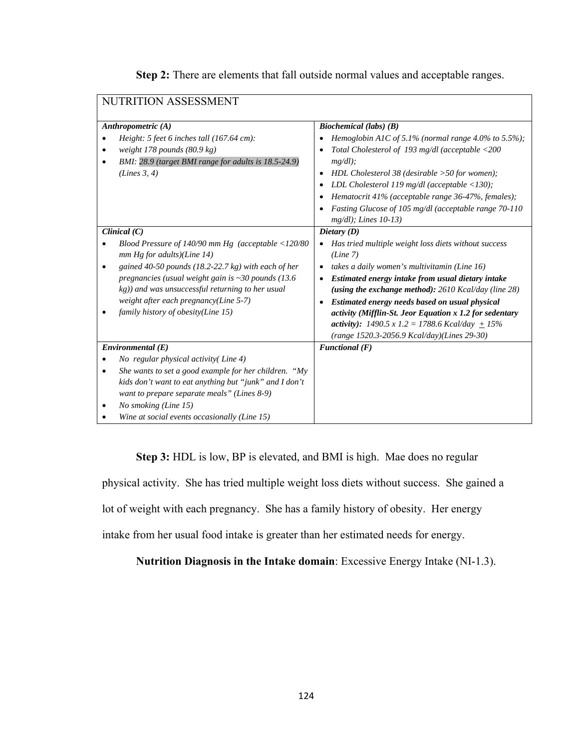**Step 2:** There are elements that fall outside normal values and acceptable ranges.

| NUTRITION ASSESSMENT | |
|---|---|
| ***Anthropometric (A)***<br>• *Height: 5 feet 6 inches tall (167.64 cm):*<br>• *weight 178 pounds (80.9 kg)*<br>• *BMI: 28.9 (target BMI range for adults is 18.5-24.9) (Lines 3, 4)* | ***Biochemical (labs) (B)***<br>• *Hemoglobin A1C of 5.1% (normal range 4.0% to 5.5%);*<br>• *Total Cholesterol of 193 mg/dl (acceptable <200 mg/dl);*<br>• *HDL Cholesterol 38 (desirable >50 for women);*<br>• *LDL Cholesterol 119 mg/dl (acceptable <130);*<br>• *Hematocrit 41% (acceptable range 36-47%, females);*<br>• *Fasting Glucose of 105 mg/dl (acceptable range 70-110 mg/dl); Lines 10-13)* |
| ***Clinical (C)***<br>• *Blood Pressure of 140/90 mm Hg (acceptable <120/80 mm Hg for adults)(Line 14)*<br>• *gained 40-50 pounds (18.2-22.7 kg) with each of her pregnancies (usual weight gain is ~30 pounds (13.6 kg)) and was unsuccessful returning to her usual weight after each pregnancy(Line 5-7)*<br>• *family history of obesity(Line 15)* | ***Dietary (D)***<br>• *Has tried multiple weight loss diets without success (Line 7)*<br>• *takes a daily women's multivitamin (Line 16)*<br>• ***Estimated energy intake from usual dietary intake (using the exchange method):*** *2610 Kcal/day (line 28)*<br>• ***Estimated energy needs based on usual physical activity (Mifflin-St. Jeor Equation x 1.2 for sedentary activity):*** *1490.5 x 1.2 = 1788.6 Kcal/day ± 15% (range 1520.3-2056.9 Kcal/day)(Lines 29-30)* |
| ***Environmental (E)***<br>• *No regular physical activity( Line 4)*<br>• *She wants to set a good example for her children. "My kids don't want to eat anything but "junk" and I don't want to prepare separate meals" (Lines 8-9)*<br>• *No smoking (Line 15)*<br>• *Wine at social events occasionally (Line 15)* | ***Functional (F)*** |

**Step 3:** HDL is low, BP is elevated, and BMI is high. Mae does no regular physical activity. She has tried multiple weight loss diets without success. She gained a lot of weight with each pregnancy. She has a family history of obesity. Her energy intake from her usual food intake is greater than her estimated needs for energy.

**Nutrition Diagnosis in the Intake domain**: Excessive Energy Intake (NI-1.3).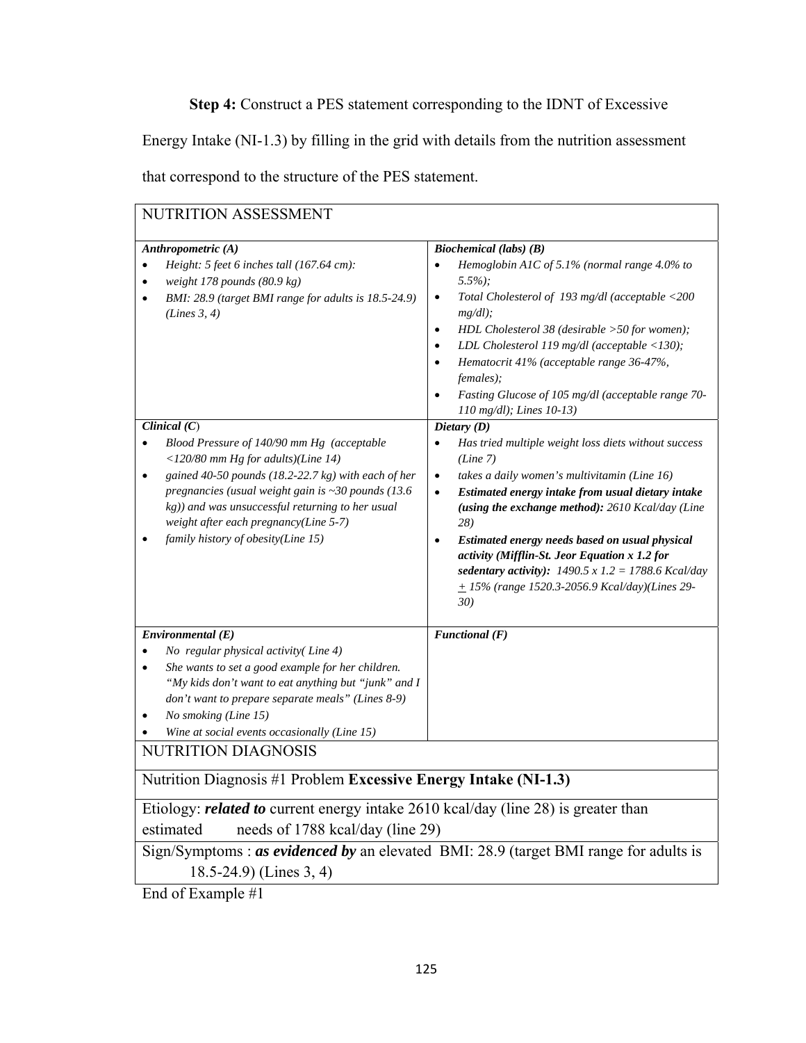**Step 4:** Construct a PES statement corresponding to the IDNT of Excessive Energy Intake (NI-1.3) by filling in the grid with details from the nutrition assessment that correspond to the structure of the PES statement.

| NUTRITION ASSESSMENT | |
|---|---|
| ***Anthropometric (A)***<br>• *Height: 5 feet 6 inches tall (167.64 cm):*<br>• *weight 178 pounds (80.9 kg)*<br>• *BMI: 28.9 (target BMI range for adults is 18.5-24.9) (Lines 3, 4)* | ***Biochemical (labs) (B)***<br>• *Hemoglobin A1C of 5.1% (normal range 4.0% to 5.5%);*<br>• *Total Cholesterol of 193 mg/dl (acceptable <200 mg/dl);*<br>• *HDL Cholesterol 38 (desirable >50 for women);*<br>• *LDL Cholesterol 119 mg/dl (acceptable <130);*<br>• *Hematocrit 41% (acceptable range 36-47%, females);*<br>• *Fasting Glucose of 105 mg/dl (acceptable range 70-110 mg/dl); Lines 10-13)* |
| ***Clinical (C)***<br>• *Blood Pressure of 140/90 mm Hg (acceptable <120/80 mm Hg for adults)(Line 14)*<br>• *gained 40-50 pounds (18.2-22.7 kg) with each of her pregnancies (usual weight gain is ~30 pounds (13.6 kg)) and was unsuccessful returning to her usual weight after each pregnancy(Line 5-7)*<br>• *family history of obesity(Line 15)* | ***Dietary (D)***<br>• *Has tried multiple weight loss diets without success (Line 7)*<br>• *takes a daily women's multivitamin (Line 16)*<br>• ***Estimated energy intake from usual dietary intake (using the exchange method):*** *2610 Kcal/day (Line 28)*<br>• ***Estimated energy needs based on usual physical activity (Mifflin-St. Jeor Equation x 1.2 for sedentary activity):*** *1490.5 x 1.2 = 1788.6 Kcal/day ± 15% (range 1520.3-2056.9 Kcal/day)(Lines 29-30)* |
| ***Environmental (E)***<br>• *No regular physical activity( Line 4)*<br>• *She wants to set a good example for her children. "My kids don't want to eat anything but "junk" and I don't want to prepare separate meals" (Lines 8-9)*<br>• *No smoking (Line 15)*<br>• *Wine at social events occasionally (Line 15)* | ***Functional (F)*** |
| NUTRITION DIAGNOSIS | |
| Nutrition Diagnosis #1 Problem **Excessive Energy Intake (NI-1.3)** | |
| Etiology: ***related to*** current energy intake 2610 kcal/day (line 28) is greater than estimated needs of 1788 kcal/day (line 29) | |
| Sign/Symptoms : ***as evidenced by*** an elevated BMI: 28.9 (target BMI range for adults is 18.5-24.9) (Lines 3, 4) | |

End of Example #1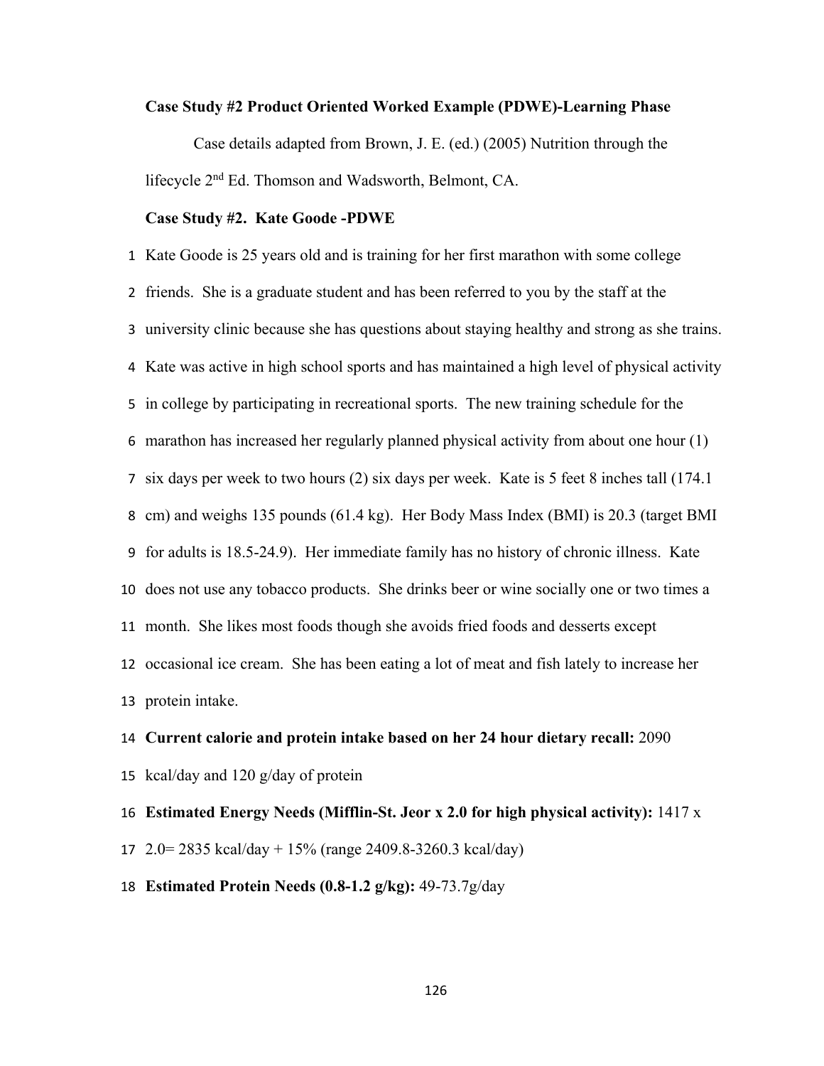**Case Study #2 Product Oriented Worked Example (PDWE)-Learning Phase**

Case details adapted from Brown, J. E. (ed.) (2005) Nutrition through the lifecycle 2nd Ed. Thomson and Wadsworth, Belmont, CA.

**Case Study #2. Kate Goode -PDWE**

1 Kate Goode is 25 years old and is training for her first marathon with some college
2 friends. She is a graduate student and has been referred to you by the staff at the
3 university clinic because she has questions about staying healthy and strong as she trains.
4 Kate was active in high school sports and has maintained a high level of physical activity
5 in college by participating in recreational sports. The new training schedule for the
6 marathon has increased her regularly planned physical activity from about one hour (1)
7 six days per week to two hours (2) six days per week. Kate is 5 feet 8 inches tall (174.1
8 cm) and weighs 135 pounds (61.4 kg). Her Body Mass Index (BMI) is 20.3 (target BMI
9 for adults is 18.5-24.9). Her immediate family has no history of chronic illness. Kate
10 does not use any tobacco products. She drinks beer or wine socially one or two times a
11 month. She likes most foods though she avoids fried foods and desserts except
12 occasional ice cream. She has been eating a lot of meat and fish lately to increase her
13 protein intake.

14 **Current calorie and protein intake based on her 24 hour dietary recall:** 2090
15 kcal/day and 120 g/day of protein

16 **Estimated Energy Needs (Mifflin-St. Jeor x 2.0 for high physical activity):** 1417 x
17 2.0= 2835 kcal/day + 15% (range 2409.8-3260.3 kcal/day)

18 **Estimated Protein Needs (0.8-1.2 g/kg):** 49-73.7g/day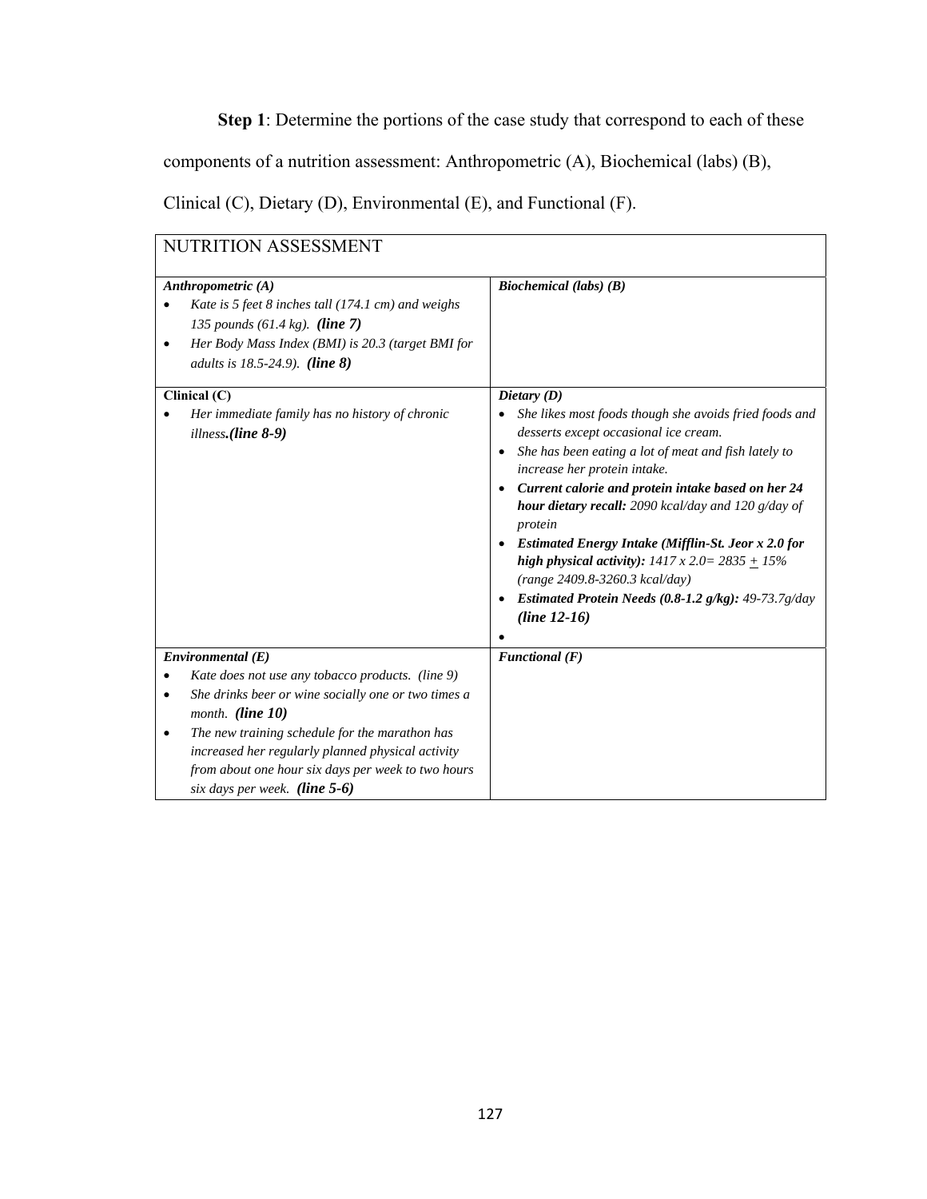**Step 1**: Determine the portions of the case study that correspond to each of these components of a nutrition assessment: Anthropometric (A), Biochemical (labs) (B), Clinical (C), Dietary (D), Environmental (E), and Functional (F).

| NUTRITION ASSESSMENT | |
|---|---|
| ***Anthropometric (A)***<br>• *Kate is 5 feet 8 inches tall (174.1 cm) and weighs 135 pounds (61.4 kg).* ***(line 7)***<br>• *Her Body Mass Index (BMI) is 20.3 (target BMI for adults is 18.5-24.9).* ***(line 8)*** | ***Biochemical (labs) (B)*** |
| **Clinical (C)**<br>• *Her immediate family has no history of chronic illness.**(line 8-9)*** | ***Dietary (D)***<br>• *She likes most foods though she avoids fried foods and desserts except occasional ice cream.*<br>• *She has been eating a lot of meat and fish lately to increase her protein intake.*<br>• ***Current calorie and protein intake based on her 24 hour dietary recall:*** *2090 kcal/day and 120 g/day of protein*<br>• ***Estimated Energy Intake (Mifflin-St. Jeor x 2.0 for high physical activity):*** *1417 x 2.0= 2835 ± 15% (range 2409.8-3260.3 kcal/day)*<br>• ***Estimated Protein Needs (0.8-1.2 g/kg):*** *49-73.7g/day* ***(line 12-16)***<br>• |
| ***Environmental (E)***<br>• *Kate does not use any tobacco products. (line 9)*<br>• *She drinks beer or wine socially one or two times a month.* ***(line 10)***<br>• *The new training schedule for the marathon has increased her regularly planned physical activity from about one hour six days per week to two hours six days per week.* ***(line 5-6)*** | ***Functional (F)*** |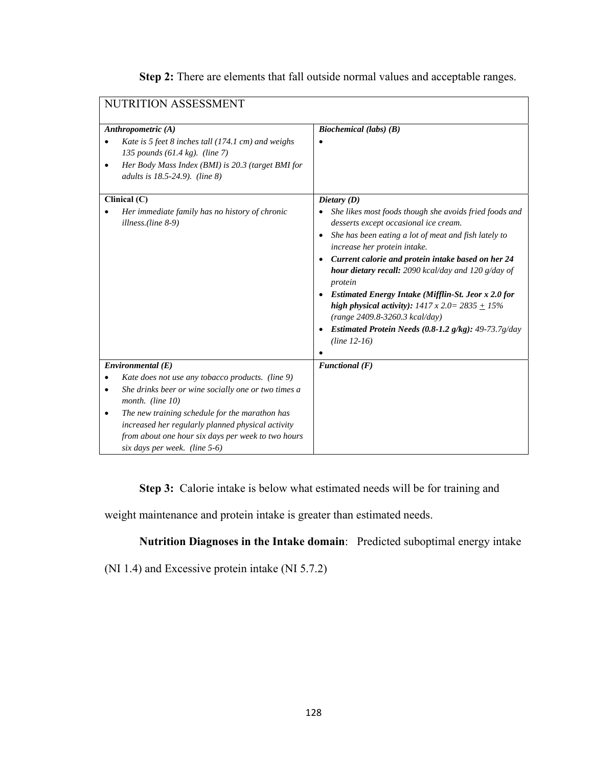**Step 2:** There are elements that fall outside normal values and acceptable ranges.

| NUTRITION ASSESSMENT | |
|---|---|
| ***Anthropometric (A)***<br>• *Kate is 5 feet 8 inches tall (174.1 cm) and weighs 135 pounds (61.4 kg). (line 7)*<br>• *Her Body Mass Index (BMI) is 20.3 (target BMI for adults is 18.5-24.9). (line 8)* | ***Biochemical (labs) (B)***<br>• |
| **Clinical (C)**<br>• *Her immediate family has no history of chronic illness.(line 8-9)* | ***Dietary (D)***<br>• *She likes most foods though she avoids fried foods and desserts except occasional ice cream.*<br>• *She has been eating a lot of meat and fish lately to increase her protein intake.*<br>• ***Current calorie and protein intake based on her 24 hour dietary recall:*** *2090 kcal/day and 120 g/day of protein*<br>• ***Estimated Energy Intake (Mifflin-St. Jeor x 2.0 for high physical activity):*** *1417 x 2.0= 2835 ± 15% (range 2409.8-3260.3 kcal/day)*<br>• ***Estimated Protein Needs (0.8-1.2 g/kg):*** *49-73.7g/day (line 12-16)*<br>• |
| ***Environmental (E)***<br>• *Kate does not use any tobacco products. (line 9)*<br>• *She drinks beer or wine socially one or two times a month. (line 10)*<br>• *The new training schedule for the marathon has increased her regularly planned physical activity from about one hour six days per week to two hours six days per week. (line 5-6)* | ***Functional (F)*** |

**Step 3:** Calorie intake is below what estimated needs will be for training and weight maintenance and protein intake is greater than estimated needs.

**Nutrition Diagnoses in the Intake domain**: Predicted suboptimal energy intake (NI 1.4) and Excessive protein intake (NI 5.7.2)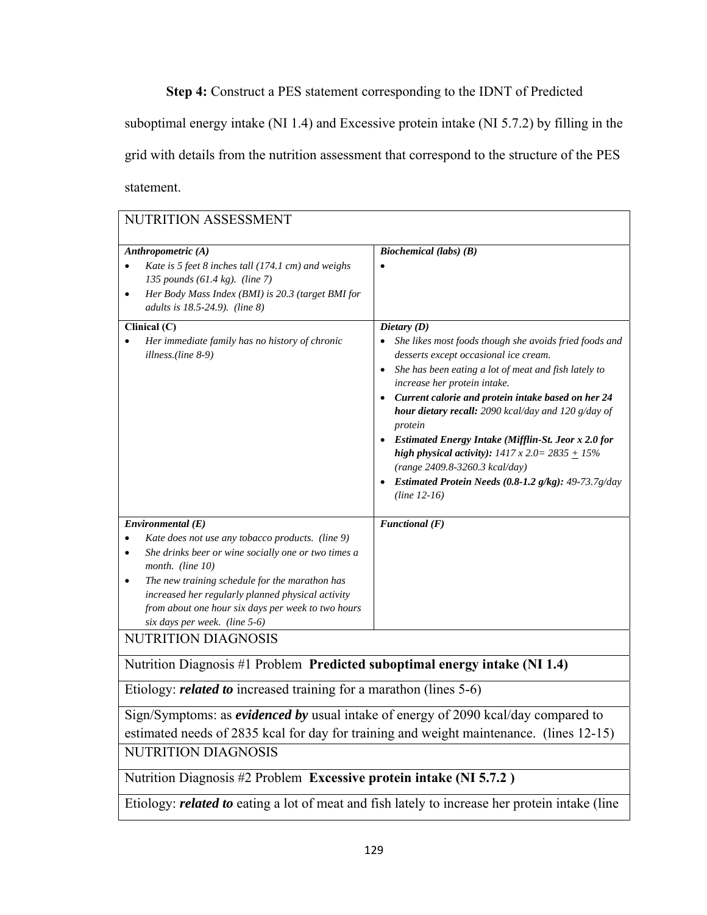**Step 4:** Construct a PES statement corresponding to the IDNT of Predicted suboptimal energy intake (NI 1.4) and Excessive protein intake (NI 5.7.2) by filling in the grid with details from the nutrition assessment that correspond to the structure of the PES statement.

| NUTRITION ASSESSMENT | |
|---|---|
| ***Anthropometric (A)***<br>• *Kate is 5 feet 8 inches tall (174.1 cm) and weighs 135 pounds (61.4 kg). (line 7)*<br>• *Her Body Mass Index (BMI) is 20.3 (target BMI for adults is 18.5-24.9). (line 8)* | ***Biochemical (labs) (B)***<br>• |
| **Clinical (C)**<br>• *Her immediate family has no history of chronic illness.(line 8-9)* | ***Dietary (D)***<br>• *She likes most foods though she avoids fried foods and desserts except occasional ice cream.*<br>• *She has been eating a lot of meat and fish lately to increase her protein intake.*<br>• ***Current calorie and protein intake based on her 24 hour dietary recall:*** *2090 kcal/day and 120 g/day of protein*<br>• ***Estimated Energy Intake (Mifflin-St. Jeor x 2.0 for high physical activity):*** *1417 x 2.0= 2835 ± 15% (range 2409.8-3260.3 kcal/day)*<br>• ***Estimated Protein Needs (0.8-1.2 g/kg):*** *49-73.7g/day (line 12-16)* |
| ***Environmental (E)***<br>• *Kate does not use any tobacco products. (line 9)*<br>• *She drinks beer or wine socially one or two times a month. (line 10)*<br>• *The new training schedule for the marathon has increased her regularly planned physical activity from about one hour six days per week to two hours six days per week. (line 5-6)* | ***Functional (F)*** |
| NUTRITION DIAGNOSIS | |
| Nutrition Diagnosis #1 Problem **Predicted suboptimal energy intake (NI 1.4)** | |
| Etiology: ***related to*** increased training for a marathon (lines 5-6) | |
| Sign/Symptoms: as ***evidenced by*** usual intake of energy of 2090 kcal/day compared to estimated needs of 2835 kcal for day for training and weight maintenance. (lines 12-15) | |
| NUTRITION DIAGNOSIS | |
| Nutrition Diagnosis #2 Problem **Excessive protein intake (NI 5.7.2 )** | |
| Etiology: ***related to*** eating a lot of meat and fish lately to increase her protein intake (line | |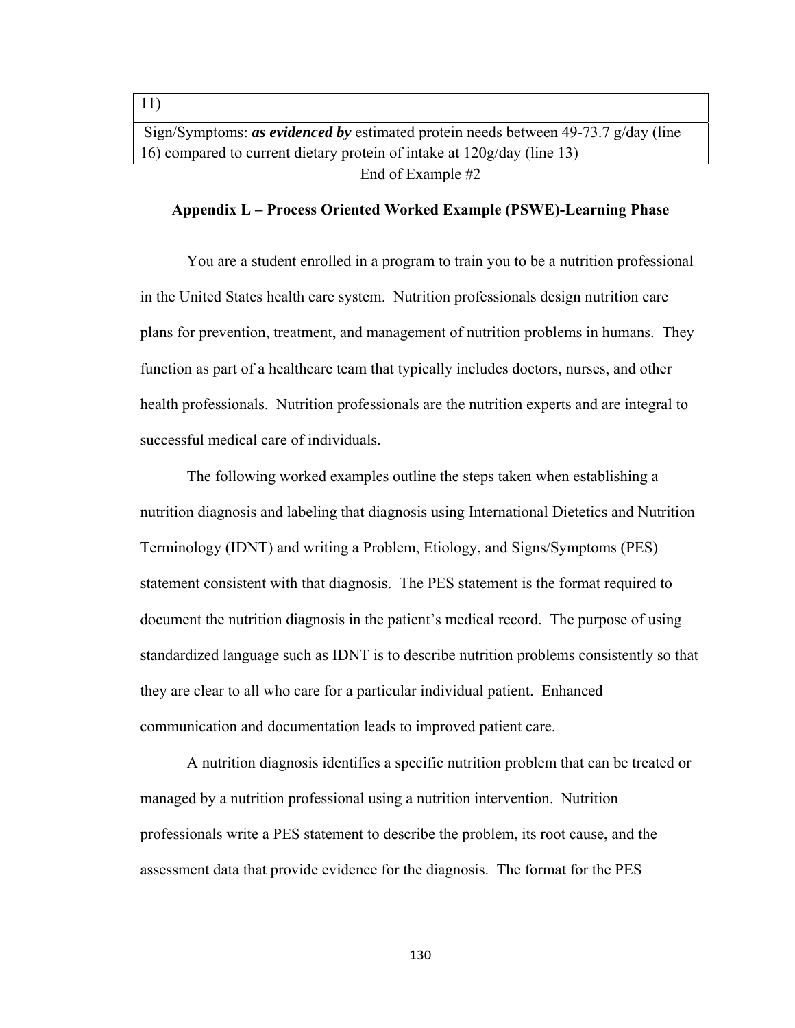| 11) |
| --- |
| Sign/Symptoms: ***as evidenced by*** estimated protein needs between 49-73.7 g/day (line 16) compared to current dietary protein of intake at 120g/day (line 13) |

End of Example #2

## Appendix L – Process Oriented Worked Example (PSWE)-Learning Phase

You are a student enrolled in a program to train you to be a nutrition professional in the United States health care system. Nutrition professionals design nutrition care plans for prevention, treatment, and management of nutrition problems in humans. They function as part of a healthcare team that typically includes doctors, nurses, and other health professionals. Nutrition professionals are the nutrition experts and are integral to successful medical care of individuals.

The following worked examples outline the steps taken when establishing a nutrition diagnosis and labeling that diagnosis using International Dietetics and Nutrition Terminology (IDNT) and writing a Problem, Etiology, and Signs/Symptoms (PES) statement consistent with that diagnosis. The PES statement is the format required to document the nutrition diagnosis in the patient's medical record. The purpose of using standardized language such as IDNT is to describe nutrition problems consistently so that they are clear to all who care for a particular individual patient. Enhanced communication and documentation leads to improved patient care.

A nutrition diagnosis identifies a specific nutrition problem that can be treated or managed by a nutrition professional using a nutrition intervention. Nutrition professionals write a PES statement to describe the problem, its root cause, and the assessment data that provide evidence for the diagnosis. The format for the PES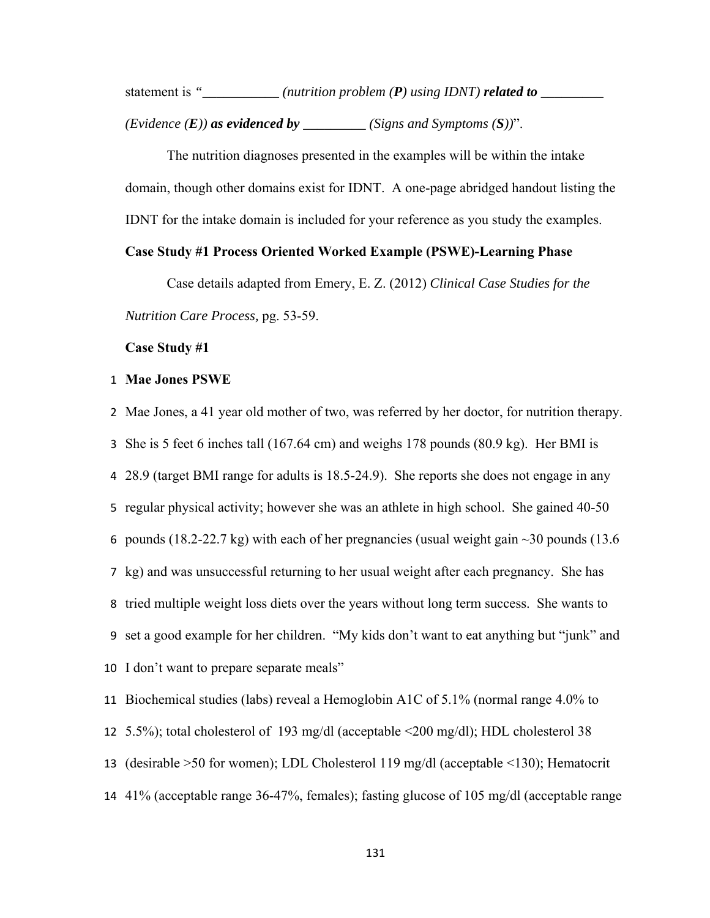statement is *"___________ (nutrition problem (**P**) using IDNT)* ***related to*** *_________ (Evidence (**E**))* ***as evidenced by*** *_________ (Signs and Symptoms (**S**))*".

The nutrition diagnoses presented in the examples will be within the intake domain, though other domains exist for IDNT. A one-page abridged handout listing the IDNT for the intake domain is included for your reference as you study the examples.

**Case Study #1 Process Oriented Worked Example (PSWE)-Learning Phase**

Case details adapted from Emery, E. Z. (2012) *Clinical Case Studies for the Nutrition Care Process,* pg. 53-59.

**Case Study #1**

1 **Mae Jones PSWE**

2 Mae Jones, a 41 year old mother of two, was referred by her doctor, for nutrition therapy.
3 She is 5 feet 6 inches tall (167.64 cm) and weighs 178 pounds (80.9 kg). Her BMI is
4 28.9 (target BMI range for adults is 18.5-24.9). She reports she does not engage in any
5 regular physical activity; however she was an athlete in high school. She gained 40-50
6 pounds (18.2-22.7 kg) with each of her pregnancies (usual weight gain ~30 pounds (13.6
7 kg) and was unsuccessful returning to her usual weight after each pregnancy. She has
8 tried multiple weight loss diets over the years without long term success. She wants to
9 set a good example for her children. "My kids don't want to eat anything but "junk" and
10 I don't want to prepare separate meals"

11 Biochemical studies (labs) reveal a Hemoglobin A1C of 5.1% (normal range 4.0% to
12 5.5%); total cholesterol of 193 mg/dl (acceptable <200 mg/dl); HDL cholesterol 38
13 (desirable >50 for women); LDL Cholesterol 119 mg/dl (acceptable <130); Hematocrit
14 41% (acceptable range 36-47%, females); fasting glucose of 105 mg/dl (acceptable range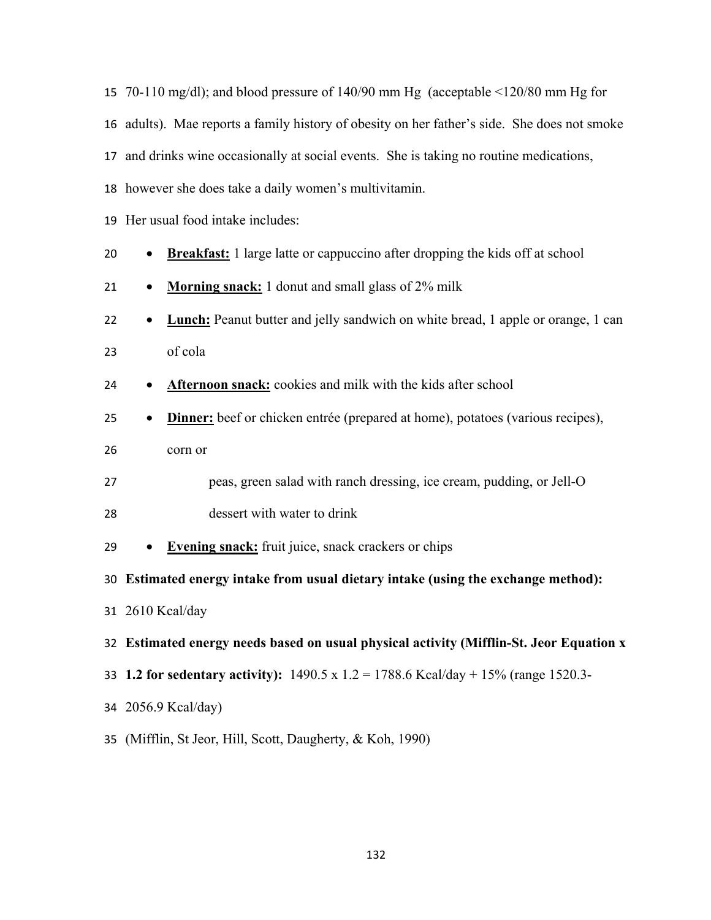70-110 mg/dl); and blood pressure of 140/90 mm Hg (acceptable <120/80 mm Hg for adults). Mae reports a family history of obesity on her father's side. She does not smoke and drinks wine occasionally at social events. She is taking no routine medications, however she does take a daily women's multivitamin.

Her usual food intake includes:

- **Breakfast:** 1 large latte or cappuccino after dropping the kids off at school
- **Morning snack:** 1 donut and small glass of 2% milk
- **Lunch:** Peanut butter and jelly sandwich on white bread, 1 apple or orange, 1 can of cola
- **Afternoon snack:** cookies and milk with the kids after school
- **Dinner:** beef or chicken entrée (prepared at home), potatoes (various recipes), corn or peas, green salad with ranch dressing, ice cream, pudding, or Jell-O dessert with water to drink
- **Evening snack:** fruit juice, snack crackers or chips

**Estimated energy intake from usual dietary intake (using the exchange method):** 2610 Kcal/day

**Estimated energy needs based on usual physical activity (Mifflin-St. Jeor Equation x 1.2 for sedentary activity):** 1490.5 x 1.2 = 1788.6 Kcal/day + 15% (range 1520.3-2056.9 Kcal/day)

(Mifflin, St Jeor, Hill, Scott, Daugherty, & Koh, 1990)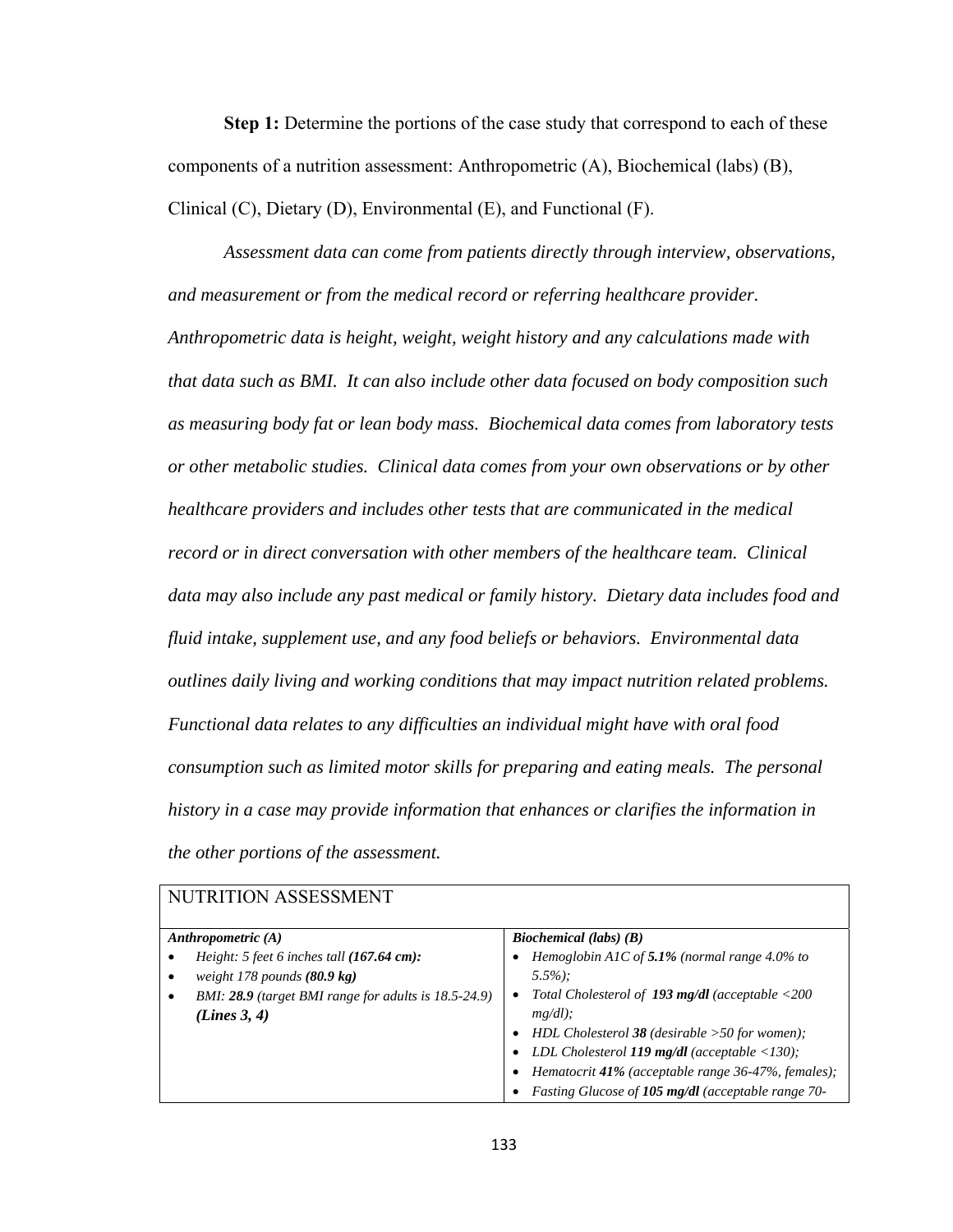**Step 1:** Determine the portions of the case study that correspond to each of these components of a nutrition assessment: Anthropometric (A), Biochemical (labs) (B), Clinical (C), Dietary (D), Environmental (E), and Functional (F).

*Assessment data can come from patients directly through interview, observations, and measurement or from the medical record or referring healthcare provider. Anthropometric data is height, weight, weight history and any calculations made with that data such as BMI. It can also include other data focused on body composition such as measuring body fat or lean body mass. Biochemical data comes from laboratory tests or other metabolic studies. Clinical data comes from your own observations or by other healthcare providers and includes other tests that are communicated in the medical record or in direct conversation with other members of the healthcare team. Clinical data may also include any past medical or family history. Dietary data includes food and fluid intake, supplement use, and any food beliefs or behaviors. Environmental data outlines daily living and working conditions that may impact nutrition related problems. Functional data relates to any difficulties an individual might have with oral food consumption such as limited motor skills for preparing and eating meals. The personal history in a case may provide information that enhances or clarifies the information in the other portions of the assessment.*

| NUTRITION ASSESSMENT | |
|---|---|
| ***Anthropometric (A)***<br>• *Height: 5 feet 6 inches tall **(167.64 cm):***<br>• *weight 178 pounds **(80.9 kg)***<br>• *BMI: **28.9** (target BMI range for adults is 18.5-24.9)* ***(Lines 3, 4)*** | ***Biochemical (labs) (B)***<br>• *Hemoglobin A1C of **5.1%** (normal range 4.0% to 5.5%);*<br>• *Total Cholesterol of **193 mg/dl** (acceptable <200 mg/dl);*<br>• *HDL Cholesterol **38** (desirable >50 for women);*<br>• *LDL Cholesterol **119 mg/dl** (acceptable <130);*<br>• *Hematocrit **41%** (acceptable range 36-47%, females);*<br>• *Fasting Glucose of **105 mg/dl** (acceptable range 70-* |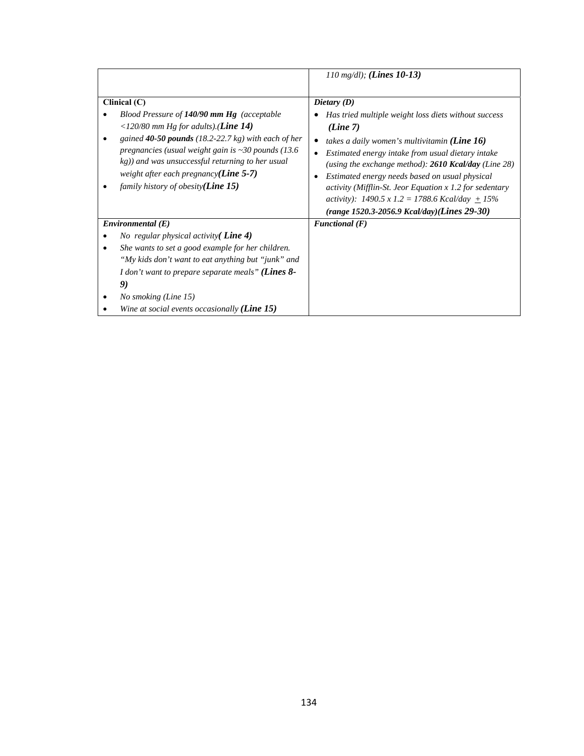| | |
|---|---|
| | *110 mg/dl);* ***(Lines 10-13)*** |
| **Clinical (C)**<br>• *Blood Pressure of **140/90 mm Hg** (acceptable <120/80 mm Hg for adults).**(Line 14)***<br>• *gained **40-50 pounds** (18.2-22.7 kg) with each of her pregnancies (usual weight gain is ~30 pounds (13.6 kg)) and was unsuccessful returning to her usual weight after each pregnancy**(Line 5-7)***<br>• *family history of obesity**(Line 15)*** | ***Dietary (D)***<br>• *Has tried multiple weight loss diets without success **(Line 7)***<br>• *takes a daily women's multivitamin **(Line 16)***<br>• *Estimated energy intake from usual dietary intake (using the exchange method): **2610 Kcal/day** (Line 28)*<br>• *Estimated energy needs based on usual physical activity (Mifflin-St. Jeor Equation x 1.2 for sedentary activity): 1490.5 x 1.2 = 1788.6 Kcal/day ± 15% **(range 1520.3-2056.9 Kcal/day)(Lines 29-30)*** |
| ***Environmental (E)***<br>• *No regular physical activity**( Line 4)***<br>• *She wants to set a good example for her children. "My kids don't want to eat anything but "junk" and I don't want to prepare separate meals" **(Lines 8-9)***<br>• *No smoking (Line 15)*<br>• *Wine at social events occasionally **(Line 15)*** | ***Functional (F)*** |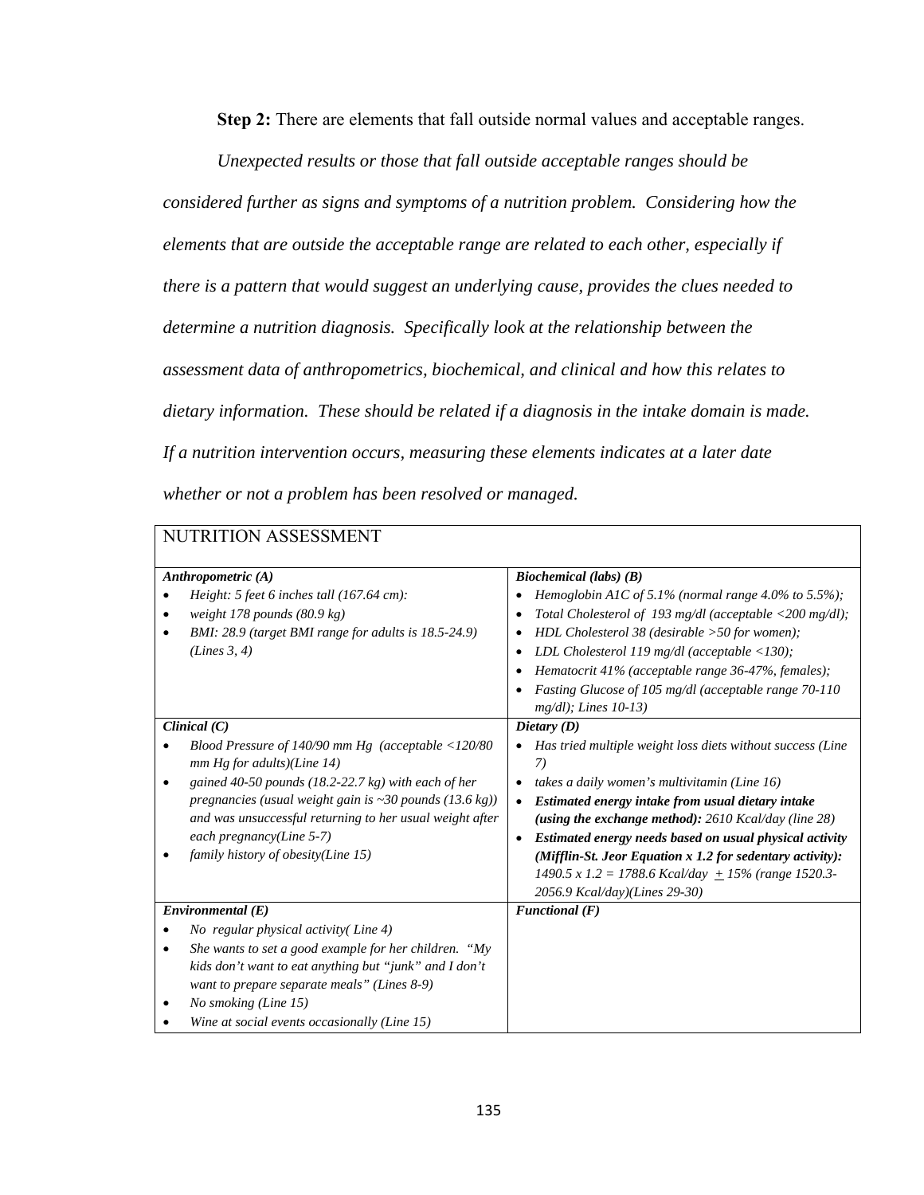**Step 2:** There are elements that fall outside normal values and acceptable ranges.

*Unexpected results or those that fall outside acceptable ranges should be considered further as signs and symptoms of a nutrition problem. Considering how the elements that are outside the acceptable range are related to each other, especially if there is a pattern that would suggest an underlying cause, provides the clues needed to determine a nutrition diagnosis. Specifically look at the relationship between the assessment data of anthropometrics, biochemical, and clinical and how this relates to dietary information. These should be related if a diagnosis in the intake domain is made. If a nutrition intervention occurs, measuring these elements indicates at a later date whether or not a problem has been resolved or managed.*

| NUTRITION ASSESSMENT | |
|---|---|
| ***Anthropometric (A)***<br>• *Height: 5 feet 6 inches tall (167.64 cm):*<br>• *weight 178 pounds (80.9 kg)*<br>• *BMI: 28.9 (target BMI range for adults is 18.5-24.9) (Lines 3, 4)* | ***Biochemical (labs) (B)***<br>• *Hemoglobin A1C of 5.1% (normal range 4.0% to 5.5%);*<br>• *Total Cholesterol of 193 mg/dl (acceptable <200 mg/dl);*<br>• *HDL Cholesterol 38 (desirable >50 for women);*<br>• *LDL Cholesterol 119 mg/dl (acceptable <130);*<br>• *Hematocrit 41% (acceptable range 36-47%, females);*<br>• *Fasting Glucose of 105 mg/dl (acceptable range 70-110 mg/dl); Lines 10-13)* |
| ***Clinical (C)***<br>• *Blood Pressure of 140/90 mm Hg (acceptable <120/80 mm Hg for adults)(Line 14)*<br>• *gained 40-50 pounds (18.2-22.7 kg) with each of her pregnancies (usual weight gain is ~30 pounds (13.6 kg)) and was unsuccessful returning to her usual weight after each pregnancy(Line 5-7)*<br>• *family history of obesity(Line 15)* | ***Dietary (D)***<br>• *Has tried multiple weight loss diets without success (Line 7)*<br>• *takes a daily women's multivitamin (Line 16)*<br>• ***Estimated energy intake from usual dietary intake (using the exchange method):*** *2610 Kcal/day (line 28)*<br>• ***Estimated energy needs based on usual physical activity (Mifflin-St. Jeor Equation x 1.2 for sedentary activity):*** *1490.5 x 1.2 = 1788.6 Kcal/day ± 15% (range 1520.3-2056.9 Kcal/day)(Lines 29-30)* |
| ***Environmental (E)***<br>• *No regular physical activity( Line 4)*<br>• *She wants to set a good example for her children. "My kids don't want to eat anything but "junk" and I don't want to prepare separate meals" (Lines 8-9)*<br>• *No smoking (Line 15)*<br>• *Wine at social events occasionally (Line 15)* | ***Functional (F)*** |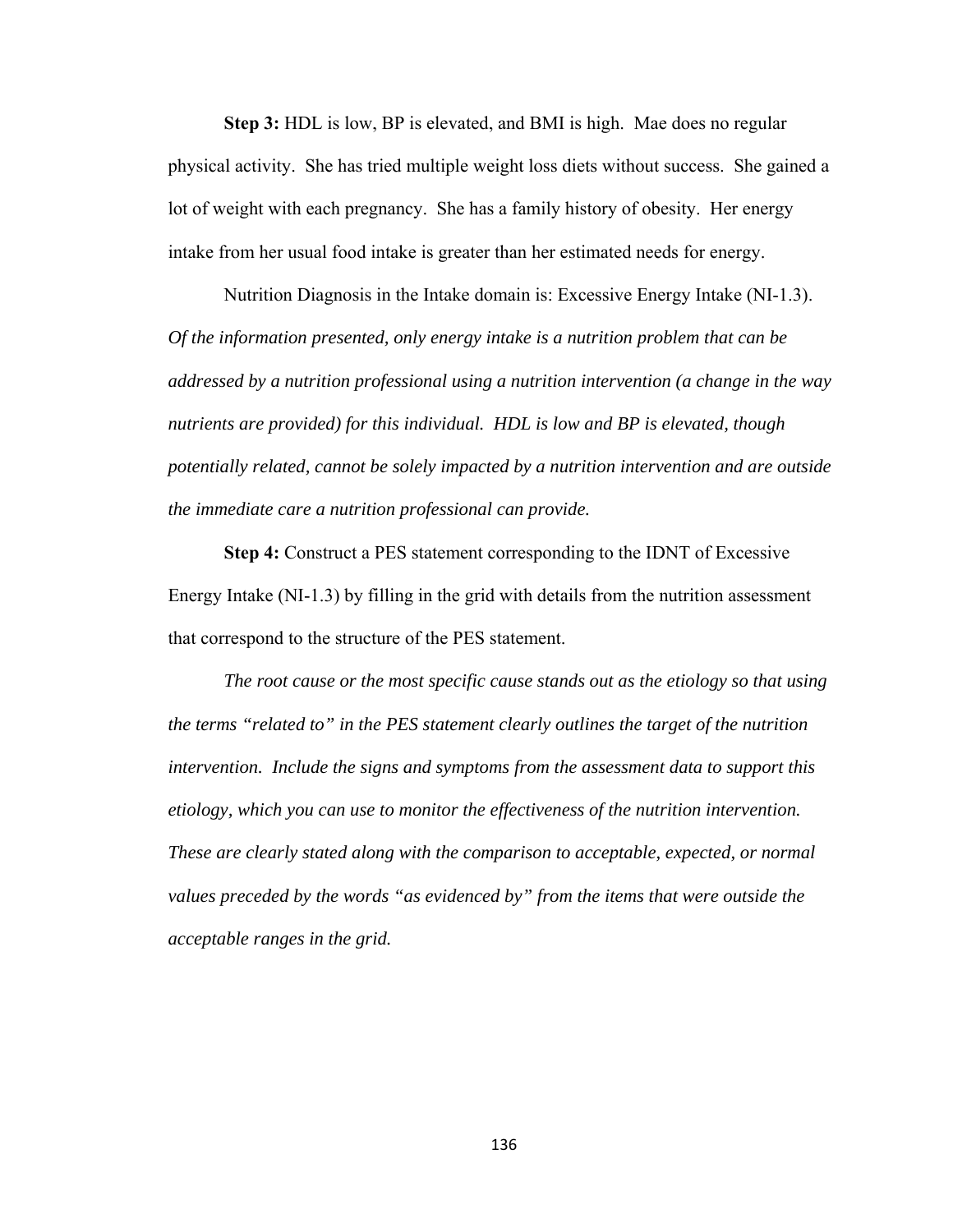**Step 3:** HDL is low, BP is elevated, and BMI is high. Mae does no regular physical activity. She has tried multiple weight loss diets without success. She gained a lot of weight with each pregnancy. She has a family history of obesity. Her energy intake from her usual food intake is greater than her estimated needs for energy.

Nutrition Diagnosis in the Intake domain is: Excessive Energy Intake (NI-1.3). *Of the information presented, only energy intake is a nutrition problem that can be addressed by a nutrition professional using a nutrition intervention (a change in the way nutrients are provided) for this individual. HDL is low and BP is elevated, though potentially related, cannot be solely impacted by a nutrition intervention and are outside the immediate care a nutrition professional can provide.*

**Step 4:** Construct a PES statement corresponding to the IDNT of Excessive Energy Intake (NI-1.3) by filling in the grid with details from the nutrition assessment that correspond to the structure of the PES statement.

*The root cause or the most specific cause stands out as the etiology so that using the terms "related to" in the PES statement clearly outlines the target of the nutrition intervention. Include the signs and symptoms from the assessment data to support this etiology, which you can use to monitor the effectiveness of the nutrition intervention. These are clearly stated along with the comparison to acceptable, expected, or normal values preceded by the words "as evidenced by" from the items that were outside the acceptable ranges in the grid.*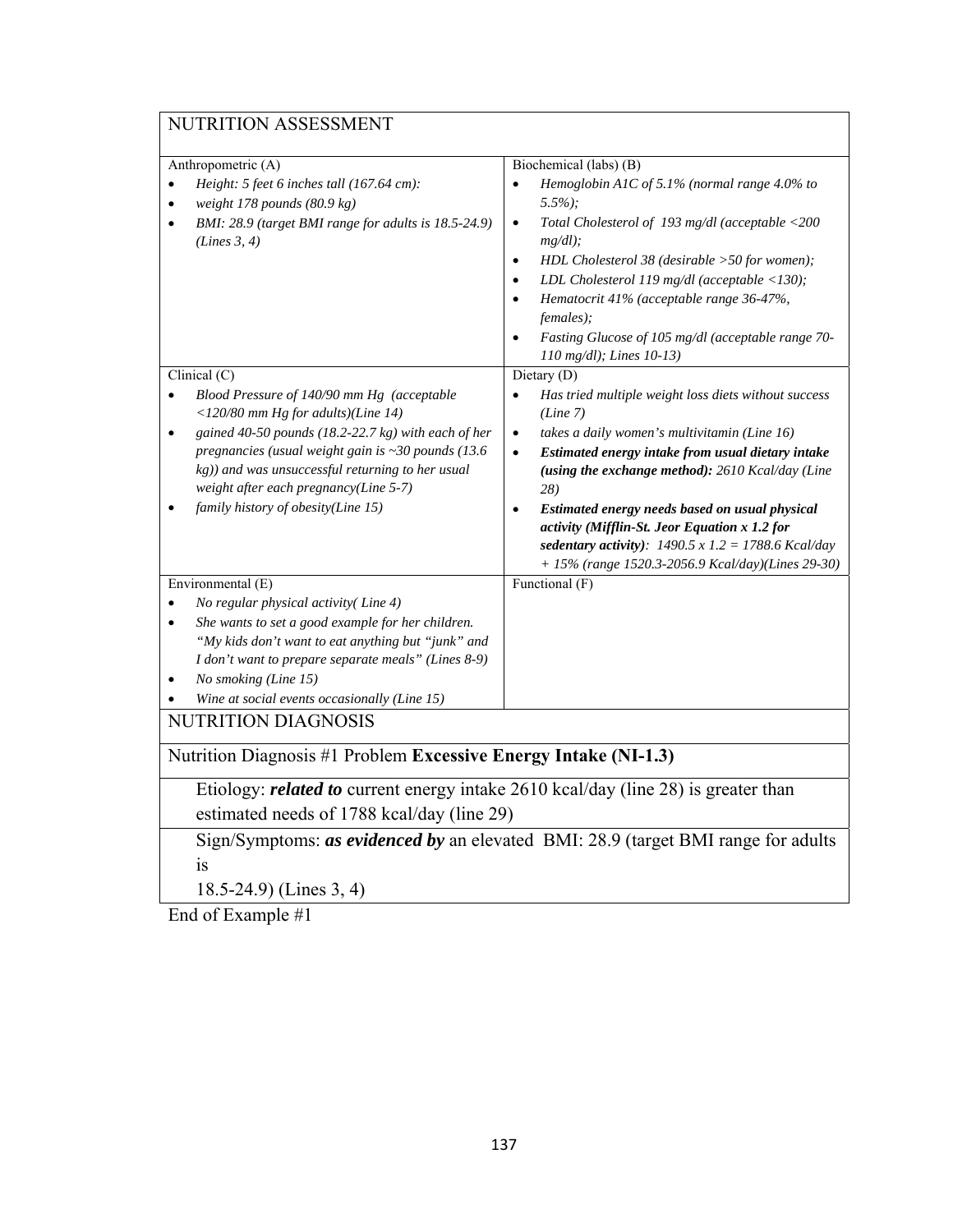## NUTRITION ASSESSMENT

| Anthropometric (A) | Biochemical (labs) (B) |
|---|---|
| • *Height: 5 feet 6 inches tall (167.64 cm):*<br>• *weight 178 pounds (80.9 kg)*<br>• *BMI: 28.9 (target BMI range for adults is 18.5-24.9) (Lines 3, 4)* | • *Hemoglobin A1C of 5.1% (normal range 4.0% to 5.5%);*<br>• *Total Cholesterol of 193 mg/dl (acceptable <200 mg/dl);*<br>• *HDL Cholesterol 38 (desirable >50 for women);*<br>• *LDL Cholesterol 119 mg/dl (acceptable <130);*<br>• *Hematocrit 41% (acceptable range 36-47%, females);*<br>• *Fasting Glucose of 105 mg/dl (acceptable range 70-110 mg/dl); Lines 10-13)* |
| **Clinical (C)** | **Dietary (D)** |
| • *Blood Pressure of 140/90 mm Hg (acceptable <120/80 mm Hg for adults)(Line 14)*<br>• *gained 40-50 pounds (18.2-22.7 kg) with each of her pregnancies (usual weight gain is ~30 pounds (13.6 kg)) and was unsuccessful returning to her usual weight after each pregnancy(Line 5-7)*<br>• *family history of obesity(Line 15)* | • *Has tried multiple weight loss diets without success (Line 7)*<br>• *takes a daily women's multivitamin (Line 16)*<br>• ***Estimated energy intake from usual dietary intake (using the exchange method):*** *2610 Kcal/day (Line 28)*<br>• ***Estimated energy needs based on usual physical activity (Mifflin-St. Jeor Equation x 1.2 for sedentary activity)****: 1490.5 x 1.2 = 1788.6 Kcal/day + 15% (range 1520.3-2056.9 Kcal/day)(Lines 29-30)* |
| **Environmental (E)** | **Functional (F)** |
| • *No regular physical activity( Line 4)*<br>• *She wants to set a good example for her children. "My kids don't want to eat anything but "junk" and I don't want to prepare separate meals" (Lines 8-9)*<br>• *No smoking (Line 15)*<br>• *Wine at social events occasionally (Line 15)* | |

## NUTRITION DIAGNOSIS

Nutrition Diagnosis #1 Problem **Excessive Energy Intake (NI-1.3)**

Etiology: ***related to*** current energy intake 2610 kcal/day (line 28) is greater than estimated needs of 1788 kcal/day (line 29)

Sign/Symptoms: ***as evidenced by*** an elevated BMI: 28.9 (target BMI range for adults is 18.5-24.9) (Lines 3, 4)

End of Example #1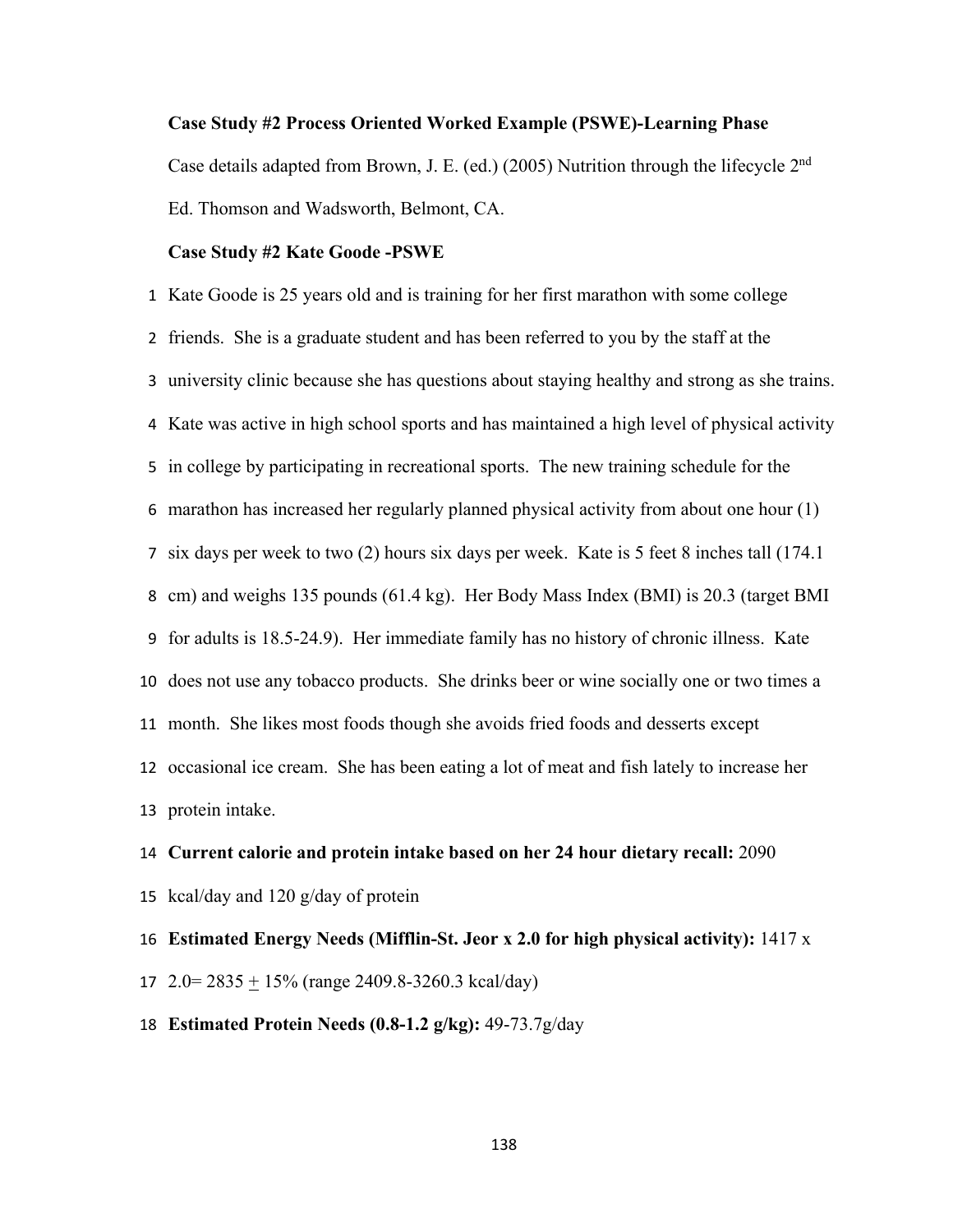**Case Study #2 Process Oriented Worked Example (PSWE)-Learning Phase**

Case details adapted from Brown, J. E. (ed.) (2005) Nutrition through the lifecycle 2nd Ed. Thomson and Wadsworth, Belmont, CA.

**Case Study #2 Kate Goode -PSWE**

1 Kate Goode is 25 years old and is training for her first marathon with some college
2 friends. She is a graduate student and has been referred to you by the staff at the
3 university clinic because she has questions about staying healthy and strong as she trains.
4 Kate was active in high school sports and has maintained a high level of physical activity
5 in college by participating in recreational sports. The new training schedule for the
6 marathon has increased her regularly planned physical activity from about one hour (1)
7 six days per week to two (2) hours six days per week. Kate is 5 feet 8 inches tall (174.1
8 cm) and weighs 135 pounds (61.4 kg). Her Body Mass Index (BMI) is 20.3 (target BMI
9 for adults is 18.5-24.9). Her immediate family has no history of chronic illness. Kate
10 does not use any tobacco products. She drinks beer or wine socially one or two times a
11 month. She likes most foods though she avoids fried foods and desserts except
12 occasional ice cream. She has been eating a lot of meat and fish lately to increase her
13 protein intake.

14 **Current calorie and protein intake based on her 24 hour dietary recall:** 2090
15 kcal/day and 120 g/day of protein

16 **Estimated Energy Needs (Mifflin-St. Jeor x 2.0 for high physical activity):** 1417 x
17 2.0= 2835 $\pm$ 15% (range 2409.8-3260.3 kcal/day)

18 **Estimated Protein Needs (0.8-1.2 g/kg):** 49-73.7g/day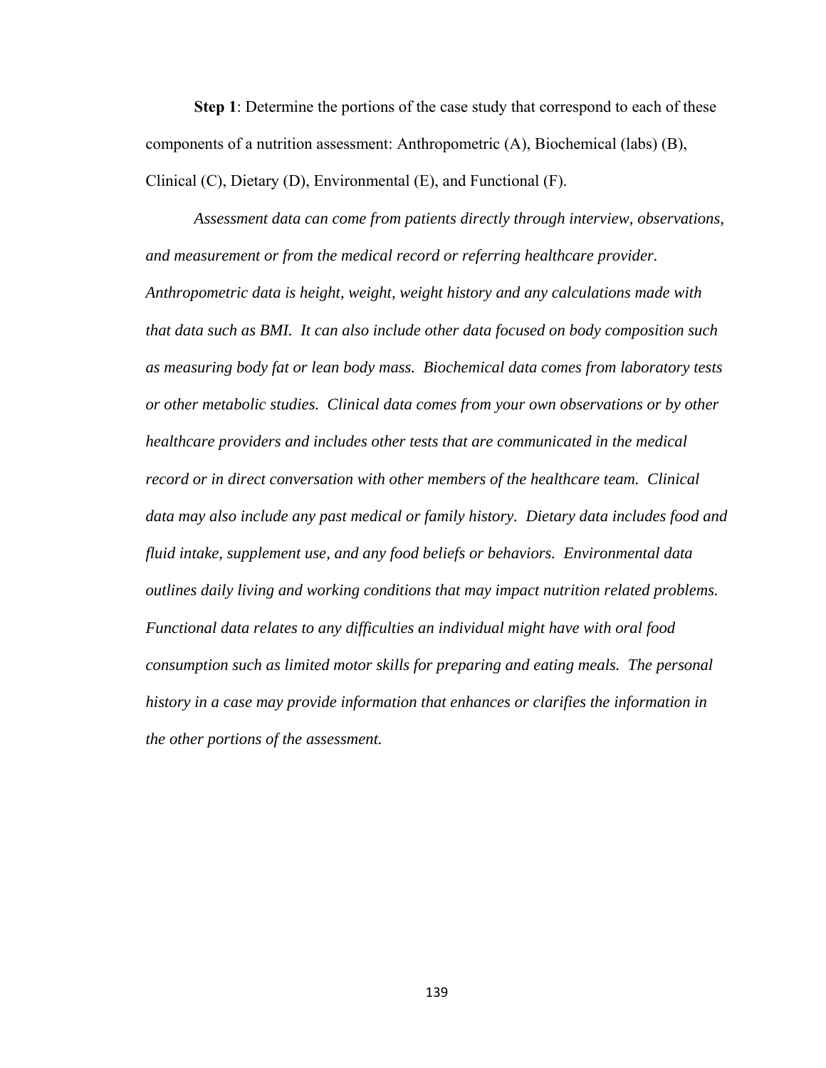**Step 1**: Determine the portions of the case study that correspond to each of these components of a nutrition assessment: Anthropometric (A), Biochemical (labs) (B), Clinical (C), Dietary (D), Environmental (E), and Functional (F).

*Assessment data can come from patients directly through interview, observations, and measurement or from the medical record or referring healthcare provider. Anthropometric data is height, weight, weight history and any calculations made with that data such as BMI. It can also include other data focused on body composition such as measuring body fat or lean body mass. Biochemical data comes from laboratory tests or other metabolic studies. Clinical data comes from your own observations or by other healthcare providers and includes other tests that are communicated in the medical record or in direct conversation with other members of the healthcare team. Clinical data may also include any past medical or family history. Dietary data includes food and fluid intake, supplement use, and any food beliefs or behaviors. Environmental data outlines daily living and working conditions that may impact nutrition related problems. Functional data relates to any difficulties an individual might have with oral food consumption such as limited motor skills for preparing and eating meals. The personal history in a case may provide information that enhances or clarifies the information in the other portions of the assessment.*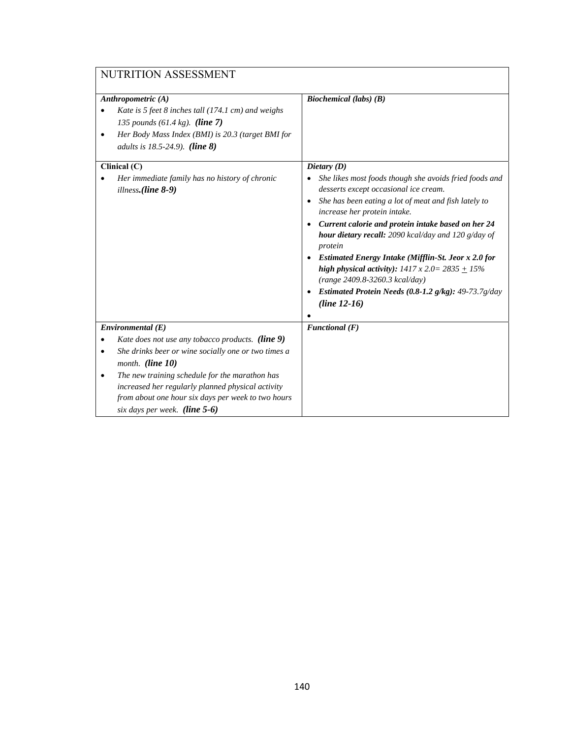| NUTRITION ASSESSMENT | |
|---|---|
| ***Anthropometric (A)***<br>• *Kate is 5 feet 8 inches tall (174.1 cm) and weighs 135 pounds (61.4 kg).* ***(line 7)***<br>• *Her Body Mass Index (BMI) is 20.3 (target BMI for adults is 18.5-24.9).* ***(line 8)*** | ***Biochemical (labs) (B)*** |
| **Clinical (C)**<br>• *Her immediate family has no history of chronic illness****.(line 8-9)*** | ***Dietary (D)***<br>• *She likes most foods though she avoids fried foods and desserts except occasional ice cream.*<br>• *She has been eating a lot of meat and fish lately to increase her protein intake.*<br>• ***Current calorie and protein intake based on her 24 hour dietary recall:*** *2090 kcal/day and 120 g/day of protein*<br>• ***Estimated Energy Intake (Mifflin-St. Jeor x 2.0 for high physical activity):*** *1417 x 2.0= 2835 ± 15% (range 2409.8-3260.3 kcal/day)*<br>• ***Estimated Protein Needs (0.8-1.2 g/kg):*** *49-73.7g/day* ***(line 12-16)***<br>• |
| ***Environmental (E)***<br>• *Kate does not use any tobacco products.* ***(line 9)***<br>• *She drinks beer or wine socially one or two times a month.* ***(line 10)***<br>• *The new training schedule for the marathon has increased her regularly planned physical activity from about one hour six days per week to two hours six days per week.* ***(line 5-6)*** | ***Functional (F)*** |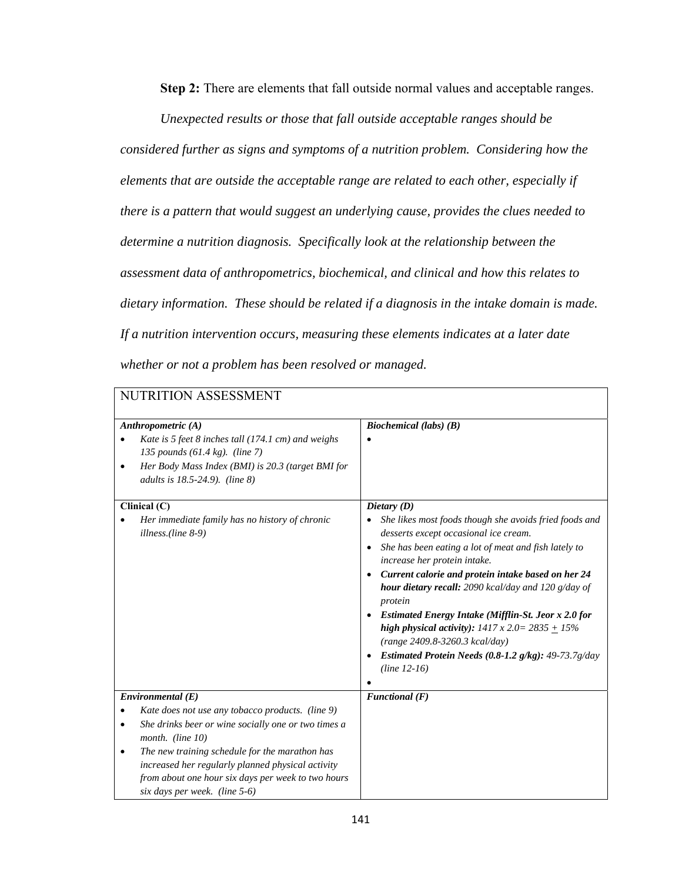**Step 2:** There are elements that fall outside normal values and acceptable ranges.

*Unexpected results or those that fall outside acceptable ranges should be considered further as signs and symptoms of a nutrition problem. Considering how the elements that are outside the acceptable range are related to each other, especially if there is a pattern that would suggest an underlying cause, provides the clues needed to determine a nutrition diagnosis. Specifically look at the relationship between the assessment data of anthropometrics, biochemical, and clinical and how this relates to dietary information. These should be related if a diagnosis in the intake domain is made. If a nutrition intervention occurs, measuring these elements indicates at a later date whether or not a problem has been resolved or managed.*

| NUTRITION ASSESSMENT | |
|---|---|
| ***Anthropometric (A)***<br>• *Kate is 5 feet 8 inches tall (174.1 cm) and weighs 135 pounds (61.4 kg). (line 7)*<br>• *Her Body Mass Index (BMI) is 20.3 (target BMI for adults is 18.5-24.9). (line 8)* | ***Biochemical (labs) (B)***<br>• |
| **Clinical (C)**<br>• *Her immediate family has no history of chronic illness.(line 8-9)* | ***Dietary (D)***<br>• *She likes most foods though she avoids fried foods and desserts except occasional ice cream.*<br>• *She has been eating a lot of meat and fish lately to increase her protein intake.*<br>• ***Current calorie and protein intake based on her 24 hour dietary recall:*** *2090 kcal/day and 120 g/day of protein*<br>• ***Estimated Energy Intake (Mifflin-St. Jeor x 2.0 for high physical activity):*** *1417 x 2.0= 2835 ± 15% (range 2409.8-3260.3 kcal/day)*<br>• ***Estimated Protein Needs (0.8-1.2 g/kg):*** *49-73.7g/day (line 12-16)*<br>• |
| ***Environmental (E)***<br>• *Kate does not use any tobacco products. (line 9)*<br>• *She drinks beer or wine socially one or two times a month. (line 10)*<br>• *The new training schedule for the marathon has increased her regularly planned physical activity from about one hour six days per week to two hours six days per week. (line 5-6)* | ***Functional (F)*** |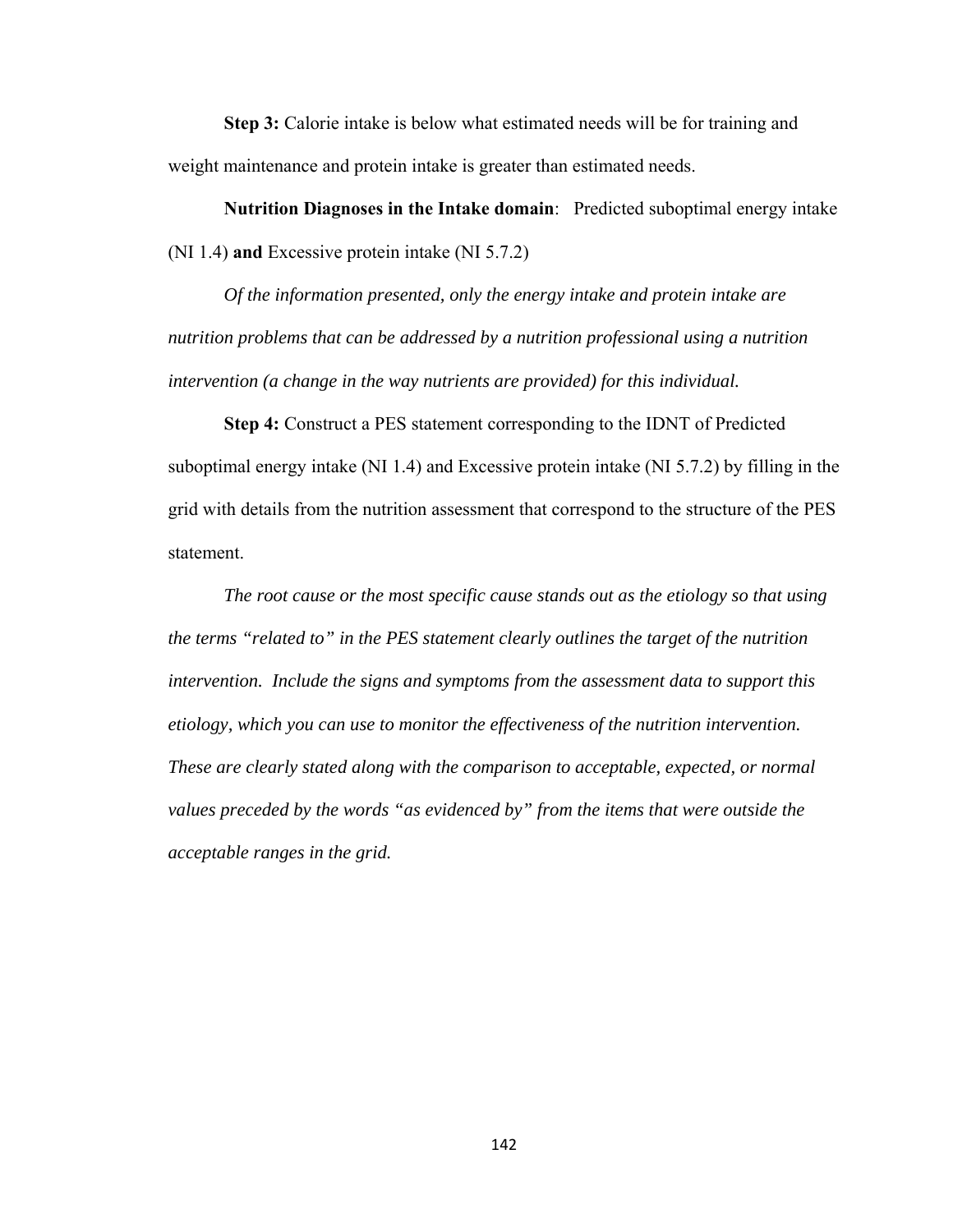**Step 3:** Calorie intake is below what estimated needs will be for training and weight maintenance and protein intake is greater than estimated needs.

**Nutrition Diagnoses in the Intake domain**: Predicted suboptimal energy intake (NI 1.4) **and** Excessive protein intake (NI 5.7.2)

*Of the information presented, only the energy intake and protein intake are nutrition problems that can be addressed by a nutrition professional using a nutrition intervention (a change in the way nutrients are provided) for this individual.*

**Step 4:** Construct a PES statement corresponding to the IDNT of Predicted suboptimal energy intake (NI 1.4) and Excessive protein intake (NI 5.7.2) by filling in the grid with details from the nutrition assessment that correspond to the structure of the PES statement.

*The root cause or the most specific cause stands out as the etiology so that using the terms "related to" in the PES statement clearly outlines the target of the nutrition intervention. Include the signs and symptoms from the assessment data to support this etiology, which you can use to monitor the effectiveness of the nutrition intervention. These are clearly stated along with the comparison to acceptable, expected, or normal values preceded by the words "as evidenced by" from the items that were outside the acceptable ranges in the grid.*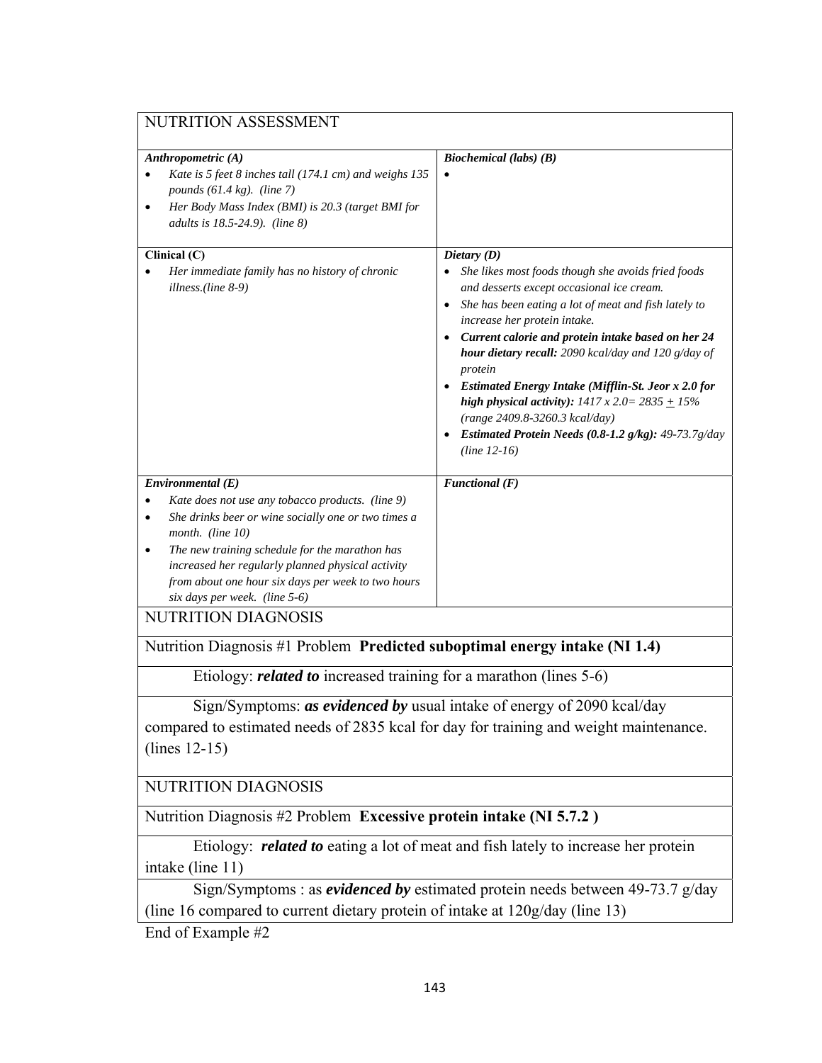| NUTRITION ASSESSMENT | |
|---|---|
| ***Anthropometric (A)***<br>• *Kate is 5 feet 8 inches tall (174.1 cm) and weighs 135 pounds (61.4 kg). (line 7)*<br>• *Her Body Mass Index (BMI) is 20.3 (target BMI for adults is 18.5-24.9). (line 8)* | ***Biochemical (labs) (B)***<br>• |
| **Clinical (C)**<br>• *Her immediate family has no history of chronic illness.(line 8-9)* | ***Dietary (D)***<br>• *She likes most foods though she avoids fried foods and desserts except occasional ice cream.*<br>• *She has been eating a lot of meat and fish lately to increase her protein intake.*<br>• ***Current calorie and protein intake based on her 24 hour dietary recall:*** *2090 kcal/day and 120 g/day of protein*<br>• ***Estimated Energy Intake (Mifflin-St. Jeor x 2.0 for high physical activity):*** *1417 x 2.0= 2835 ± 15% (range 2409.8-3260.3 kcal/day)*<br>• ***Estimated Protein Needs (0.8-1.2 g/kg):*** *49-73.7g/day (line 12-16)* |
| ***Environmental (E)***<br>• *Kate does not use any tobacco products. (line 9)*<br>• *She drinks beer or wine socially one or two times a month. (line 10)*<br>• *The new training schedule for the marathon has increased her regularly planned physical activity from about one hour six days per week to two hours six days per week. (line 5-6)* | ***Functional (F)*** |

NUTRITION DIAGNOSIS

Nutrition Diagnosis #1 Problem **Predicted suboptimal energy intake (NI 1.4)**

Etiology: ***related to*** increased training for a marathon (lines 5-6)

Sign/Symptoms: ***as evidenced by*** usual intake of energy of 2090 kcal/day compared to estimated needs of 2835 kcal for day for training and weight maintenance. (lines 12-15)

NUTRITION DIAGNOSIS

Nutrition Diagnosis #2 Problem **Excessive protein intake (NI 5.7.2 )**

Etiology: ***related to*** eating a lot of meat and fish lately to increase her protein intake (line 11)

Sign/Symptoms : as ***evidenced by*** estimated protein needs between 49-73.7 g/day (line 16 compared to current dietary protein of intake at 120g/day (line 13)

End of Example #2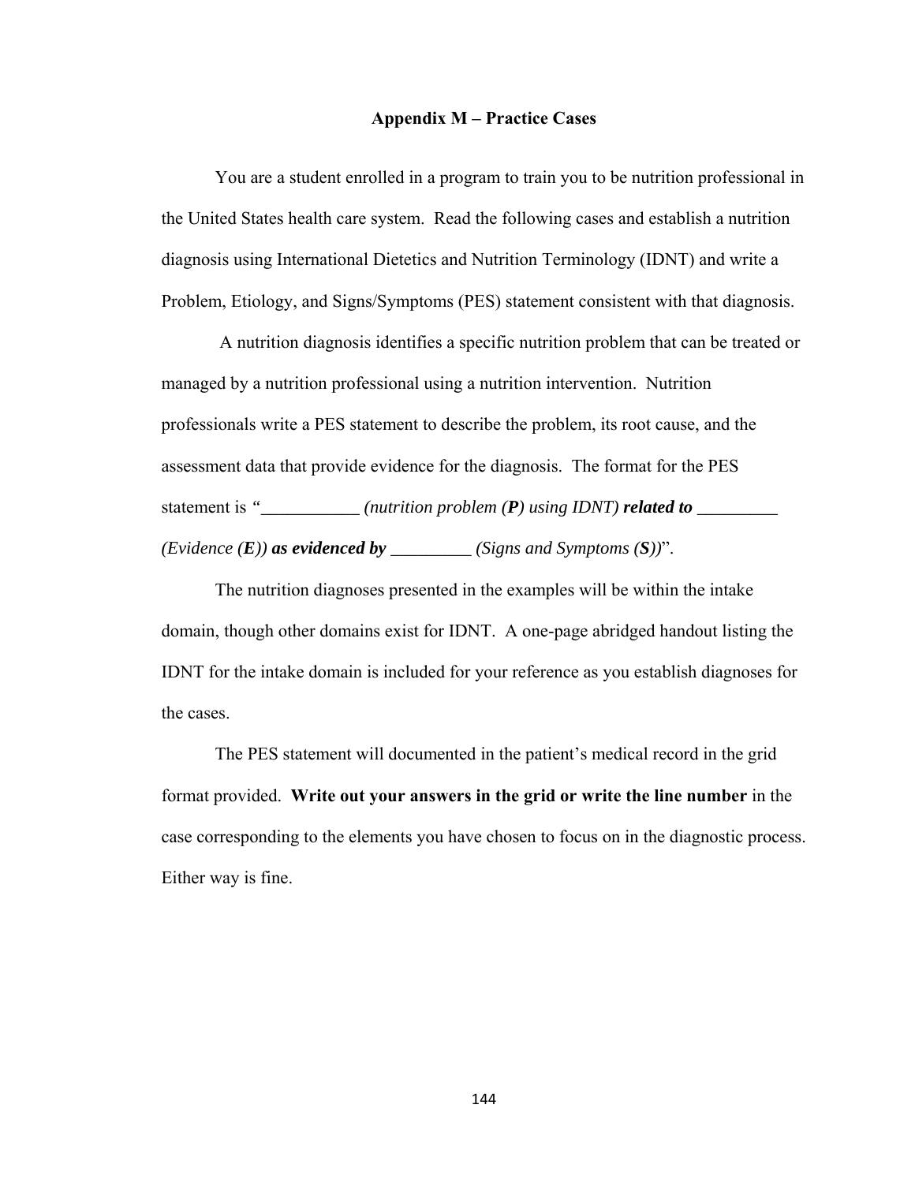## Appendix M – Practice Cases

You are a student enrolled in a program to train you to be nutrition professional in the United States health care system. Read the following cases and establish a nutrition diagnosis using International Dietetics and Nutrition Terminology (IDNT) and write a Problem, Etiology, and Signs/Symptoms (PES) statement consistent with that diagnosis.

A nutrition diagnosis identifies a specific nutrition problem that can be treated or managed by a nutrition professional using a nutrition intervention. Nutrition professionals write a PES statement to describe the problem, its root cause, and the assessment data that provide evidence for the diagnosis. The format for the PES statement is *"___________ (nutrition problem (**P**) using IDNT) **related to** _________ (Evidence (**E**)) **as evidenced by** _________ (Signs and Symptoms (**S**))*".

The nutrition diagnoses presented in the examples will be within the intake domain, though other domains exist for IDNT. A one-page abridged handout listing the IDNT for the intake domain is included for your reference as you establish diagnoses for the cases.

The PES statement will documented in the patient's medical record in the grid format provided. **Write out your answers in the grid or write the line number** in the case corresponding to the elements you have chosen to focus on in the diagnostic process. Either way is fine.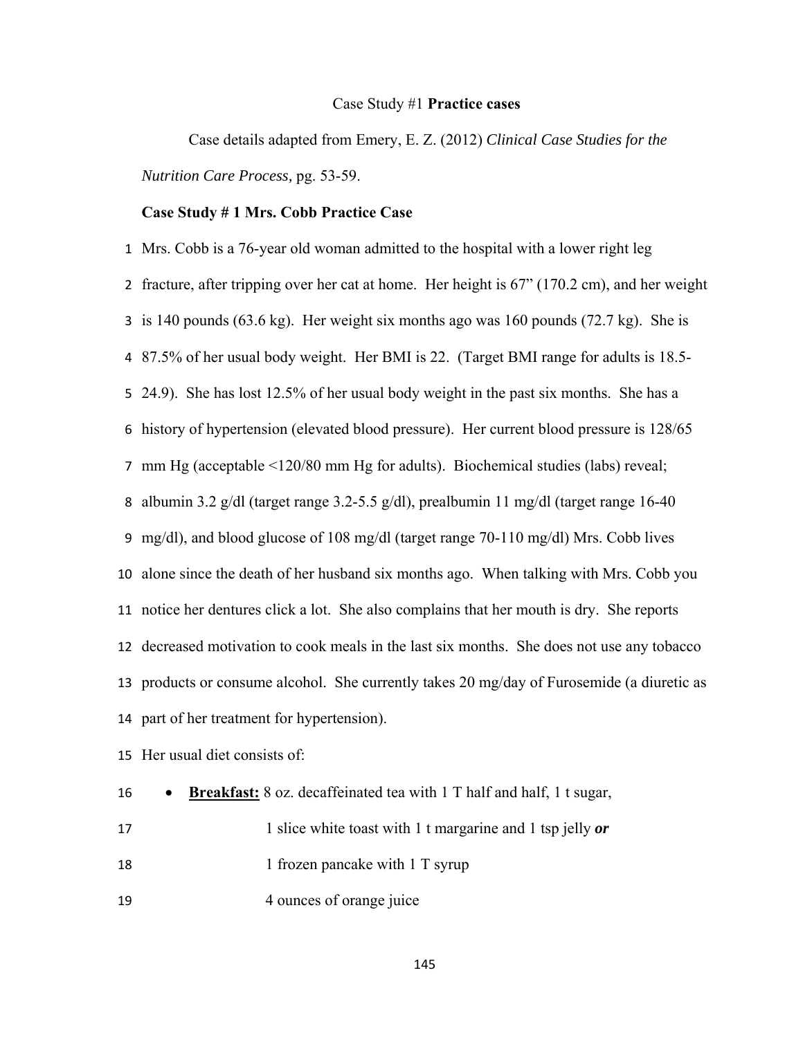Case Study #1 **Practice cases**

Case details adapted from Emery, E. Z. (2012) *Clinical Case Studies for the Nutrition Care Process,* pg. 53-59.

**Case Study # 1 Mrs. Cobb Practice Case**

1 Mrs. Cobb is a 76-year old woman admitted to the hospital with a lower right leg
2 fracture, after tripping over her cat at home. Her height is 67" (170.2 cm), and her weight
3 is 140 pounds (63.6 kg). Her weight six months ago was 160 pounds (72.7 kg). She is
4 87.5% of her usual body weight. Her BMI is 22. (Target BMI range for adults is 18.5-
5 24.9). She has lost 12.5% of her usual body weight in the past six months. She has a
6 history of hypertension (elevated blood pressure). Her current blood pressure is 128/65
7 mm Hg (acceptable <120/80 mm Hg for adults). Biochemical studies (labs) reveal;
8 albumin 3.2 g/dl (target range 3.2-5.5 g/dl), prealbumin 11 mg/dl (target range 16-40
9 mg/dl), and blood glucose of 108 mg/dl (target range 70-110 mg/dl) Mrs. Cobb lives
10 alone since the death of her husband six months ago. When talking with Mrs. Cobb you
11 notice her dentures click a lot. She also complains that her mouth is dry. She reports
12 decreased motivation to cook meals in the last six months. She does not use any tobacco
13 products or consume alcohol. She currently takes 20 mg/day of Furosemide (a diuretic as
14 part of her treatment for hypertension).

15 Her usual diet consists of:

16 - **<u>Breakfast:</u>** 8 oz. decaffeinated tea with 1 T half and half, 1 t sugar,
17   1 slice white toast with 1 t margarine and 1 tsp jelly ***or***
18   1 frozen pancake with 1 T syrup
19   4 ounces of orange juice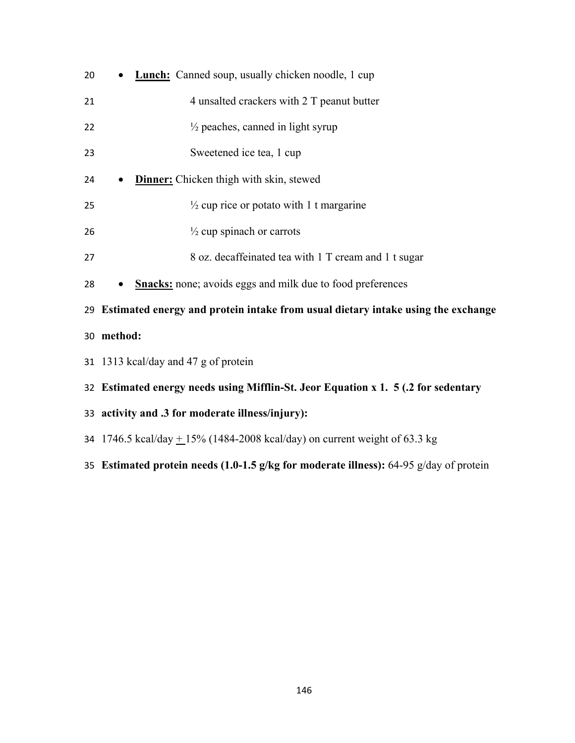- **Lunch:** Canned soup, usually chicken noodle, 1 cup

  4 unsalted crackers with 2 T peanut butter

  ½ peaches, canned in light syrup

  Sweetened ice tea, 1 cup

- **Dinner:** Chicken thigh with skin, stewed

  ½ cup rice or potato with 1 t margarine

  ½ cup spinach or carrots

  8 oz. decaffeinated tea with 1 T cream and 1 t sugar

- **Snacks:** none; avoids eggs and milk due to food preferences

**Estimated energy and protein intake from usual dietary intake using the exchange method:**

1313 kcal/day and 47 g of protein

**Estimated energy needs using Mifflin-St. Jeor Equation x 1. 5 (.2 for sedentary activity and .3 for moderate illness/injury):**

1746.5 kcal/day ± 15% (1484-2008 kcal/day) on current weight of 63.3 kg

**Estimated protein needs (1.0-1.5 g/kg for moderate illness):** 64-95 g/day of protein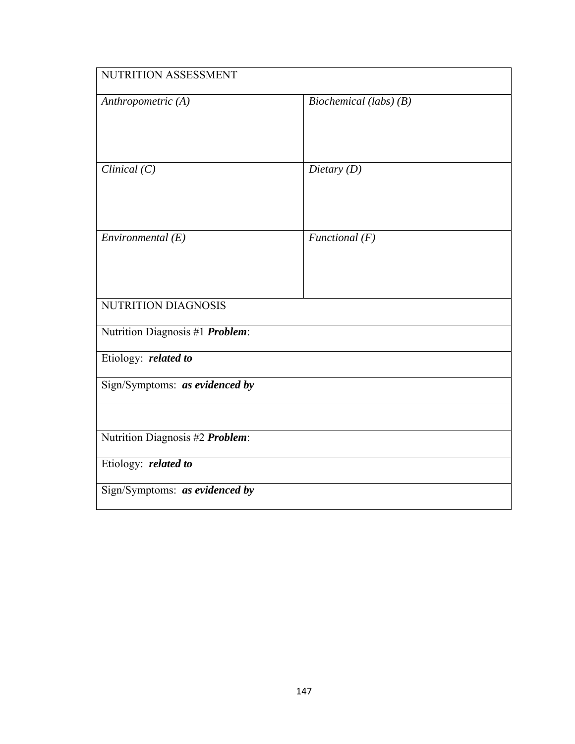| NUTRITION ASSESSMENT | |
|---|---|
| *Anthropometric (A)* | *Biochemical (labs) (B)* |
| *Clinical (C)* | *Dietary (D)* |
| *Environmental (E)* | *Functional (F)* |
| NUTRITION DIAGNOSIS | |
| Nutrition Diagnosis #1 ***Problem***: | |
| Etiology: ***related to*** | |
| Sign/Symptoms: ***as evidenced by*** | |
| | |
| Nutrition Diagnosis #2 ***Problem***: | |
| Etiology: ***related to*** | |
| Sign/Symptoms: ***as evidenced by*** | |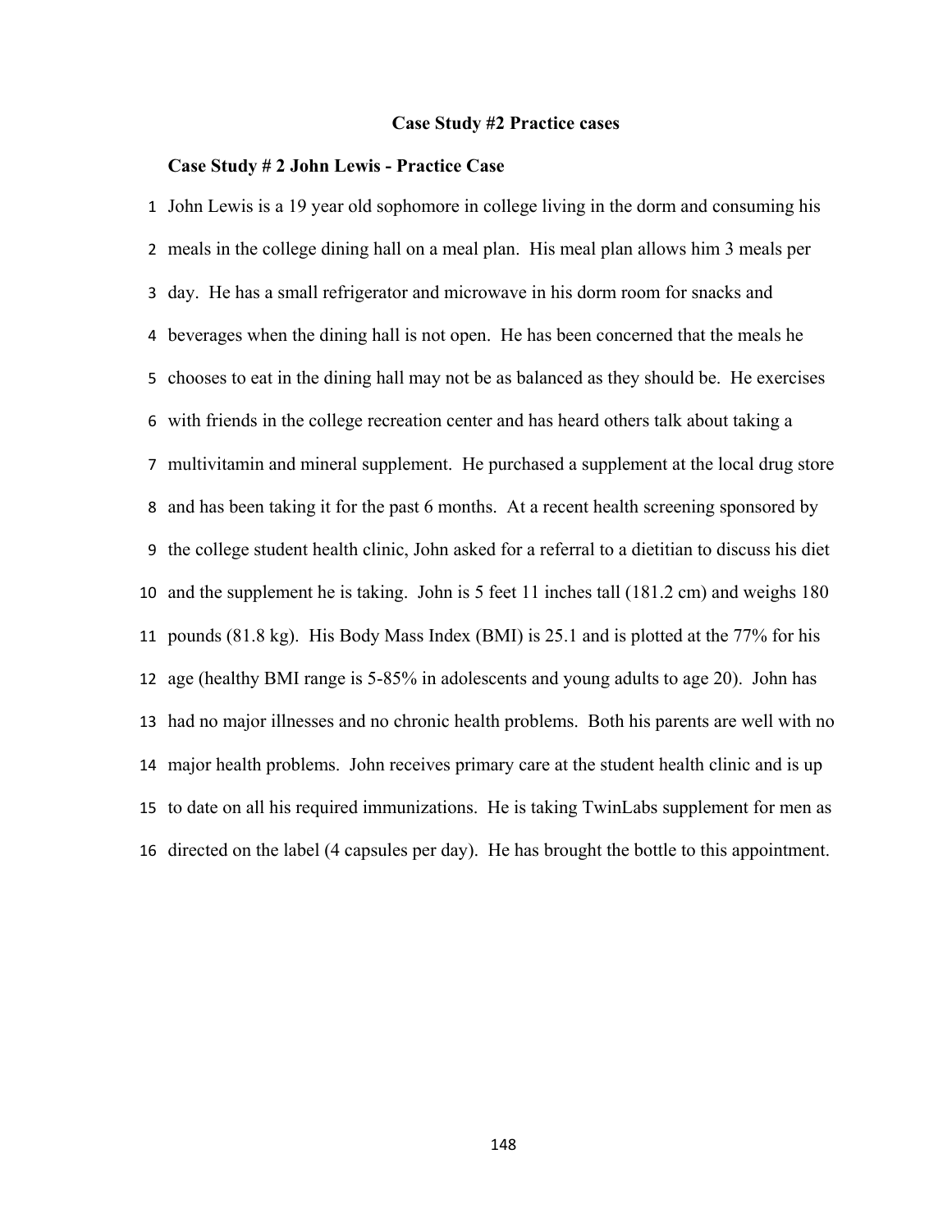## Case Study #2 Practice cases

### Case Study # 2 John Lewis - Practice Case

1 John Lewis is a 19 year old sophomore in college living in the dorm and consuming his
2 meals in the college dining hall on a meal plan. His meal plan allows him 3 meals per
3 day. He has a small refrigerator and microwave in his dorm room for snacks and
4 beverages when the dining hall is not open. He has been concerned that the meals he
5 chooses to eat in the dining hall may not be as balanced as they should be. He exercises
6 with friends in the college recreation center and has heard others talk about taking a
7 multivitamin and mineral supplement. He purchased a supplement at the local drug store
8 and has been taking it for the past 6 months. At a recent health screening sponsored by
9 the college student health clinic, John asked for a referral to a dietitian to discuss his diet
10 and the supplement he is taking. John is 5 feet 11 inches tall (181.2 cm) and weighs 180
11 pounds (81.8 kg). His Body Mass Index (BMI) is 25.1 and is plotted at the 77% for his
12 age (healthy BMI range is 5-85% in adolescents and young adults to age 20). John has
13 had no major illnesses and no chronic health problems. Both his parents are well with no
14 major health problems. John receives primary care at the student health clinic and is up
15 to date on all his required immunizations. He is taking TwinLabs supplement for men as
16 directed on the label (4 capsules per day). He has brought the bottle to this appointment.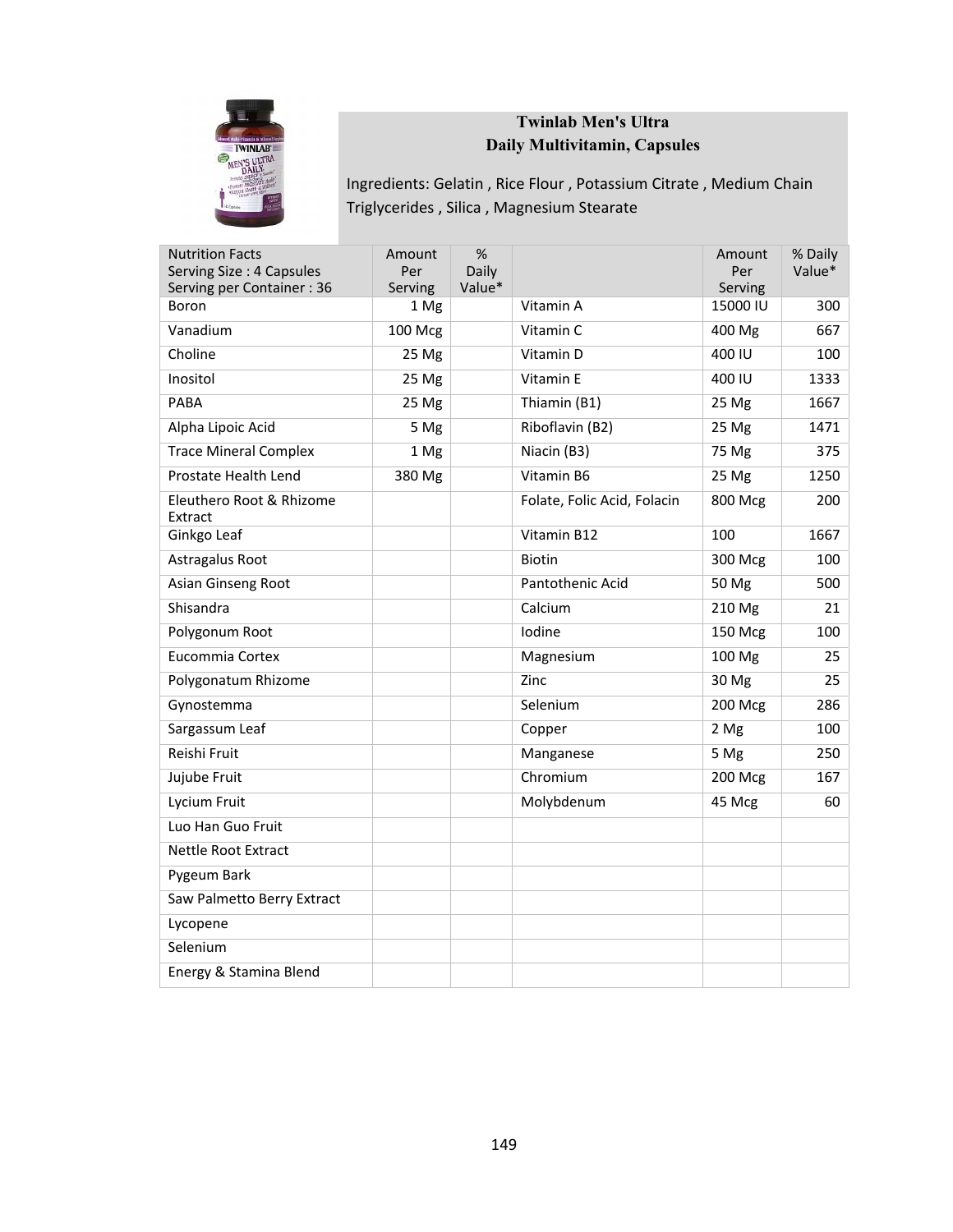## Twinlab Men's Ultra Daily Multivitamin, Capsules

Ingredients: Gelatin , Rice Flour , Potassium Citrate , Medium Chain Triglycerides , Silica , Magnesium Stearate

| Nutrition Facts<br>Serving Size : 4 Capsules<br>Serving per Container : 36 | Amount Per Serving | % Daily Value* | | Amount Per Serving | % Daily Value* |
|---|---|---|---|---|---|
| Boron | 1 Mg | | Vitamin A | 15000 IU | 300 |
| Vanadium | 100 Mcg | | Vitamin C | 400 Mg | 667 |
| Choline | 25 Mg | | Vitamin D | 400 IU | 100 |
| Inositol | 25 Mg | | Vitamin E | 400 IU | 1333 |
| PABA | 25 Mg | | Thiamin (B1) | 25 Mg | 1667 |
| Alpha Lipoic Acid | 5 Mg | | Riboflavin (B2) | 25 Mg | 1471 |
| Trace Mineral Complex | 1 Mg | | Niacin (B3) | 75 Mg | 375 |
| Prostate Health Lend | 380 Mg | | Vitamin B6 | 25 Mg | 1250 |
| Eleuthero Root & Rhizome Extract | | | Folate, Folic Acid, Folacin | 800 Mcg | 200 |
| Ginkgo Leaf | | | Vitamin B12 | 100 | 1667 |
| Astragalus Root | | | Biotin | 300 Mcg | 100 |
| Asian Ginseng Root | | | Pantothenic Acid | 50 Mg | 500 |
| Shisandra | | | Calcium | 210 Mg | 21 |
| Polygonum Root | | | Iodine | 150 Mcg | 100 |
| Eucommia Cortex | | | Magnesium | 100 Mg | 25 |
| Polygonatum Rhizome | | | Zinc | 30 Mg | 25 |
| Gynostemma | | | Selenium | 200 Mcg | 286 |
| Sargassum Leaf | | | Copper | 2 Mg | 100 |
| Reishi Fruit | | | Manganese | 5 Mg | 250 |
| Jujube Fruit | | | Chromium | 200 Mcg | 167 |
| Lycium Fruit | | | Molybdenum | 45 Mcg | 60 |
| Luo Han Guo Fruit | | | | | |
| Nettle Root Extract | | | | | |
| Pygeum Bark | | | | | |
| Saw Palmetto Berry Extract | | | | | |
| Lycopene | | | | | |
| Selenium | | | | | |
| Energy & Stamina Blend | | | | | |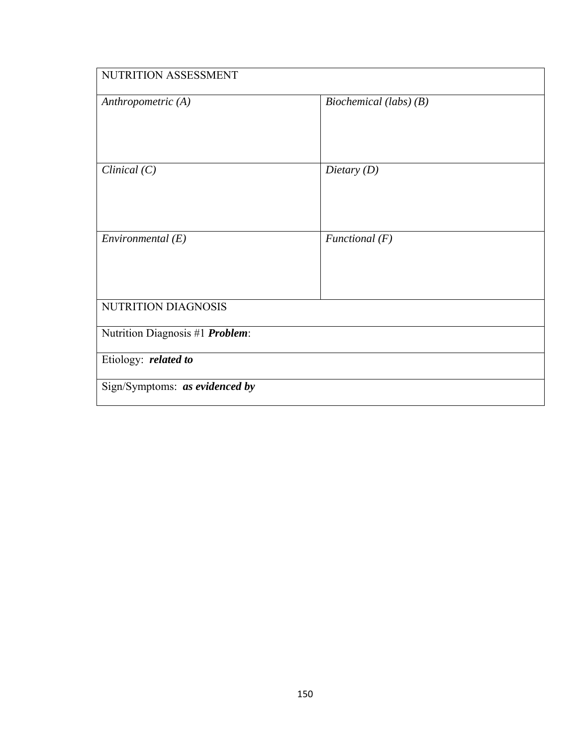| NUTRITION ASSESSMENT | |
|---|---|
| *Anthropometric (A)* | *Biochemical (labs) (B)* |
| *Clinical (C)* | *Dietary (D)* |
| *Environmental (E)* | *Functional (F)* |
| NUTRITION DIAGNOSIS | |
| Nutrition Diagnosis #1 ***Problem***: | |
| Etiology: ***related to*** | |
| Sign/Symptoms: ***as evidenced by*** | |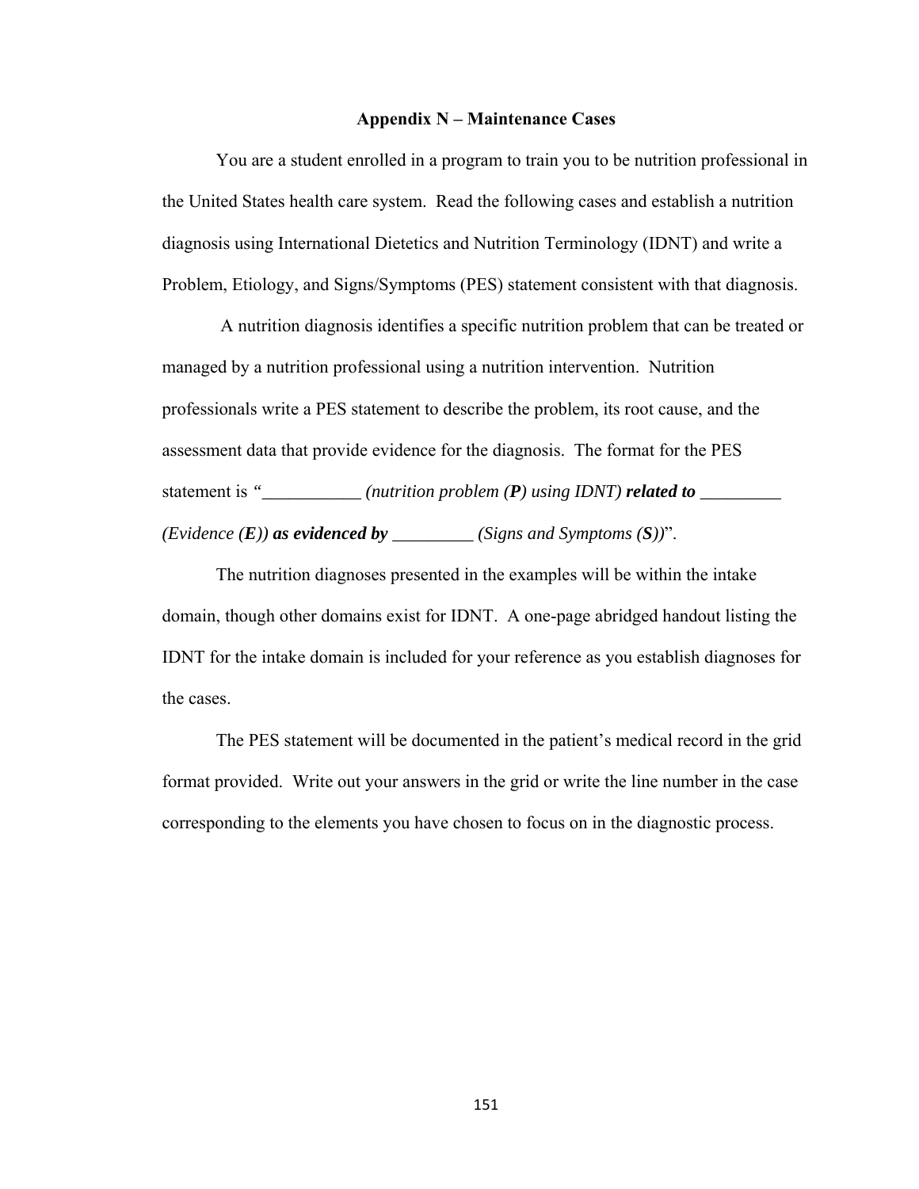## Appendix N – Maintenance Cases

You are a student enrolled in a program to train you to be nutrition professional in the United States health care system. Read the following cases and establish a nutrition diagnosis using International Dietetics and Nutrition Terminology (IDNT) and write a Problem, Etiology, and Signs/Symptoms (PES) statement consistent with that diagnosis.

A nutrition diagnosis identifies a specific nutrition problem that can be treated or managed by a nutrition professional using a nutrition intervention. Nutrition professionals write a PES statement to describe the problem, its root cause, and the assessment data that provide evidence for the diagnosis. The format for the PES statement is *"___________ (nutrition problem (**P**) using IDNT)* ***related to*** *_________ (Evidence (**E**))* ***as evidenced by*** *_________ (Signs and Symptoms (**S**))*".

The nutrition diagnoses presented in the examples will be within the intake domain, though other domains exist for IDNT. A one-page abridged handout listing the IDNT for the intake domain is included for your reference as you establish diagnoses for the cases.

The PES statement will be documented in the patient's medical record in the grid format provided. Write out your answers in the grid or write the line number in the case corresponding to the elements you have chosen to focus on in the diagnostic process.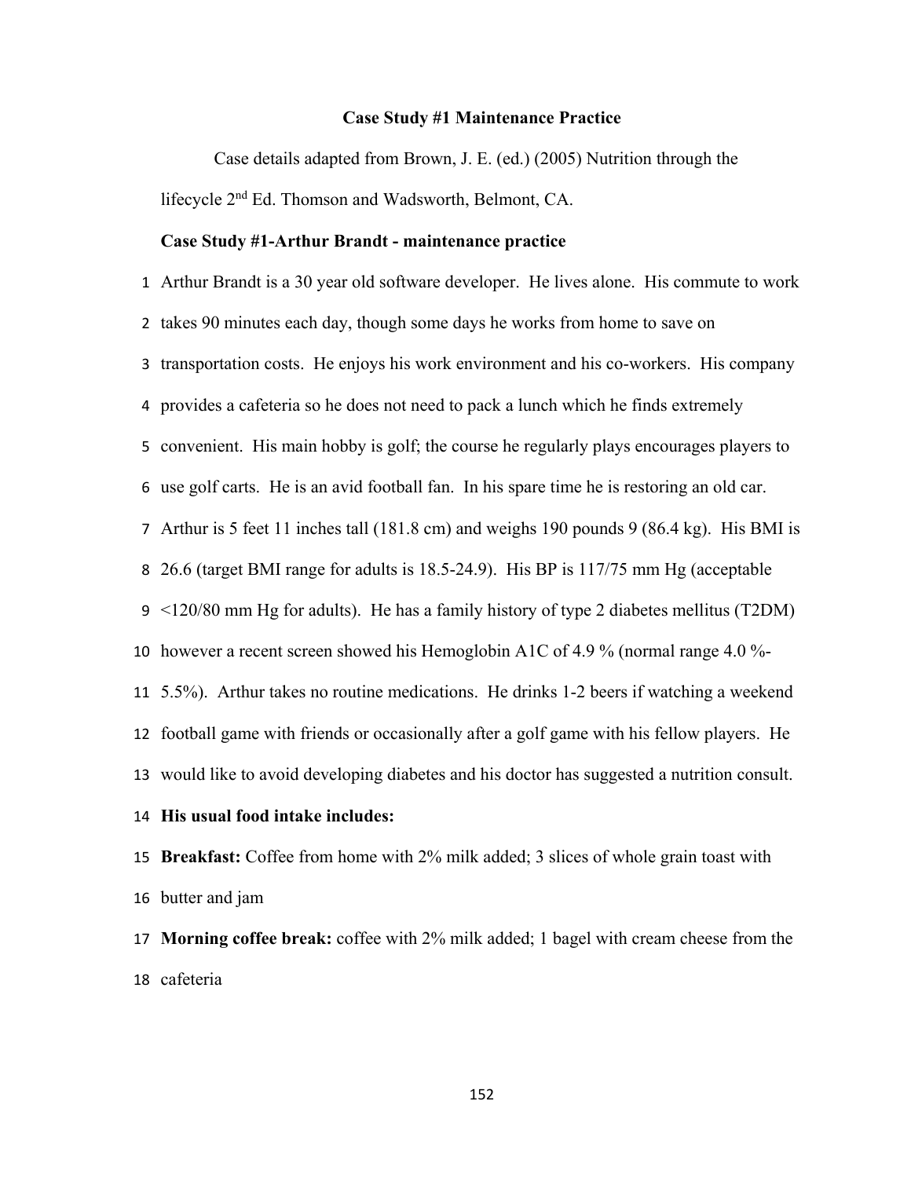**Case Study #1 Maintenance Practice**

Case details adapted from Brown, J. E. (ed.) (2005) Nutrition through the lifecycle 2nd Ed. Thomson and Wadsworth, Belmont, CA.

**Case Study #1-Arthur Brandt - maintenance practice**

1 Arthur Brandt is a 30 year old software developer. He lives alone. His commute to work
2 takes 90 minutes each day, though some days he works from home to save on
3 transportation costs. He enjoys his work environment and his co-workers. His company
4 provides a cafeteria so he does not need to pack a lunch which he finds extremely
5 convenient. His main hobby is golf; the course he regularly plays encourages players to
6 use golf carts. He is an avid football fan. In his spare time he is restoring an old car.
7 Arthur is 5 feet 11 inches tall (181.8 cm) and weighs 190 pounds 9 (86.4 kg). His BMI is
8 26.6 (target BMI range for adults is 18.5-24.9). His BP is 117/75 mm Hg (acceptable
9 <120/80 mm Hg for adults). He has a family history of type 2 diabetes mellitus (T2DM)
10 however a recent screen showed his Hemoglobin A1C of 4.9 % (normal range 4.0 %-
11 5.5%). Arthur takes no routine medications. He drinks 1-2 beers if watching a weekend
12 football game with friends or occasionally after a golf game with his fellow players. He
13 would like to avoid developing diabetes and his doctor has suggested a nutrition consult.
14 **His usual food intake includes:**
15 **Breakfast:** Coffee from home with 2% milk added; 3 slices of whole grain toast with
16 butter and jam
17 **Morning coffee break:** coffee with 2% milk added; 1 bagel with cream cheese from the
18 cafeteria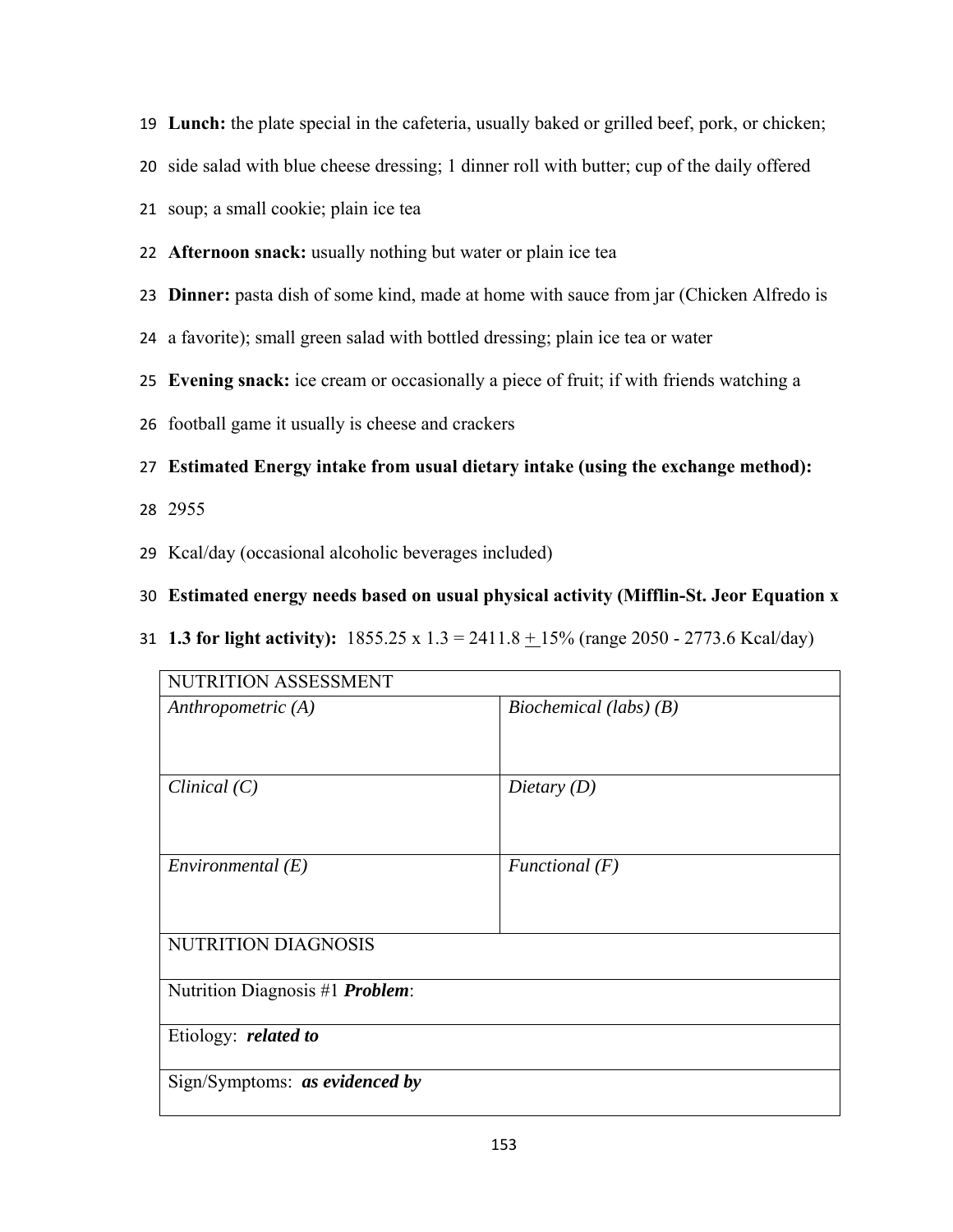**Lunch:** the plate special in the cafeteria, usually baked or grilled beef, pork, or chicken; side salad with blue cheese dressing; 1 dinner roll with butter; cup of the daily offered soup; a small cookie; plain ice tea

**Afternoon snack:** usually nothing but water or plain ice tea

**Dinner:** pasta dish of some kind, made at home with sauce from jar (Chicken Alfredo is a favorite); small green salad with bottled dressing; plain ice tea or water

**Evening snack:** ice cream or occasionally a piece of fruit; if with friends watching a football game it usually is cheese and crackers

**Estimated Energy intake from usual dietary intake (using the exchange method):**

2955

Kcal/day (occasional alcoholic beverages included)

**Estimated energy needs based on usual physical activity (Mifflin-St. Jeor Equation x 1.3 for light activity):** 1855.25 x 1.3 = 2411.8 ± 15% (range 2050 - 2773.6 Kcal/day)

| NUTRITION ASSESSMENT | |
|---|---|
| *Anthropometric (A)* | *Biochemical (labs) (B)* |
| *Clinical (C)* | *Dietary (D)* |
| *Environmental (E)* | *Functional (F)* |
| NUTRITION DIAGNOSIS | |
| Nutrition Diagnosis #1 ***Problem***: | |
| Etiology: ***related to*** | |
| Sign/Symptoms: ***as evidenced by*** | |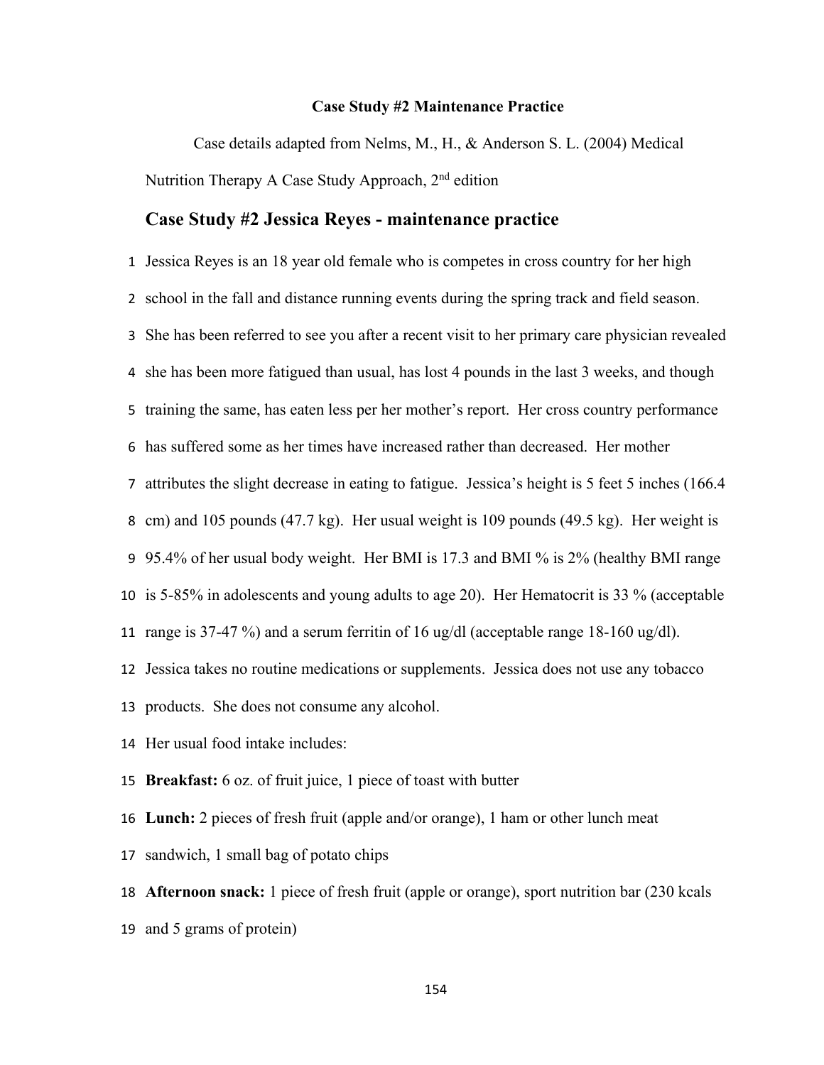**Case Study #2 Maintenance Practice**

Case details adapted from Nelms, M., H., & Anderson S. L. (2004) Medical Nutrition Therapy A Case Study Approach, 2nd edition

## Case Study #2 Jessica Reyes - maintenance practice

1 Jessica Reyes is an 18 year old female who is competes in cross country for her high
2 school in the fall and distance running events during the spring track and field season.
3 She has been referred to see you after a recent visit to her primary care physician revealed
4 she has been more fatigued than usual, has lost 4 pounds in the last 3 weeks, and though
5 training the same, has eaten less per her mother's report. Her cross country performance
6 has suffered some as her times have increased rather than decreased. Her mother
7 attributes the slight decrease in eating to fatigue. Jessica's height is 5 feet 5 inches (166.4
8 cm) and 105 pounds (47.7 kg). Her usual weight is 109 pounds (49.5 kg). Her weight is
9 95.4% of her usual body weight. Her BMI is 17.3 and BMI % is 2% (healthy BMI range
10 is 5-85% in adolescents and young adults to age 20). Her Hematocrit is 33 % (acceptable
11 range is 37-47 %) and a serum ferritin of 16 ug/dl (acceptable range 18-160 ug/dl).
12 Jessica takes no routine medications or supplements. Jessica does not use any tobacco
13 products. She does not consume any alcohol.
14 Her usual food intake includes:
15 **Breakfast:** 6 oz. of fruit juice, 1 piece of toast with butter
16 **Lunch:** 2 pieces of fresh fruit (apple and/or orange), 1 ham or other lunch meat
17 sandwich, 1 small bag of potato chips
18 **Afternoon snack:** 1 piece of fresh fruit (apple or orange), sport nutrition bar (230 kcals
19 and 5 grams of protein)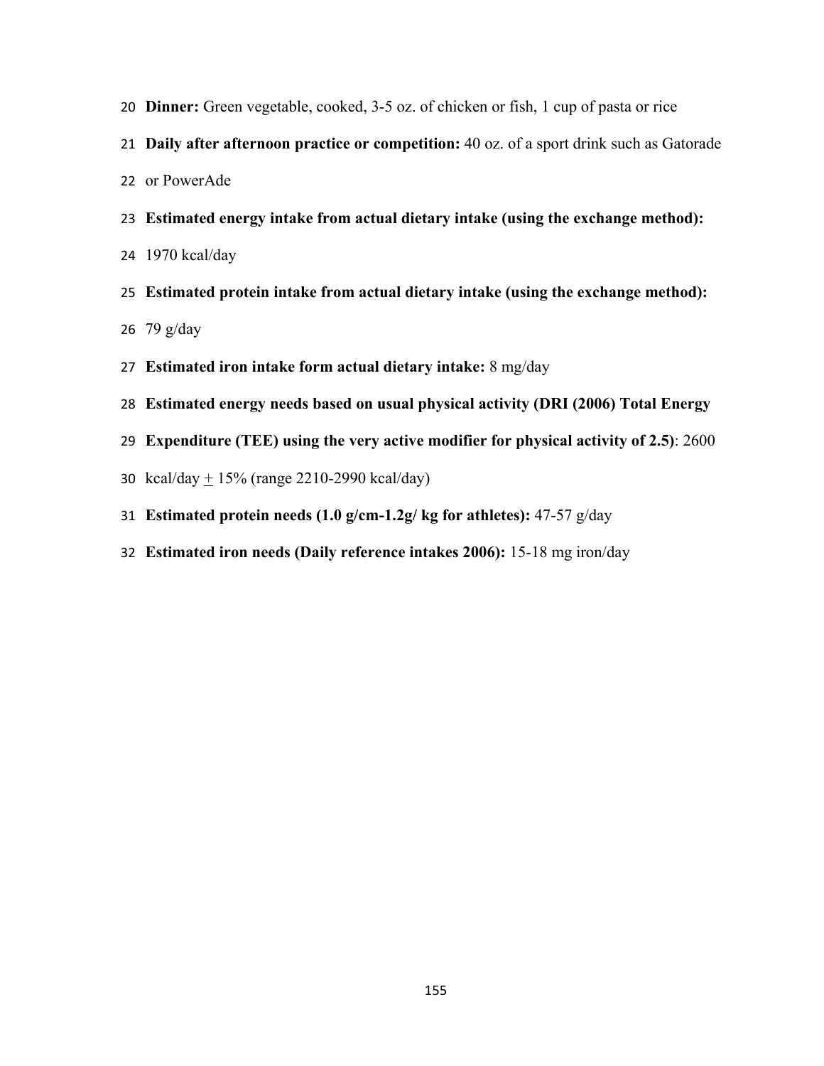**Dinner:** Green vegetable, cooked, 3-5 oz. of chicken or fish, 1 cup of pasta or rice

**Daily after afternoon practice or competition:** 40 oz. of a sport drink such as Gatorade or PowerAde

**Estimated energy intake from actual dietary intake (using the exchange method):** 1970 kcal/day

**Estimated protein intake from actual dietary intake (using the exchange method):** 79 g/day

**Estimated iron intake form actual dietary intake:** 8 mg/day

**Estimated energy needs based on usual physical activity (DRI (2006) Total Energy Expenditure (TEE) using the very active modifier for physical activity of 2.5)**: 2600 kcal/day ± 15% (range 2210-2990 kcal/day)

**Estimated protein needs (1.0 g/cm-1.2g/ kg for athletes):** 47-57 g/day

**Estimated iron needs (Daily reference intakes 2006):** 15-18 mg iron/day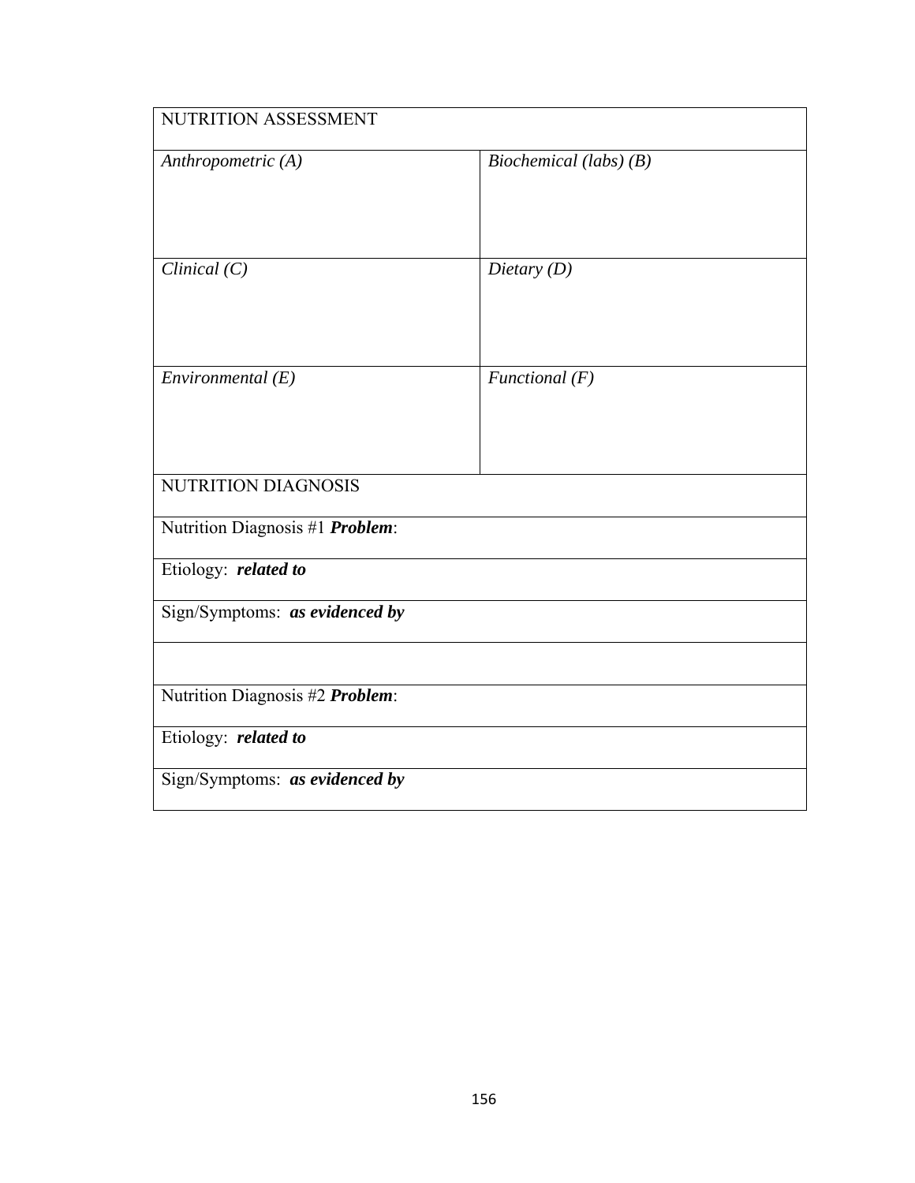| NUTRITION ASSESSMENT | |
|---|---|
| *Anthropometric (A)* | *Biochemical (labs) (B)* |
| *Clinical (C)* | *Dietary (D)* |
| *Environmental (E)* | *Functional (F)* |
| NUTRITION DIAGNOSIS | |
| Nutrition Diagnosis #1 ***Problem***: | |
| Etiology: ***related to*** | |
| Sign/Symptoms: ***as evidenced by*** | |
| | |
| Nutrition Diagnosis #2 ***Problem***: | |
| Etiology: ***related to*** | |
| Sign/Symptoms: ***as evidenced by*** | |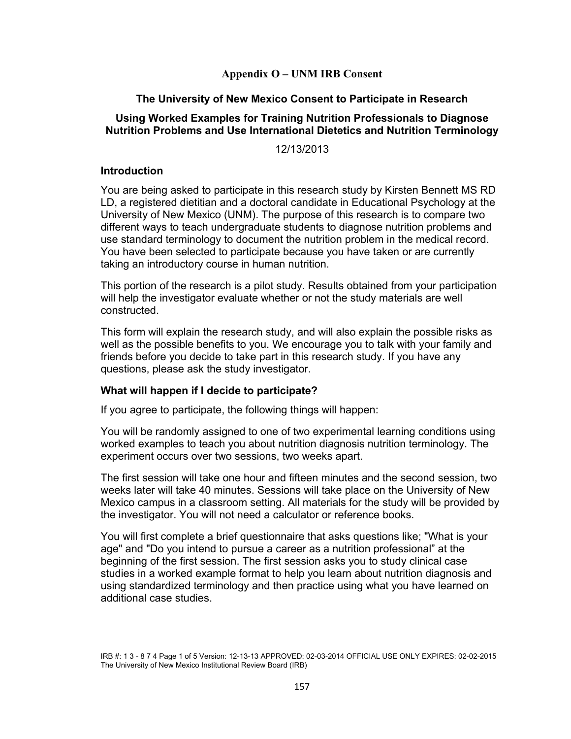## Appendix O – UNM IRB Consent

### The University of New Mexico Consent to Participate in Research

### Using Worked Examples for Training Nutrition Professionals to Diagnose Nutrition Problems and Use International Dietetics and Nutrition Terminology

12/13/2013

### Introduction

You are being asked to participate in this research study by Kirsten Bennett MS RD LD, a registered dietitian and a doctoral candidate in Educational Psychology at the University of New Mexico (UNM). The purpose of this research is to compare two different ways to teach undergraduate students to diagnose nutrition problems and use standard terminology to document the nutrition problem in the medical record. You have been selected to participate because you have taken or are currently taking an introductory course in human nutrition.

This portion of the research is a pilot study. Results obtained from your participation will help the investigator evaluate whether or not the study materials are well constructed.

This form will explain the research study, and will also explain the possible risks as well as the possible benefits to you. We encourage you to talk with your family and friends before you decide to take part in this research study. If you have any questions, please ask the study investigator.

### What will happen if I decide to participate?

If you agree to participate, the following things will happen:

You will be randomly assigned to one of two experimental learning conditions using worked examples to teach you about nutrition diagnosis nutrition terminology. The experiment occurs over two sessions, two weeks apart.

The first session will take one hour and fifteen minutes and the second session, two weeks later will take 40 minutes. Sessions will take place on the University of New Mexico campus in a classroom setting. All materials for the study will be provided by the investigator. You will not need a calculator or reference books.

You will first complete a brief questionnaire that asks questions like; "What is your age" and "Do you intend to pursue a career as a nutrition professional" at the beginning of the first session. The first session asks you to study clinical case studies in a worked example format to help you learn about nutrition diagnosis and using standardized terminology and then practice using what you have learned on additional case studies.

IRB #: 1 3 - 8 7 4 Page 1 of 5 Version: 12-13-13 APPROVED: 02-03-2014 OFFICIAL USE ONLY EXPIRES: 02-02-2015
The University of New Mexico Institutional Review Board (IRB)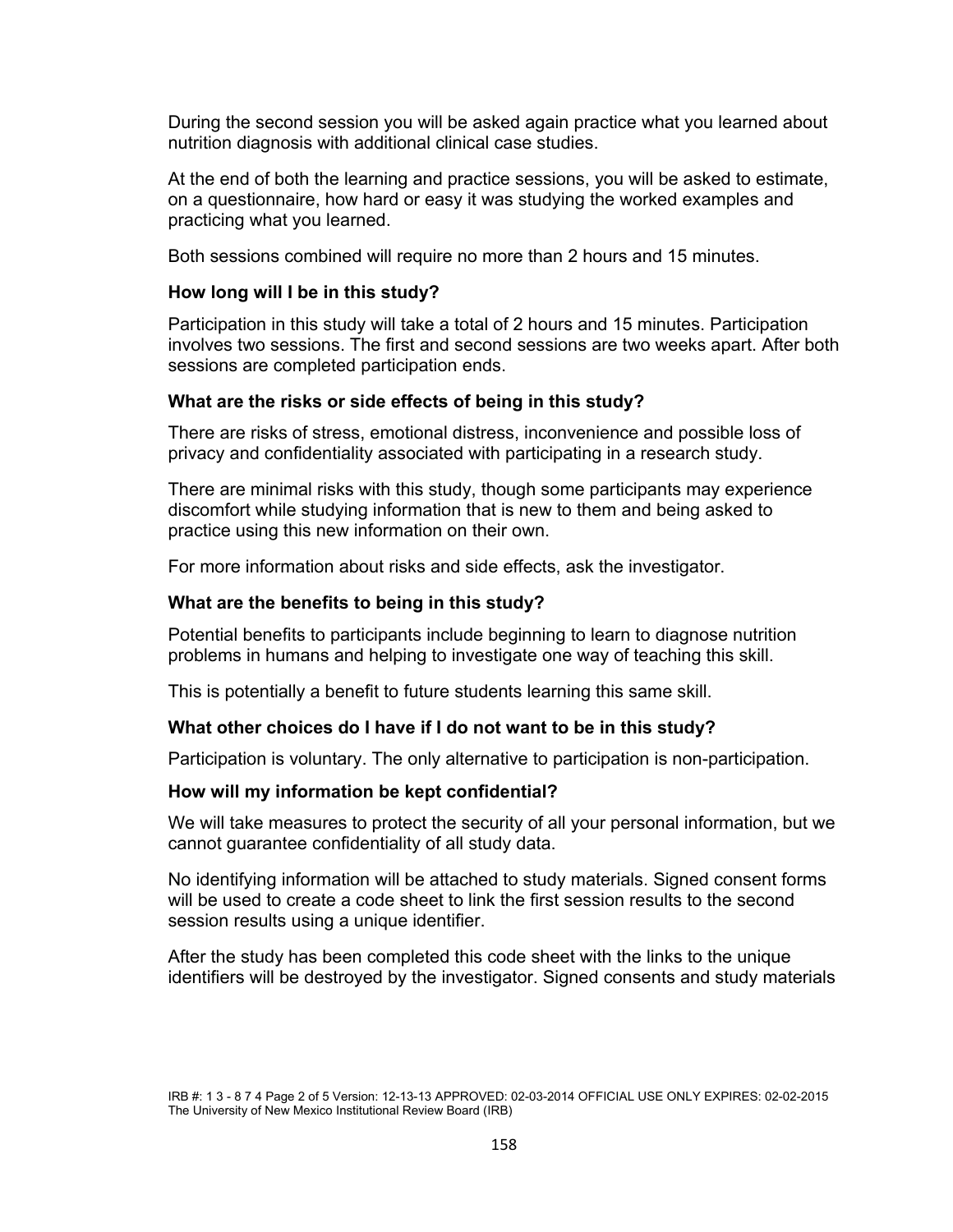During the second session you will be asked again practice what you learned about nutrition diagnosis with additional clinical case studies.

At the end of both the learning and practice sessions, you will be asked to estimate, on a questionnaire, how hard or easy it was studying the worked examples and practicing what you learned.

Both sessions combined will require no more than 2 hours and 15 minutes.

**How long will I be in this study?**

Participation in this study will take a total of 2 hours and 15 minutes. Participation involves two sessions. The first and second sessions are two weeks apart. After both sessions are completed participation ends.

**What are the risks or side effects of being in this study?**

There are risks of stress, emotional distress, inconvenience and possible loss of privacy and confidentiality associated with participating in a research study.

There are minimal risks with this study, though some participants may experience discomfort while studying information that is new to them and being asked to practice using this new information on their own.

For more information about risks and side effects, ask the investigator.

**What are the benefits to being in this study?**

Potential benefits to participants include beginning to learn to diagnose nutrition problems in humans and helping to investigate one way of teaching this skill.

This is potentially a benefit to future students learning this same skill.

**What other choices do I have if I do not want to be in this study?**

Participation is voluntary. The only alternative to participation is non-participation.

**How will my information be kept confidential?**

We will take measures to protect the security of all your personal information, but we cannot guarantee confidentiality of all study data.

No identifying information will be attached to study materials. Signed consent forms will be used to create a code sheet to link the first session results to the second session results using a unique identifier.

After the study has been completed this code sheet with the links to the unique identifiers will be destroyed by the investigator. Signed consents and study materials

IRB #: 1 3 - 8 7 4 Page 2 of 5 Version: 12-13-13 APPROVED: 02-03-2014 OFFICIAL USE ONLY EXPIRES: 02-02-2015
The University of New Mexico Institutional Review Board (IRB)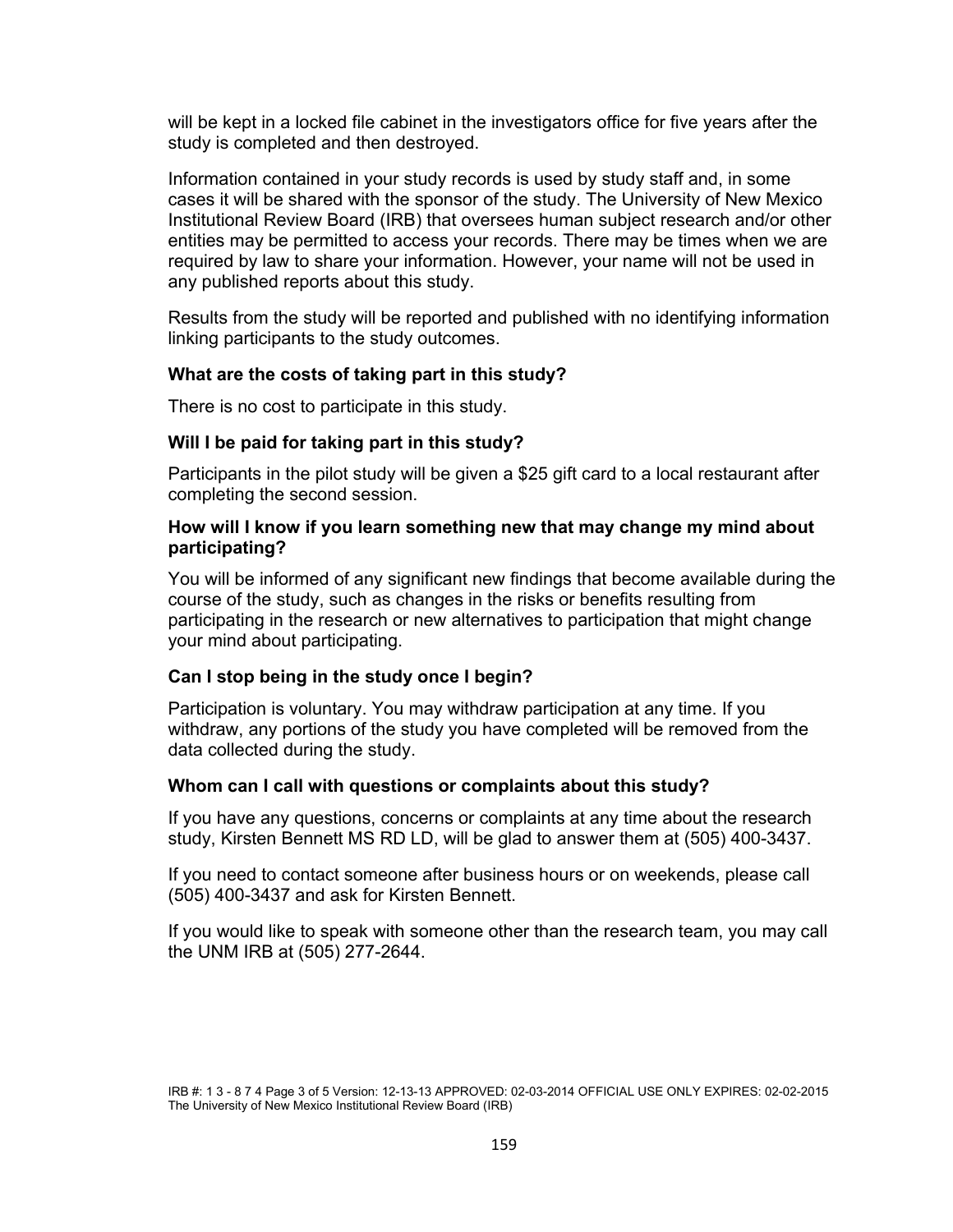will be kept in a locked file cabinet in the investigators office for five years after the study is completed and then destroyed.

Information contained in your study records is used by study staff and, in some cases it will be shared with the sponsor of the study. The University of New Mexico Institutional Review Board (IRB) that oversees human subject research and/or other entities may be permitted to access your records. There may be times when we are required by law to share your information. However, your name will not be used in any published reports about this study.

Results from the study will be reported and published with no identifying information linking participants to the study outcomes.

**What are the costs of taking part in this study?**

There is no cost to participate in this study.

**Will I be paid for taking part in this study?**

Participants in the pilot study will be given a $25 gift card to a local restaurant after completing the second session.

**How will I know if you learn something new that may change my mind about participating?**

You will be informed of any significant new findings that become available during the course of the study, such as changes in the risks or benefits resulting from participating in the research or new alternatives to participation that might change your mind about participating.

**Can I stop being in the study once I begin?**

Participation is voluntary. You may withdraw participation at any time. If you withdraw, any portions of the study you have completed will be removed from the data collected during the study.

**Whom can I call with questions or complaints about this study?**

If you have any questions, concerns or complaints at any time about the research study, Kirsten Bennett MS RD LD, will be glad to answer them at (505) 400-3437.

If you need to contact someone after business hours or on weekends, please call (505) 400-3437 and ask for Kirsten Bennett.

If you would like to speak with someone other than the research team, you may call the UNM IRB at (505) 277-2644.

IRB #: 1 3 - 8 7 4 Page 3 of 5 Version: 12-13-13 APPROVED: 02-03-2014 OFFICIAL USE ONLY EXPIRES: 02-02-2015
The University of New Mexico Institutional Review Board (IRB)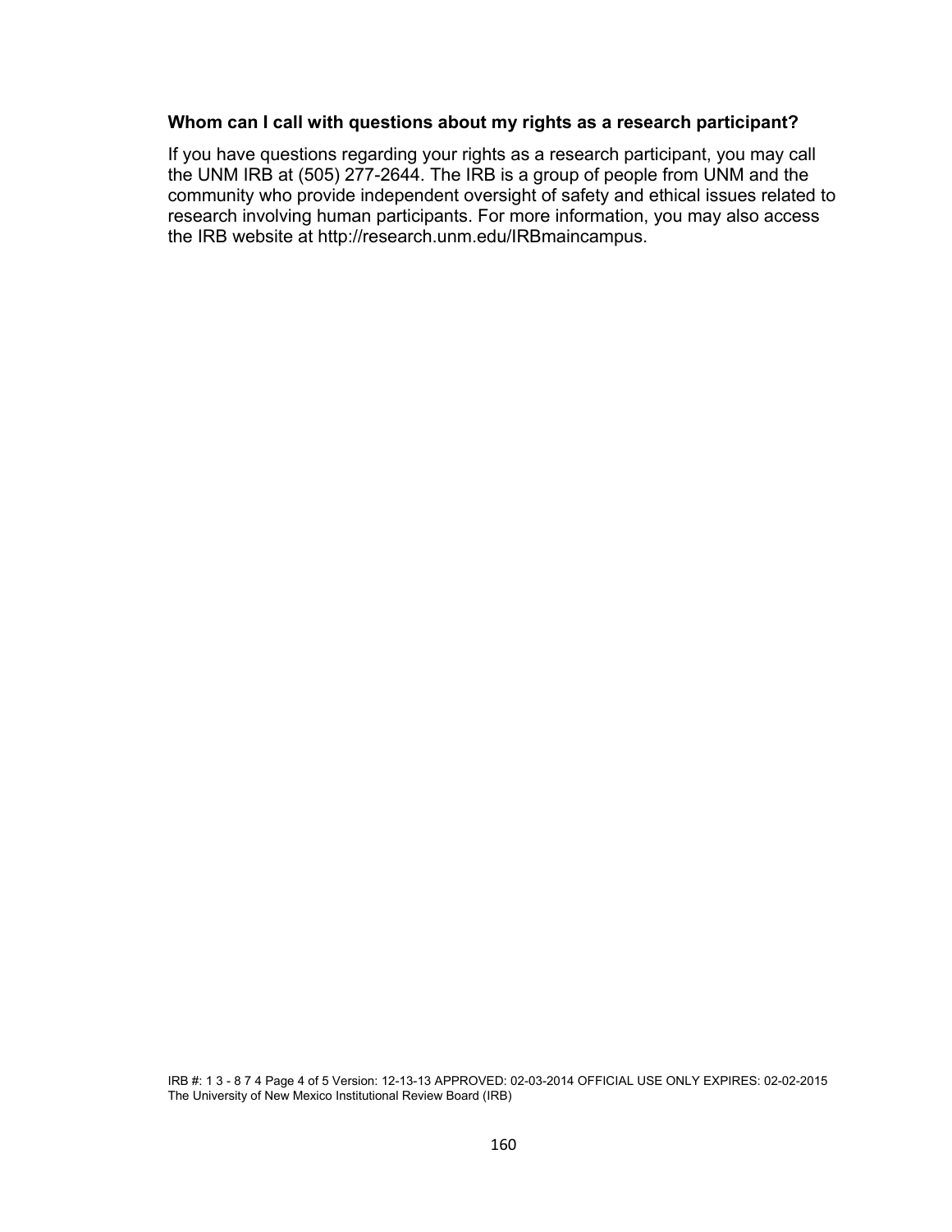**Whom can I call with questions about my rights as a research participant?**

If you have questions regarding your rights as a research participant, you may call the UNM IRB at (505) 277-2644. The IRB is a group of people from UNM and the community who provide independent oversight of safety and ethical issues related to research involving human participants. For more information, you may also access the IRB website at http://research.unm.edu/IRBmaincampus.

IRB #: 1 3 - 8 7 4 Page 4 of 5 Version: 12-13-13 APPROVED: 02-03-2014 OFFICIAL USE ONLY EXPIRES: 02-02-2015
The University of New Mexico Institutional Review Board (IRB)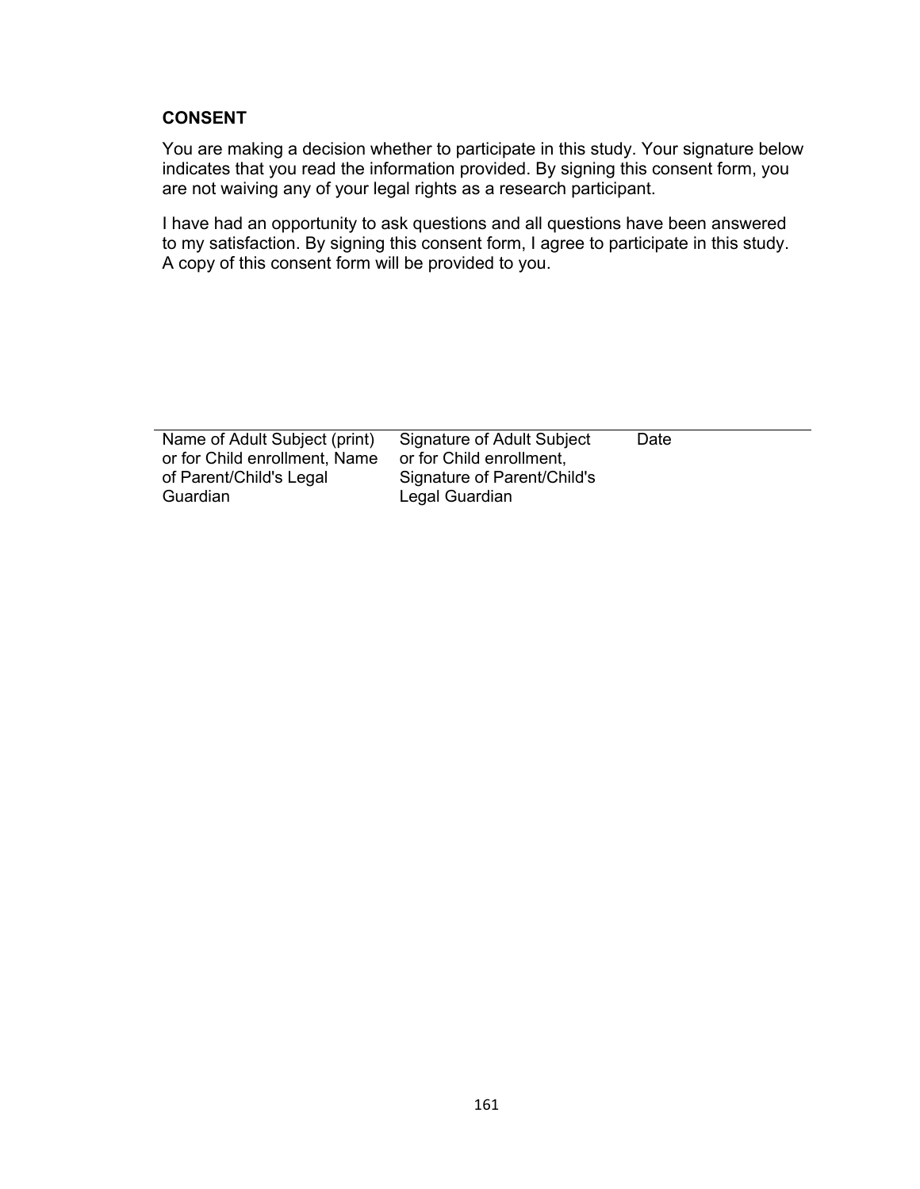**CONSENT**

You are making a decision whether to participate in this study. Your signature below indicates that you read the information provided. By signing this consent form, you are not waiving any of your legal rights as a research participant.

I have had an opportunity to ask questions and all questions have been answered to my satisfaction. By signing this consent form, I agree to participate in this study. A copy of this consent form will be provided to you.

| Name of Adult Subject (print) or for Child enrollment, Name of Parent/Child's Legal Guardian | Signature of Adult Subject or for Child enrollment, Signature of Parent/Child's Legal Guardian | Date |
| --- | --- | --- |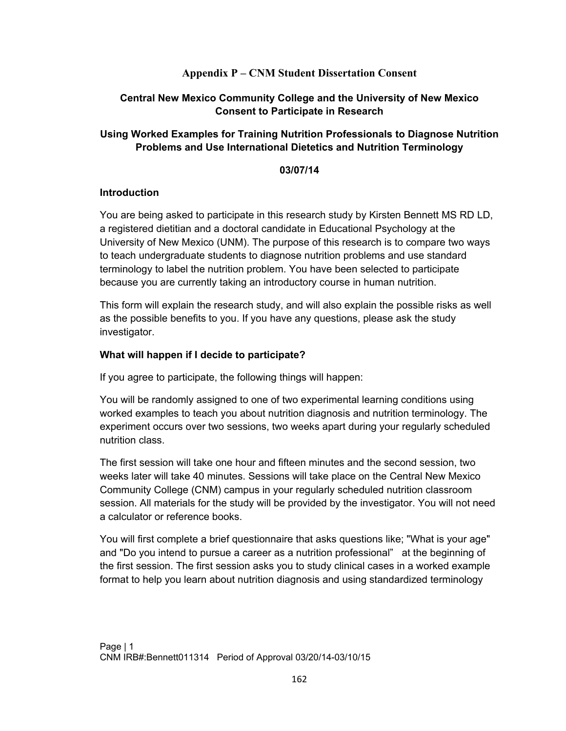## Appendix P – CNM Student Dissertation Consent

**Central New Mexico Community College and the University of New Mexico Consent to Participate in Research**

**Using Worked Examples for Training Nutrition Professionals to Diagnose Nutrition Problems and Use International Dietetics and Nutrition Terminology**

**03/07/14**

### Introduction

You are being asked to participate in this research study by Kirsten Bennett MS RD LD, a registered dietitian and a doctoral candidate in Educational Psychology at the University of New Mexico (UNM). The purpose of this research is to compare two ways to teach undergraduate students to diagnose nutrition problems and use standard terminology to label the nutrition problem. You have been selected to participate because you are currently taking an introductory course in human nutrition.

This form will explain the research study, and will also explain the possible risks as well as the possible benefits to you. If you have any questions, please ask the study investigator.

### What will happen if I decide to participate?

If you agree to participate, the following things will happen:

You will be randomly assigned to one of two experimental learning conditions using worked examples to teach you about nutrition diagnosis and nutrition terminology. The experiment occurs over two sessions, two weeks apart during your regularly scheduled nutrition class.

The first session will take one hour and fifteen minutes and the second session, two weeks later will take 40 minutes. Sessions will take place on the Central New Mexico Community College (CNM) campus in your regularly scheduled nutrition classroom session. All materials for the study will be provided by the investigator. You will not need a calculator or reference books.

You will first complete a brief questionnaire that asks questions like; "What is your age" and "Do you intend to pursue a career as a nutrition professional" at the beginning of the first session. The first session asks you to study clinical cases in a worked example format to help you learn about nutrition diagnosis and using standardized terminology

CNM IRB#:Bennett011314 Period of Approval 03/20/14-03/10/15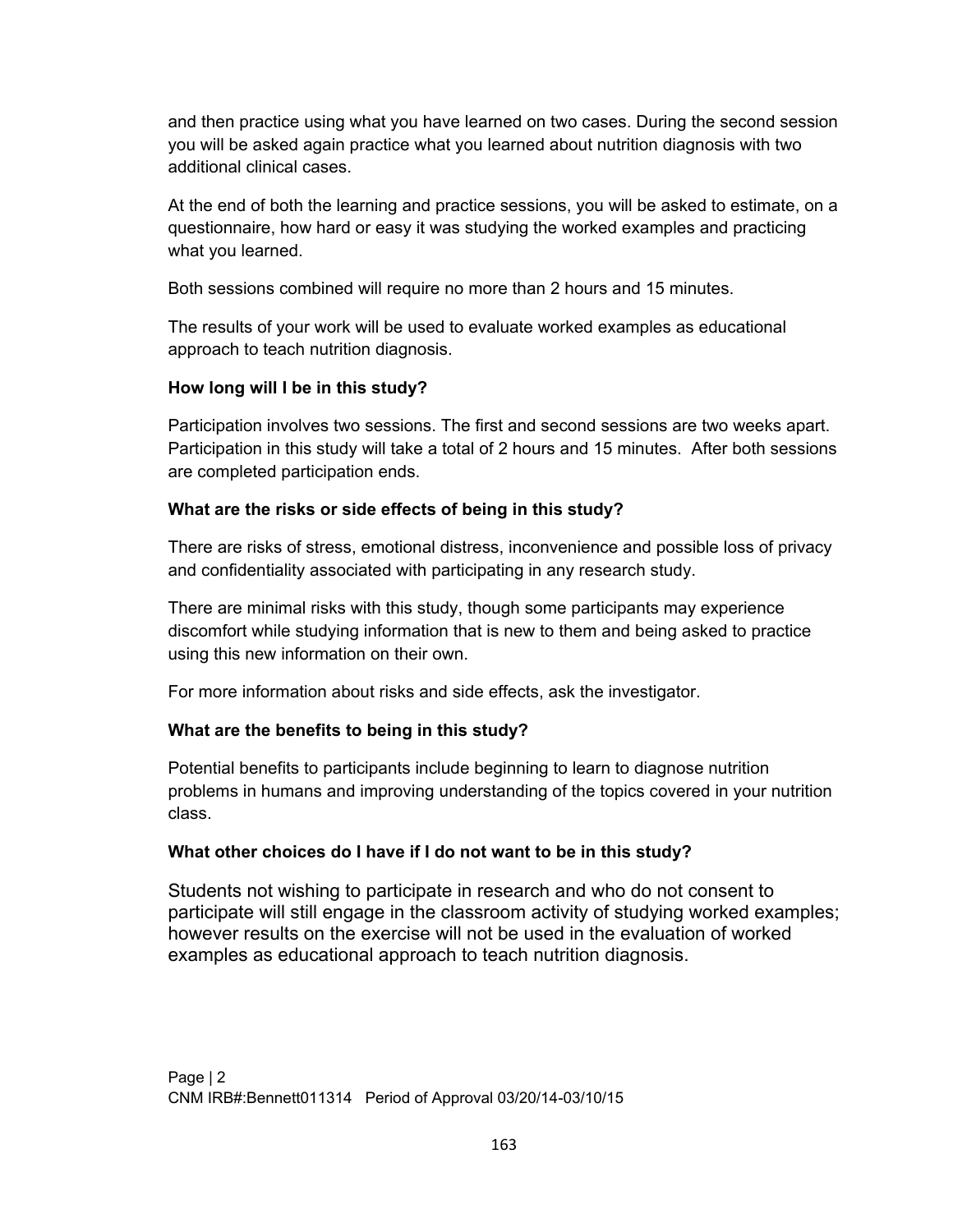and then practice using what you have learned on two cases. During the second session you will be asked again practice what you learned about nutrition diagnosis with two additional clinical cases.

At the end of both the learning and practice sessions, you will be asked to estimate, on a questionnaire, how hard or easy it was studying the worked examples and practicing what you learned.

Both sessions combined will require no more than 2 hours and 15 minutes.

The results of your work will be used to evaluate worked examples as educational approach to teach nutrition diagnosis.

**How long will I be in this study?**

Participation involves two sessions. The first and second sessions are two weeks apart. Participation in this study will take a total of 2 hours and 15 minutes. After both sessions are completed participation ends.

**What are the risks or side effects of being in this study?**

There are risks of stress, emotional distress, inconvenience and possible loss of privacy and confidentiality associated with participating in any research study.

There are minimal risks with this study, though some participants may experience discomfort while studying information that is new to them and being asked to practice using this new information on their own.

For more information about risks and side effects, ask the investigator.

**What are the benefits to being in this study?**

Potential benefits to participants include beginning to learn to diagnose nutrition problems in humans and improving understanding of the topics covered in your nutrition class.

**What other choices do I have if I do not want to be in this study?**

Students not wishing to participate in research and who do not consent to participate will still engage in the classroom activity of studying worked examples; however results on the exercise will not be used in the evaluation of worked examples as educational approach to teach nutrition diagnosis.

CNM IRB#:Bennett011314 Period of Approval 03/20/14-03/10/15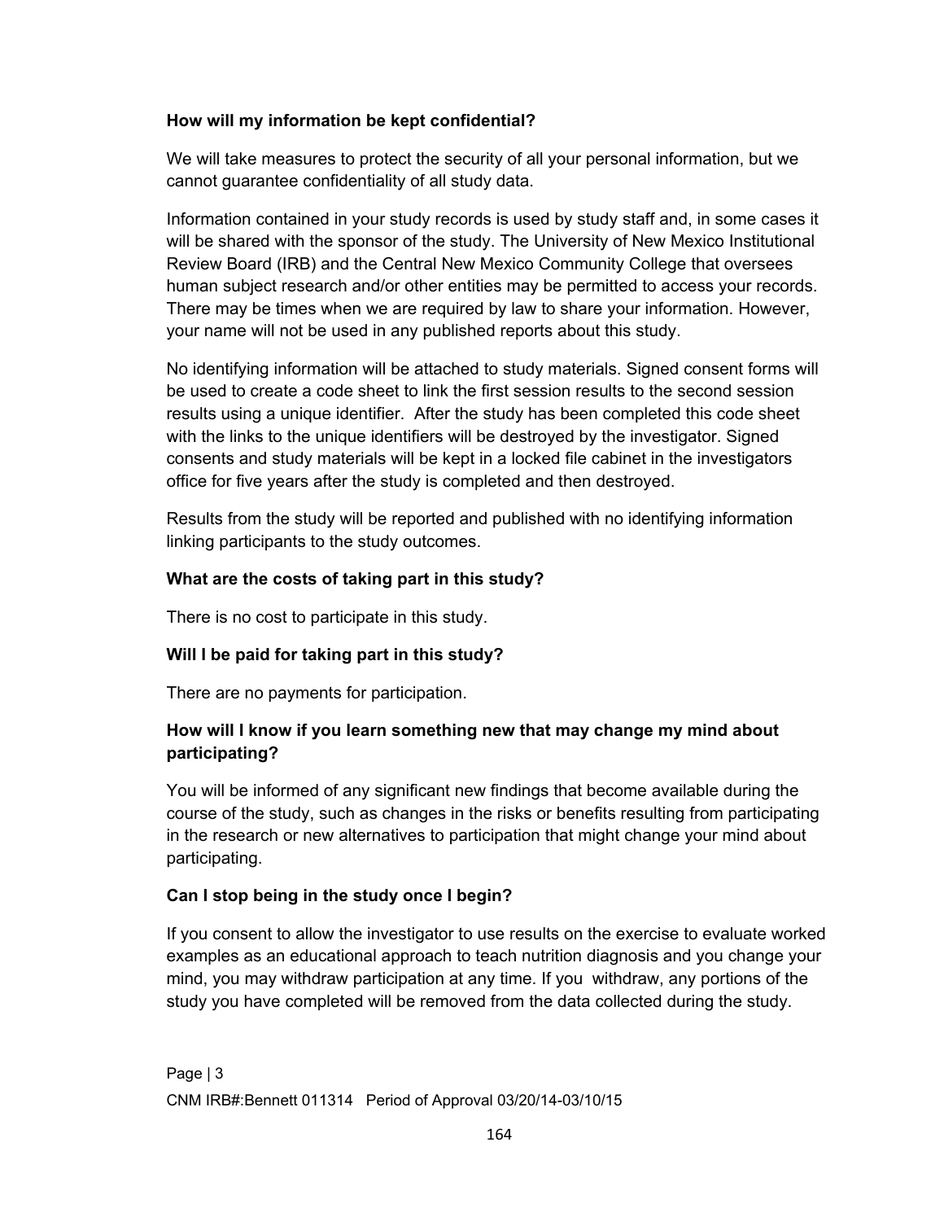**How will my information be kept confidential?**

We will take measures to protect the security of all your personal information, but we cannot guarantee confidentiality of all study data.

Information contained in your study records is used by study staff and, in some cases it will be shared with the sponsor of the study. The University of New Mexico Institutional Review Board (IRB) and the Central New Mexico Community College that oversees human subject research and/or other entities may be permitted to access your records. There may be times when we are required by law to share your information. However, your name will not be used in any published reports about this study.

No identifying information will be attached to study materials. Signed consent forms will be used to create a code sheet to link the first session results to the second session results using a unique identifier. After the study has been completed this code sheet with the links to the unique identifiers will be destroyed by the investigator. Signed consents and study materials will be kept in a locked file cabinet in the investigators office for five years after the study is completed and then destroyed.

Results from the study will be reported and published with no identifying information linking participants to the study outcomes.

**What are the costs of taking part in this study?**

There is no cost to participate in this study.

**Will I be paid for taking part in this study?**

There are no payments for participation.

**How will I know if you learn something new that may change my mind about participating?**

You will be informed of any significant new findings that become available during the course of the study, such as changes in the risks or benefits resulting from participating in the research or new alternatives to participation that might change your mind about participating.

**Can I stop being in the study once I begin?**

If you consent to allow the investigator to use results on the exercise to evaluate worked examples as an educational approach to teach nutrition diagnosis and you change your mind, you may withdraw participation at any time. If you withdraw, any portions of the study you have completed will be removed from the data collected during the study.

CNM IRB#:Bennett 011314 Period of Approval 03/20/14-03/10/15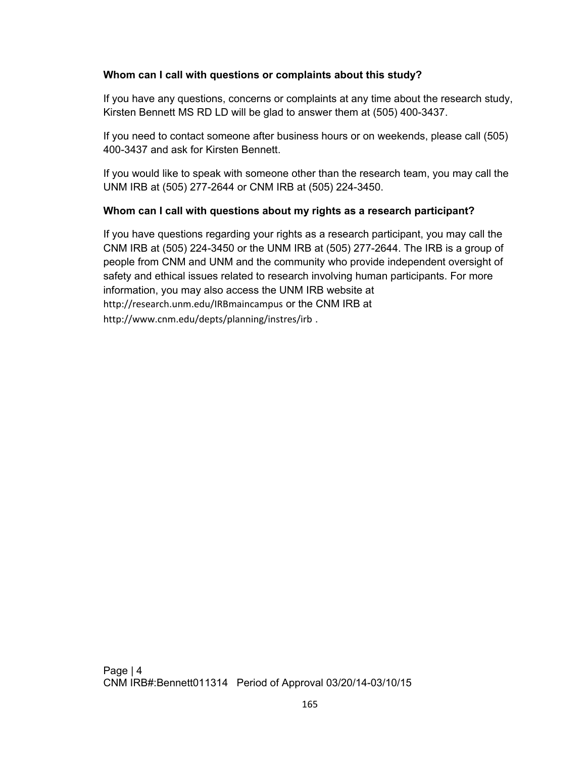**Whom can I call with questions or complaints about this study?**

If you have any questions, concerns or complaints at any time about the research study, Kirsten Bennett MS RD LD will be glad to answer them at (505) 400-3437.

If you need to contact someone after business hours or on weekends, please call (505) 400-3437 and ask for Kirsten Bennett.

If you would like to speak with someone other than the research team, you may call the UNM IRB at (505) 277-2644 or CNM IRB at (505) 224-3450.

**Whom can I call with questions about my rights as a research participant?**

If you have questions regarding your rights as a research participant, you may call the CNM IRB at (505) 224-3450 or the UNM IRB at (505) 277-2644. The IRB is a group of people from CNM and UNM and the community who provide independent oversight of safety and ethical issues related to research involving human participants. For more information, you may also access the UNM IRB website at http://research.unm.edu/IRBmaincampus or the CNM IRB at http://www.cnm.edu/depts/planning/instres/irb .

CNM IRB#:Bennett011314 Period of Approval 03/20/14-03/10/15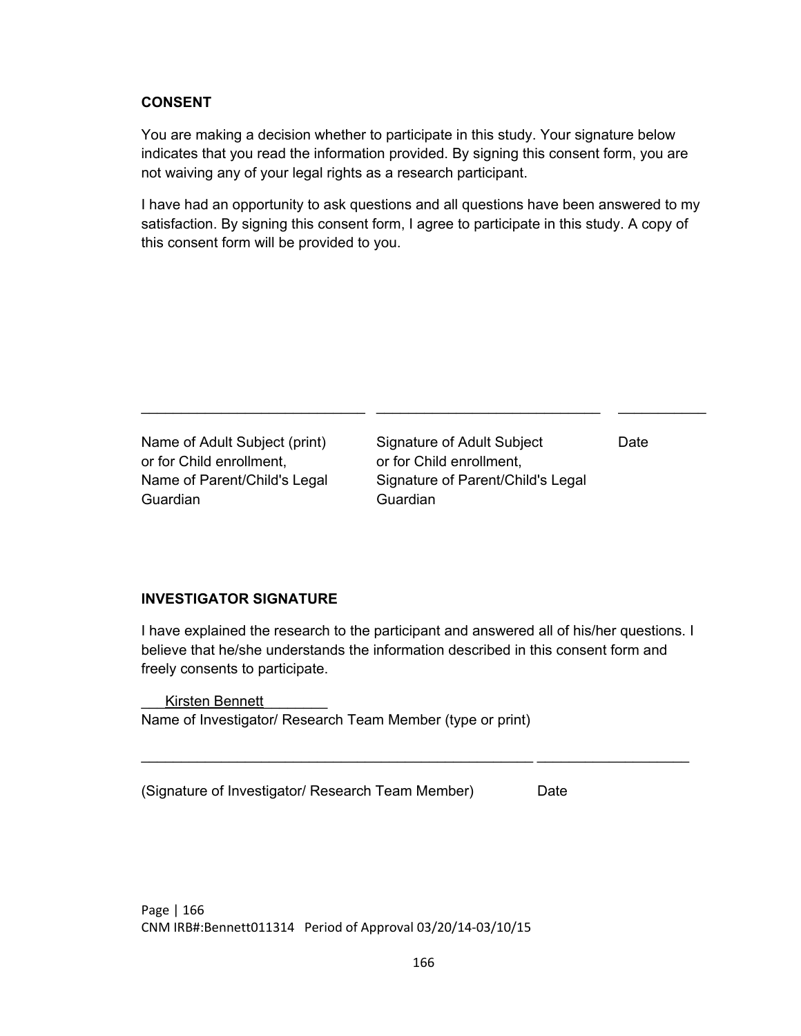**CONSENT**

You are making a decision whether to participate in this study. Your signature below indicates that you read the information provided. By signing this consent form, you are not waiving any of your legal rights as a research participant.

I have had an opportunity to ask questions and all questions have been answered to my satisfaction. By signing this consent form, I agree to participate in this study. A copy of this consent form will be provided to you.

| ____________________________ | ____________________________ | ___________ |
|---|---|---|
| Name of Adult Subject (print) or for Child enrollment, Name of Parent/Child's Legal Guardian | Signature of Adult Subject or for Child enrollment, Signature of Parent/Child's Legal Guardian | Date |

**INVESTIGATOR SIGNATURE**

I have explained the research to the participant and answered all of his/her questions. I believe that he/she understands the information described in this consent form and freely consents to participate.

___Kirsten Bennett________
Name of Investigator/ Research Team Member (type or print)

__________________________________________________ ___________________

(Signature of Investigator/ Research Team Member) Date

CNM IRB#:Bennett011314 Period of Approval 03/20/14-03/10/15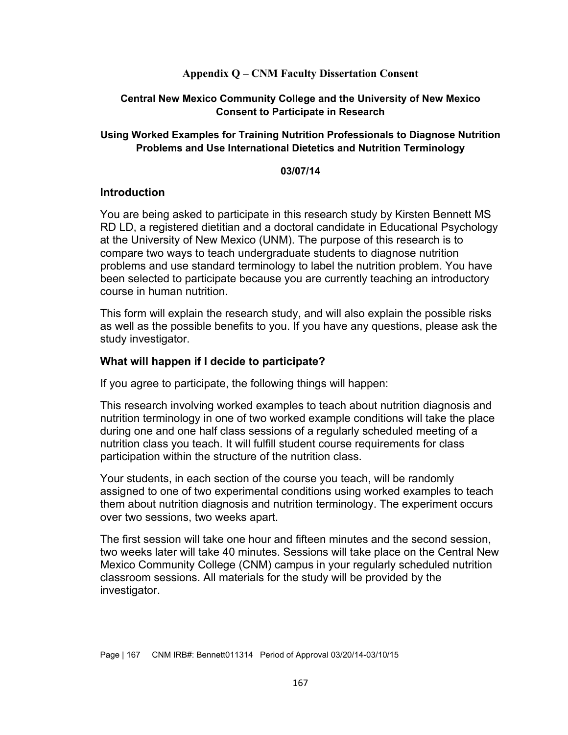# Appendix Q – CNM Faculty Dissertation Consent

**Central New Mexico Community College and the University of New Mexico Consent to Participate in Research**

**Using Worked Examples for Training Nutrition Professionals to Diagnose Nutrition Problems and Use International Dietetics and Nutrition Terminology**

**03/07/14**

## Introduction

You are being asked to participate in this research study by Kirsten Bennett MS RD LD, a registered dietitian and a doctoral candidate in Educational Psychology at the University of New Mexico (UNM). The purpose of this research is to compare two ways to teach undergraduate students to diagnose nutrition problems and use standard terminology to label the nutrition problem. You have been selected to participate because you are currently teaching an introductory course in human nutrition.

This form will explain the research study, and will also explain the possible risks as well as the possible benefits to you. If you have any questions, please ask the study investigator.

## What will happen if I decide to participate?

If you agree to participate, the following things will happen:

This research involving worked examples to teach about nutrition diagnosis and nutrition terminology in one of two worked example conditions will take the place during one and one half class sessions of a regularly scheduled meeting of a nutrition class you teach. It will fulfill student course requirements for class participation within the structure of the nutrition class.

Your students, in each section of the course you teach, will be randomly assigned to one of two experimental conditions using worked examples to teach them about nutrition diagnosis and nutrition terminology. The experiment occurs over two sessions, two weeks apart.

The first session will take one hour and fifteen minutes and the second session, two weeks later will take 40 minutes. Sessions will take place on the Central New Mexico Community College (CNM) campus in your regularly scheduled nutrition classroom sessions. All materials for the study will be provided by the investigator.

Page | 167 CNM IRB#: Bennett011314 Period of Approval 03/20/14-03/10/15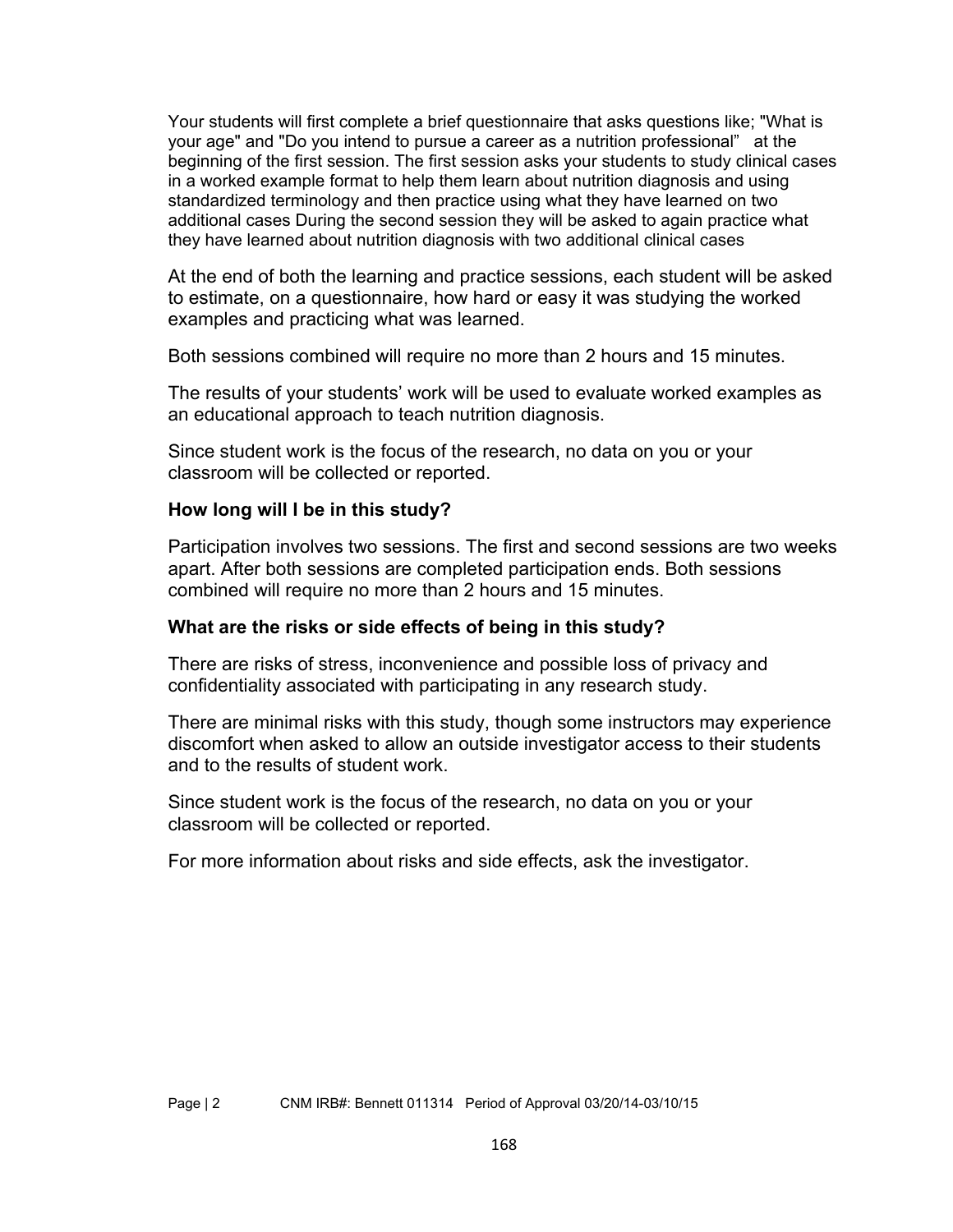Your students will first complete a brief questionnaire that asks questions like; "What is your age" and "Do you intend to pursue a career as a nutrition professional" at the beginning of the first session. The first session asks your students to study clinical cases in a worked example format to help them learn about nutrition diagnosis and using standardized terminology and then practice using what they have learned on two additional cases During the second session they will be asked to again practice what they have learned about nutrition diagnosis with two additional clinical cases

At the end of both the learning and practice sessions, each student will be asked to estimate, on a questionnaire, how hard or easy it was studying the worked examples and practicing what was learned.

Both sessions combined will require no more than 2 hours and 15 minutes.

The results of your students' work will be used to evaluate worked examples as an educational approach to teach nutrition diagnosis.

Since student work is the focus of the research, no data on you or your classroom will be collected or reported.

**How long will I be in this study?**

Participation involves two sessions. The first and second sessions are two weeks apart. After both sessions are completed participation ends. Both sessions combined will require no more than 2 hours and 15 minutes.

**What are the risks or side effects of being in this study?**

There are risks of stress, inconvenience and possible loss of privacy and confidentiality associated with participating in any research study.

There are minimal risks with this study, though some instructors may experience discomfort when asked to allow an outside investigator access to their students and to the results of student work.

Since student work is the focus of the research, no data on you or your classroom will be collected or reported.

For more information about risks and side effects, ask the investigator.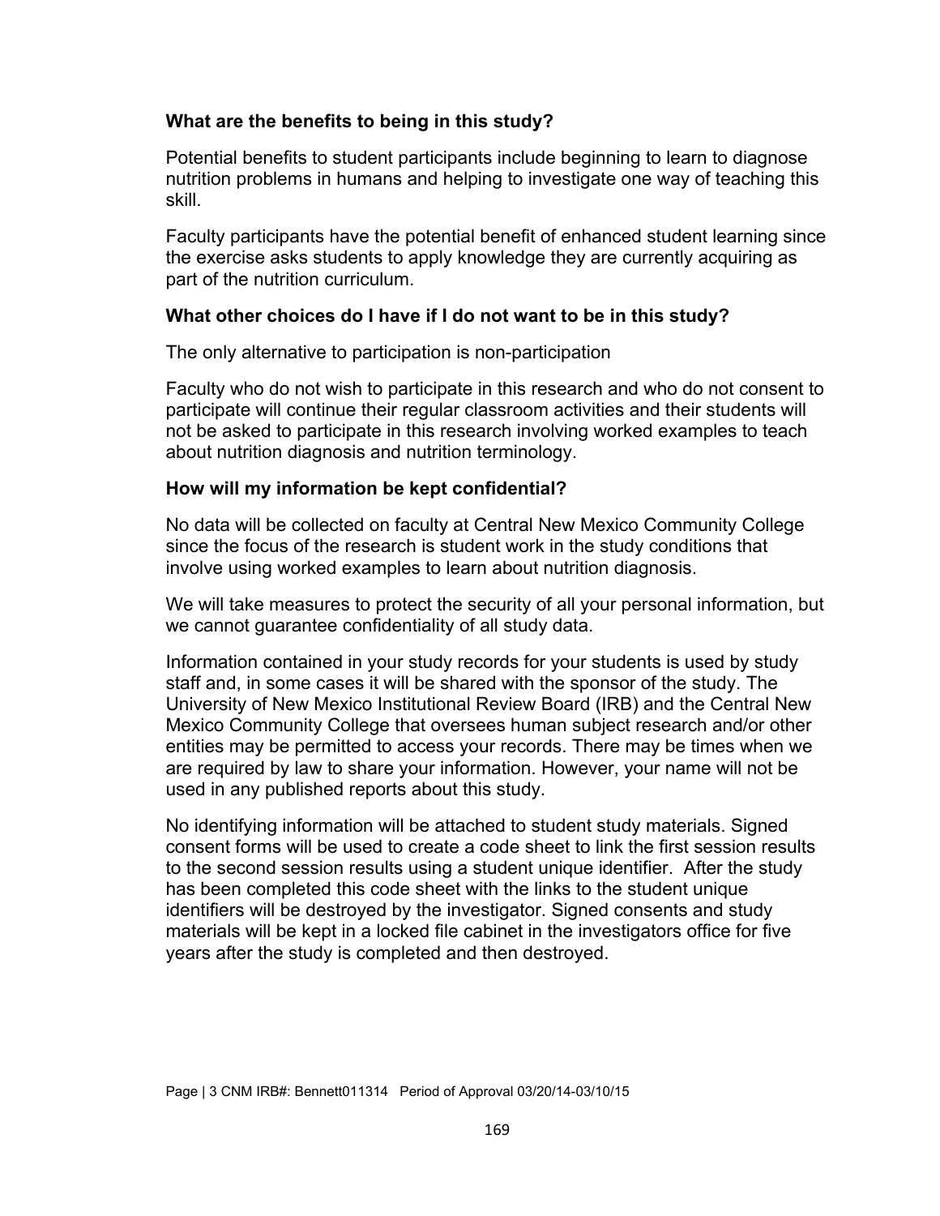**What are the benefits to being in this study?**

Potential benefits to student participants include beginning to learn to diagnose nutrition problems in humans and helping to investigate one way of teaching this skill.

Faculty participants have the potential benefit of enhanced student learning since the exercise asks students to apply knowledge they are currently acquiring as part of the nutrition curriculum.

**What other choices do I have if I do not want to be in this study?**

The only alternative to participation is non-participation

Faculty who do not wish to participate in this research and who do not consent to participate will continue their regular classroom activities and their students will not be asked to participate in this research involving worked examples to teach about nutrition diagnosis and nutrition terminology.

**How will my information be kept confidential?**

No data will be collected on faculty at Central New Mexico Community College since the focus of the research is student work in the study conditions that involve using worked examples to learn about nutrition diagnosis.

We will take measures to protect the security of all your personal information, but we cannot guarantee confidentiality of all study data.

Information contained in your study records for your students is used by study staff and, in some cases it will be shared with the sponsor of the study. The University of New Mexico Institutional Review Board (IRB) and the Central New Mexico Community College that oversees human subject research and/or other entities may be permitted to access your records. There may be times when we are required by law to share your information. However, your name will not be used in any published reports about this study.

No identifying information will be attached to student study materials. Signed consent forms will be used to create a code sheet to link the first session results to the second session results using a student unique identifier. After the study has been completed this code sheet with the links to the student unique identifiers will be destroyed by the investigator. Signed consents and study materials will be kept in a locked file cabinet in the investigators office for five years after the study is completed and then destroyed.

Page | 3 CNM IRB#: Bennett011314 Period of Approval 03/20/14-03/10/15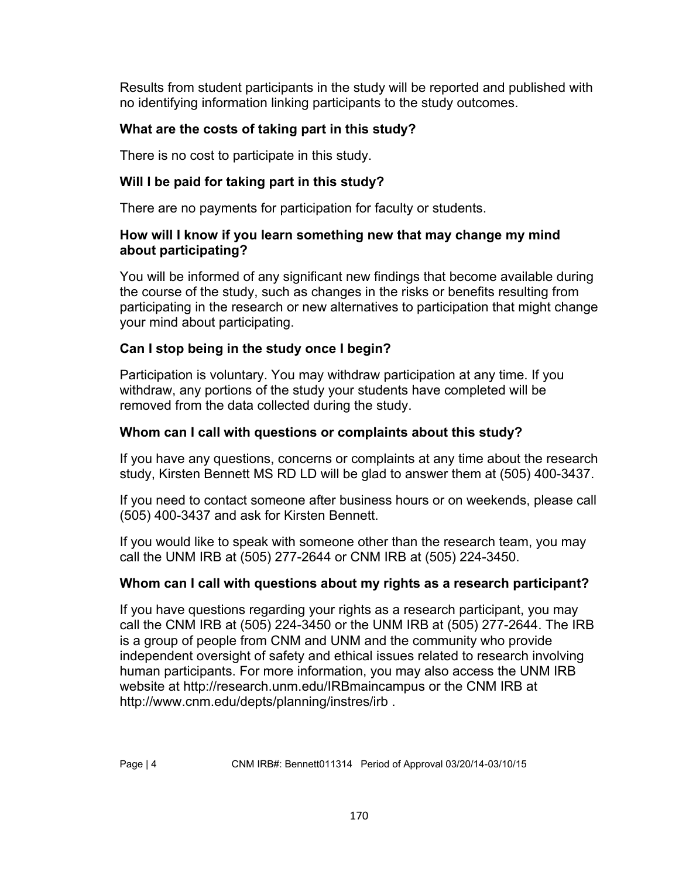Results from student participants in the study will be reported and published with no identifying information linking participants to the study outcomes.

**What are the costs of taking part in this study?**

There is no cost to participate in this study.

**Will I be paid for taking part in this study?**

There are no payments for participation for faculty or students.

**How will I know if you learn something new that may change my mind about participating?**

You will be informed of any significant new findings that become available during the course of the study, such as changes in the risks or benefits resulting from participating in the research or new alternatives to participation that might change your mind about participating.

**Can I stop being in the study once I begin?**

Participation is voluntary. You may withdraw participation at any time. If you withdraw, any portions of the study your students have completed will be removed from the data collected during the study.

**Whom can I call with questions or complaints about this study?**

If you have any questions, concerns or complaints at any time about the research study, Kirsten Bennett MS RD LD will be glad to answer them at (505) 400-3437.

If you need to contact someone after business hours or on weekends, please call (505) 400-3437 and ask for Kirsten Bennett.

If you would like to speak with someone other than the research team, you may call the UNM IRB at (505) 277-2644 or CNM IRB at (505) 224-3450.

**Whom can I call with questions about my rights as a research participant?**

If you have questions regarding your rights as a research participant, you may call the CNM IRB at (505) 224-3450 or the UNM IRB at (505) 277-2644. The IRB is a group of people from CNM and UNM and the community who provide independent oversight of safety and ethical issues related to research involving human participants. For more information, you may also access the UNM IRB website at http://research.unm.edu/IRBmaincampus or the CNM IRB at http://www.cnm.edu/depts/planning/instres/irb .

CNM IRB#: Bennett011314 Period of Approval 03/20/14-03/10/15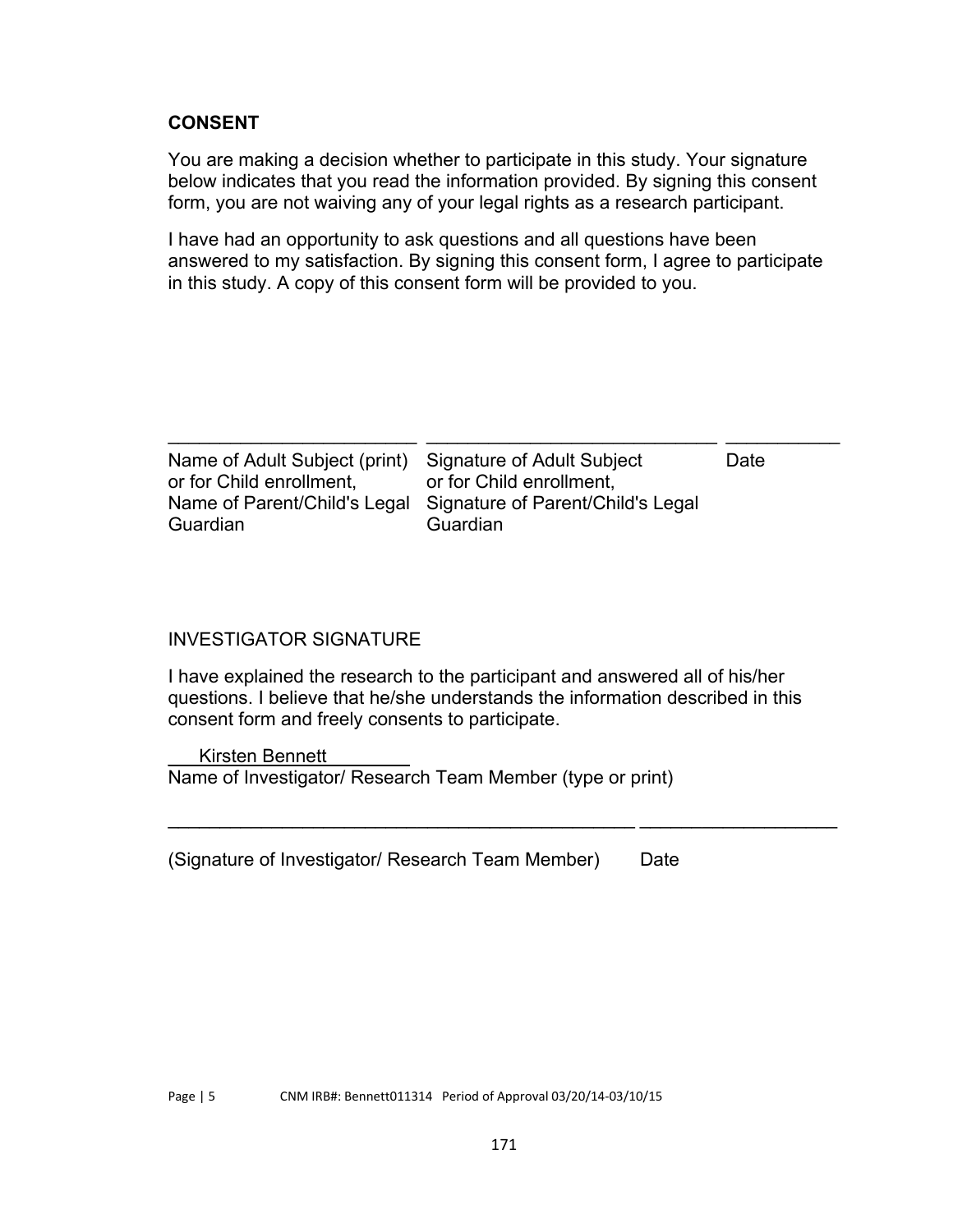**CONSENT**

You are making a decision whether to participate in this study. Your signature below indicates that you read the information provided. By signing this consent form, you are not waiving any of your legal rights as a research participant.

I have had an opportunity to ask questions and all questions have been answered to my satisfaction. By signing this consent form, I agree to participate in this study. A copy of this consent form will be provided to you.

| ________________________ | ____________________________ | ___________ |
|---|---|---|
| Name of Adult Subject (print) or for Child enrollment, Name of Parent/Child's Legal Guardian | Signature of Adult Subject or for Child enrollment, Signature of Parent/Child's Legal Guardian | Date |

INVESTIGATOR SIGNATURE

I have explained the research to the participant and answered all of his/her questions. I believe that he/she understands the information described in this consent form and freely consents to participate.

Kirsten Bennett
Name of Investigator/ Research Team Member (type or print)

_______________________________________________ ___________________

(Signature of Investigator/ Research Team Member)     Date

CNM IRB#: Bennett011314   Period of Approval 03/20/14-03/10/15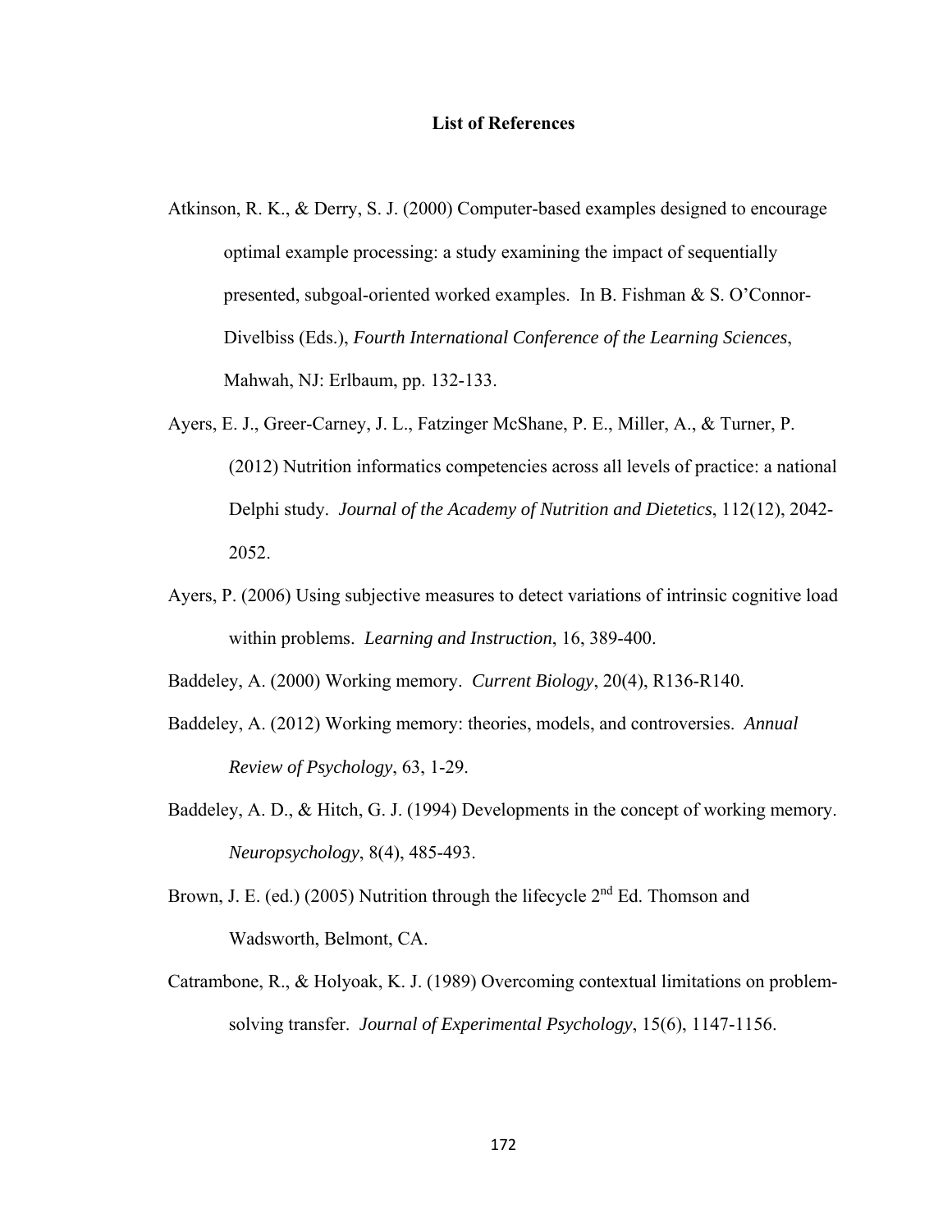# List of References

Atkinson, R. K., & Derry, S. J. (2000) Computer-based examples designed to encourage optimal example processing: a study examining the impact of sequentially presented, subgoal-oriented worked examples. In B. Fishman & S. O'Connor-Divelbiss (Eds.), *Fourth International Conference of the Learning Sciences*, Mahwah, NJ: Erlbaum, pp. 132-133.

Ayers, E. J., Greer-Carney, J. L., Fatzinger McShane, P. E., Miller, A., & Turner, P. (2012) Nutrition informatics competencies across all levels of practice: a national Delphi study. *Journal of the Academy of Nutrition and Dietetics*, 112(12), 2042-2052.

Ayers, P. (2006) Using subjective measures to detect variations of intrinsic cognitive load within problems. *Learning and Instruction*, 16, 389-400.

Baddeley, A. (2000) Working memory. *Current Biology*, 20(4), R136-R140.

Baddeley, A. (2012) Working memory: theories, models, and controversies. *Annual Review of Psychology*, 63, 1-29.

Baddeley, A. D., & Hitch, G. J. (1994) Developments in the concept of working memory. *Neuropsychology*, 8(4), 485-493.

Brown, J. E. (ed.) (2005) Nutrition through the lifecycle 2nd Ed. Thomson and Wadsworth, Belmont, CA.

Catrambone, R., & Holyoak, K. J. (1989) Overcoming contextual limitations on problem-solving transfer. *Journal of Experimental Psychology*, 15(6), 1147-1156.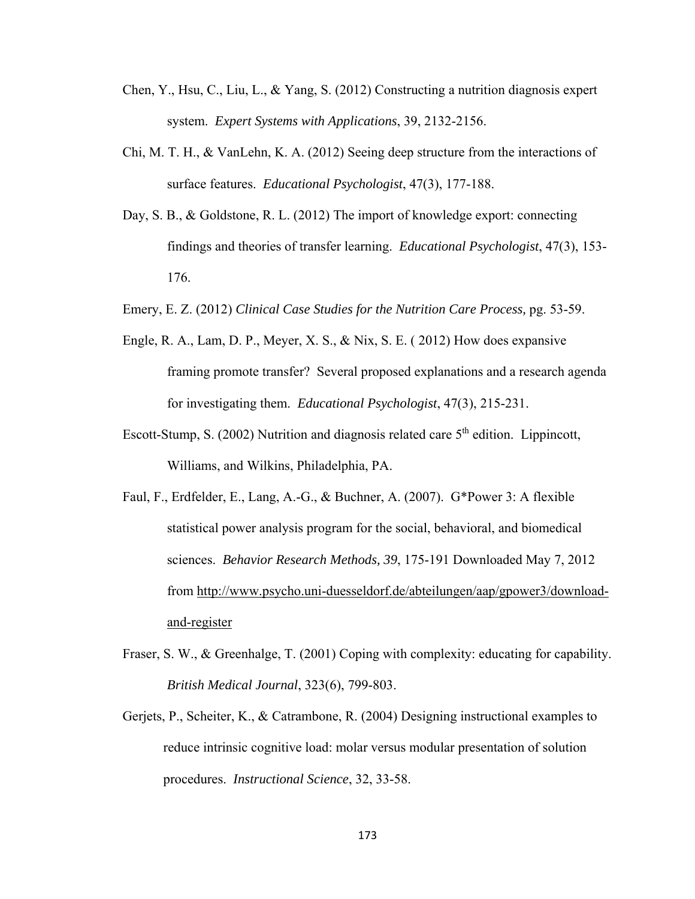Chen, Y., Hsu, C., Liu, L., & Yang, S. (2012) Constructing a nutrition diagnosis expert system. *Expert Systems with Applications*, 39, 2132-2156.

Chi, M. T. H., & VanLehn, K. A. (2012) Seeing deep structure from the interactions of surface features. *Educational Psychologist*, 47(3), 177-188.

Day, S. B., & Goldstone, R. L. (2012) The import of knowledge export: connecting findings and theories of transfer learning. *Educational Psychologist*, 47(3), 153-176.

Emery, E. Z. (2012) *Clinical Case Studies for the Nutrition Care Process,* pg. 53-59.

Engle, R. A., Lam, D. P., Meyer, X. S., & Nix, S. E. ( 2012) How does expansive framing promote transfer? Several proposed explanations and a research agenda for investigating them. *Educational Psychologist*, 47(3), 215-231.

Escott-Stump, S. (2002) Nutrition and diagnosis related care 5th edition. Lippincott, Williams, and Wilkins, Philadelphia, PA.

Faul, F., Erdfelder, E., Lang, A.-G., & Buchner, A. (2007). G*Power 3: A flexible statistical power analysis program for the social, behavioral, and biomedical sciences. *Behavior Research Methods, 39*, 175-191 Downloaded May 7, 2012 from http://www.psycho.uni-duesseldorf.de/abteilungen/aap/gpower3/download-and-register

Fraser, S. W., & Greenhalge, T. (2001) Coping with complexity: educating for capability. *British Medical Journal*, 323(6), 799-803.

Gerjets, P., Scheiter, K., & Catrambone, R. (2004) Designing instructional examples to reduce intrinsic cognitive load: molar versus modular presentation of solution procedures. *Instructional Science*, 32, 33-58.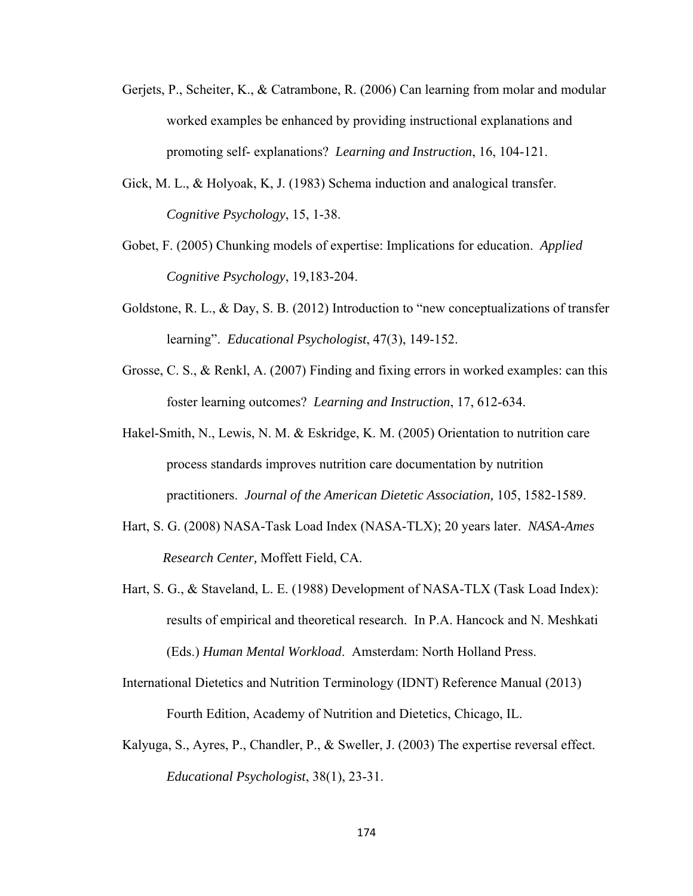Gerjets, P., Scheiter, K., & Catrambone, R. (2006) Can learning from molar and modular worked examples be enhanced by providing instructional explanations and promoting self- explanations? *Learning and Instruction*, 16, 104-121.

Gick, M. L., & Holyoak, K, J. (1983) Schema induction and analogical transfer. *Cognitive Psychology*, 15, 1-38.

Gobet, F. (2005) Chunking models of expertise: Implications for education. *Applied Cognitive Psychology*, 19,183-204.

Goldstone, R. L., & Day, S. B. (2012) Introduction to "new conceptualizations of transfer learning". *Educational Psychologist*, 47(3), 149-152.

Grosse, C. S., & Renkl, A. (2007) Finding and fixing errors in worked examples: can this foster learning outcomes? *Learning and Instruction*, 17, 612-634.

Hakel-Smith, N., Lewis, N. M. & Eskridge, K. M. (2005) Orientation to nutrition care process standards improves nutrition care documentation by nutrition practitioners. *Journal of the American Dietetic Association,* 105, 1582-1589.

Hart, S. G. (2008) NASA-Task Load Index (NASA-TLX); 20 years later. *NASA-Ames Research Center,* Moffett Field, CA.

Hart, S. G., & Staveland, L. E. (1988) Development of NASA-TLX (Task Load Index): results of empirical and theoretical research. In P.A. Hancock and N. Meshkati (Eds.) *Human Mental Workload*. Amsterdam: North Holland Press.

International Dietetics and Nutrition Terminology (IDNT) Reference Manual (2013) Fourth Edition, Academy of Nutrition and Dietetics, Chicago, IL.

Kalyuga, S., Ayres, P., Chandler, P., & Sweller, J. (2003) The expertise reversal effect. *Educational Psychologist*, 38(1), 23-31.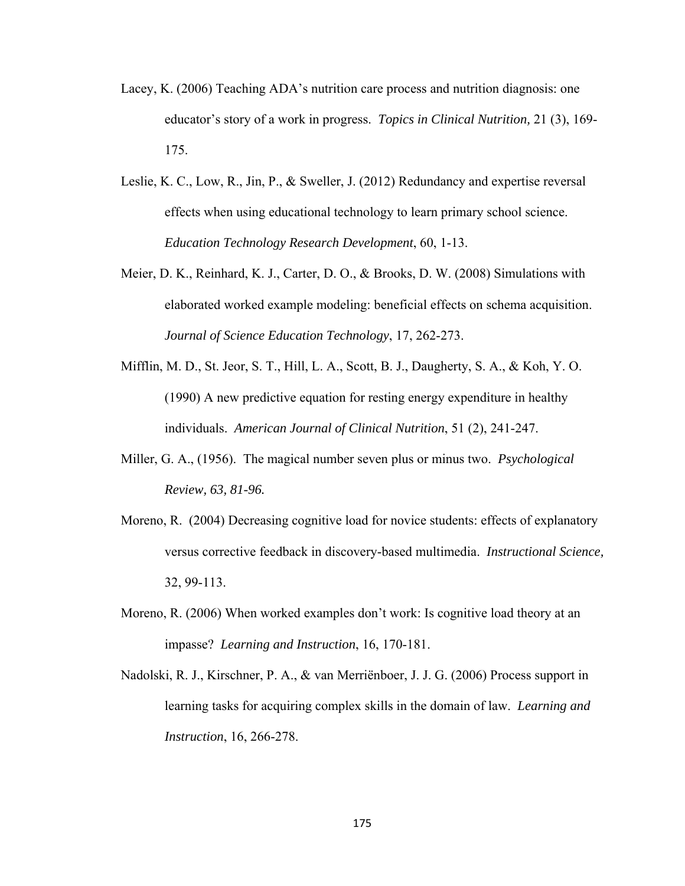Lacey, K. (2006) Teaching ADA's nutrition care process and nutrition diagnosis: one educator's story of a work in progress. *Topics in Clinical Nutrition,* 21 (3), 169-175.

Leslie, K. C., Low, R., Jin, P., & Sweller, J. (2012) Redundancy and expertise reversal effects when using educational technology to learn primary school science. *Education Technology Research Development*, 60, 1-13.

Meier, D. K., Reinhard, K. J., Carter, D. O., & Brooks, D. W. (2008) Simulations with elaborated worked example modeling: beneficial effects on schema acquisition. *Journal of Science Education Technology*, 17, 262-273.

Mifflin, M. D., St. Jeor, S. T., Hill, L. A., Scott, B. J., Daugherty, S. A., & Koh, Y. O. (1990) A new predictive equation for resting energy expenditure in healthy individuals. *American Journal of Clinical Nutrition*, 51 (2), 241-247.

Miller, G. A., (1956). The magical number seven plus or minus two. *Psychological Review, 63, 81-96.*

Moreno, R. (2004) Decreasing cognitive load for novice students: effects of explanatory versus corrective feedback in discovery-based multimedia. *Instructional Science,* 32, 99-113.

Moreno, R. (2006) When worked examples don't work: Is cognitive load theory at an impasse? *Learning and Instruction*, 16, 170-181.

Nadolski, R. J., Kirschner, P. A., & van Merriënboer, J. J. G. (2006) Process support in learning tasks for acquiring complex skills in the domain of law. *Learning and Instruction*, 16, 266-278.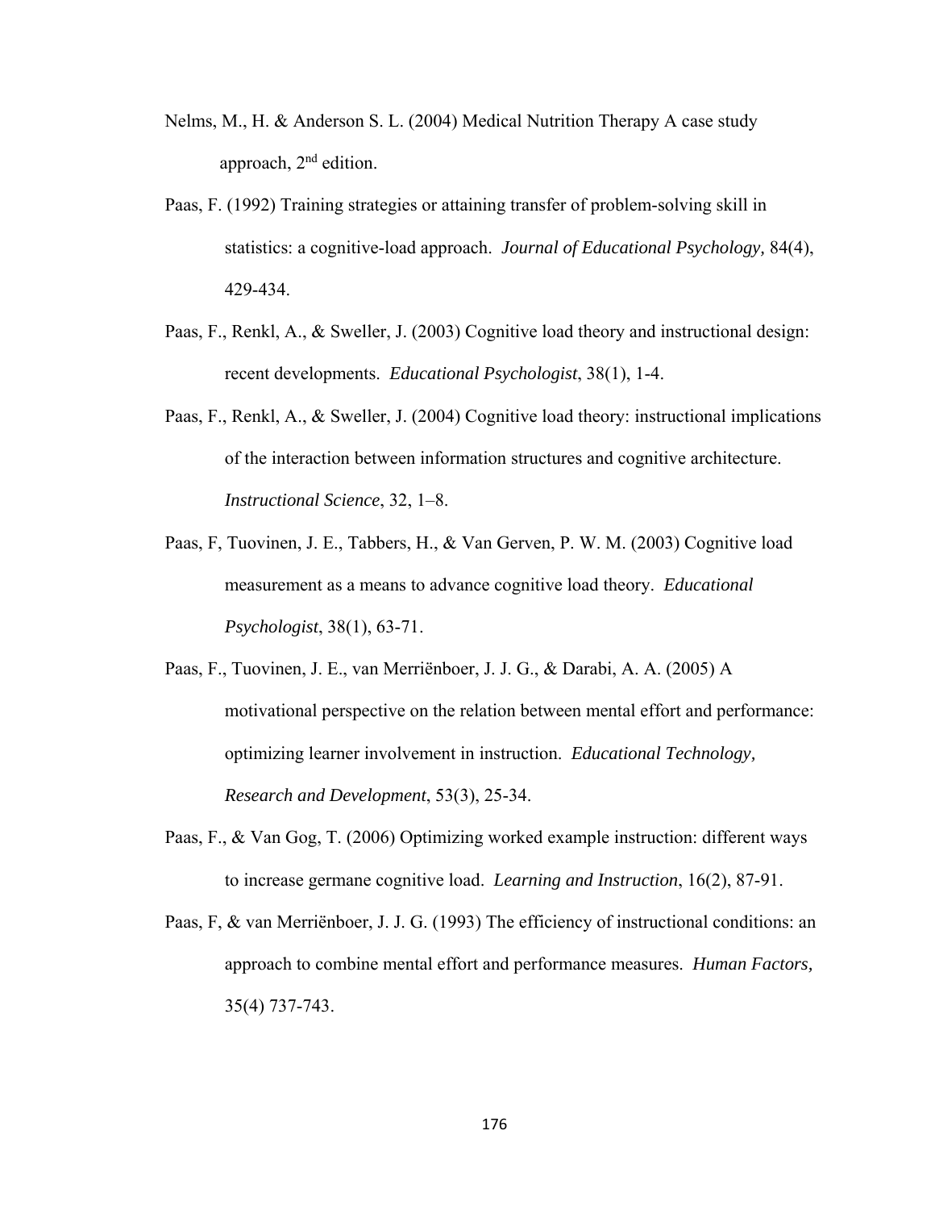Nelms, M., H. & Anderson S. L. (2004) Medical Nutrition Therapy A case study approach, 2nd edition.

Paas, F. (1992) Training strategies or attaining transfer of problem-solving skill in statistics: a cognitive-load approach. *Journal of Educational Psychology,* 84(4), 429-434.

Paas, F., Renkl, A., & Sweller, J. (2003) Cognitive load theory and instructional design: recent developments. *Educational Psychologist*, 38(1), 1-4.

Paas, F., Renkl, A., & Sweller, J. (2004) Cognitive load theory: instructional implications of the interaction between information structures and cognitive architecture. *Instructional Science*, 32, 1–8.

Paas, F, Tuovinen, J. E., Tabbers, H., & Van Gerven, P. W. M. (2003) Cognitive load measurement as a means to advance cognitive load theory. *Educational Psychologist*, 38(1), 63-71.

Paas, F., Tuovinen, J. E., van Merriënboer, J. J. G., & Darabi, A. A. (2005) A motivational perspective on the relation between mental effort and performance: optimizing learner involvement in instruction. *Educational Technology, Research and Development*, 53(3), 25-34.

Paas, F., & Van Gog, T. (2006) Optimizing worked example instruction: different ways to increase germane cognitive load. *Learning and Instruction*, 16(2), 87-91.

Paas, F, & van Merriënboer, J. J. G. (1993) The efficiency of instructional conditions: an approach to combine mental effort and performance measures. *Human Factors,* 35(4) 737-743.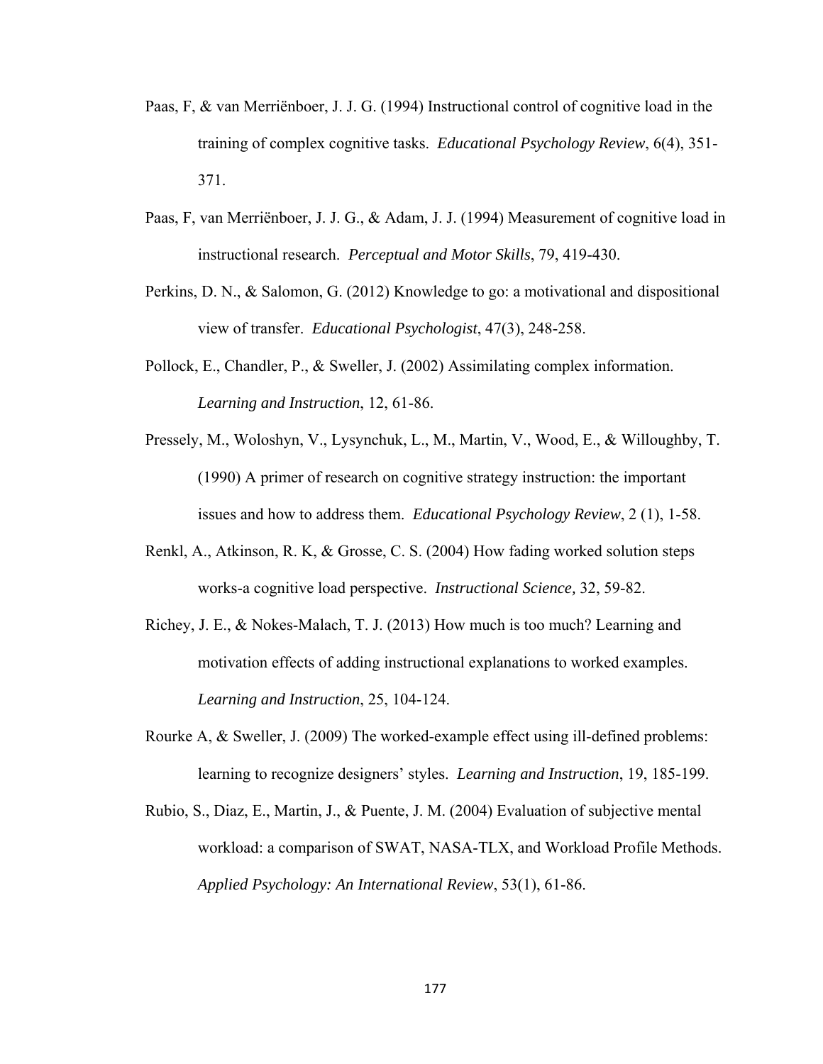Paas, F, & van Merriënboer, J. J. G. (1994) Instructional control of cognitive load in the training of complex cognitive tasks. *Educational Psychology Review*, 6(4), 351-371.

Paas, F, van Merriënboer, J. J. G., & Adam, J. J. (1994) Measurement of cognitive load in instructional research. *Perceptual and Motor Skills*, 79, 419-430.

Perkins, D. N., & Salomon, G. (2012) Knowledge to go: a motivational and dispositional view of transfer. *Educational Psychologist*, 47(3), 248-258.

Pollock, E., Chandler, P., & Sweller, J. (2002) Assimilating complex information. *Learning and Instruction*, 12, 61-86.

Pressely, M., Woloshyn, V., Lysynchuk, L., M., Martin, V., Wood, E., & Willoughby, T. (1990) A primer of research on cognitive strategy instruction: the important issues and how to address them. *Educational Psychology Review*, 2 (1), 1-58.

Renkl, A., Atkinson, R. K, & Grosse, C. S. (2004) How fading worked solution steps works-a cognitive load perspective. *Instructional Science,* 32, 59-82.

Richey, J. E., & Nokes-Malach, T. J. (2013) How much is too much? Learning and motivation effects of adding instructional explanations to worked examples. *Learning and Instruction*, 25, 104-124.

Rourke A, & Sweller, J. (2009) The worked-example effect using ill-defined problems: learning to recognize designers' styles. *Learning and Instruction*, 19, 185-199.

Rubio, S., Diaz, E., Martin, J., & Puente, J. M. (2004) Evaluation of subjective mental workload: a comparison of SWAT, NASA-TLX, and Workload Profile Methods. *Applied Psychology: An International Review*, 53(1), 61-86.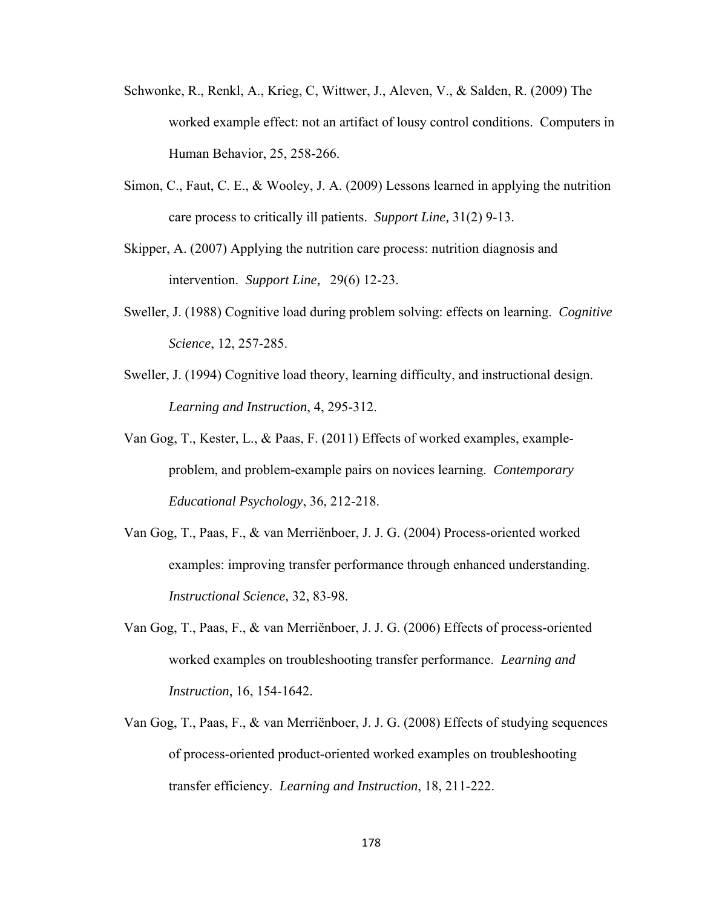Schwonke, R., Renkl, A., Krieg, C, Wittwer, J., Aleven, V., & Salden, R. (2009) The worked example effect: not an artifact of lousy control conditions. Computers in Human Behavior, 25, 258-266.

Simon, C., Faut, C. E., & Wooley, J. A. (2009) Lessons learned in applying the nutrition care process to critically ill patients. *Support Line,* 31(2) 9-13.

Skipper, A. (2007) Applying the nutrition care process: nutrition diagnosis and intervention. *Support Line,* 29(6) 12-23.

Sweller, J. (1988) Cognitive load during problem solving: effects on learning. *Cognitive Science*, 12, 257-285.

Sweller, J. (1994) Cognitive load theory, learning difficulty, and instructional design. *Learning and Instruction*, 4, 295-312.

Van Gog, T., Kester, L., & Paas, F. (2011) Effects of worked examples, example-problem, and problem-example pairs on novices learning. *Contemporary Educational Psychology*, 36, 212-218.

Van Gog, T., Paas, F., & van Merriënboer, J. J. G. (2004) Process-oriented worked examples: improving transfer performance through enhanced understanding. *Instructional Science,* 32, 83-98.

Van Gog, T., Paas, F., & van Merriënboer, J. J. G. (2006) Effects of process-oriented worked examples on troubleshooting transfer performance. *Learning and Instruction*, 16, 154-1642.

Van Gog, T., Paas, F., & van Merriënboer, J. J. G. (2008) Effects of studying sequences of process-oriented product-oriented worked examples on troubleshooting transfer efficiency. *Learning and Instruction*, 18, 211-222.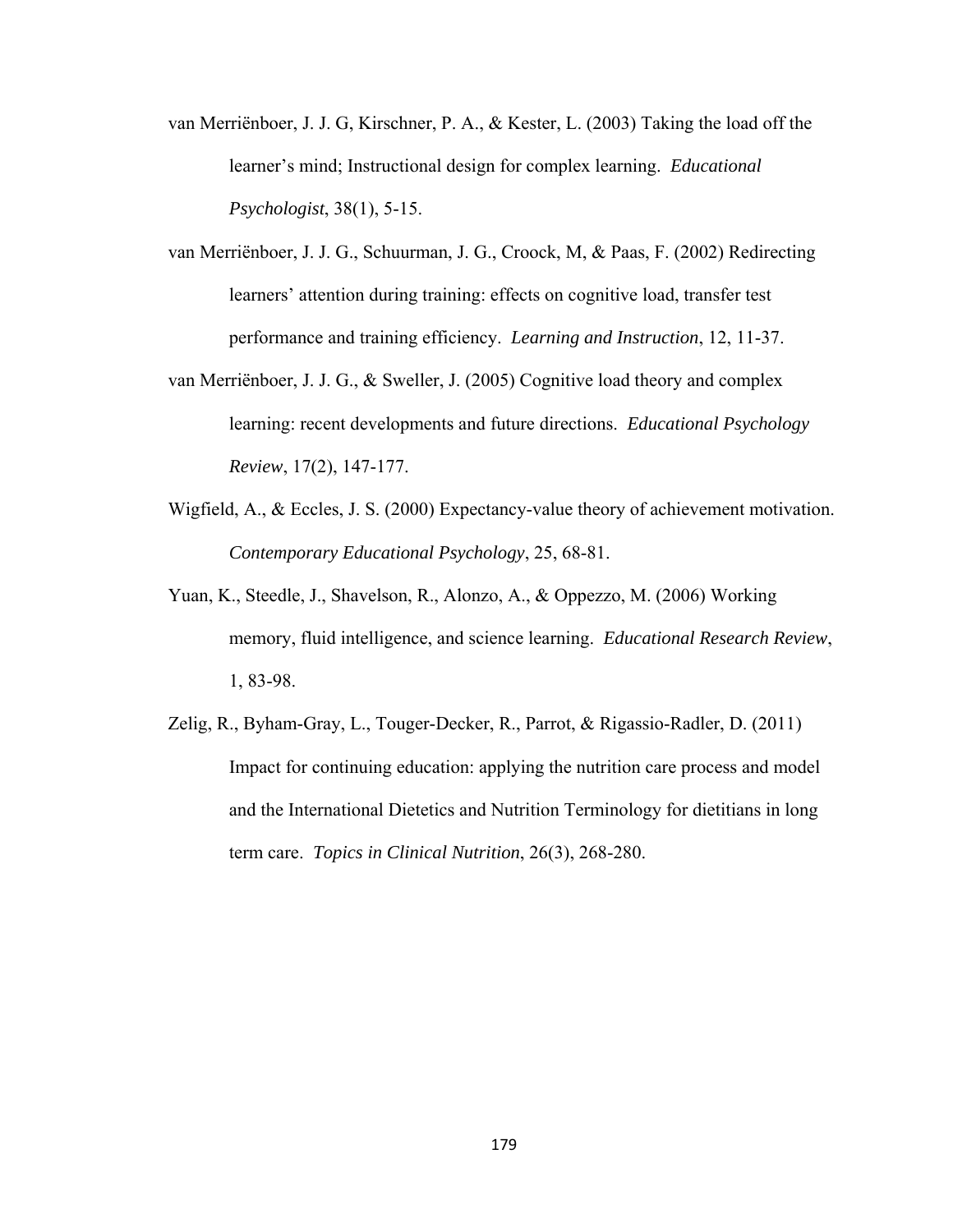van Merriënboer, J. J. G, Kirschner, P. A., & Kester, L. (2003) Taking the load off the learner's mind; Instructional design for complex learning. *Educational Psychologist*, 38(1), 5-15.

van Merriënboer, J. J. G., Schuurman, J. G., Croock, M, & Paas, F. (2002) Redirecting learners' attention during training: effects on cognitive load, transfer test performance and training efficiency. *Learning and Instruction*, 12, 11-37.

van Merriënboer, J. J. G., & Sweller, J. (2005) Cognitive load theory and complex learning: recent developments and future directions. *Educational Psychology Review*, 17(2), 147-177.

Wigfield, A., & Eccles, J. S. (2000) Expectancy-value theory of achievement motivation. *Contemporary Educational Psychology*, 25, 68-81.

Yuan, K., Steedle, J., Shavelson, R., Alonzo, A., & Oppezzo, M. (2006) Working memory, fluid intelligence, and science learning. *Educational Research Review*, 1, 83-98.

Zelig, R., Byham-Gray, L., Touger-Decker, R., Parrot, & Rigassio-Radler, D. (2011) Impact for continuing education: applying the nutrition care process and model and the International Dietetics and Nutrition Terminology for dietitians in long term care. *Topics in Clinical Nutrition*, 26(3), 268-280.